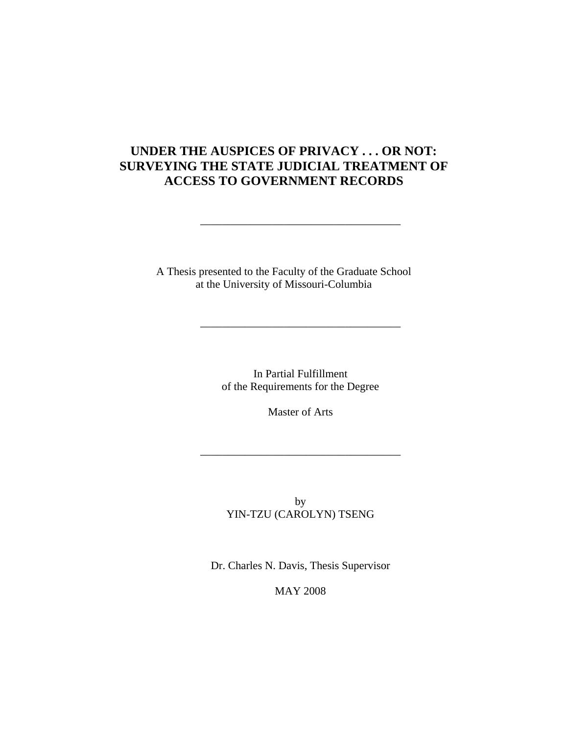# UNDER THE AUSPICES OF PRIVACY . . . OR NOT: SURVEYING THE STATE JUDICIAL TREATMENT OF ACCESS TO GOVERNMENT RECORDS

---

A Thesis presented to the Faculty of the Graduate School
at the University of Missouri-Columbia

---

In Partial Fulfillment
of the Requirements for the Degree

Master of Arts

---

by
YIN-TZU (CAROLYN) TSENG

Dr. Charles N. Davis, Thesis Supervisor

MAY 2008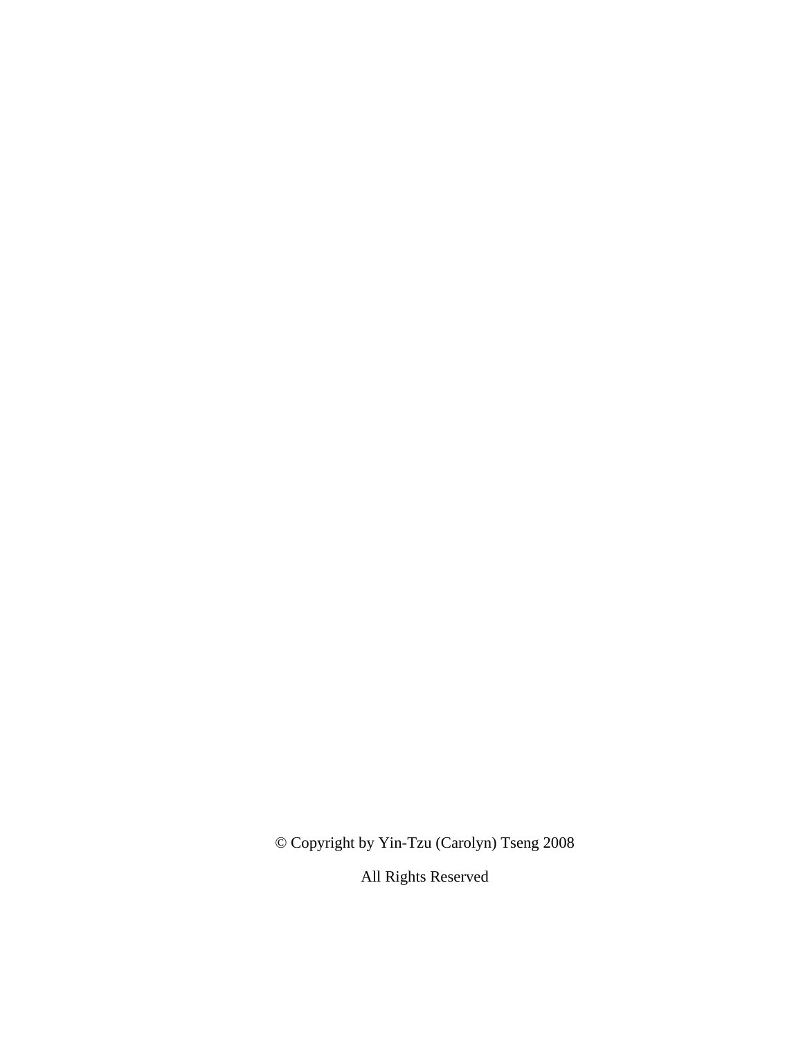© Copyright by Yin-Tzu (Carolyn) Tseng 2008

All Rights Reserved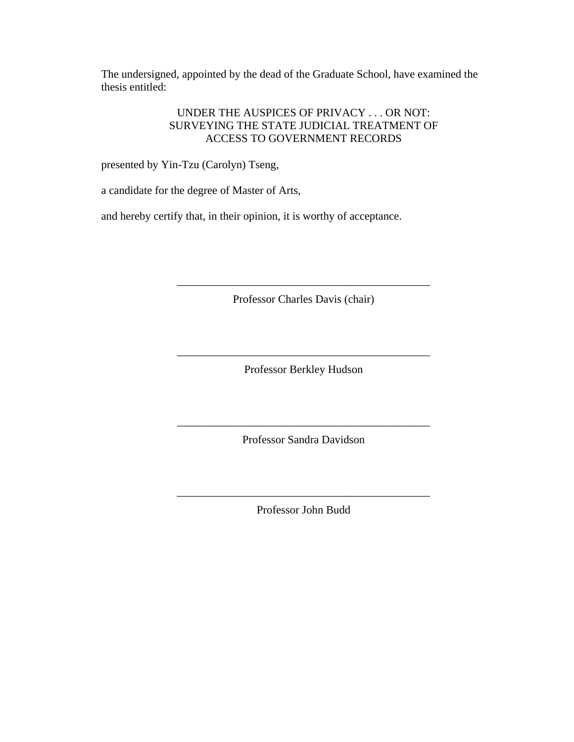The undersigned, appointed by the dead of the Graduate School, have examined the thesis entitled:

UNDER THE AUSPICES OF PRIVACY . . . OR NOT:  
SURVEYING THE STATE JUDICIAL TREATMENT OF  
ACCESS TO GOVERNMENT RECORDS

presented by Yin-Tzu (Carolyn) Tseng,

a candidate for the degree of Master of Arts,

and hereby certify that, in their opinion, it is worthy of acceptance.

______________________________________________

Professor Charles Davis (chair)

______________________________________________

Professor Berkley Hudson

______________________________________________

Professor Sandra Davidson

______________________________________________

Professor John Budd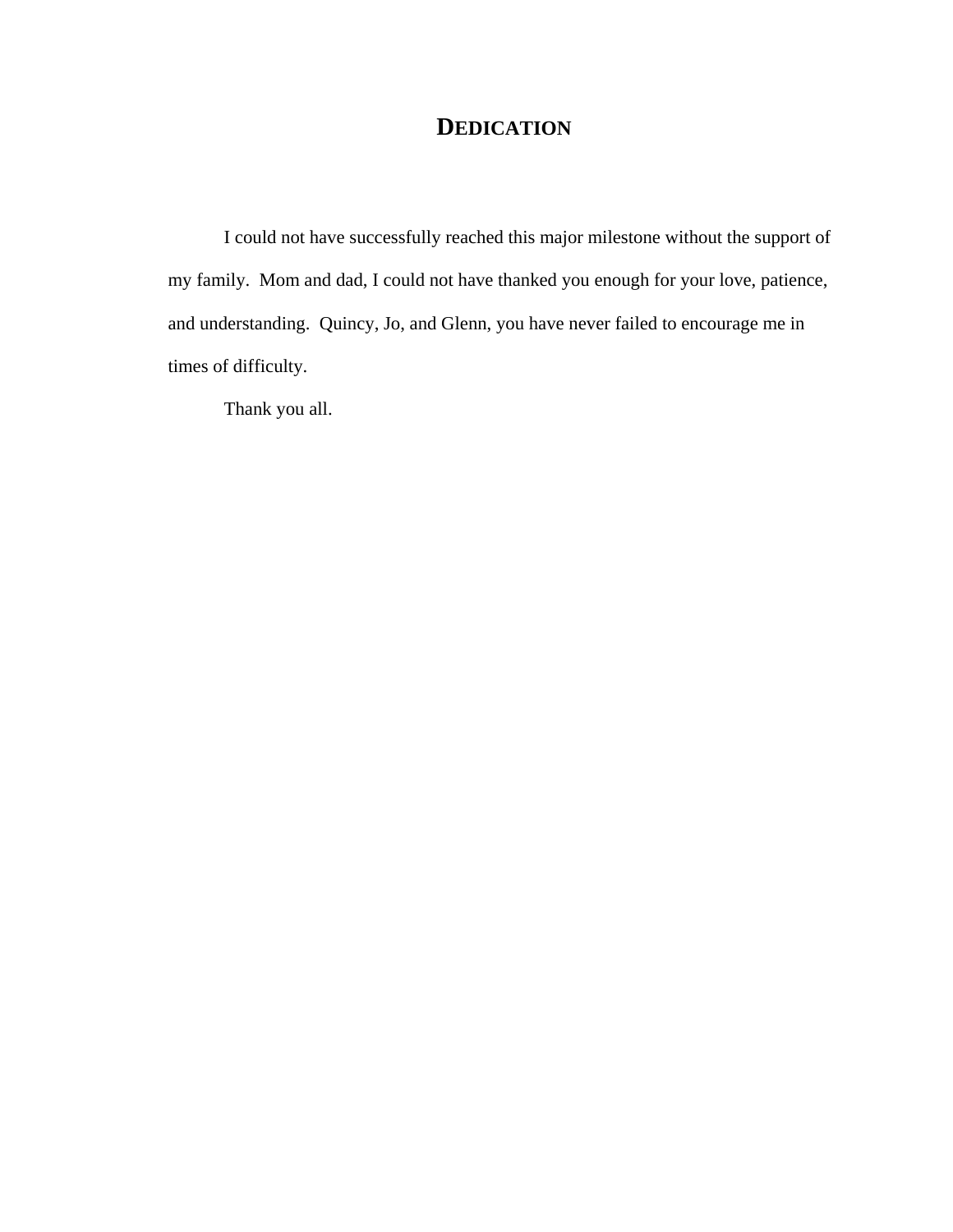# DEDICATION

I could not have successfully reached this major milestone without the support of my family.  Mom and dad, I could not have thanked you enough for your love, patience, and understanding.  Quincy, Jo, and Glenn, you have never failed to encourage me in times of difficulty.

Thank you all.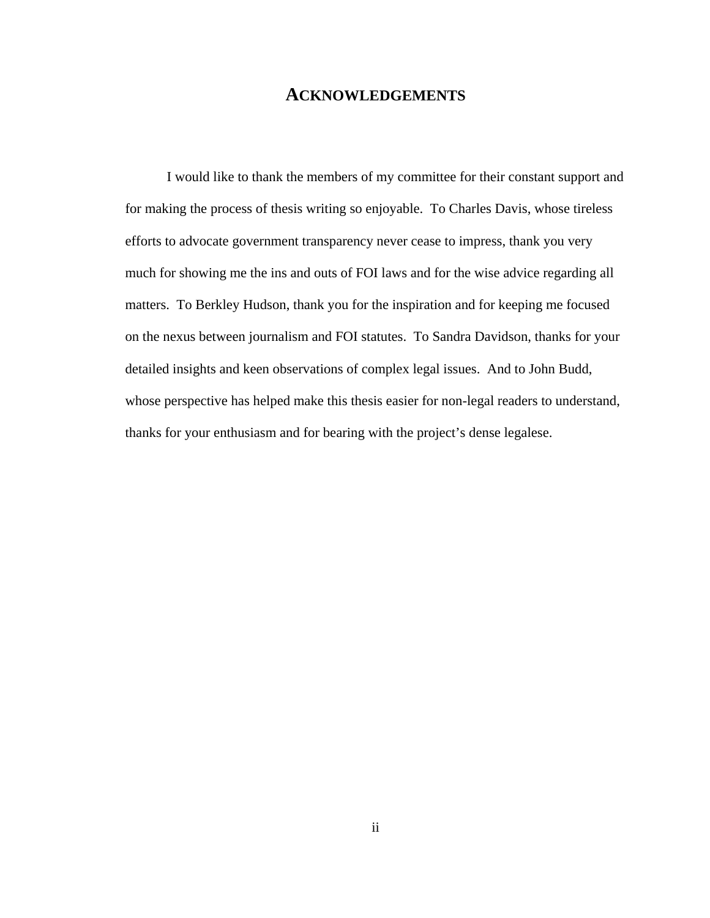# ACKNOWLEDGEMENTS

I would like to thank the members of my committee for their constant support and for making the process of thesis writing so enjoyable. To Charles Davis, whose tireless efforts to advocate government transparency never cease to impress, thank you very much for showing me the ins and outs of FOI laws and for the wise advice regarding all matters. To Berkley Hudson, thank you for the inspiration and for keeping me focused on the nexus between journalism and FOI statutes. To Sandra Davidson, thanks for your detailed insights and keen observations of complex legal issues. And to John Budd, whose perspective has helped make this thesis easier for non-legal readers to understand, thanks for your enthusiasm and for bearing with the project's dense legalese.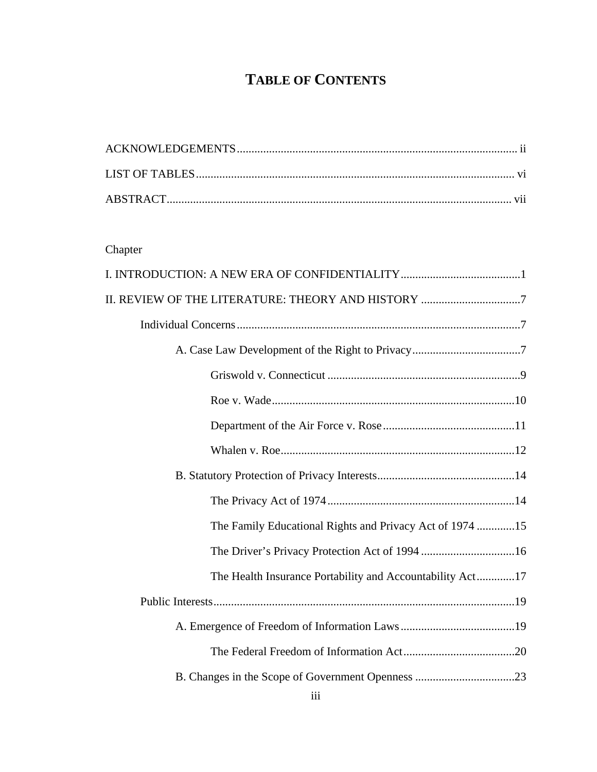# TABLE OF CONTENTS

ACKNOWLEDGEMENTS ................................................................................................ ii

LIST OF TABLES ......................................................................................................... vi

ABSTRACT .................................................................................................................. vii

Chapter

I. INTRODUCTION: A NEW ERA OF CONFIDENTIALITY .........................................1

II. REVIEW OF THE LITERATURE: THEORY AND HISTORY ..................................7

- Individual Concerns ..................................................................................................7
  - A. Case Law Development of the Right to Privacy .....................................7
    - Griswold v. Connecticut ..................................................................9
    - Roe v. Wade ....................................................................................10
    - Department of the Air Force v. Rose .............................................11
    - Whalen v. Roe .................................................................................12
  - B. Statutory Protection of Privacy Interests ...............................................14
    - The Privacy Act of 1974 .................................................................14
    - The Family Educational Rights and Privacy Act of 1974 .............15
    - The Driver's Privacy Protection Act of 1994 ................................16
    - The Health Insurance Portability and Accountability Act .............17
- Public Interests ........................................................................................................19
  - A. Emergence of Freedom of Information Laws .......................................19
    - The Federal Freedom of Information Act ......................................20
  - B. Changes in the Scope of Government Openness ..................................23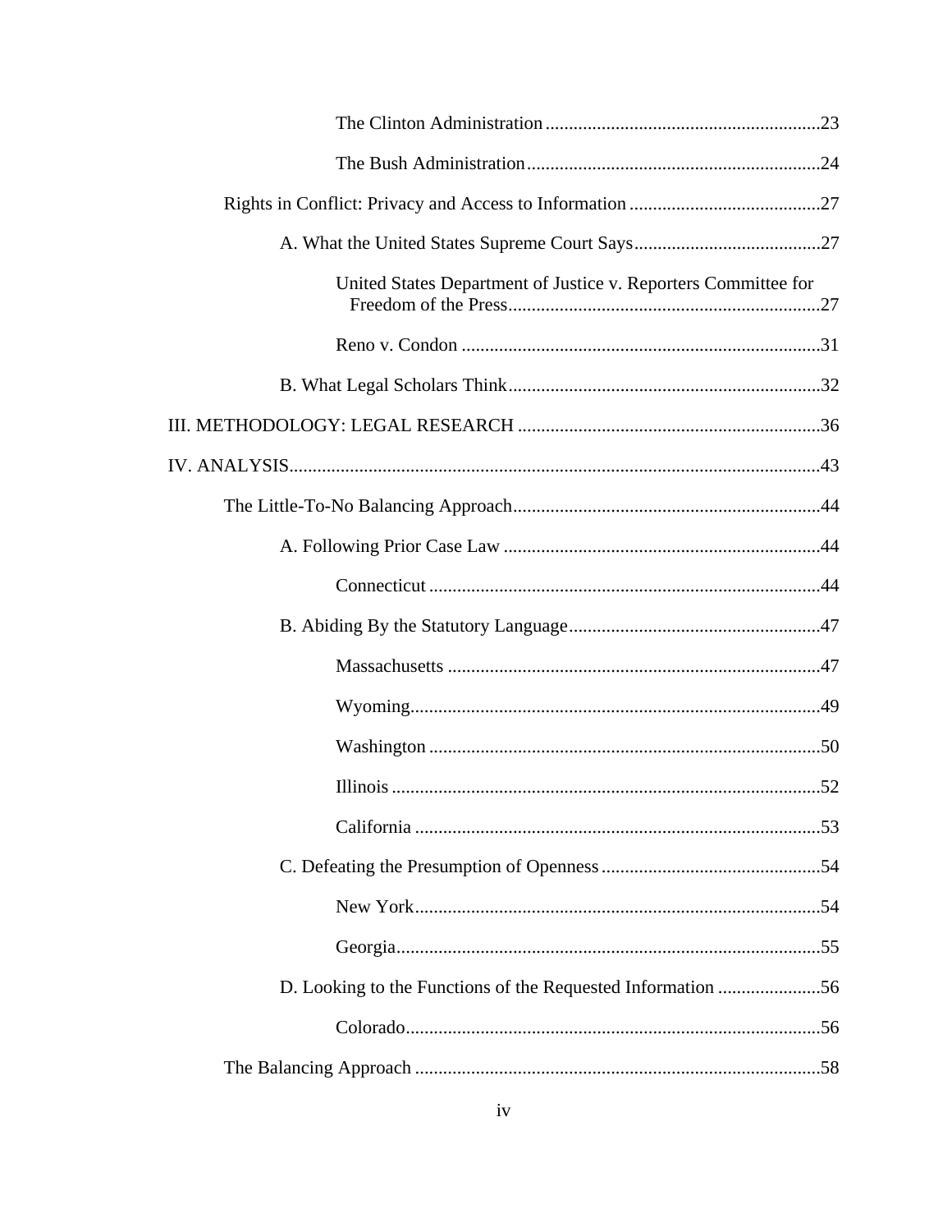The Clinton Administration ..........................................................23

The Bush Administration ..............................................................24

Rights in Conflict: Privacy and Access to Information .........................................27

A. What the United States Supreme Court Says........................................27

United States Department of Justice v. Reporters Committee for Freedom of the Press..................................................................27

Reno v. Condon ............................................................................31

B. What Legal Scholars Think..................................................................32

III. METHODOLOGY: LEGAL RESEARCH ................................................................36

IV. ANALYSIS.................................................................................................................43

The Little-To-No Balancing Approach.................................................................44

A. Following Prior Case Law ...................................................................44

Connecticut ...................................................................................44

B. Abiding By the Statutory Language.....................................................47

Massachusetts ...............................................................................47

Wyoming.......................................................................................49

Washington ...................................................................................50

Illinois ...........................................................................................52

California ......................................................................................53

C. Defeating the Presumption of Openness ...............................................54

New York......................................................................................54

Georgia..........................................................................................55

D. Looking to the Functions of the Requested Information ......................56

Colorado........................................................................................56

The Balancing Approach .......................................................................................58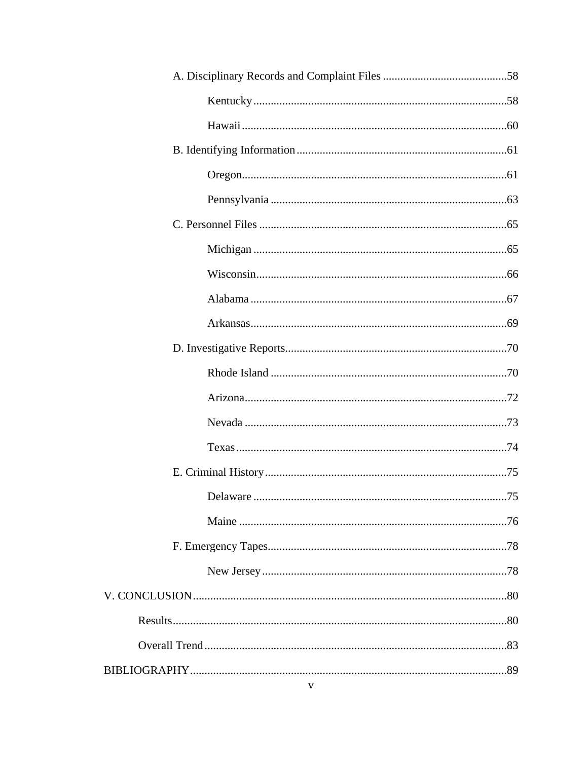- A. Disciplinary Records and Complaint Files ....58
  - Kentucky ....58
  - Hawaii ....60
- B. Identifying Information ....61
  - Oregon ....61
  - Pennsylvania ....63
- C. Personnel Files ....65
  - Michigan ....65
  - Wisconsin ....66
  - Alabama ....67
  - Arkansas ....69
- D. Investigative Reports ....70
  - Rhode Island ....70
  - Arizona ....72
  - Nevada ....73
  - Texas ....74
- E. Criminal History ....75
  - Delaware ....75
  - Maine ....76
- F. Emergency Tapes ....78
  - New Jersey ....78

V. CONCLUSION ....80

- Results ....80
- Overall Trend ....83

BIBLIOGRAPHY ....89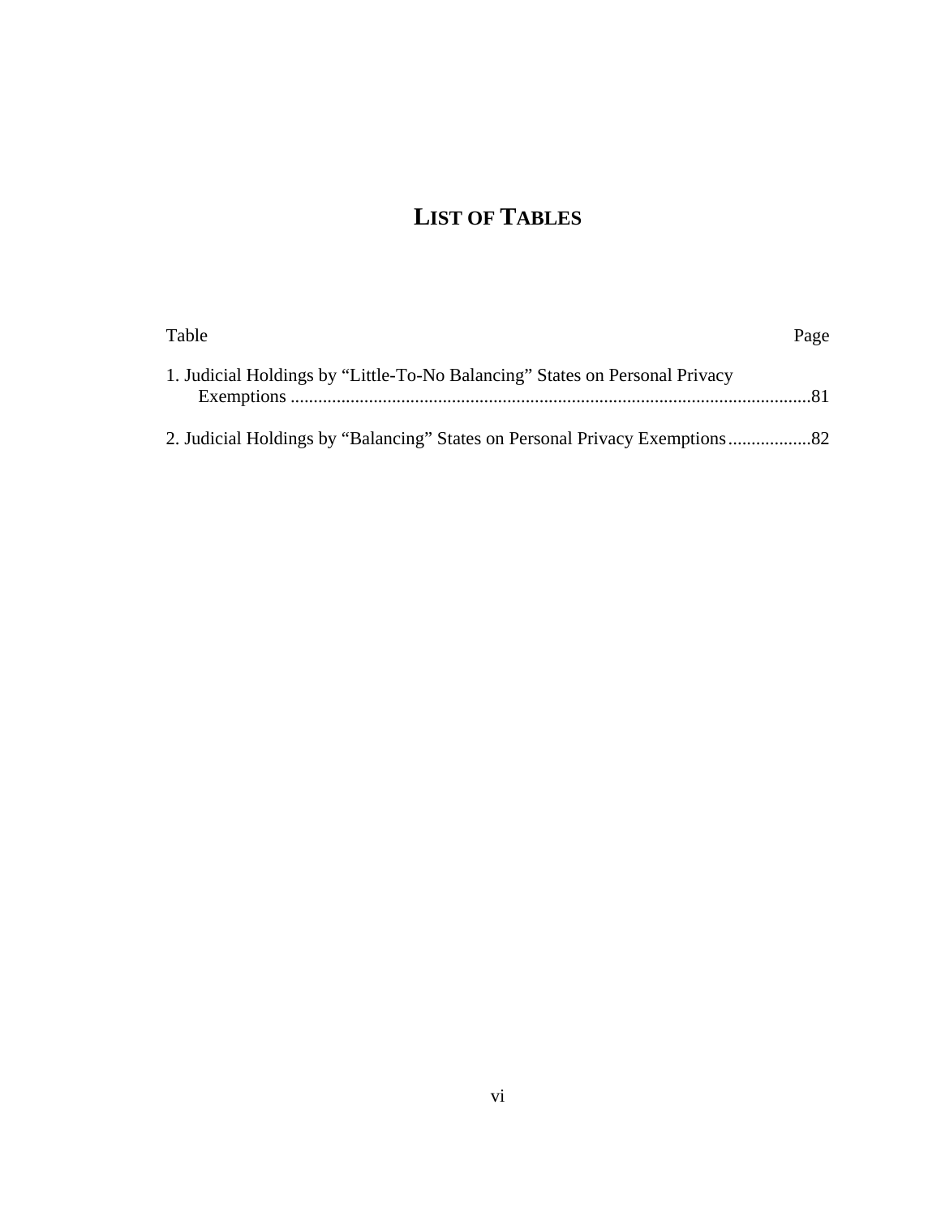# LIST OF TABLES

| Table | Page |
| --- | --- |
| 1. Judicial Holdings by “Little-To-No Balancing” States on Personal Privacy Exemptions | 81 |
| 2. Judicial Holdings by “Balancing” States on Personal Privacy Exemptions | 82 |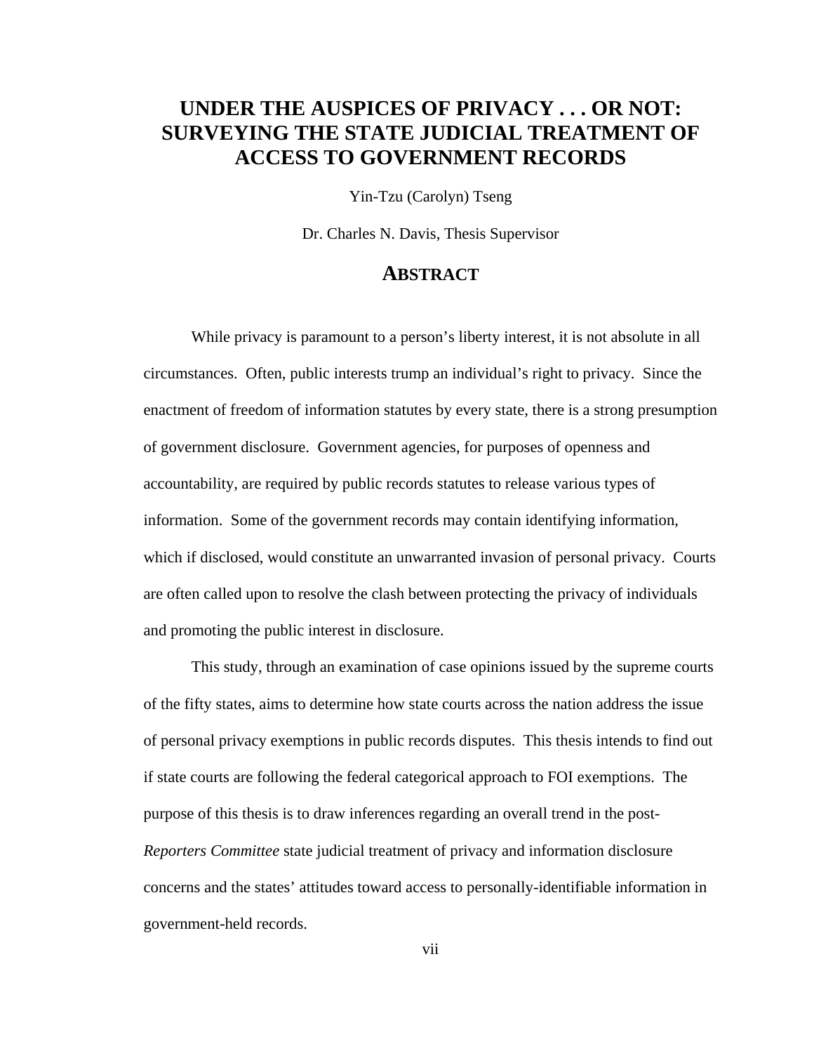# UNDER THE AUSPICES OF PRIVACY . . . OR NOT: SURVEYING THE STATE JUDICIAL TREATMENT OF ACCESS TO GOVERNMENT RECORDS

Yin-Tzu (Carolyn) Tseng

Dr. Charles N. Davis, Thesis Supervisor

## ABSTRACT

While privacy is paramount to a person's liberty interest, it is not absolute in all circumstances. Often, public interests trump an individual's right to privacy. Since the enactment of freedom of information statutes by every state, there is a strong presumption of government disclosure. Government agencies, for purposes of openness and accountability, are required by public records statutes to release various types of information. Some of the government records may contain identifying information, which if disclosed, would constitute an unwarranted invasion of personal privacy. Courts are often called upon to resolve the clash between protecting the privacy of individuals and promoting the public interest in disclosure.

This study, through an examination of case opinions issued by the supreme courts of the fifty states, aims to determine how state courts across the nation address the issue of personal privacy exemptions in public records disputes. This thesis intends to find out if state courts are following the federal categorical approach to FOI exemptions. The purpose of this thesis is to draw inferences regarding an overall trend in the post-*Reporters Committee* state judicial treatment of privacy and information disclosure concerns and the states' attitudes toward access to personally-identifiable information in government-held records.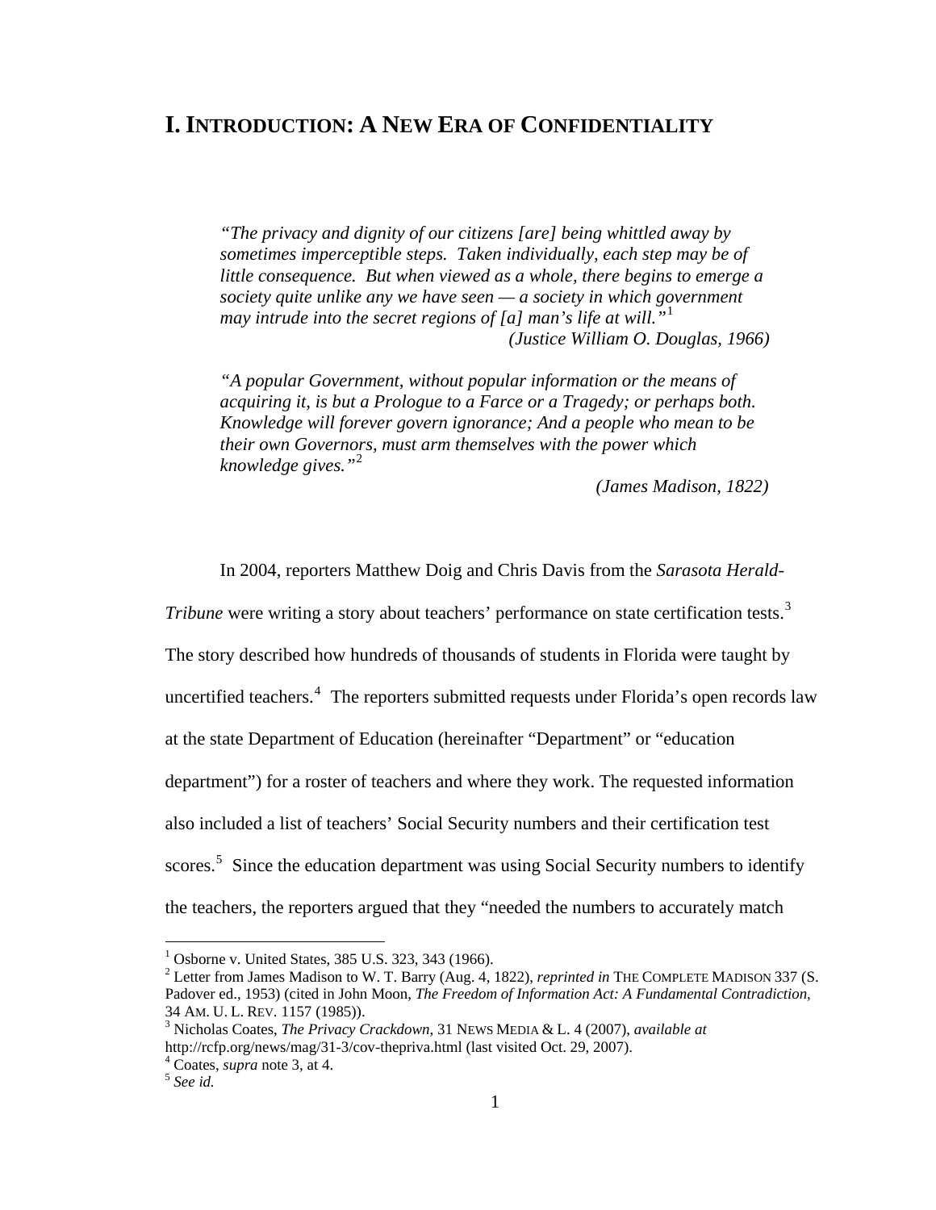# I. Introduction: A New Era of Confidentiality

> *"The privacy and dignity of our citizens [are] being whittled away by sometimes imperceptible steps. Taken individually, each step may be of little consequence. But when viewed as a whole, there begins to emerge a society quite unlike any we have seen — a society in which government may intrude into the secret regions of [a] man's life at will."*[1]
>
> *(Justice William O. Douglas, 1966)*

> *"A popular Government, without popular information or the means of acquiring it, is but a Prologue to a Farce or a Tragedy; or perhaps both. Knowledge will forever govern ignorance; And a people who mean to be their own Governors, must arm themselves with the power which knowledge gives."*[2]
>
> *(James Madison, 1822)*

In 2004, reporters Matthew Doig and Chris Davis from the *Sarasota Herald-Tribune* were writing a story about teachers' performance on state certification tests.[3] The story described how hundreds of thousands of students in Florida were taught by uncertified teachers.[4] The reporters submitted requests under Florida's open records law at the state Department of Education (hereinafter "Department" or "education department") for a roster of teachers and where they work. The requested information also included a list of teachers' Social Security numbers and their certification test scores.[5] Since the education department was using Social Security numbers to identify the teachers, the reporters argued that they "needed the numbers to accurately match

---

[1] Osborne v. United States, 385 U.S. 323, 343 (1966).

[2] Letter from James Madison to W. T. Barry (Aug. 4, 1822), *reprinted in* THE COMPLETE MADISON 337 (S. Padover ed., 1953) (cited in John Moon, *The Freedom of Information Act: A Fundamental Contradiction*, 34 AM. U. L. REV. 1157 (1985)).

[3] Nicholas Coates, *The Privacy Crackdown*, 31 NEWS MEDIA & L. 4 (2007), *available at* http://rcfp.org/news/mag/31-3/cov-thepriva.html (last visited Oct. 29, 2007).

[4] Coates, *supra* note 3, at 4.

[5] *See id.*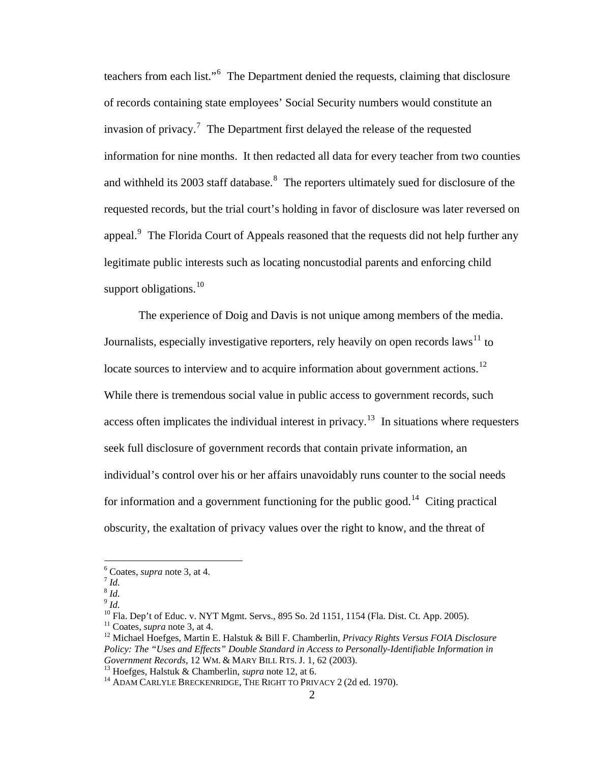teachers from each list."[6] The Department denied the requests, claiming that disclosure of records containing state employees' Social Security numbers would constitute an invasion of privacy.[7] The Department first delayed the release of the requested information for nine months. It then redacted all data for every teacher from two counties and withheld its 2003 staff database.[8] The reporters ultimately sued for disclosure of the requested records, but the trial court's holding in favor of disclosure was later reversed on appeal.[9] The Florida Court of Appeals reasoned that the requests did not help further any legitimate public interests such as locating noncustodial parents and enforcing child support obligations.[10]

The experience of Doig and Davis is not unique among members of the media. Journalists, especially investigative reporters, rely heavily on open records laws[11] to locate sources to interview and to acquire information about government actions.[12] While there is tremendous social value in public access to government records, such access often implicates the individual interest in privacy.[13] In situations where requesters seek full disclosure of government records that contain private information, an individual's control over his or her affairs unavoidably runs counter to the social needs for information and a government functioning for the public good.[14] Citing practical obscurity, the exaltation of privacy values over the right to know, and the threat of

---

[6] Coates, *supra* note 3, at 4.
[7] *Id.*
[8] *Id.*
[9] *Id.*
[10] Fla. Dep't of Educ. v. NYT Mgmt. Servs., 895 So. 2d 1151, 1154 (Fla. Dist. Ct. App. 2005).
[11] Coates, *supra* note 3, at 4.
[12] Michael Hoefges, Martin E. Halstuk & Bill F. Chamberlin, *Privacy Rights Versus FOIA Disclosure Policy: The "Uses and Effects" Double Standard in Access to Personally-Identifiable Information in Government Records*, 12 WM. & MARY BILL RTS. J. 1, 62 (2003).
[13] Hoefges, Halstuk & Chamberlin, *supra* note 12, at 6.
[14] ADAM CARLYLE BRECKENRIDGE, THE RIGHT TO PRIVACY 2 (2d ed. 1970).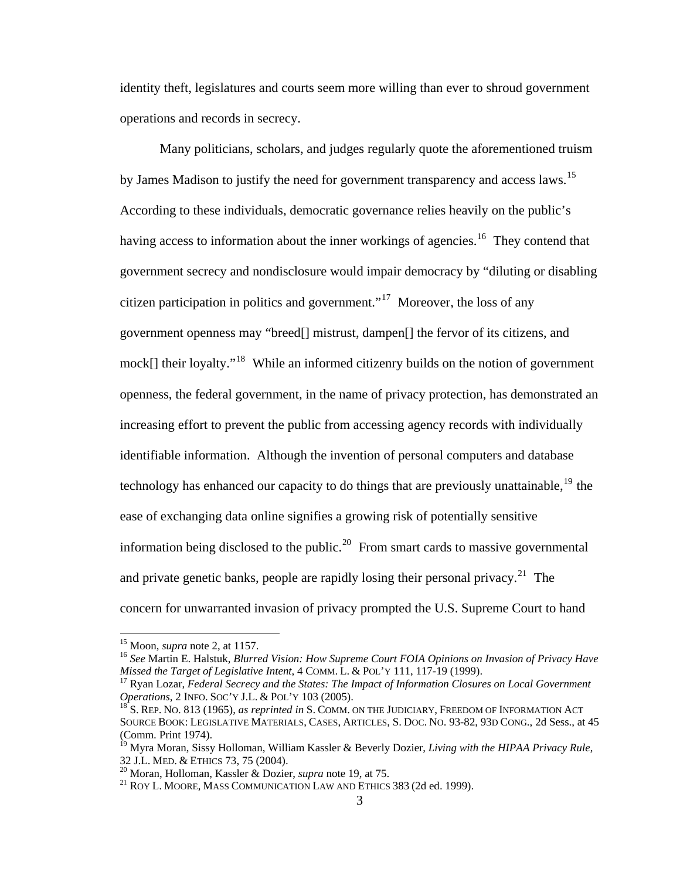identity theft, legislatures and courts seem more willing than ever to shroud government operations and records in secrecy.

Many politicians, scholars, and judges regularly quote the aforementioned truism by James Madison to justify the need for government transparency and access laws.[15] According to these individuals, democratic governance relies heavily on the public's having access to information about the inner workings of agencies.[16] They contend that government secrecy and nondisclosure would impair democracy by "diluting or disabling citizen participation in politics and government."[17] Moreover, the loss of any government openness may "breed[] mistrust, dampen[] the fervor of its citizens, and mock[] their loyalty."[18] While an informed citizenry builds on the notion of government openness, the federal government, in the name of privacy protection, has demonstrated an increasing effort to prevent the public from accessing agency records with individually identifiable information. Although the invention of personal computers and database technology has enhanced our capacity to do things that are previously unattainable,[19] the ease of exchanging data online signifies a growing risk of potentially sensitive information being disclosed to the public.[20] From smart cards to massive governmental and private genetic banks, people are rapidly losing their personal privacy.[21] The concern for unwarranted invasion of privacy prompted the U.S. Supreme Court to hand

---

[15] Moon, *supra* note 2, at 1157.

[16] *See* Martin E. Halstuk, *Blurred Vision: How Supreme Court FOIA Opinions on Invasion of Privacy Have Missed the Target of Legislative Intent*, 4 COMM. L. & POL'Y 111, 117-19 (1999).

[17] Ryan Lozar, *Federal Secrecy and the States: The Impact of Information Closures on Local Government Operations*, 2 INFO. SOC'Y J.L. & POL'Y 103 (2005).

[18] S. REP. NO. 813 (1965), *as reprinted in* S. COMM. ON THE JUDICIARY, FREEDOM OF INFORMATION ACT SOURCE BOOK: LEGISLATIVE MATERIALS, CASES, ARTICLES, S. DOC. NO. 93-82, 93D CONG., 2d Sess., at 45 (Comm. Print 1974).

[19] Myra Moran, Sissy Holloman, William Kassler & Beverly Dozier, *Living with the HIPAA Privacy Rule*, 32 J.L. MED. & ETHICS 73, 75 (2004).

[20] Moran, Holloman, Kassler & Dozier, *supra* note 19, at 75.

[21] ROY L. MOORE, MASS COMMUNICATION LAW AND ETHICS 383 (2d ed. 1999).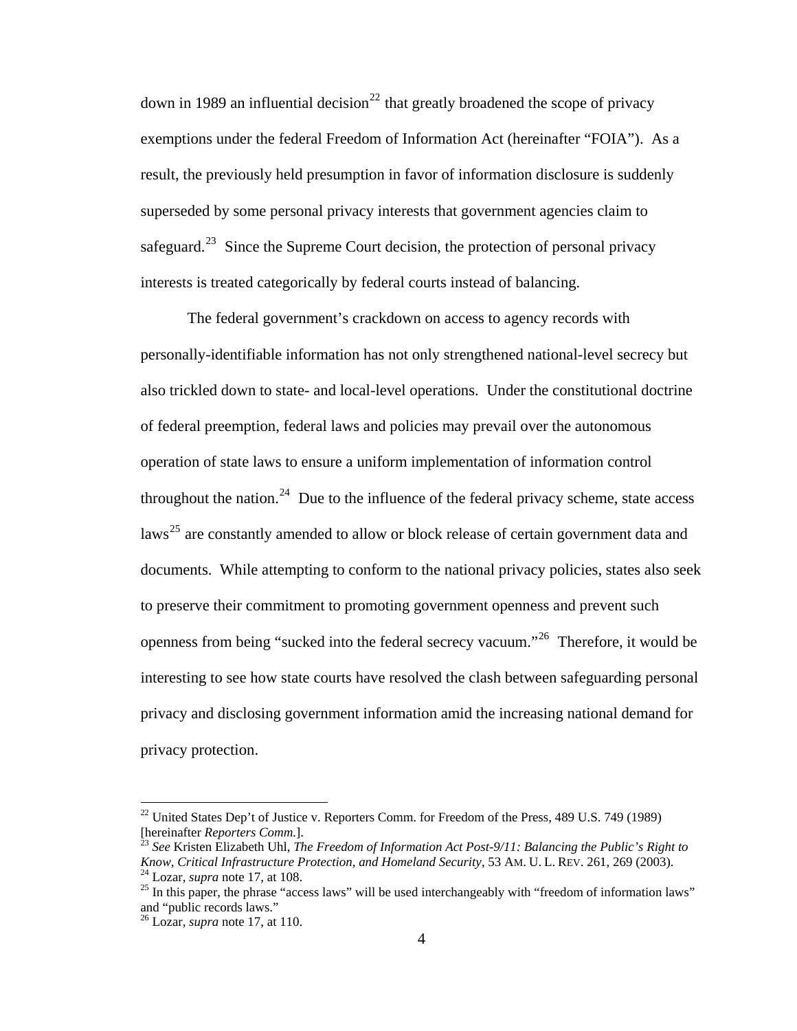down in 1989 an influential decision[22] that greatly broadened the scope of privacy exemptions under the federal Freedom of Information Act (hereinafter "FOIA"). As a result, the previously held presumption in favor of information disclosure is suddenly superseded by some personal privacy interests that government agencies claim to safeguard.[23] Since the Supreme Court decision, the protection of personal privacy interests is treated categorically by federal courts instead of balancing.

The federal government's crackdown on access to agency records with personally-identifiable information has not only strengthened national-level secrecy but also trickled down to state- and local-level operations. Under the constitutional doctrine of federal preemption, federal laws and policies may prevail over the autonomous operation of state laws to ensure a uniform implementation of information control throughout the nation.[24] Due to the influence of the federal privacy scheme, state access laws[25] are constantly amended to allow or block release of certain government data and documents. While attempting to conform to the national privacy policies, states also seek to preserve their commitment to promoting government openness and prevent such openness from being "sucked into the federal secrecy vacuum."[26] Therefore, it would be interesting to see how state courts have resolved the clash between safeguarding personal privacy and disclosing government information amid the increasing national demand for privacy protection.

---

[22] United States Dep't of Justice v. Reporters Comm. for Freedom of the Press, 489 U.S. 749 (1989) [hereinafter *Reporters Comm.*].

[23] *See* Kristen Elizabeth Uhl, *The Freedom of Information Act Post-9/11: Balancing the Public's Right to Know, Critical Infrastructure Protection, and Homeland Security*, 53 AM. U. L. REV. 261, 269 (2003).

[24] Lozar, *supra* note 17, at 108.

[25] In this paper, the phrase "access laws" will be used interchangeably with "freedom of information laws" and "public records laws."

[26] Lozar, *supra* note 17, at 110.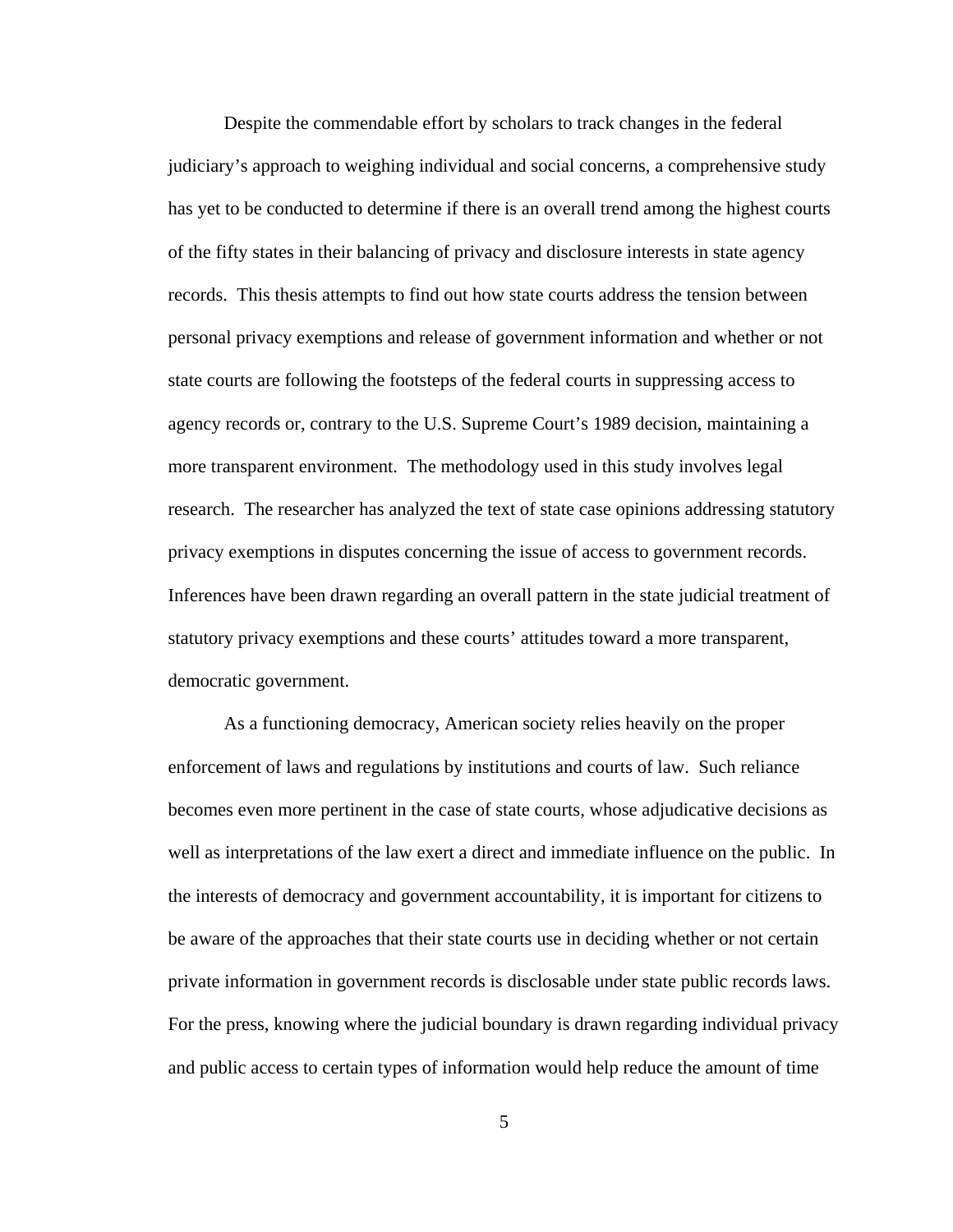Despite the commendable effort by scholars to track changes in the federal judiciary's approach to weighing individual and social concerns, a comprehensive study has yet to be conducted to determine if there is an overall trend among the highest courts of the fifty states in their balancing of privacy and disclosure interests in state agency records. This thesis attempts to find out how state courts address the tension between personal privacy exemptions and release of government information and whether or not state courts are following the footsteps of the federal courts in suppressing access to agency records or, contrary to the U.S. Supreme Court's 1989 decision, maintaining a more transparent environment. The methodology used in this study involves legal research. The researcher has analyzed the text of state case opinions addressing statutory privacy exemptions in disputes concerning the issue of access to government records. Inferences have been drawn regarding an overall pattern in the state judicial treatment of statutory privacy exemptions and these courts' attitudes toward a more transparent, democratic government.

As a functioning democracy, American society relies heavily on the proper enforcement of laws and regulations by institutions and courts of law. Such reliance becomes even more pertinent in the case of state courts, whose adjudicative decisions as well as interpretations of the law exert a direct and immediate influence on the public. In the interests of democracy and government accountability, it is important for citizens to be aware of the approaches that their state courts use in deciding whether or not certain private information in government records is disclosable under state public records laws. For the press, knowing where the judicial boundary is drawn regarding individual privacy and public access to certain types of information would help reduce the amount of time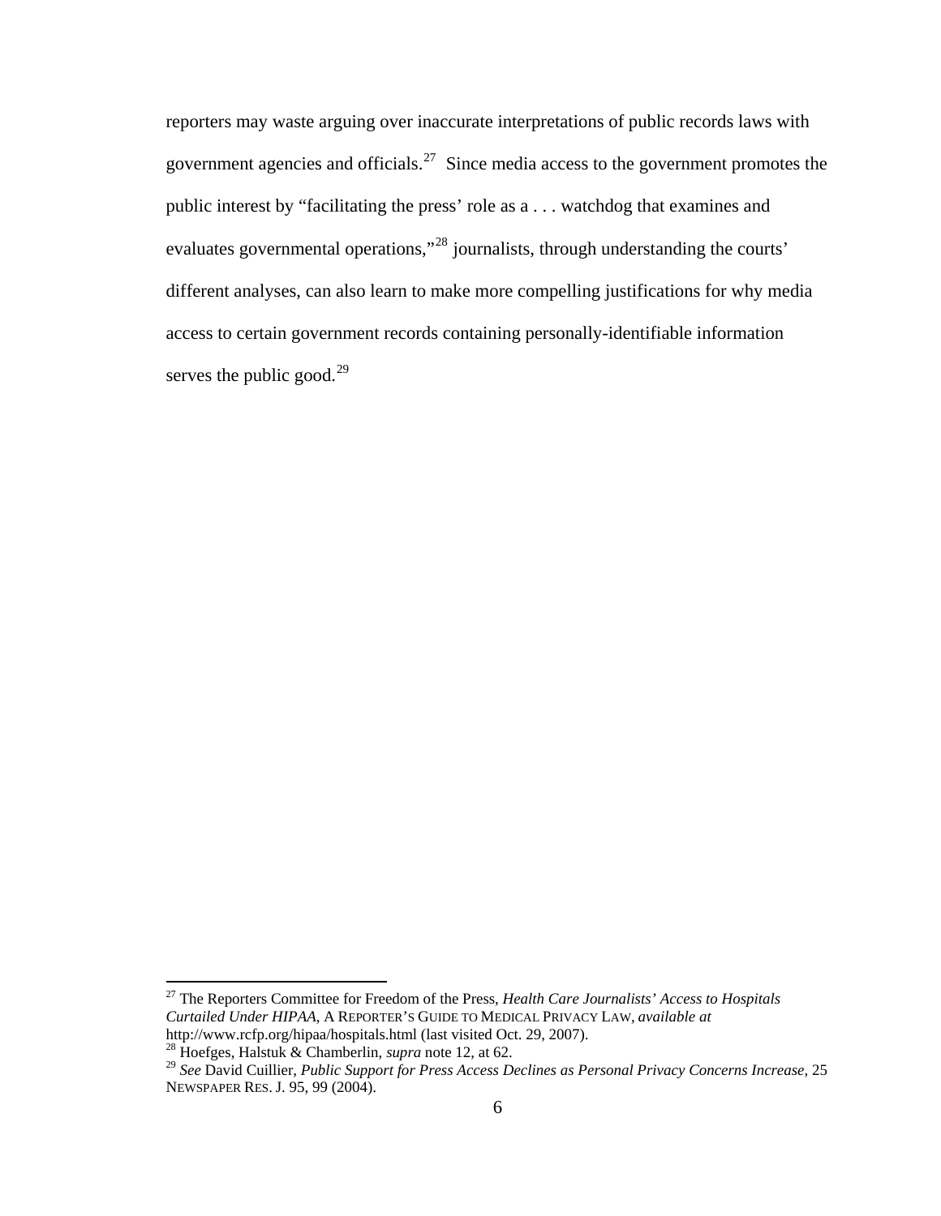reporters may waste arguing over inaccurate interpretations of public records laws with government agencies and officials.[27] Since media access to the government promotes the public interest by "facilitating the press' role as a . . . watchdog that examines and evaluates governmental operations,"[28] journalists, through understanding the courts' different analyses, can also learn to make more compelling justifications for why media access to certain government records containing personally-identifiable information serves the public good.[29]

---

[27] The Reporters Committee for Freedom of the Press, *Health Care Journalists' Access to Hospitals Curtailed Under HIPAA*, A REPORTER'S GUIDE TO MEDICAL PRIVACY LAW, *available at* http://www.rcfp.org/hipaa/hospitals.html (last visited Oct. 29, 2007).

[28] Hoefges, Halstuk & Chamberlin, *supra* note 12, at 62.

[29] *See* David Cuillier, *Public Support for Press Access Declines as Personal Privacy Concerns Increase*, 25 NEWSPAPER RES. J. 95, 99 (2004).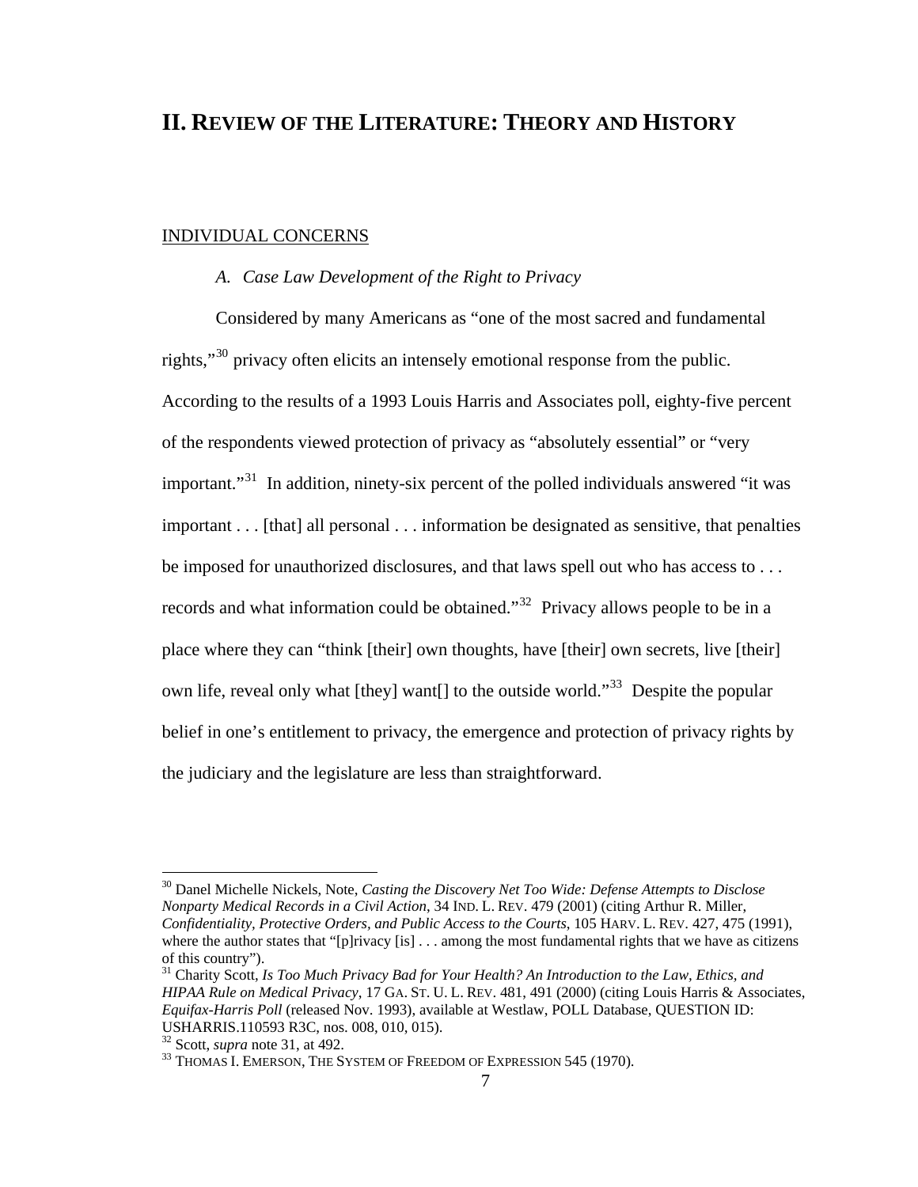# II. Review of the Literature: Theory and History

INDIVIDUAL CONCERNS

*A. Case Law Development of the Right to Privacy*

Considered by many Americans as "one of the most sacred and fundamental rights,"[30] privacy often elicits an intensely emotional response from the public. According to the results of a 1993 Louis Harris and Associates poll, eighty-five percent of the respondents viewed protection of privacy as "absolutely essential" or "very important."[31] In addition, ninety-six percent of the polled individuals answered "it was important . . . [that] all personal . . . information be designated as sensitive, that penalties be imposed for unauthorized disclosures, and that laws spell out who has access to . . . records and what information could be obtained."[32] Privacy allows people to be in a place where they can "think [their] own thoughts, have [their] own secrets, live [their] own life, reveal only what [they] want[] to the outside world."[33] Despite the popular belief in one's entitlement to privacy, the emergence and protection of privacy rights by the judiciary and the legislature are less than straightforward.

---

[30] Danel Michelle Nickels, Note, *Casting the Discovery Net Too Wide: Defense Attempts to Disclose Nonparty Medical Records in a Civil Action*, 34 IND. L. REV. 479 (2001) (citing Arthur R. Miller, *Confidentiality, Protective Orders, and Public Access to the Courts*, 105 HARV. L. REV. 427, 475 (1991), where the author states that "[p]rivacy [is] . . . among the most fundamental rights that we have as citizens of this country").

[31] Charity Scott, *Is Too Much Privacy Bad for Your Health? An Introduction to the Law, Ethics, and HIPAA Rule on Medical Privacy*, 17 GA. ST. U. L. REV. 481, 491 (2000) (citing Louis Harris & Associates, *Equifax-Harris Poll* (released Nov. 1993), available at Westlaw, POLL Database, QUESTION ID: USHARRIS.110593 R3C, nos. 008, 010, 015).

[32] Scott, *supra* note 31, at 492.

[33] THOMAS I. EMERSON, THE SYSTEM OF FREEDOM OF EXPRESSION 545 (1970).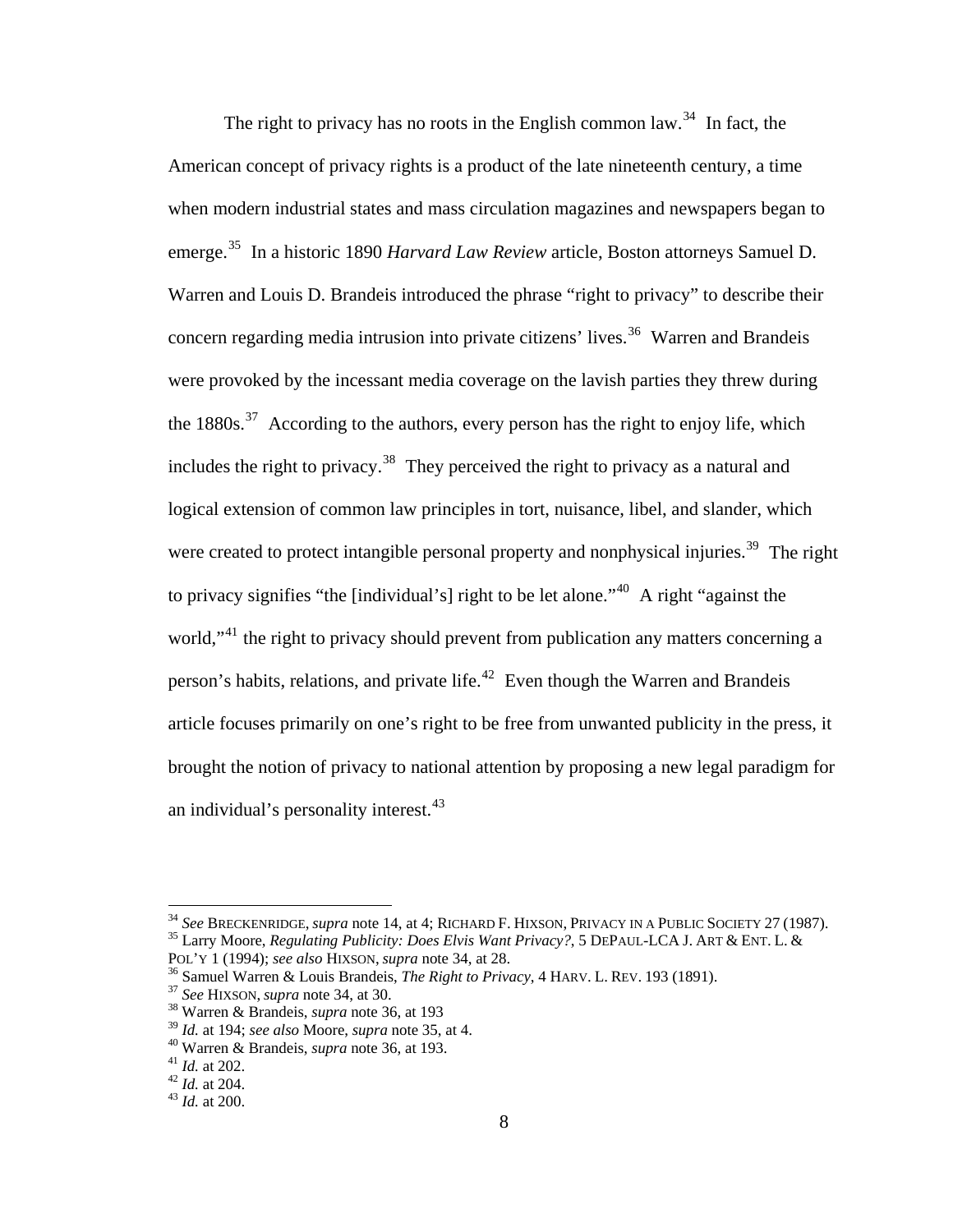The right to privacy has no roots in the English common law.[34] In fact, the American concept of privacy rights is a product of the late nineteenth century, a time when modern industrial states and mass circulation magazines and newspapers began to emerge.[35] In a historic 1890 *Harvard Law Review* article, Boston attorneys Samuel D. Warren and Louis D. Brandeis introduced the phrase "right to privacy" to describe their concern regarding media intrusion into private citizens' lives.[36] Warren and Brandeis were provoked by the incessant media coverage on the lavish parties they threw during the 1880s.[37] According to the authors, every person has the right to enjoy life, which includes the right to privacy.[38] They perceived the right to privacy as a natural and logical extension of common law principles in tort, nuisance, libel, and slander, which were created to protect intangible personal property and nonphysical injuries.[39] The right to privacy signifies "the [individual's] right to be let alone."[40] A right "against the world,"[41] the right to privacy should prevent from publication any matters concerning a person's habits, relations, and private life.[42] Even though the Warren and Brandeis article focuses primarily on one's right to be free from unwanted publicity in the press, it brought the notion of privacy to national attention by proposing a new legal paradigm for an individual's personality interest.[43]

---

[34] *See* BRECKENRIDGE, *supra* note 14, at 4; RICHARD F. HIXSON, PRIVACY IN A PUBLIC SOCIETY 27 (1987).

[35] Larry Moore, *Regulating Publicity: Does Elvis Want Privacy?*, 5 DEPAUL-LCA J. ART & ENT. L. & POL'Y 1 (1994); *see also* HIXSON, *supra* note 34, at 28.

[36] Samuel Warren & Louis Brandeis, *The Right to Privacy*, 4 HARV. L. REV. 193 (1891).

[37] *See* HIXSON, *supra* note 34, at 30.

[38] Warren & Brandeis, *supra* note 36, at 193

[39] *Id.* at 194; *see also* Moore, *supra* note 35, at 4.

[40] Warren & Brandeis, *supra* note 36, at 193.

[41] *Id.* at 202.

[42] *Id.* at 204.

[43] *Id.* at 200.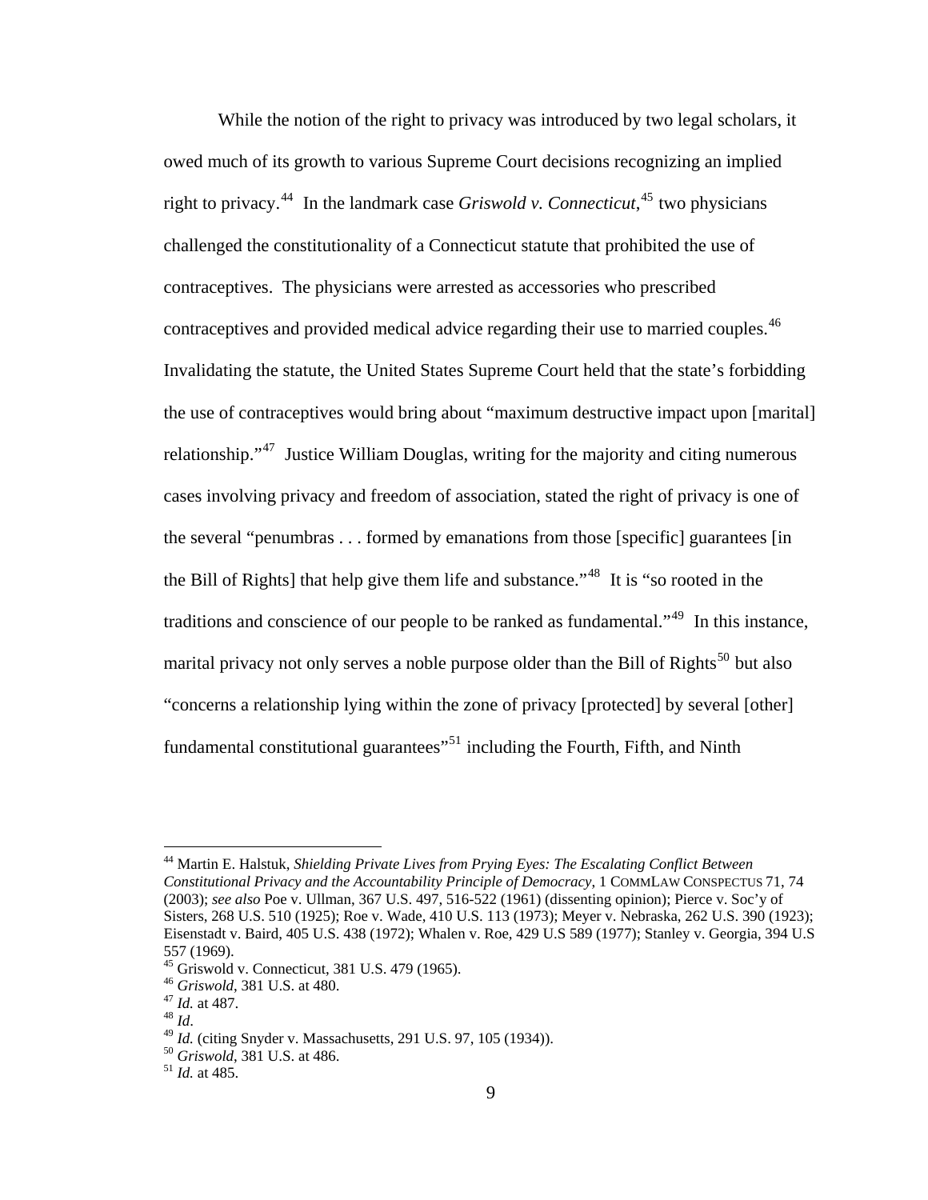While the notion of the right to privacy was introduced by two legal scholars, it owed much of its growth to various Supreme Court decisions recognizing an implied right to privacy.[44] In the landmark case *Griswold v. Connecticut*,[45] two physicians challenged the constitutionality of a Connecticut statute that prohibited the use of contraceptives. The physicians were arrested as accessories who prescribed contraceptives and provided medical advice regarding their use to married couples.[46] Invalidating the statute, the United States Supreme Court held that the state's forbidding the use of contraceptives would bring about "maximum destructive impact upon [marital] relationship."[47] Justice William Douglas, writing for the majority and citing numerous cases involving privacy and freedom of association, stated the right of privacy is one of the several "penumbras . . . formed by emanations from those [specific] guarantees [in the Bill of Rights] that help give them life and substance."[48] It is "so rooted in the traditions and conscience of our people to be ranked as fundamental."[49] In this instance, marital privacy not only serves a noble purpose older than the Bill of Rights[50] but also "concerns a relationship lying within the zone of privacy [protected] by several [other] fundamental constitutional guarantees"[51] including the Fourth, Fifth, and Ninth

---

[44] Martin E. Halstuk, *Shielding Private Lives from Prying Eyes: The Escalating Conflict Between Constitutional Privacy and the Accountability Principle of Democracy*, 1 COMMLAW CONSPECTUS 71, 74 (2003); *see also* Poe v. Ullman, 367 U.S. 497, 516-522 (1961) (dissenting opinion); Pierce v. Soc'y of Sisters, 268 U.S. 510 (1925); Roe v. Wade, 410 U.S. 113 (1973); Meyer v. Nebraska, 262 U.S. 390 (1923); Eisenstadt v. Baird, 405 U.S. 438 (1972); Whalen v. Roe, 429 U.S 589 (1977); Stanley v. Georgia, 394 U.S 557 (1969).

[45] Griswold v. Connecticut, 381 U.S. 479 (1965).

[46] *Griswold*, 381 U.S. at 480.

[47] *Id.* at 487.

[48] *Id*.

[49] *Id.* (citing Snyder v. Massachusetts, 291 U.S. 97, 105 (1934)).

[50] *Griswold*, 381 U.S. at 486.

[51] *Id.* at 485.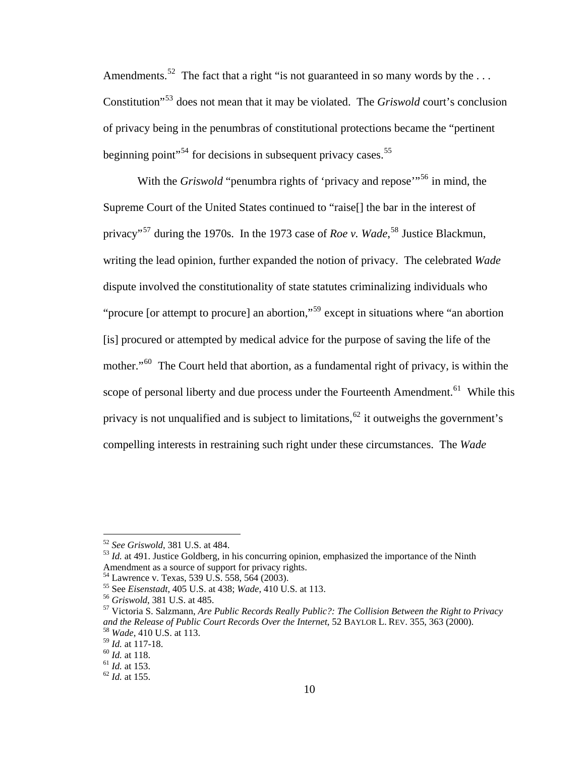Amendments.[52] The fact that a right "is not guaranteed in so many words by the . . . Constitution"[53] does not mean that it may be violated. The *Griswold* court's conclusion of privacy being in the penumbras of constitutional protections became the "pertinent beginning point"[54] for decisions in subsequent privacy cases.[55]

With the *Griswold* "penumbra rights of 'privacy and repose'"[56] in mind, the Supreme Court of the United States continued to "raise[] the bar in the interest of privacy"[57] during the 1970s. In the 1973 case of *Roe v. Wade*,[58] Justice Blackmun, writing the lead opinion, further expanded the notion of privacy. The celebrated *Wade* dispute involved the constitutionality of state statutes criminalizing individuals who "procure [or attempt to procure] an abortion,"[59] except in situations where "an abortion [is] procured or attempted by medical advice for the purpose of saving the life of the mother."[60] The Court held that abortion, as a fundamental right of privacy, is within the scope of personal liberty and due process under the Fourteenth Amendment.[61] While this privacy is not unqualified and is subject to limitations,[62] it outweighs the government's compelling interests in restraining such right under these circumstances. The *Wade*

---

[52] *See Griswold*, 381 U.S. at 484.

[53] *Id.* at 491. Justice Goldberg, in his concurring opinion, emphasized the importance of the Ninth Amendment as a source of support for privacy rights.

[54] Lawrence v. Texas, 539 U.S. 558, 564 (2003).

[55] See *Eisenstadt*, 405 U.S. at 438; *Wade*, 410 U.S. at 113.

[56] *Griswold*, 381 U.S. at 485.

[57] Victoria S. Salzmann, *Are Public Records Really Public?: The Collision Between the Right to Privacy and the Release of Public Court Records Over the Internet*, 52 BAYLOR L. REV. 355, 363 (2000).

[58] *Wade*, 410 U.S. at 113.

[59] *Id.* at 117-18.

[60] *Id.* at 118.

[61] *Id.* at 153.

[62] *Id.* at 155.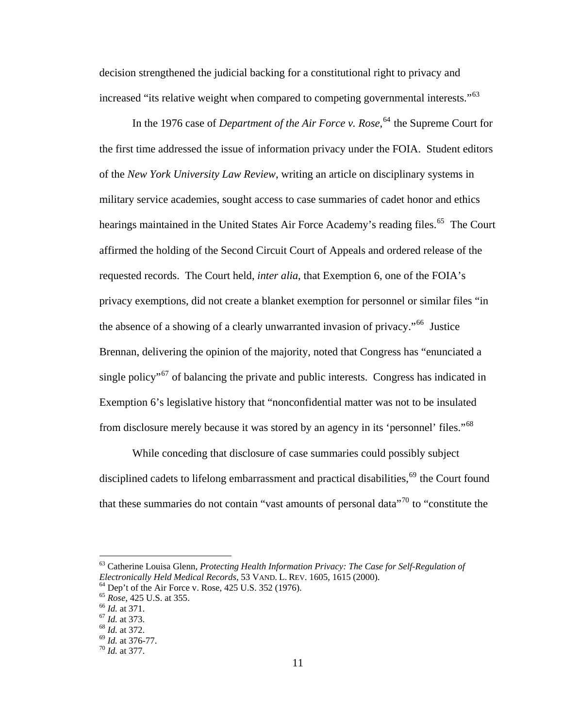decision strengthened the judicial backing for a constitutional right to privacy and increased "its relative weight when compared to competing governmental interests."[63]

In the 1976 case of *Department of the Air Force v. Rose*,[64] the Supreme Court for the first time addressed the issue of information privacy under the FOIA. Student editors of the *New York University Law Review*, writing an article on disciplinary systems in military service academies, sought access to case summaries of cadet honor and ethics hearings maintained in the United States Air Force Academy's reading files.[65] The Court affirmed the holding of the Second Circuit Court of Appeals and ordered release of the requested records. The Court held, *inter alia*, that Exemption 6, one of the FOIA's privacy exemptions, did not create a blanket exemption for personnel or similar files "in the absence of a showing of a clearly unwarranted invasion of privacy."[66] Justice Brennan, delivering the opinion of the majority, noted that Congress has "enunciated a single policy"[67] of balancing the private and public interests. Congress has indicated in Exemption 6's legislative history that "nonconfidential matter was not to be insulated from disclosure merely because it was stored by an agency in its 'personnel' files."[68]

While conceding that disclosure of case summaries could possibly subject disciplined cadets to lifelong embarrassment and practical disabilities,[69] the Court found that these summaries do not contain "vast amounts of personal data"[70] to "constitute the

---

[63] Catherine Louisa Glenn, *Protecting Health Information Privacy: The Case for Self-Regulation of Electronically Held Medical Records*, 53 VAND. L. REV. 1605, 1615 (2000).
[64] Dep't of the Air Force v. Rose, 425 U.S. 352 (1976).
[65] *Rose*, 425 U.S. at 355.
[66] *Id.* at 371.
[67] *Id.* at 373.
[68] *Id.* at 372.
[69] *Id.* at 376-77.
[70] *Id.* at 377.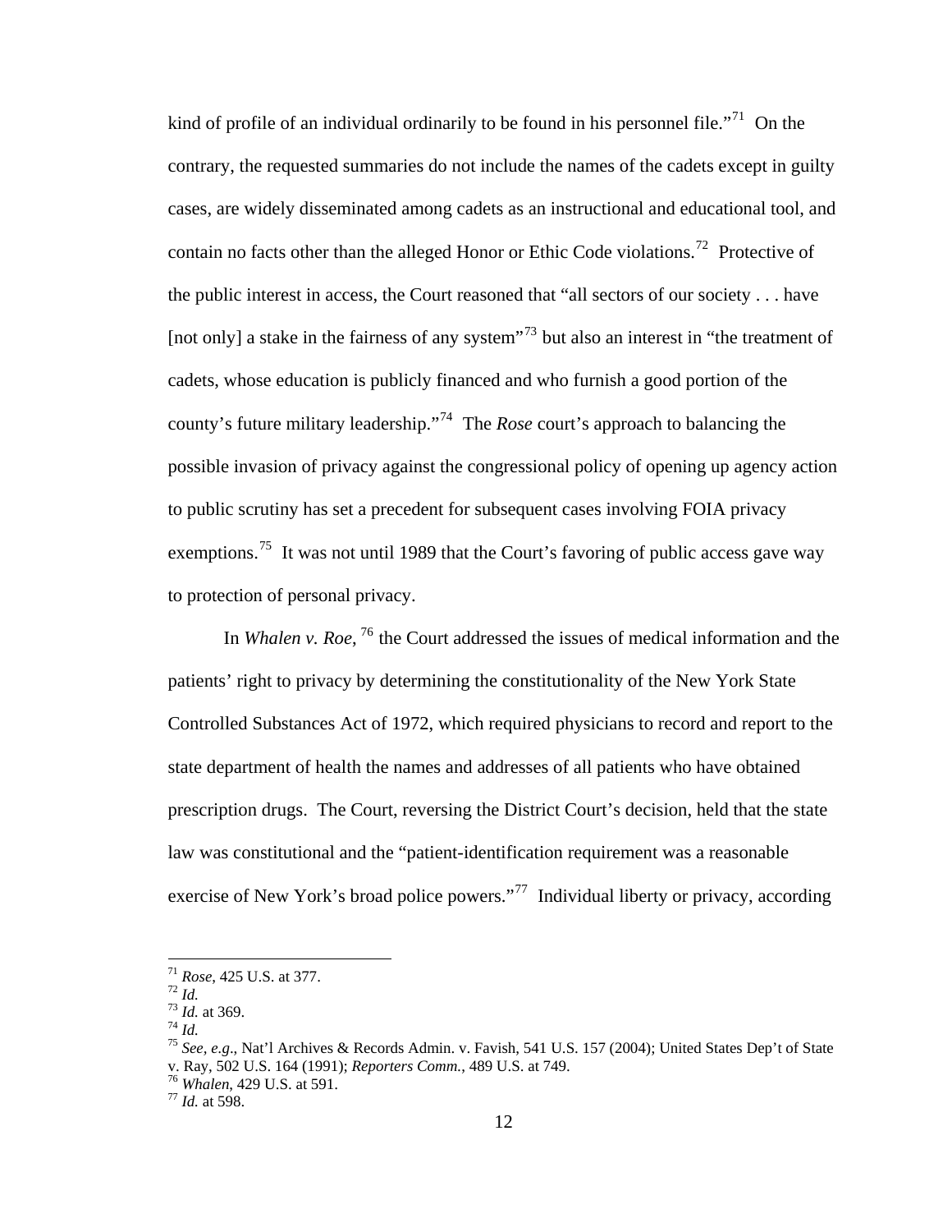kind of profile of an individual ordinarily to be found in his personnel file."[71] On the contrary, the requested summaries do not include the names of the cadets except in guilty cases, are widely disseminated among cadets as an instructional and educational tool, and contain no facts other than the alleged Honor or Ethic Code violations.[72] Protective of the public interest in access, the Court reasoned that "all sectors of our society . . . have [not only] a stake in the fairness of any system"[73] but also an interest in "the treatment of cadets, whose education is publicly financed and who furnish a good portion of the county's future military leadership."[74] The *Rose* court's approach to balancing the possible invasion of privacy against the congressional policy of opening up agency action to public scrutiny has set a precedent for subsequent cases involving FOIA privacy exemptions.[75] It was not until 1989 that the Court's favoring of public access gave way to protection of personal privacy.

In *Whalen v. Roe*, [76] the Court addressed the issues of medical information and the patients' right to privacy by determining the constitutionality of the New York State Controlled Substances Act of 1972, which required physicians to record and report to the state department of health the names and addresses of all patients who have obtained prescription drugs. The Court, reversing the District Court's decision, held that the state law was constitutional and the "patient-identification requirement was a reasonable exercise of New York's broad police powers."[77] Individual liberty or privacy, according

---

[71] *Rose*, 425 U.S. at 377.
[72] *Id.*
[73] *Id.* at 369.
[74] *Id.*
[75] *See, e.g*., Nat'l Archives & Records Admin. v. Favish, 541 U.S. 157 (2004); United States Dep't of State v. Ray, 502 U.S. 164 (1991); *Reporters Comm.*, 489 U.S. at 749.
[76] *Whalen*, 429 U.S. at 591.
[77] *Id.* at 598.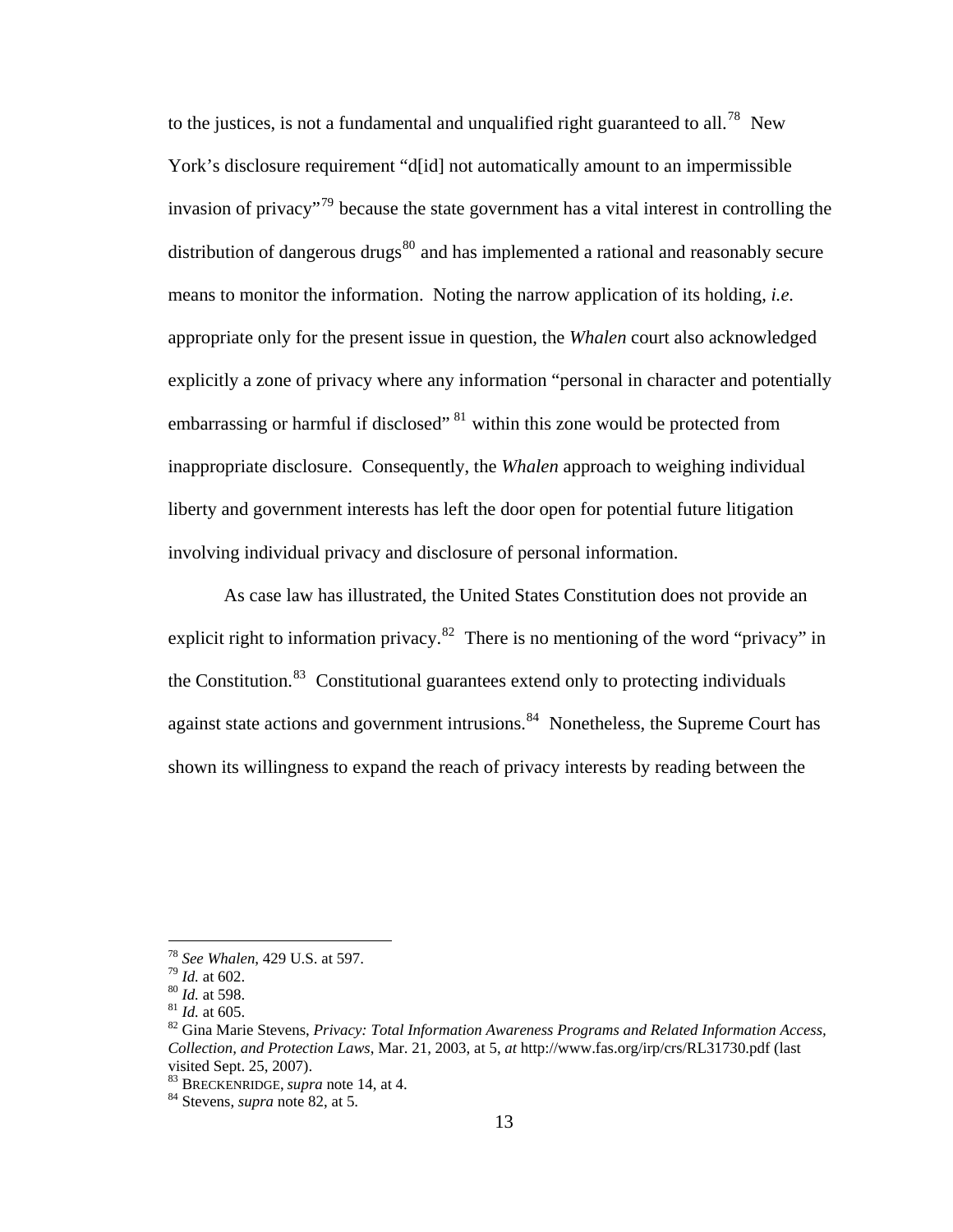to the justices, is not a fundamental and unqualified right guaranteed to all.[78] New York's disclosure requirement "d[id] not automatically amount to an impermissible invasion of privacy"[79] because the state government has a vital interest in controlling the distribution of dangerous drugs[80] and has implemented a rational and reasonably secure means to monitor the information. Noting the narrow application of its holding, *i.e.* appropriate only for the present issue in question, the *Whalen* court also acknowledged explicitly a zone of privacy where any information "personal in character and potentially embarrassing or harmful if disclosed" [81] within this zone would be protected from inappropriate disclosure. Consequently, the *Whalen* approach to weighing individual liberty and government interests has left the door open for potential future litigation involving individual privacy and disclosure of personal information.

As case law has illustrated, the United States Constitution does not provide an explicit right to information privacy.[82] There is no mentioning of the word "privacy" in the Constitution.[83] Constitutional guarantees extend only to protecting individuals against state actions and government intrusions.[84] Nonetheless, the Supreme Court has shown its willingness to expand the reach of privacy interests by reading between the

---

[78] *See Whalen*, 429 U.S. at 597.

[79] *Id.* at 602.

[80] *Id.* at 598.

[81] *Id.* at 605.

[82] Gina Marie Stevens, *Privacy: Total Information Awareness Programs and Related Information Access, Collection, and Protection Laws*, Mar. 21, 2003, at 5, *at* http://www.fas.org/irp/crs/RL31730.pdf (last visited Sept. 25, 2007).

[83] BRECKENRIDGE, *supra* note 14, at 4.

[84] Stevens, *supra* note 82, at 5.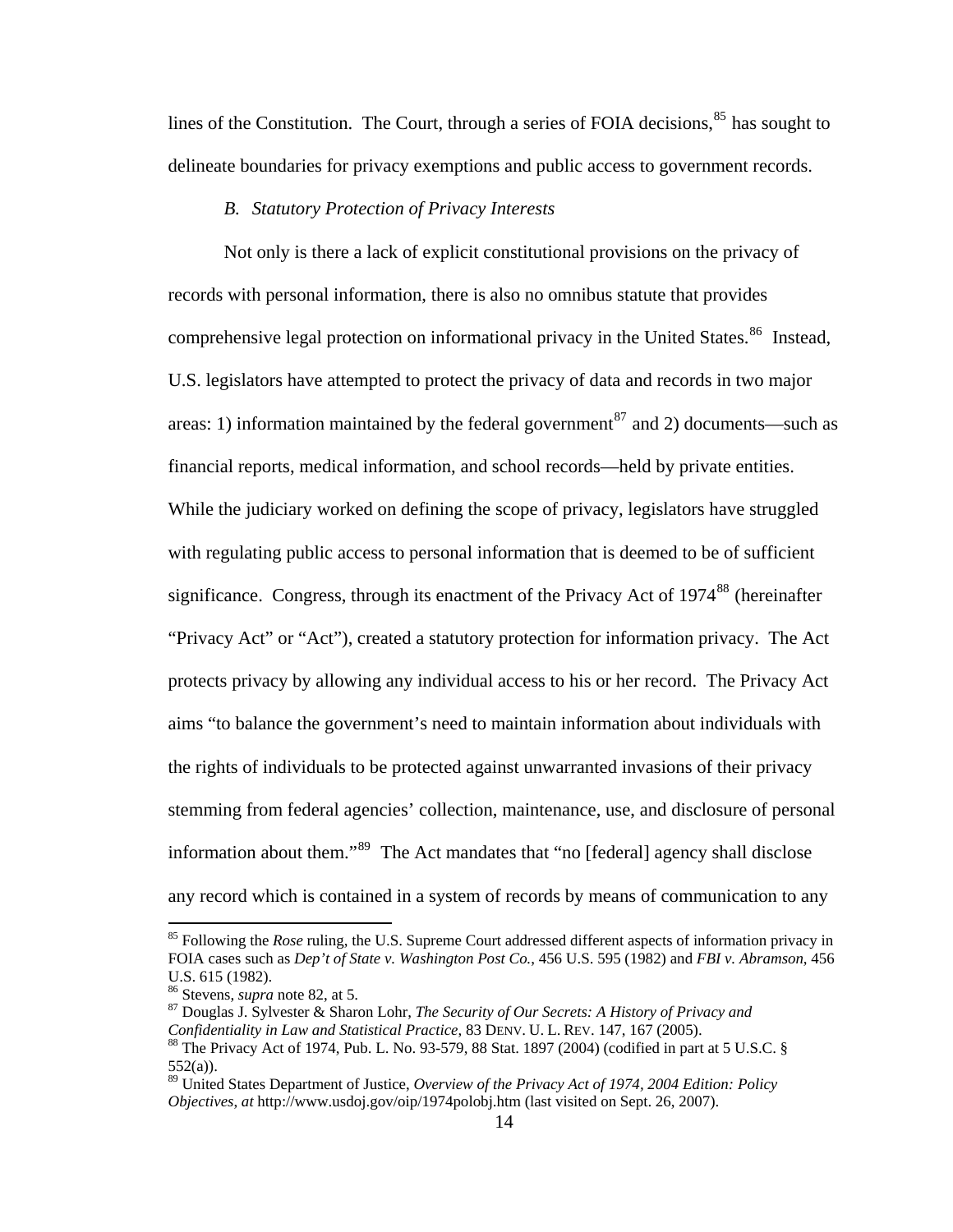lines of the Constitution. The Court, through a series of FOIA decisions,[85] has sought to delineate boundaries for privacy exemptions and public access to government records.

### *B. Statutory Protection of Privacy Interests*

Not only is there a lack of explicit constitutional provisions on the privacy of records with personal information, there is also no omnibus statute that provides comprehensive legal protection on informational privacy in the United States.[86] Instead, U.S. legislators have attempted to protect the privacy of data and records in two major areas: 1) information maintained by the federal government[87] and 2) documents—such as financial reports, medical information, and school records—held by private entities. While the judiciary worked on defining the scope of privacy, legislators have struggled with regulating public access to personal information that is deemed to be of sufficient significance. Congress, through its enactment of the Privacy Act of 1974[88] (hereinafter "Privacy Act" or "Act"), created a statutory protection for information privacy. The Act protects privacy by allowing any individual access to his or her record. The Privacy Act aims "to balance the government's need to maintain information about individuals with the rights of individuals to be protected against unwarranted invasions of their privacy stemming from federal agencies' collection, maintenance, use, and disclosure of personal information about them."[89] The Act mandates that "no [federal] agency shall disclose any record which is contained in a system of records by means of communication to any

---

[85] Following the *Rose* ruling, the U.S. Supreme Court addressed different aspects of information privacy in FOIA cases such as *Dep't of State v. Washington Post Co.*, 456 U.S. 595 (1982) and *FBI v. Abramson*, 456 U.S. 615 (1982).

[86] Stevens, *supra* note 82, at 5.

[87] Douglas J. Sylvester & Sharon Lohr, *The Security of Our Secrets: A History of Privacy and Confidentiality in Law and Statistical Practice*, 83 DENV. U. L. REV. 147, 167 (2005).

[88] The Privacy Act of 1974, Pub. L. No. 93-579, 88 Stat. 1897 (2004) (codified in part at 5 U.S.C. § 552(a)).

[89] United States Department of Justice, *Overview of the Privacy Act of 1974, 2004 Edition: Policy Objectives*, *at* http://www.usdoj.gov/oip/1974polobj.htm (last visited on Sept. 26, 2007).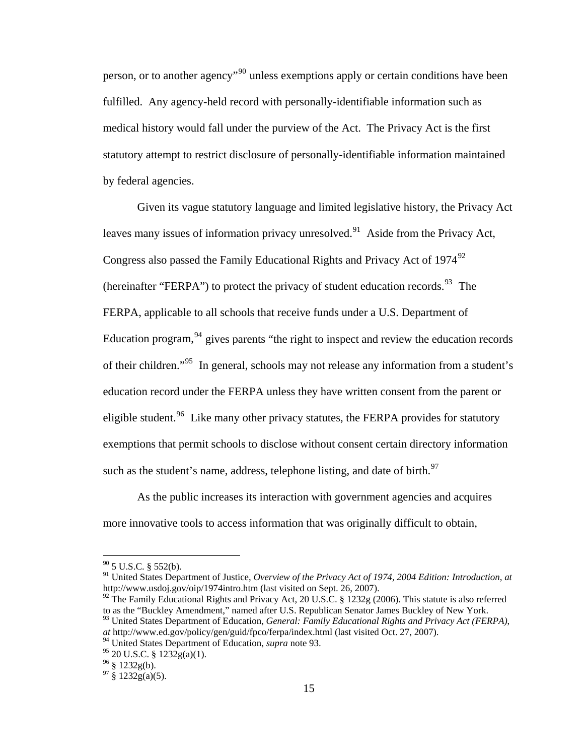person, or to another agency"[90] unless exemptions apply or certain conditions have been fulfilled. Any agency-held record with personally-identifiable information such as medical history would fall under the purview of the Act. The Privacy Act is the first statutory attempt to restrict disclosure of personally-identifiable information maintained by federal agencies.

Given its vague statutory language and limited legislative history, the Privacy Act leaves many issues of information privacy unresolved.[91] Aside from the Privacy Act, Congress also passed the Family Educational Rights and Privacy Act of 1974[92] (hereinafter "FERPA") to protect the privacy of student education records.[93] The FERPA, applicable to all schools that receive funds under a U.S. Department of Education program,[94] gives parents "the right to inspect and review the education records of their children."[95] In general, schools may not release any information from a student's education record under the FERPA unless they have written consent from the parent or eligible student.[96] Like many other privacy statutes, the FERPA provides for statutory exemptions that permit schools to disclose without consent certain directory information such as the student's name, address, telephone listing, and date of birth.[97]

As the public increases its interaction with government agencies and acquires more innovative tools to access information that was originally difficult to obtain,

---

[90] 5 U.S.C. § 552(b).

[91] United States Department of Justice, *Overview of the Privacy Act of 1974, 2004 Edition: Introduction*, *at* http://www.usdoj.gov/oip/1974intro.htm (last visited on Sept. 26, 2007).

[92] The Family Educational Rights and Privacy Act, 20 U.S.C. § 1232g (2006). This statute is also referred to as the "Buckley Amendment," named after U.S. Republican Senator James Buckley of New York.

[93] United States Department of Education, *General: Family Educational Rights and Privacy Act (FERPA)*, *at* http://www.ed.gov/policy/gen/guid/fpco/ferpa/index.html (last visited Oct. 27, 2007).

[94] United States Department of Education, *supra* note 93.

[95] 20 U.S.C. § 1232g(a)(1).

[96] § 1232g(b).

[97] § 1232g(a)(5).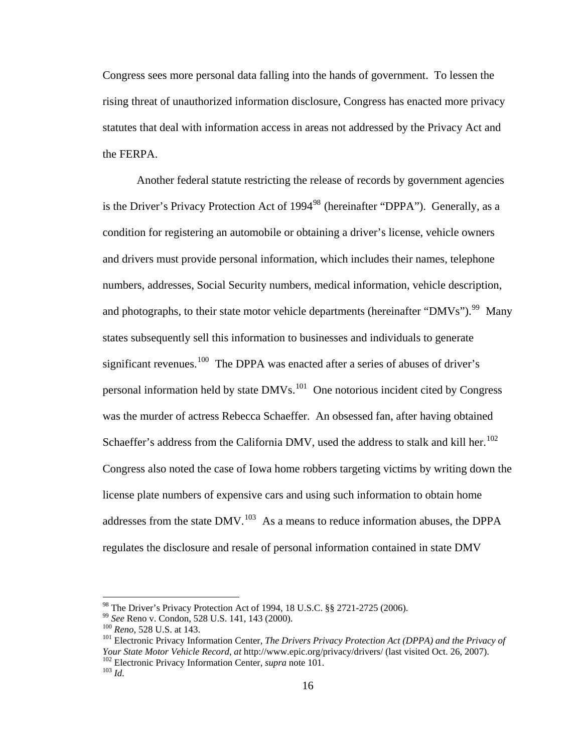Congress sees more personal data falling into the hands of government. To lessen the rising threat of unauthorized information disclosure, Congress has enacted more privacy statutes that deal with information access in areas not addressed by the Privacy Act and the FERPA.

Another federal statute restricting the release of records by government agencies is the Driver's Privacy Protection Act of 1994[98] (hereinafter "DPPA"). Generally, as a condition for registering an automobile or obtaining a driver's license, vehicle owners and drivers must provide personal information, which includes their names, telephone numbers, addresses, Social Security numbers, medical information, vehicle description, and photographs, to their state motor vehicle departments (hereinafter "DMVs").[99] Many states subsequently sell this information to businesses and individuals to generate significant revenues.[100] The DPPA was enacted after a series of abuses of driver's personal information held by state DMVs.[101] One notorious incident cited by Congress was the murder of actress Rebecca Schaeffer. An obsessed fan, after having obtained Schaeffer's address from the California DMV, used the address to stalk and kill her.[102] Congress also noted the case of Iowa home robbers targeting victims by writing down the license plate numbers of expensive cars and using such information to obtain home addresses from the state DMV.[103] As a means to reduce information abuses, the DPPA regulates the disclosure and resale of personal information contained in state DMV

---

[98] The Driver's Privacy Protection Act of 1994, 18 U.S.C. §§ 2721-2725 (2006).

[99] *See* Reno v. Condon, 528 U.S. 141, 143 (2000).

[100] *Reno*, 528 U.S. at 143.

[101] Electronic Privacy Information Center, *The Drivers Privacy Protection Act (DPPA) and the Privacy of Your State Motor Vehicle Record*, *at* http://www.epic.org/privacy/drivers/ (last visited Oct. 26, 2007).

[102] Electronic Privacy Information Center, *supra* note 101.

[103] *Id.*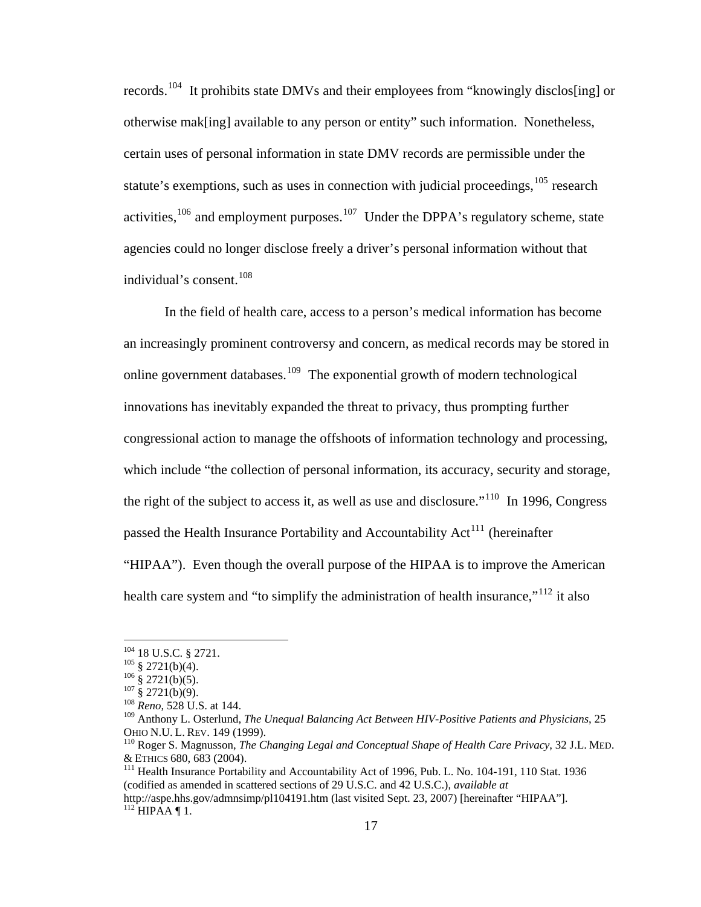records.[104] It prohibits state DMVs and their employees from "knowingly disclos[ing] or otherwise mak[ing] available to any person or entity" such information. Nonetheless, certain uses of personal information in state DMV records are permissible under the statute's exemptions, such as uses in connection with judicial proceedings,[105] research activities,[106] and employment purposes.[107] Under the DPPA's regulatory scheme, state agencies could no longer disclose freely a driver's personal information without that individual's consent.[108]

In the field of health care, access to a person's medical information has become an increasingly prominent controversy and concern, as medical records may be stored in online government databases.[109] The exponential growth of modern technological innovations has inevitably expanded the threat to privacy, thus prompting further congressional action to manage the offshoots of information technology and processing, which include "the collection of personal information, its accuracy, security and storage, the right of the subject to access it, as well as use and disclosure."[110] In 1996, Congress passed the Health Insurance Portability and Accountability Act[111] (hereinafter "HIPAA"). Even though the overall purpose of the HIPAA is to improve the American health care system and "to simplify the administration of health insurance,"[112] it also

---

[104] 18 U.S.C. § 2721.
[105] § 2721(b)(4).
[106] § 2721(b)(5).
[107] § 2721(b)(9).
[108] *Reno*, 528 U.S. at 144.
[109] Anthony L. Osterlund, *The Unequal Balancing Act Between HIV-Positive Patients and Physicians*, 25 OHIO N.U. L. REV. 149 (1999).
[110] Roger S. Magnusson, *The Changing Legal and Conceptual Shape of Health Care Privacy*, 32 J.L. MED. & ETHICS 680, 683 (2004).
[111] Health Insurance Portability and Accountability Act of 1996, Pub. L. No. 104-191, 110 Stat. 1936 (codified as amended in scattered sections of 29 U.S.C. and 42 U.S.C.), *available at* http://aspe.hhs.gov/admnsimp/pl104191.htm (last visited Sept. 23, 2007) [hereinafter "HIPAA"].
[112] HIPAA ¶ 1.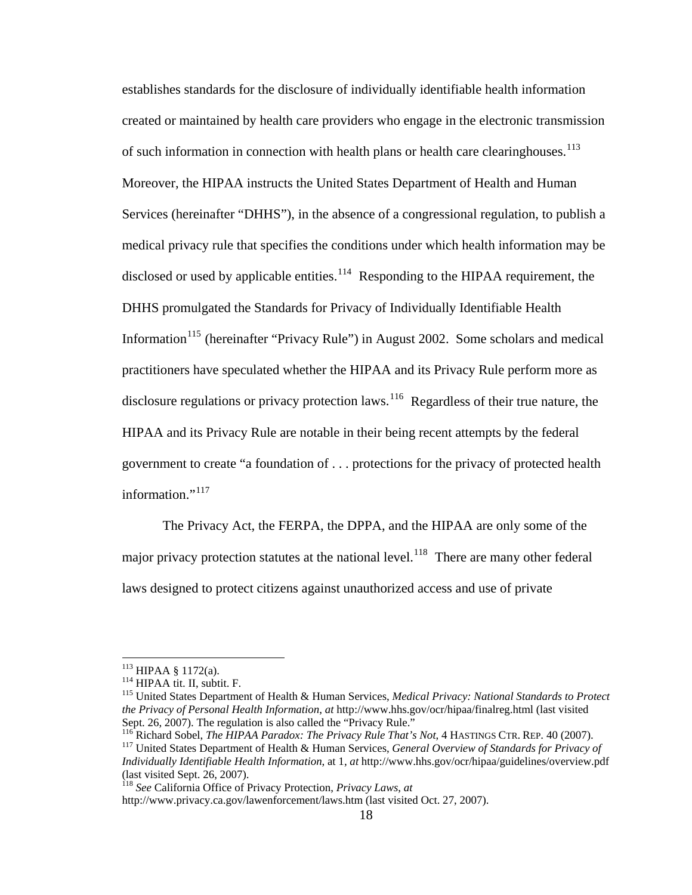establishes standards for the disclosure of individually identifiable health information created or maintained by health care providers who engage in the electronic transmission of such information in connection with health plans or health care clearinghouses.[113] Moreover, the HIPAA instructs the United States Department of Health and Human Services (hereinafter "DHHS"), in the absence of a congressional regulation, to publish a medical privacy rule that specifies the conditions under which health information may be disclosed or used by applicable entities.[114] Responding to the HIPAA requirement, the DHHS promulgated the Standards for Privacy of Individually Identifiable Health Information[115] (hereinafter "Privacy Rule") in August 2002. Some scholars and medical practitioners have speculated whether the HIPAA and its Privacy Rule perform more as disclosure regulations or privacy protection laws.[116] Regardless of their true nature, the HIPAA and its Privacy Rule are notable in their being recent attempts by the federal government to create "a foundation of . . . protections for the privacy of protected health information."[117]

The Privacy Act, the FERPA, the DPPA, and the HIPAA are only some of the major privacy protection statutes at the national level.[118] There are many other federal laws designed to protect citizens against unauthorized access and use of private

---

[113] HIPAA § 1172(a).
[114] HIPAA tit. II, subtit. F.
[115] United States Department of Health & Human Services, *Medical Privacy: National Standards to Protect the Privacy of Personal Health Information*, *at* http://www.hhs.gov/ocr/hipaa/finalreg.html (last visited Sept. 26, 2007). The regulation is also called the "Privacy Rule."
[116] Richard Sobel, *The HIPAA Paradox: The Privacy Rule That's Not*, 4 HASTINGS CTR. REP. 40 (2007).
[117] United States Department of Health & Human Services, *General Overview of Standards for Privacy of Individually Identifiable Health Information*, at 1, *at* http://www.hhs.gov/ocr/hipaa/guidelines/overview.pdf (last visited Sept. 26, 2007).
[118] *See* California Office of Privacy Protection, *Privacy Laws*, *at* http://www.privacy.ca.gov/lawenforcement/laws.htm (last visited Oct. 27, 2007).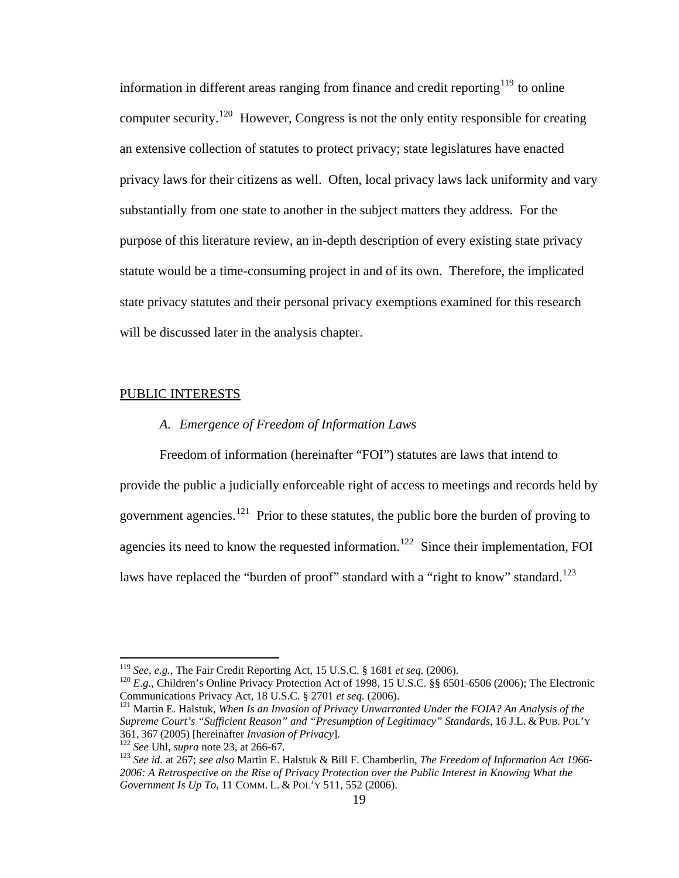information in different areas ranging from finance and credit reporting[119] to online computer security.[120] However, Congress is not the only entity responsible for creating an extensive collection of statutes to protect privacy; state legislatures have enacted privacy laws for their citizens as well. Often, local privacy laws lack uniformity and vary substantially from one state to another in the subject matters they address. For the purpose of this literature review, an in-depth description of every existing state privacy statute would be a time-consuming project in and of its own. Therefore, the implicated state privacy statutes and their personal privacy exemptions examined for this research will be discussed later in the analysis chapter.

## PUBLIC INTERESTS

### *A. Emergence of Freedom of Information Laws*

Freedom of information (hereinafter "FOI") statutes are laws that intend to provide the public a judicially enforceable right of access to meetings and records held by government agencies.[121] Prior to these statutes, the public bore the burden of proving to agencies its need to know the requested information.[122] Since their implementation, FOI laws have replaced the "burden of proof" standard with a "right to know" standard.[123]

---

[119] *See, e.g.*, The Fair Credit Reporting Act, 15 U.S.C. § 1681 *et seq.* (2006).

[120] *E.g.*, Children's Online Privacy Protection Act of 1998, 15 U.S.C. §§ 6501-6506 (2006); The Electronic Communications Privacy Act, 18 U.S.C. § 2701 *et seq.* (2006).

[121] Martin E. Halstuk, *When Is an Invasion of Privacy Unwarranted Under the FOIA? An Analysis of the Supreme Court's "Sufficient Reason" and "Presumption of Legitimacy" Standards*, 16 J.L. & PUB. POL'Y 361, 367 (2005) [hereinafter *Invasion of Privacy*].

[122] *See* Uhl, *supra* note 23, at 266-67.

[123] *See id.* at 267; *see also* Martin E. Halstuk & Bill F. Chamberlin, *The Freedom of Information Act 1966-2006: A Retrospective on the Rise of Privacy Protection over the Public Interest in Knowing What the Government Is Up To*, 11 COMM. L. & POL'Y 511, 552 (2006).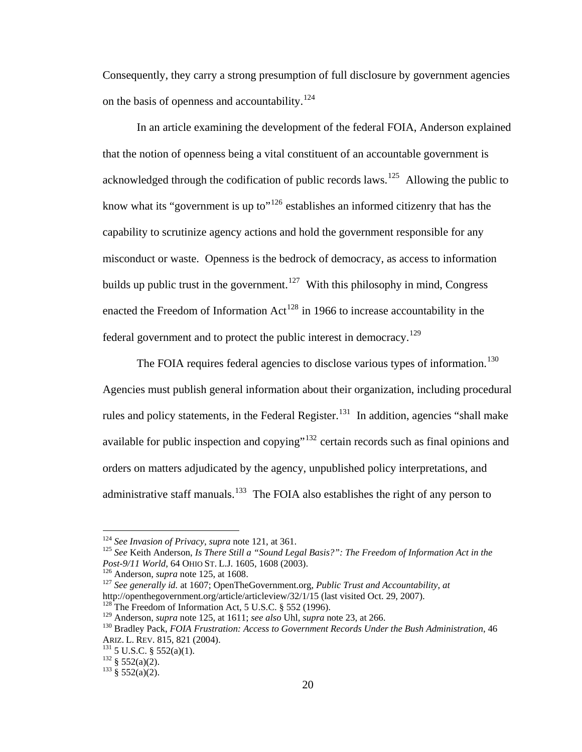Consequently, they carry a strong presumption of full disclosure by government agencies on the basis of openness and accountability.[124]

In an article examining the development of the federal FOIA, Anderson explained that the notion of openness being a vital constituent of an accountable government is acknowledged through the codification of public records laws.[125] Allowing the public to know what its "government is up to"[126] establishes an informed citizenry that has the capability to scrutinize agency actions and hold the government responsible for any misconduct or waste. Openness is the bedrock of democracy, as access to information builds up public trust in the government.[127] With this philosophy in mind, Congress enacted the Freedom of Information Act[128] in 1966 to increase accountability in the federal government and to protect the public interest in democracy.[129]

The FOIA requires federal agencies to disclose various types of information.[130] Agencies must publish general information about their organization, including procedural rules and policy statements, in the Federal Register.[131] In addition, agencies "shall make available for public inspection and copying"[132] certain records such as final opinions and orders on matters adjudicated by the agency, unpublished policy interpretations, and administrative staff manuals.[133] The FOIA also establishes the right of any person to

---

[124] *See Invasion of Privacy*, *supra* note 121, at 361.
[125] *See* Keith Anderson, *Is There Still a "Sound Legal Basis?": The Freedom of Information Act in the Post-9/11 World*, 64 OHIO ST. L.J. 1605, 1608 (2003).
[126] Anderson, *supra* note 125, at 1608.
[127] *See generally id.* at 1607; OpenTheGovernment.org, *Public Trust and Accountability*, *at* http://openthegovernment.org/article/articleview/32/1/15 (last visited Oct. 29, 2007).
[128] The Freedom of Information Act, 5 U.S.C. § 552 (1996).
[129] Anderson, *supra* note 125, at 1611; *see also* Uhl, *supra* note 23, at 266.
[130] Bradley Pack, *FOIA Frustration: Access to Government Records Under the Bush Administration*, 46 ARIZ. L. REV. 815, 821 (2004).
[131] 5 U.S.C. § 552(a)(1).
[132] § 552(a)(2).
[133] § 552(a)(2).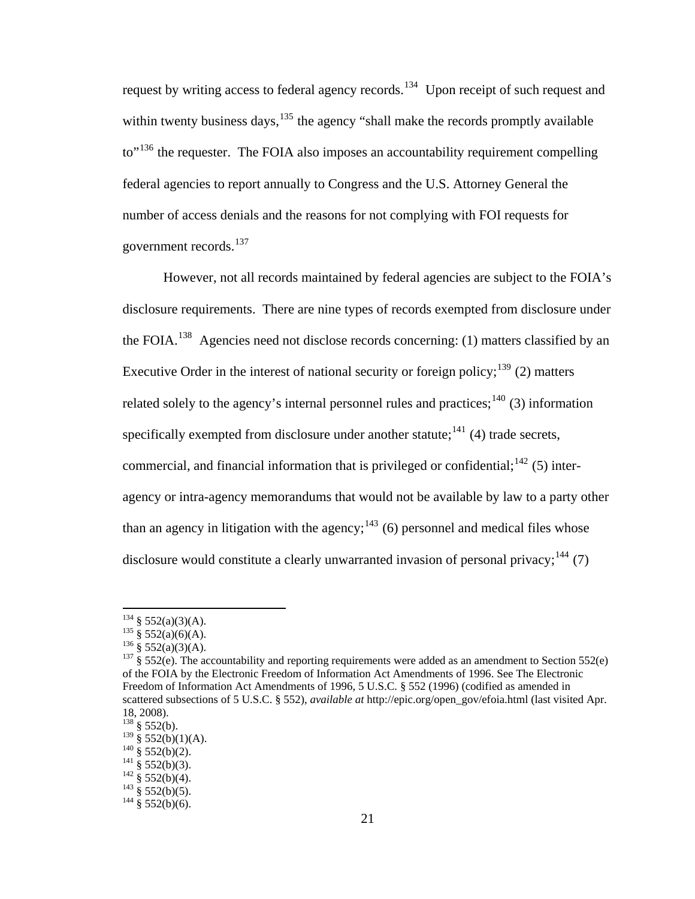request by writing access to federal agency records.[134] Upon receipt of such request and within twenty business days,[135] the agency "shall make the records promptly available to"[136] the requester. The FOIA also imposes an accountability requirement compelling federal agencies to report annually to Congress and the U.S. Attorney General the number of access denials and the reasons for not complying with FOI requests for government records.[137]

However, not all records maintained by federal agencies are subject to the FOIA's disclosure requirements. There are nine types of records exempted from disclosure under the FOIA.[138] Agencies need not disclose records concerning: (1) matters classified by an Executive Order in the interest of national security or foreign policy;[139] (2) matters related solely to the agency's internal personnel rules and practices;[140] (3) information specifically exempted from disclosure under another statute;[141] (4) trade secrets, commercial, and financial information that is privileged or confidential;[142] (5) inter-agency or intra-agency memorandums that would not be available by law to a party other than an agency in litigation with the agency;[143] (6) personnel and medical files whose disclosure would constitute a clearly unwarranted invasion of personal privacy;[144] (7)

---

[134] § 552(a)(3)(A).
[135] § 552(a)(6)(A).
[136] § 552(a)(3)(A).
[137] § 552(e). The accountability and reporting requirements were added as an amendment to Section 552(e) of the FOIA by the Electronic Freedom of Information Act Amendments of 1996. See The Electronic Freedom of Information Act Amendments of 1996, 5 U.S.C. § 552 (1996) (codified as amended in scattered subsections of 5 U.S.C. § 552), *available at* http://epic.org/open_gov/efoia.html (last visited Apr. 18, 2008).
[138] § 552(b).
[139] § 552(b)(1)(A).
[140] § 552(b)(2).
[141] § 552(b)(3).
[142] § 552(b)(4).
[143] § 552(b)(5).
[144] § 552(b)(6).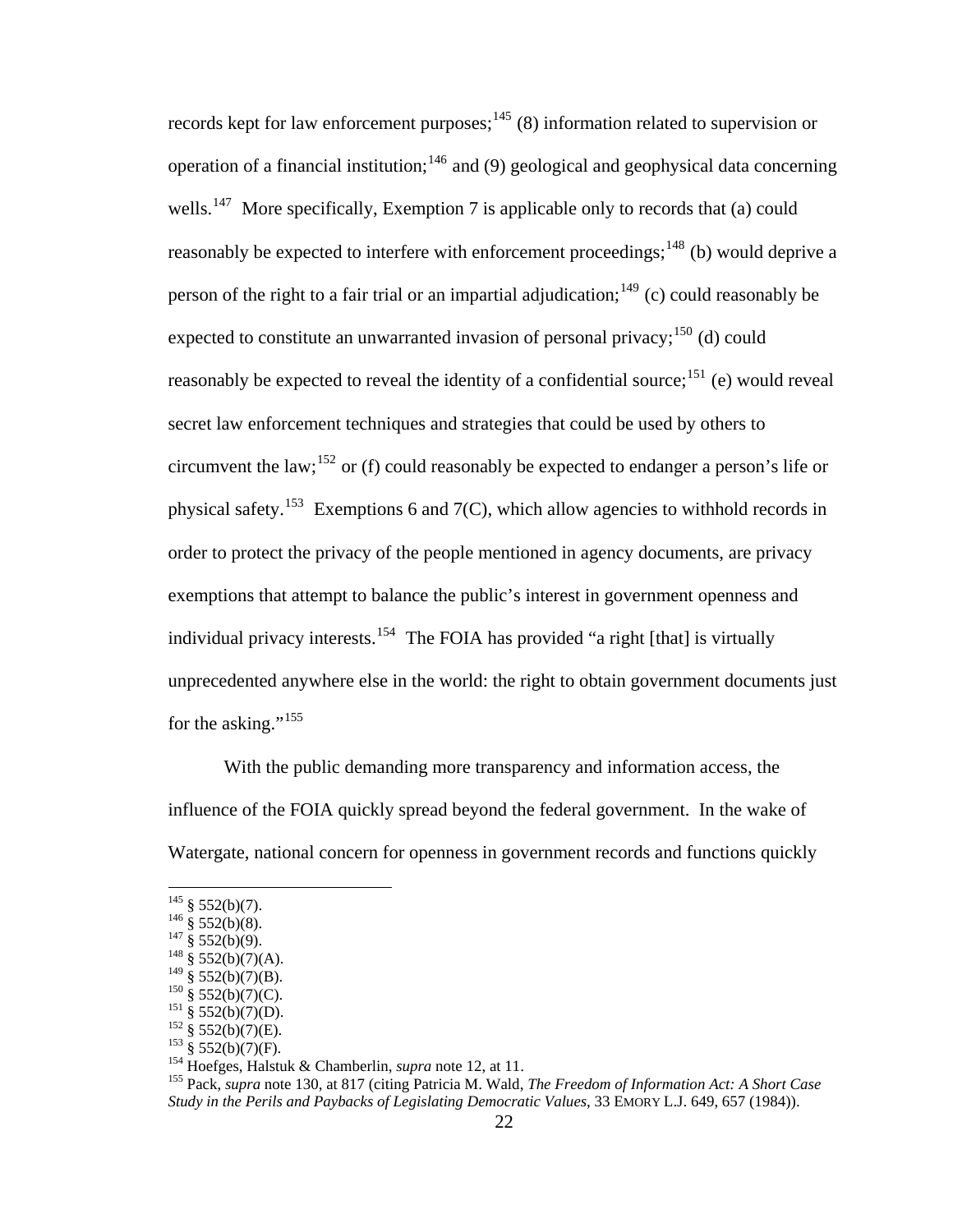records kept for law enforcement purposes;[145] (8) information related to supervision or operation of a financial institution;[146] and (9) geological and geophysical data concerning wells.[147] More specifically, Exemption 7 is applicable only to records that (a) could reasonably be expected to interfere with enforcement proceedings;[148] (b) would deprive a person of the right to a fair trial or an impartial adjudication;[149] (c) could reasonably be expected to constitute an unwarranted invasion of personal privacy;[150] (d) could reasonably be expected to reveal the identity of a confidential source;[151] (e) would reveal secret law enforcement techniques and strategies that could be used by others to circumvent the law;[152] or (f) could reasonably be expected to endanger a person's life or physical safety.[153] Exemptions 6 and 7(C), which allow agencies to withhold records in order to protect the privacy of the people mentioned in agency documents, are privacy exemptions that attempt to balance the public's interest in government openness and individual privacy interests.[154] The FOIA has provided "a right [that] is virtually unprecedented anywhere else in the world: the right to obtain government documents just for the asking."[155]

With the public demanding more transparency and information access, the influence of the FOIA quickly spread beyond the federal government. In the wake of Watergate, national concern for openness in government records and functions quickly

---

[145] § 552(b)(7).
[146] § 552(b)(8).
[147] § 552(b)(9).
[148] § 552(b)(7)(A).
[149] § 552(b)(7)(B).
[150] § 552(b)(7)(C).
[151] § 552(b)(7)(D).
[152] § 552(b)(7)(E).
[153] § 552(b)(7)(F).
[154] Hoefges, Halstuk & Chamberlin, *supra* note 12, at 11.
[155] Pack, *supra* note 130, at 817 (citing Patricia M. Wald, *The Freedom of Information Act: A Short Case Study in the Perils and Paybacks of Legislating Democratic Values*, 33 EMORY L.J. 649, 657 (1984)).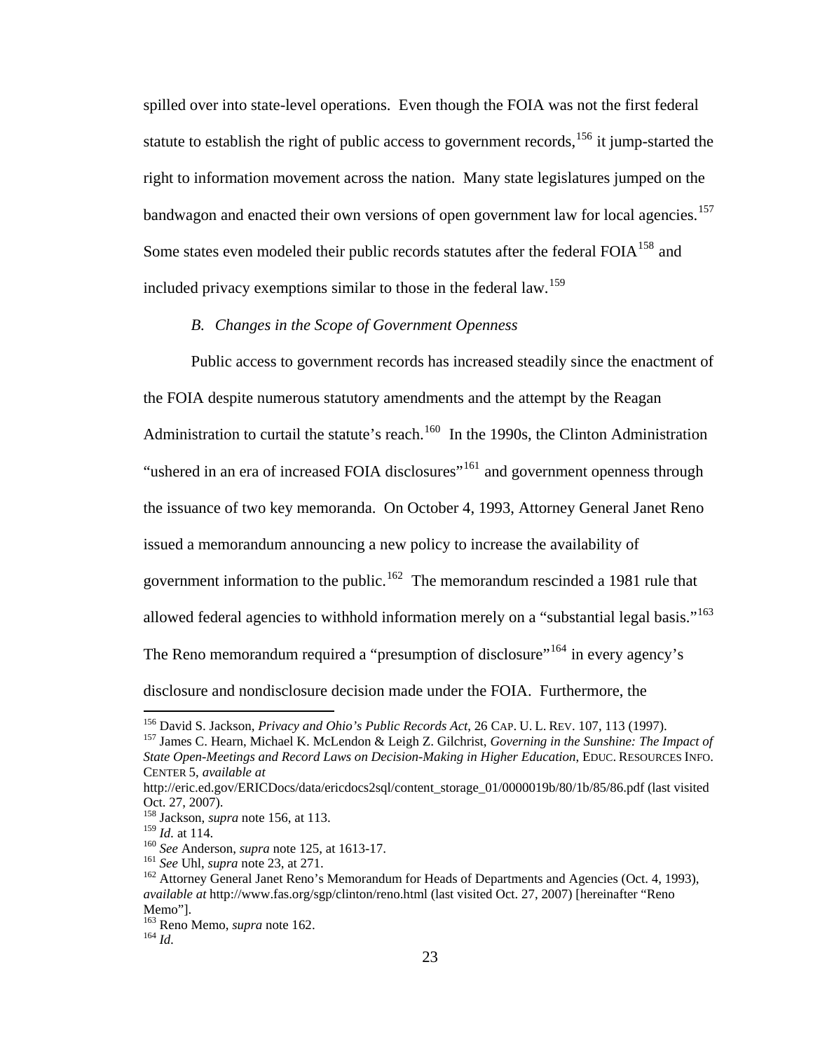spilled over into state-level operations. Even though the FOIA was not the first federal statute to establish the right of public access to government records,[156] it jump-started the right to information movement across the nation. Many state legislatures jumped on the bandwagon and enacted their own versions of open government law for local agencies.[157] Some states even modeled their public records statutes after the federal FOIA[158] and included privacy exemptions similar to those in the federal law.[159]

### *B. Changes in the Scope of Government Openness*

Public access to government records has increased steadily since the enactment of the FOIA despite numerous statutory amendments and the attempt by the Reagan Administration to curtail the statute's reach.[160] In the 1990s, the Clinton Administration "ushered in an era of increased FOIA disclosures"[161] and government openness through the issuance of two key memoranda. On October 4, 1993, Attorney General Janet Reno issued a memorandum announcing a new policy to increase the availability of government information to the public.[162] The memorandum rescinded a 1981 rule that allowed federal agencies to withhold information merely on a "substantial legal basis."[163] The Reno memorandum required a "presumption of disclosure"[164] in every agency's disclosure and nondisclosure decision made under the FOIA. Furthermore, the

---

[156] David S. Jackson, *Privacy and Ohio's Public Records Act*, 26 CAP. U. L. REV. 107, 113 (1997).

[157] James C. Hearn, Michael K. McLendon & Leigh Z. Gilchrist, *Governing in the Sunshine: The Impact of State Open-Meetings and Record Laws on Decision-Making in Higher Education,* EDUC. RESOURCES INFO. CENTER 5, *available at* http://eric.ed.gov/ERICDocs/data/ericdocs2sql/content_storage_01/0000019b/80/1b/85/86.pdf (last visited Oct. 27, 2007).

[158] Jackson, *supra* note 156, at 113.

[159] *Id.* at 114.

[160] *See* Anderson, *supra* note 125, at 1613-17.

[161] *See* Uhl, *supra* note 23, at 271.

[162] Attorney General Janet Reno's Memorandum for Heads of Departments and Agencies (Oct. 4, 1993), *available at* http://www.fas.org/sgp/clinton/reno.html (last visited Oct. 27, 2007) [hereinafter "Reno Memo"].

[163] Reno Memo, *supra* note 162.

[164] *Id.*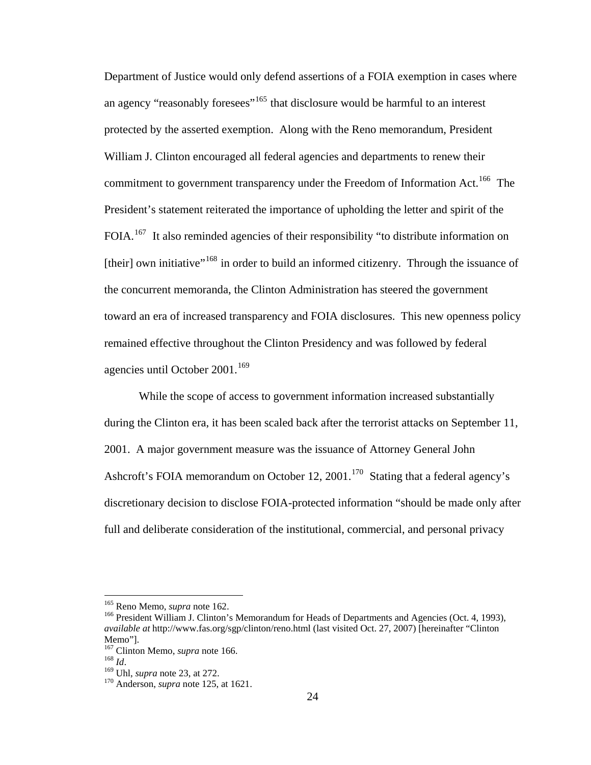Department of Justice would only defend assertions of a FOIA exemption in cases where an agency "reasonably foresees"[165] that disclosure would be harmful to an interest protected by the asserted exemption. Along with the Reno memorandum, President William J. Clinton encouraged all federal agencies and departments to renew their commitment to government transparency under the Freedom of Information Act.[166] The President's statement reiterated the importance of upholding the letter and spirit of the FOIA.[167] It also reminded agencies of their responsibility "to distribute information on [their] own initiative"[168] in order to build an informed citizenry. Through the issuance of the concurrent memoranda, the Clinton Administration has steered the government toward an era of increased transparency and FOIA disclosures. This new openness policy remained effective throughout the Clinton Presidency and was followed by federal agencies until October 2001.[169]

While the scope of access to government information increased substantially during the Clinton era, it has been scaled back after the terrorist attacks on September 11, 2001. A major government measure was the issuance of Attorney General John Ashcroft's FOIA memorandum on October 12, 2001.[170] Stating that a federal agency's discretionary decision to disclose FOIA-protected information "should be made only after full and deliberate consideration of the institutional, commercial, and personal privacy

---

[165] Reno Memo, *supra* note 162.

[166] President William J. Clinton's Memorandum for Heads of Departments and Agencies (Oct. 4, 1993), *available at* http://www.fas.org/sgp/clinton/reno.html (last visited Oct. 27, 2007) [hereinafter "Clinton Memo"].

[167] Clinton Memo, *supra* note 166.

[168] *Id*.

[169] Uhl, *supra* note 23, at 272.

[170] Anderson, *supra* note 125, at 1621.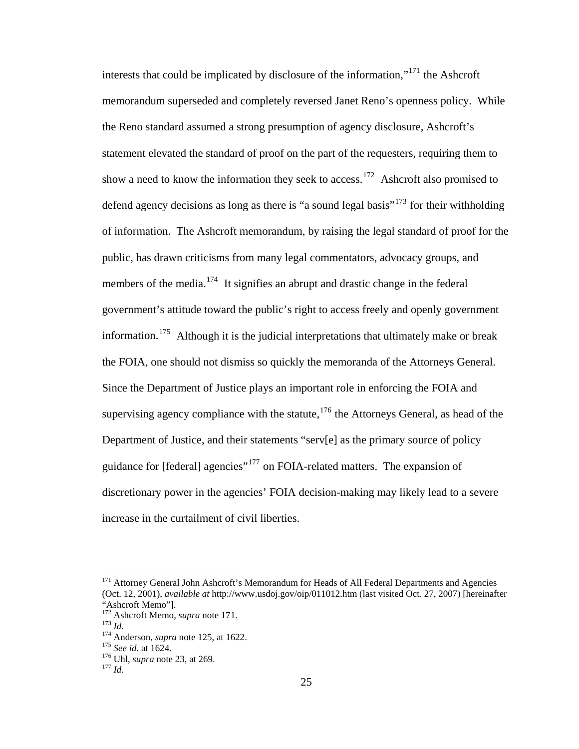interests that could be implicated by disclosure of the information,"[171] the Ashcroft memorandum superseded and completely reversed Janet Reno's openness policy. While the Reno standard assumed a strong presumption of agency disclosure, Ashcroft's statement elevated the standard of proof on the part of the requesters, requiring them to show a need to know the information they seek to access.[172] Ashcroft also promised to defend agency decisions as long as there is "a sound legal basis"[173] for their withholding of information. The Ashcroft memorandum, by raising the legal standard of proof for the public, has drawn criticisms from many legal commentators, advocacy groups, and members of the media.[174] It signifies an abrupt and drastic change in the federal government's attitude toward the public's right to access freely and openly government information.[175] Although it is the judicial interpretations that ultimately make or break the FOIA, one should not dismiss so quickly the memoranda of the Attorneys General. Since the Department of Justice plays an important role in enforcing the FOIA and supervising agency compliance with the statute,[176] the Attorneys General, as head of the Department of Justice, and their statements "serv[e] as the primary source of policy guidance for [federal] agencies"[177] on FOIA-related matters. The expansion of discretionary power in the agencies' FOIA decision-making may likely lead to a severe increase in the curtailment of civil liberties.

---

[171] Attorney General John Ashcroft's Memorandum for Heads of All Federal Departments and Agencies (Oct. 12, 2001), *available at* http://www.usdoj.gov/oip/011012.htm (last visited Oct. 27, 2007) [hereinafter "Ashcroft Memo"].
[172] Ashcroft Memo, *supra* note 171.
[173] *Id*.
[174] Anderson, *supra* note 125, at 1622.
[175] *See id.* at 1624.
[176] Uhl, *supra* note 23, at 269.
[177] *Id.*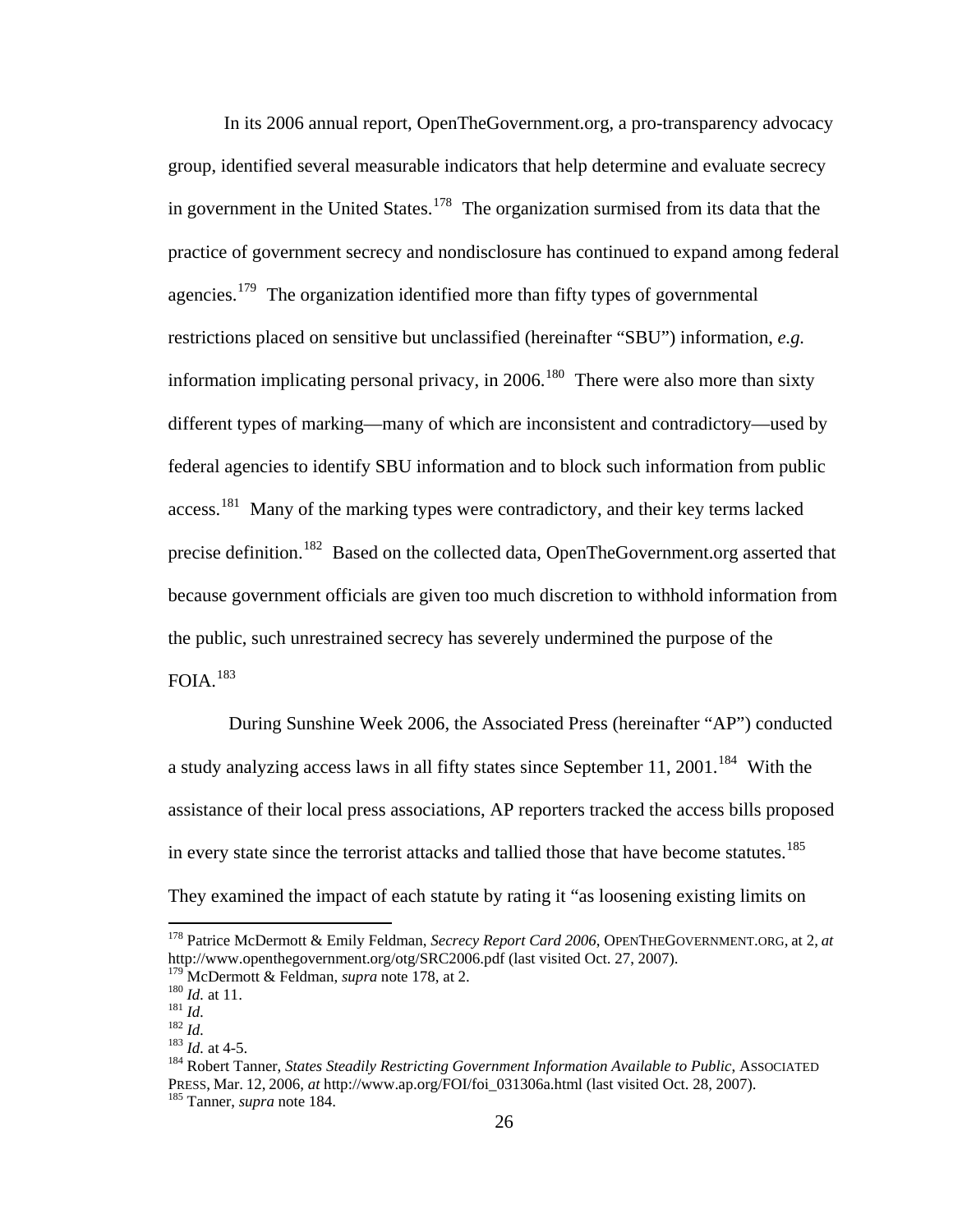In its 2006 annual report, OpenTheGovernment.org, a pro-transparency advocacy group, identified several measurable indicators that help determine and evaluate secrecy in government in the United States.[178] The organization surmised from its data that the practice of government secrecy and nondisclosure has continued to expand among federal agencies.[179] The organization identified more than fifty types of governmental restrictions placed on sensitive but unclassified (hereinafter "SBU") information, *e.g.* information implicating personal privacy, in 2006.[180] There were also more than sixty different types of marking—many of which are inconsistent and contradictory—used by federal agencies to identify SBU information and to block such information from public access.[181] Many of the marking types were contradictory, and their key terms lacked precise definition.[182] Based on the collected data, OpenTheGovernment.org asserted that because government officials are given too much discretion to withhold information from the public, such unrestrained secrecy has severely undermined the purpose of the FOIA.[183]

During Sunshine Week 2006, the Associated Press (hereinafter "AP") conducted a study analyzing access laws in all fifty states since September 11, 2001.[184] With the assistance of their local press associations, AP reporters tracked the access bills proposed in every state since the terrorist attacks and tallied those that have become statutes.[185] They examined the impact of each statute by rating it "as loosening existing limits on

---

[178] Patrice McDermott & Emily Feldman, *Secrecy Report Card 2006*, OPENTHEGOVERNMENT.ORG, at 2, *at* http://www.openthegovernment.org/otg/SRC2006.pdf (last visited Oct. 27, 2007).
[179] McDermott & Feldman, *supra* note 178, at 2.
[180] *Id.* at 11.
[181] *Id*.
[182] *Id*.
[183] *Id.* at 4-5.
[184] Robert Tanner, *States Steadily Restricting Government Information Available to Public*, ASSOCIATED PRESS, Mar. 12, 2006, *at* http://www.ap.org/FOI/foi_031306a.html (last visited Oct. 28, 2007).
[185] Tanner, *supra* note 184.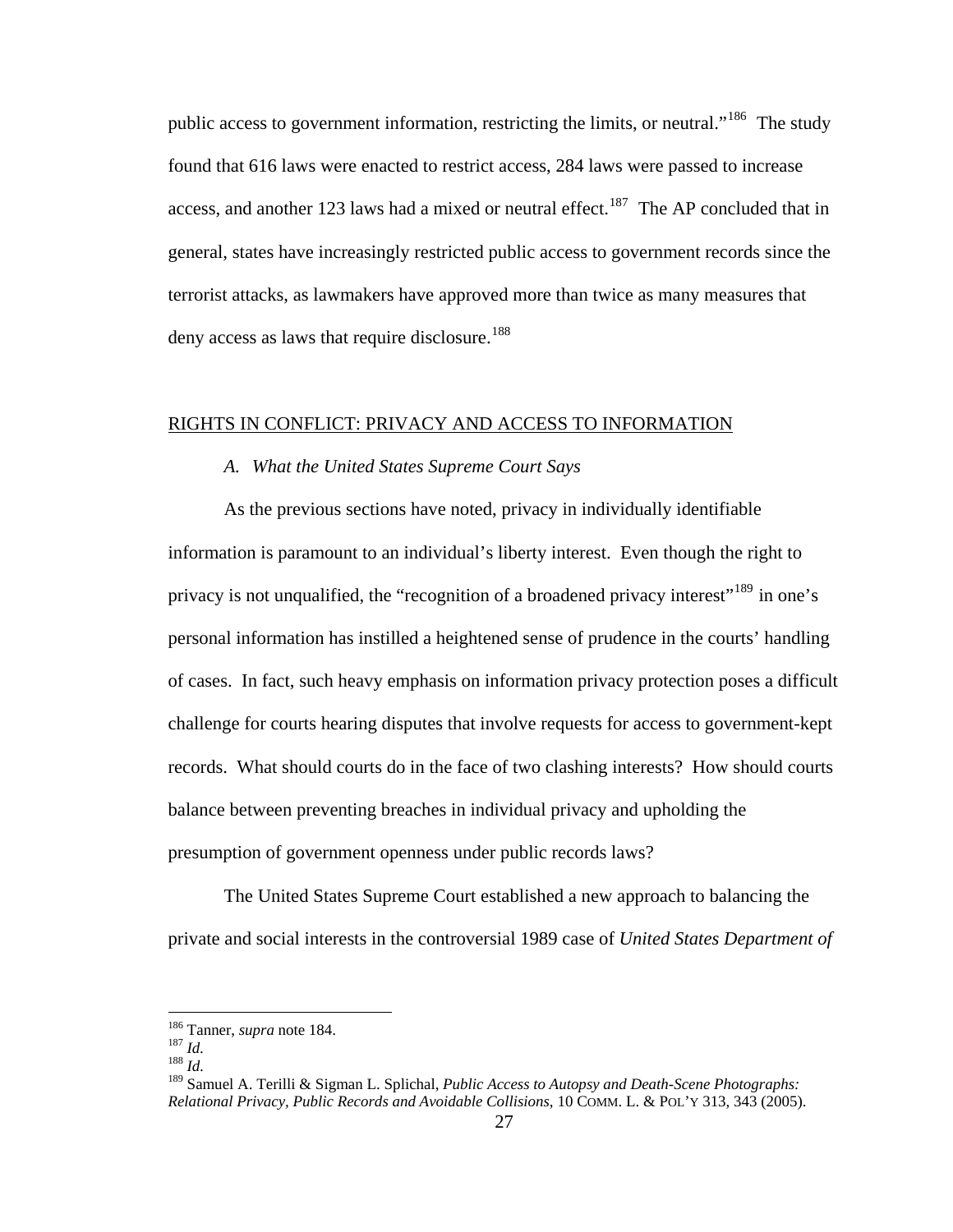public access to government information, restricting the limits, or neutral."[186] The study found that 616 laws were enacted to restrict access, 284 laws were passed to increase access, and another 123 laws had a mixed or neutral effect.[187] The AP concluded that in general, states have increasingly restricted public access to government records since the terrorist attacks, as lawmakers have approved more than twice as many measures that deny access as laws that require disclosure.[188]

## RIGHTS IN CONFLICT: PRIVACY AND ACCESS TO INFORMATION

### *A. What the United States Supreme Court Says*

As the previous sections have noted, privacy in individually identifiable information is paramount to an individual's liberty interest. Even though the right to privacy is not unqualified, the "recognition of a broadened privacy interest"[189] in one's personal information has instilled a heightened sense of prudence in the courts' handling of cases. In fact, such heavy emphasis on information privacy protection poses a difficult challenge for courts hearing disputes that involve requests for access to government-kept records. What should courts do in the face of two clashing interests? How should courts balance between preventing breaches in individual privacy and upholding the presumption of government openness under public records laws?

The United States Supreme Court established a new approach to balancing the private and social interests in the controversial 1989 case of *United States Department of*

---

[186] Tanner, *supra* note 184.

[187] *Id.*

[188] *Id.*

[189] Samuel A. Terilli & Sigman L. Splichal, *Public Access to Autopsy and Death-Scene Photographs: Relational Privacy, Public Records and Avoidable Collisions*, 10 COMM. L. & POL'Y 313, 343 (2005).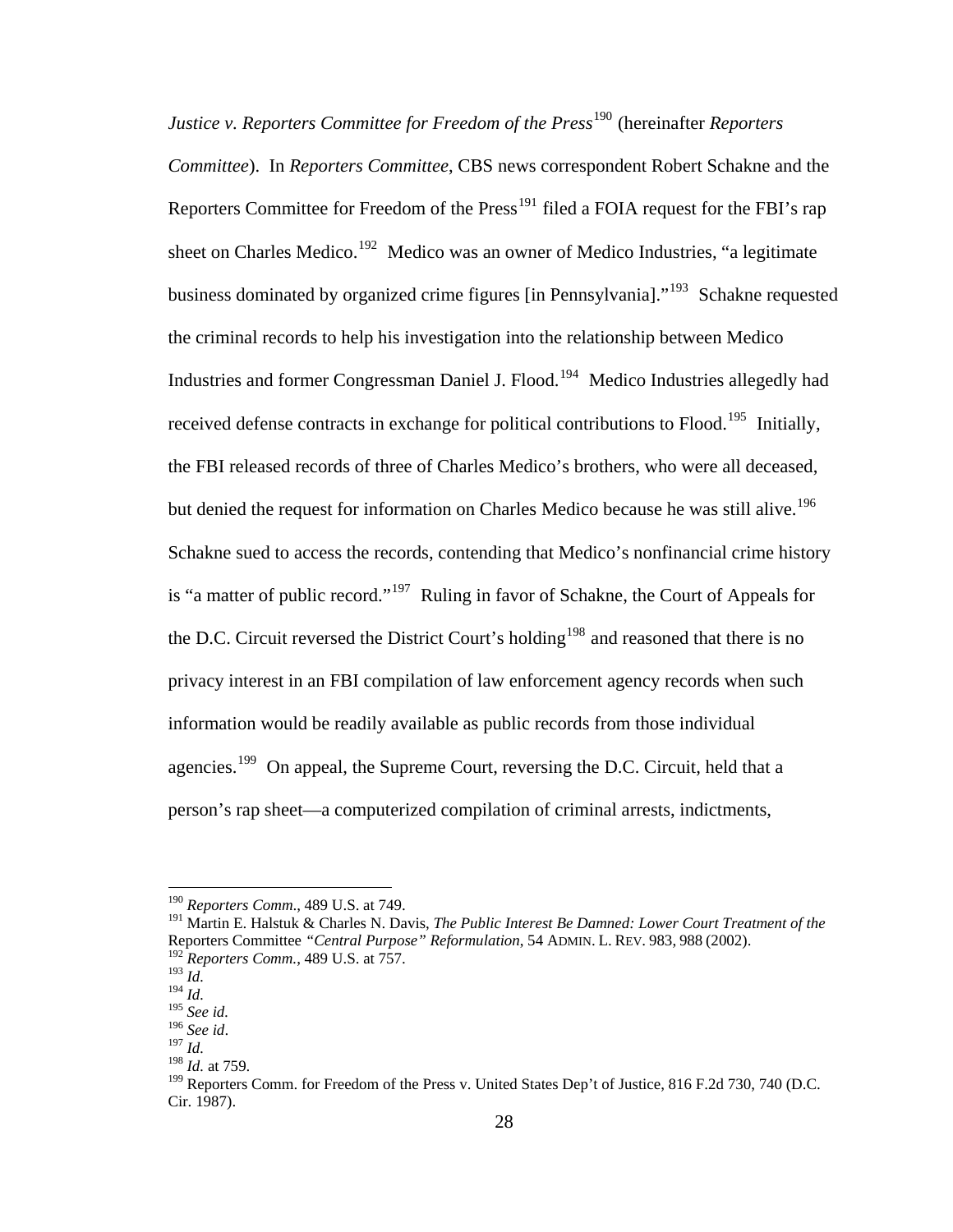*Justice v. Reporters Committee for Freedom of the Press*[190] (hereinafter *Reporters Committee*). In *Reporters Committee*, CBS news correspondent Robert Schakne and the Reporters Committee for Freedom of the Press[191] filed a FOIA request for the FBI's rap sheet on Charles Medico.[192] Medico was an owner of Medico Industries, "a legitimate business dominated by organized crime figures [in Pennsylvania]."[193] Schakne requested the criminal records to help his investigation into the relationship between Medico Industries and former Congressman Daniel J. Flood.[194] Medico Industries allegedly had received defense contracts in exchange for political contributions to Flood.[195] Initially, the FBI released records of three of Charles Medico's brothers, who were all deceased, but denied the request for information on Charles Medico because he was still alive.[196] Schakne sued to access the records, contending that Medico's nonfinancial crime history is "a matter of public record."[197] Ruling in favor of Schakne, the Court of Appeals for the D.C. Circuit reversed the District Court's holding[198] and reasoned that there is no privacy interest in an FBI compilation of law enforcement agency records when such information would be readily available as public records from those individual agencies.[199] On appeal, the Supreme Court, reversing the D.C. Circuit, held that a person's rap sheet—a computerized compilation of criminal arrests, indictments,

---

[190] *Reporters Comm.*, 489 U.S. at 749.

[191] Martin E. Halstuk & Charles N. Davis, *The Public Interest Be Damned: Lower Court Treatment of the* Reporters Committee *"Central Purpose" Reformulation*, 54 ADMIN. L. REV. 983, 988 (2002).

[192] *Reporters Comm.*, 489 U.S. at 757.

[193] *Id.*

[194] *Id.*

[195] *See id.*

[196] *See id*.

[197] *Id.*

[198] *Id.* at 759.

[199] Reporters Comm. for Freedom of the Press v. United States Dep't of Justice, 816 F.2d 730, 740 (D.C. Cir. 1987).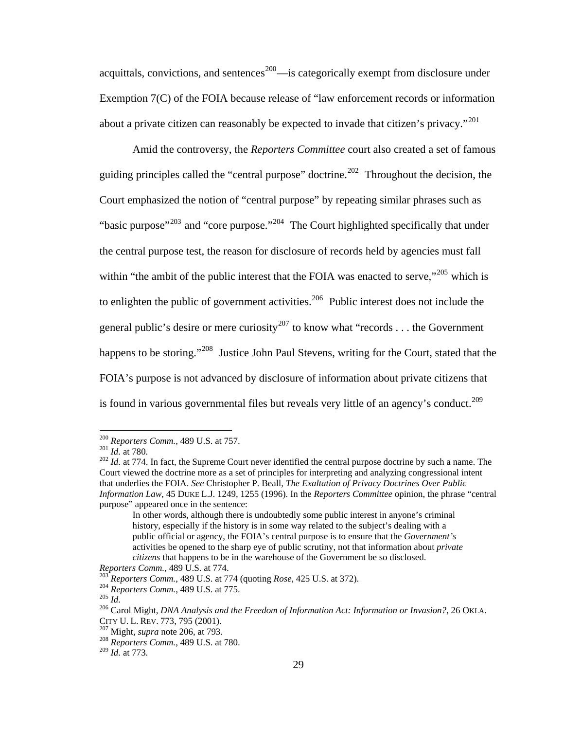acquittals, convictions, and sentences[200]—is categorically exempt from disclosure under Exemption 7(C) of the FOIA because release of "law enforcement records or information about a private citizen can reasonably be expected to invade that citizen's privacy."[201]

Amid the controversy, the *Reporters Committee* court also created a set of famous guiding principles called the "central purpose" doctrine.[202] Throughout the decision, the Court emphasized the notion of "central purpose" by repeating similar phrases such as "basic purpose"[203] and "core purpose."[204] The Court highlighted specifically that under the central purpose test, the reason for disclosure of records held by agencies must fall within "the ambit of the public interest that the FOIA was enacted to serve,"[205] which is to enlighten the public of government activities.[206] Public interest does not include the general public's desire or mere curiosity[207] to know what "records . . . the Government happens to be storing."[208] Justice John Paul Stevens, writing for the Court, stated that the FOIA's purpose is not advanced by disclosure of information about private citizens that is found in various governmental files but reveals very little of an agency's conduct.[209]

---

[200] *Reporters Comm.*, 489 U.S. at 757.

[201] *Id.* at 780.

[202] *Id.* at 774. In fact, the Supreme Court never identified the central purpose doctrine by such a name. The Court viewed the doctrine more as a set of principles for interpreting and analyzing congressional intent that underlies the FOIA. *See* Christopher P. Beall, *The Exaltation of Privacy Doctrines Over Public Information Law*, 45 DUKE L.J. 1249, 1255 (1996). In the *Reporters Committee* opinion, the phrase "central purpose" appeared once in the sentence:

> In other words, although there is undoubtedly some public interest in anyone's criminal history, especially if the history is in some way related to the subject's dealing with a public official or agency, the FOIA's central purpose is to ensure that the *Government's* activities be opened to the sharp eye of public scrutiny, not that information about *private citizens* that happens to be in the warehouse of the Government be so disclosed.

*Reporters Comm.*, 489 U.S. at 774.

[203] *Reporters Comm.*, 489 U.S. at 774 (quoting *Rose*, 425 U.S. at 372).

[204] *Reporters Comm.*, 489 U.S. at 775.

[205] *Id.*

[206] Carol Might, *DNA Analysis and the Freedom of Information Act: Information or Invasion?*, 26 OKLA. CITY U. L. REV. 773, 795 (2001).

[207] Might, *supra* note 206, at 793.

[208] *Reporters Comm.*, 489 U.S. at 780.

[209] *Id.* at 773.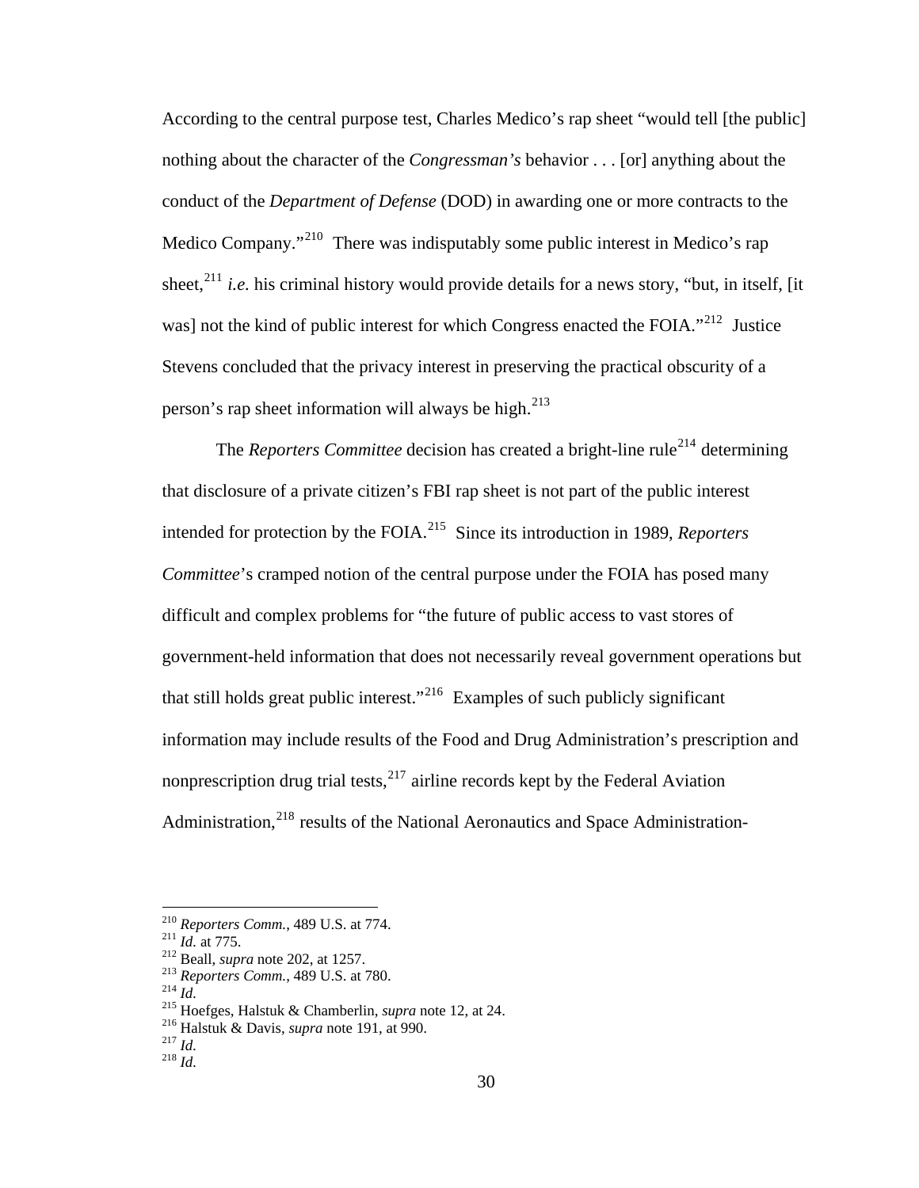According to the central purpose test, Charles Medico's rap sheet "would tell [the public] nothing about the character of the *Congressman's* behavior . . . [or] anything about the conduct of the *Department of Defense* (DOD) in awarding one or more contracts to the Medico Company."[210] There was indisputably some public interest in Medico's rap sheet,[211] *i.e.* his criminal history would provide details for a news story, "but, in itself, [it was] not the kind of public interest for which Congress enacted the FOIA."[212] Justice Stevens concluded that the privacy interest in preserving the practical obscurity of a person's rap sheet information will always be high.[213]

The *Reporters Committee* decision has created a bright-line rule[214] determining that disclosure of a private citizen's FBI rap sheet is not part of the public interest intended for protection by the FOIA.[215] Since its introduction in 1989, *Reporters Committee*'s cramped notion of the central purpose under the FOIA has posed many difficult and complex problems for "the future of public access to vast stores of government-held information that does not necessarily reveal government operations but that still holds great public interest."[216] Examples of such publicly significant information may include results of the Food and Drug Administration's prescription and nonprescription drug trial tests,[217] airline records kept by the Federal Aviation Administration,[218] results of the National Aeronautics and Space Administration-

---

[210] *Reporters Comm.*, 489 U.S. at 774.
[211] *Id.* at 775.
[212] Beall, *supra* note 202, at 1257.
[213] *Reporters Comm.*, 489 U.S. at 780.
[214] *Id.*
[215] Hoefges, Halstuk & Chamberlin, *supra* note 12, at 24.
[216] Halstuk & Davis, *supra* note 191, at 990.
[217] *Id.*
[218] *Id.*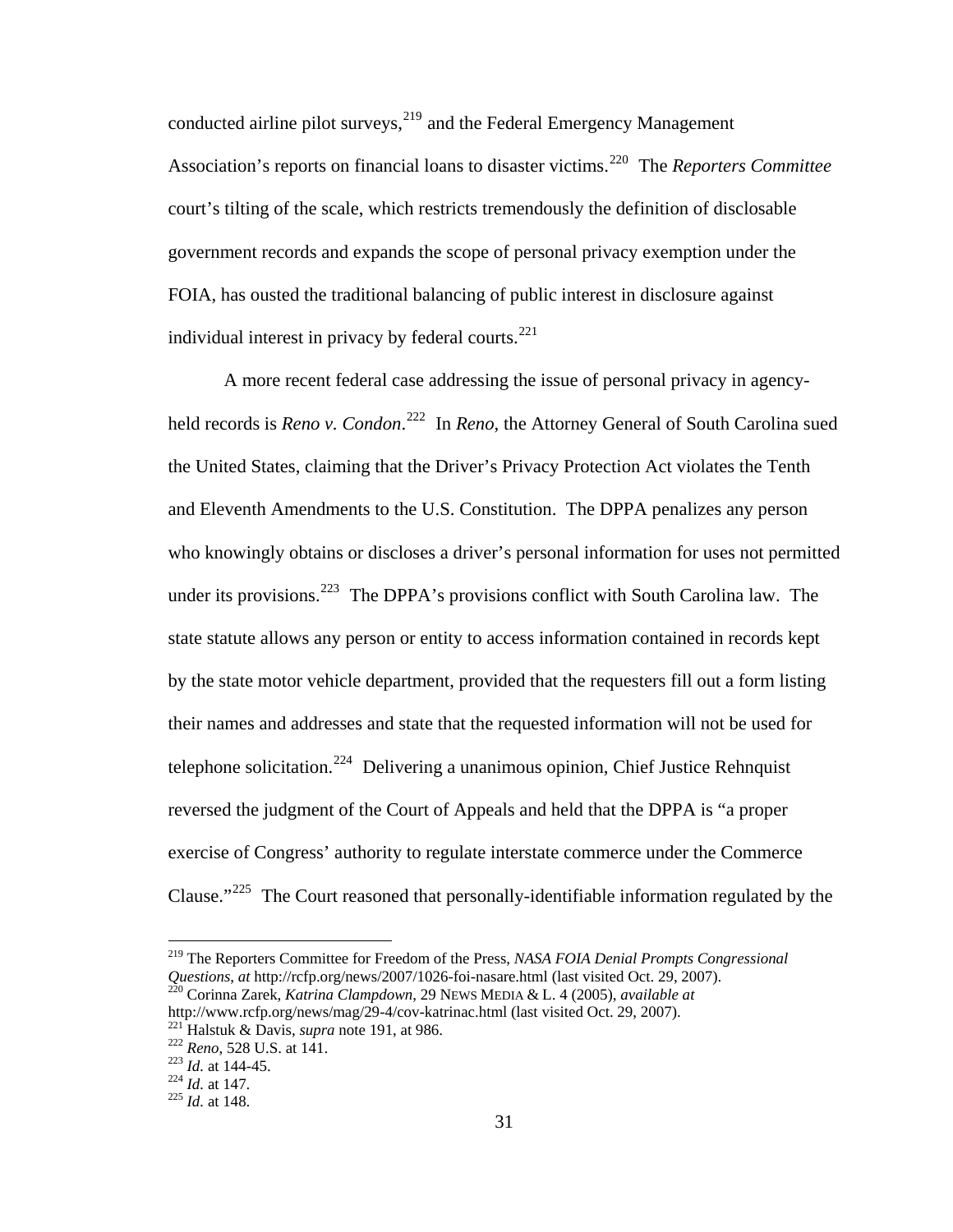conducted airline pilot surveys,[219] and the Federal Emergency Management Association's reports on financial loans to disaster victims.[220] The *Reporters Committee* court's tilting of the scale, which restricts tremendously the definition of disclosable government records and expands the scope of personal privacy exemption under the FOIA, has ousted the traditional balancing of public interest in disclosure against individual interest in privacy by federal courts.[221]

A more recent federal case addressing the issue of personal privacy in agency-held records is *Reno v. Condon*.[222] In *Reno*, the Attorney General of South Carolina sued the United States, claiming that the Driver's Privacy Protection Act violates the Tenth and Eleventh Amendments to the U.S. Constitution. The DPPA penalizes any person who knowingly obtains or discloses a driver's personal information for uses not permitted under its provisions.[223] The DPPA's provisions conflict with South Carolina law. The state statute allows any person or entity to access information contained in records kept by the state motor vehicle department, provided that the requesters fill out a form listing their names and addresses and state that the requested information will not be used for telephone solicitation.[224] Delivering a unanimous opinion, Chief Justice Rehnquist reversed the judgment of the Court of Appeals and held that the DPPA is "a proper exercise of Congress' authority to regulate interstate commerce under the Commerce Clause."[225] The Court reasoned that personally-identifiable information regulated by the

---

[219] The Reporters Committee for Freedom of the Press, *NASA FOIA Denial Prompts Congressional Questions*, *at* http://rcfp.org/news/2007/1026-foi-nasare.html (last visited Oct. 29, 2007).
[220] Corinna Zarek, *Katrina Clampdown*, 29 NEWS MEDIA & L. 4 (2005), *available at* http://www.rcfp.org/news/mag/29-4/cov-katrinac.html (last visited Oct. 29, 2007).
[221] Halstuk & Davis, *supra* note 191, at 986.
[222] *Reno*, 528 U.S. at 141.
[223] *Id.* at 144-45.
[224] *Id.* at 147.
[225] *Id.* at 148.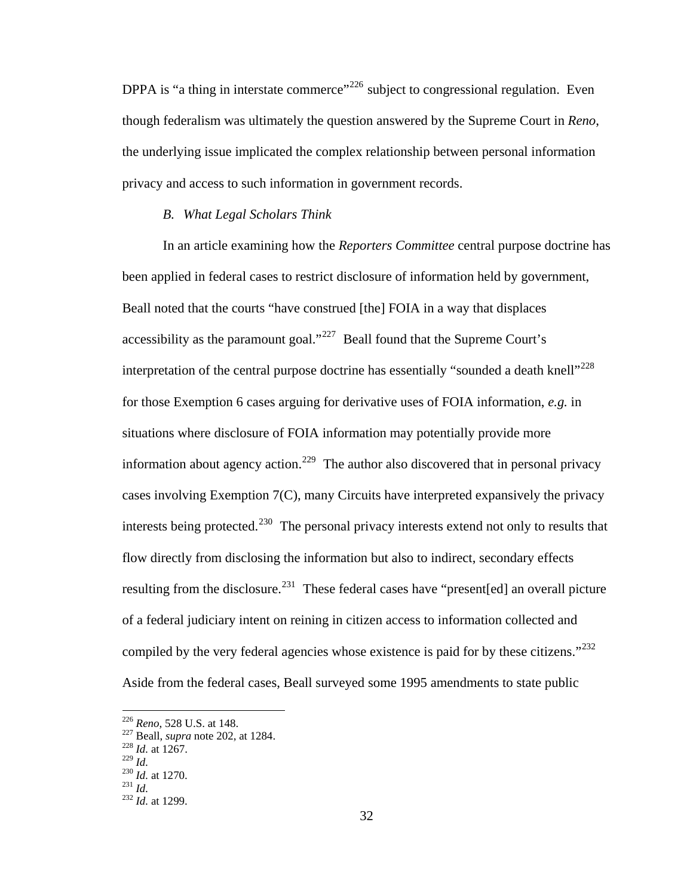DPPA is "a thing in interstate commerce"[226] subject to congressional regulation. Even though federalism was ultimately the question answered by the Supreme Court in *Reno*, the underlying issue implicated the complex relationship between personal information privacy and access to such information in government records.

### *B. What Legal Scholars Think*

In an article examining how the *Reporters Committee* central purpose doctrine has been applied in federal cases to restrict disclosure of information held by government, Beall noted that the courts "have construed [the] FOIA in a way that displaces accessibility as the paramount goal."[227] Beall found that the Supreme Court's interpretation of the central purpose doctrine has essentially "sounded a death knell"[228] for those Exemption 6 cases arguing for derivative uses of FOIA information, *e.g.* in situations where disclosure of FOIA information may potentially provide more information about agency action.[229] The author also discovered that in personal privacy cases involving Exemption 7(C), many Circuits have interpreted expansively the privacy interests being protected.[230] The personal privacy interests extend not only to results that flow directly from disclosing the information but also to indirect, secondary effects resulting from the disclosure.[231] These federal cases have "present[ed] an overall picture of a federal judiciary intent on reining in citizen access to information collected and compiled by the very federal agencies whose existence is paid for by these citizens."[232] Aside from the federal cases, Beall surveyed some 1995 amendments to state public

---

[226] *Reno*, 528 U.S. at 148.
[227] Beall, *supra* note 202, at 1284.
[228] *Id.* at 1267.
[229] *Id.*
[230] *Id.* at 1270.
[231] *Id.*
[232] *Id.* at 1299.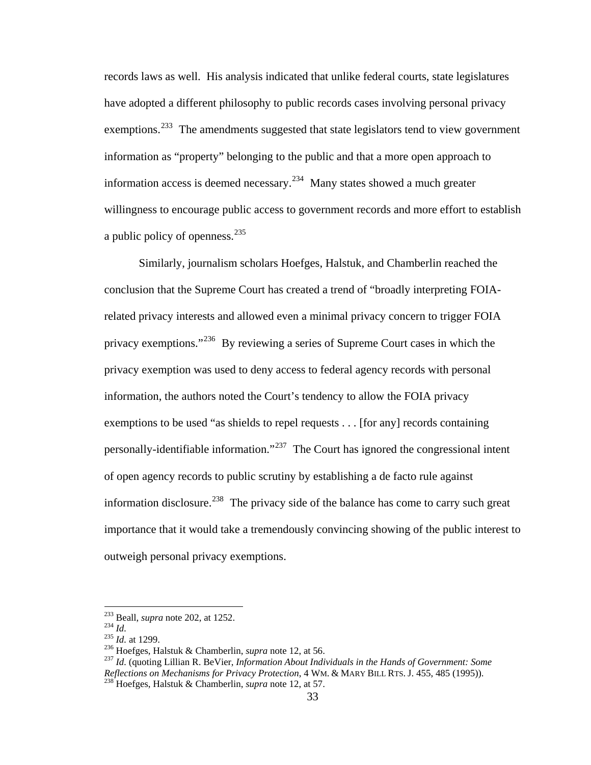records laws as well. His analysis indicated that unlike federal courts, state legislatures have adopted a different philosophy to public records cases involving personal privacy exemptions.[233] The amendments suggested that state legislators tend to view government information as "property" belonging to the public and that a more open approach to information access is deemed necessary.[234] Many states showed a much greater willingness to encourage public access to government records and more effort to establish a public policy of openness.[235]

Similarly, journalism scholars Hoefges, Halstuk, and Chamberlin reached the conclusion that the Supreme Court has created a trend of "broadly interpreting FOIA-related privacy interests and allowed even a minimal privacy concern to trigger FOIA privacy exemptions."[236] By reviewing a series of Supreme Court cases in which the privacy exemption was used to deny access to federal agency records with personal information, the authors noted the Court's tendency to allow the FOIA privacy exemptions to be used "as shields to repel requests . . . [for any] records containing personally-identifiable information."[237] The Court has ignored the congressional intent of open agency records to public scrutiny by establishing a de facto rule against information disclosure.[238] The privacy side of the balance has come to carry such great importance that it would take a tremendously convincing showing of the public interest to outweigh personal privacy exemptions.

---

[233] Beall, *supra* note 202, at 1252.
[234] *Id.*
[235] *Id.* at 1299.
[236] Hoefges, Halstuk & Chamberlin, *supra* note 12, at 56.
[237] *Id.* (quoting Lillian R. BeVier, *Information About Individuals in the Hands of Government: Some Reflections on Mechanisms for Privacy Protection*, 4 WM. & MARY BILL RTS. J. 455, 485 (1995)).
[238] Hoefges, Halstuk & Chamberlin, *supra* note 12, at 57.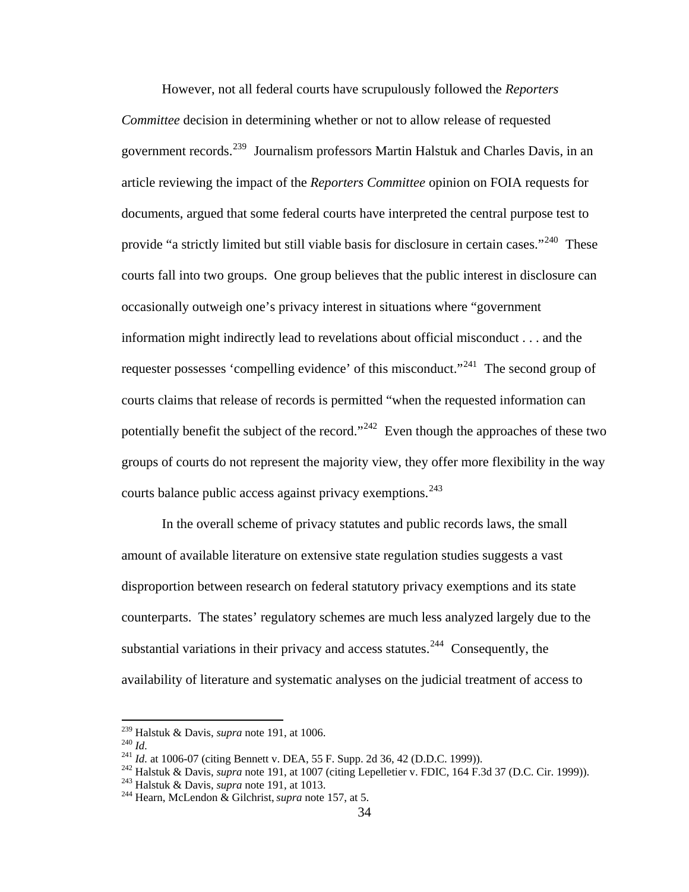However, not all federal courts have scrupulously followed the *Reporters Committee* decision in determining whether or not to allow release of requested government records.[239] Journalism professors Martin Halstuk and Charles Davis, in an article reviewing the impact of the *Reporters Committee* opinion on FOIA requests for documents, argued that some federal courts have interpreted the central purpose test to provide "a strictly limited but still viable basis for disclosure in certain cases."[240] These courts fall into two groups. One group believes that the public interest in disclosure can occasionally outweigh one's privacy interest in situations where "government information might indirectly lead to revelations about official misconduct . . . and the requester possesses 'compelling evidence' of this misconduct."[241] The second group of courts claims that release of records is permitted "when the requested information can potentially benefit the subject of the record."[242] Even though the approaches of these two groups of courts do not represent the majority view, they offer more flexibility in the way courts balance public access against privacy exemptions.[243]

In the overall scheme of privacy statutes and public records laws, the small amount of available literature on extensive state regulation studies suggests a vast disproportion between research on federal statutory privacy exemptions and its state counterparts. The states' regulatory schemes are much less analyzed largely due to the substantial variations in their privacy and access statutes.[244] Consequently, the availability of literature and systematic analyses on the judicial treatment of access to

---

[239] Halstuk & Davis, *supra* note 191, at 1006.
[240] *Id*.
[241] *Id.* at 1006-07 (citing Bennett v. DEA, 55 F. Supp. 2d 36, 42 (D.D.C. 1999)).
[242] Halstuk & Davis, *supra* note 191, at 1007 (citing Lepelletier v. FDIC, 164 F.3d 37 (D.C. Cir. 1999)).
[243] Halstuk & Davis, *supra* note 191, at 1013.
[244] Hearn, McLendon & Gilchrist, *supra* note 157, at 5.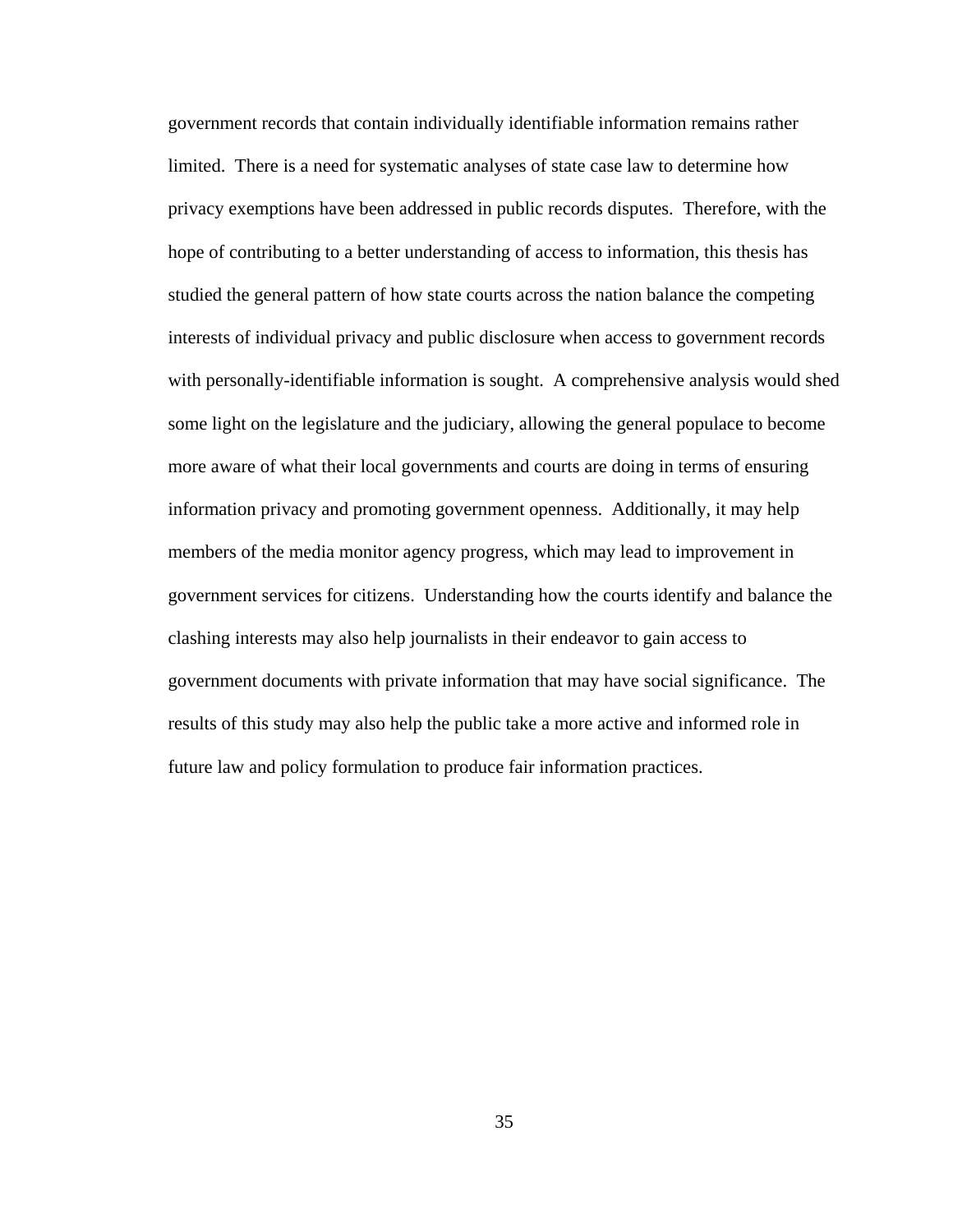government records that contain individually identifiable information remains rather limited. There is a need for systematic analyses of state case law to determine how privacy exemptions have been addressed in public records disputes. Therefore, with the hope of contributing to a better understanding of access to information, this thesis has studied the general pattern of how state courts across the nation balance the competing interests of individual privacy and public disclosure when access to government records with personally-identifiable information is sought. A comprehensive analysis would shed some light on the legislature and the judiciary, allowing the general populace to become more aware of what their local governments and courts are doing in terms of ensuring information privacy and promoting government openness. Additionally, it may help members of the media monitor agency progress, which may lead to improvement in government services for citizens. Understanding how the courts identify and balance the clashing interests may also help journalists in their endeavor to gain access to government documents with private information that may have social significance. The results of this study may also help the public take a more active and informed role in future law and policy formulation to produce fair information practices.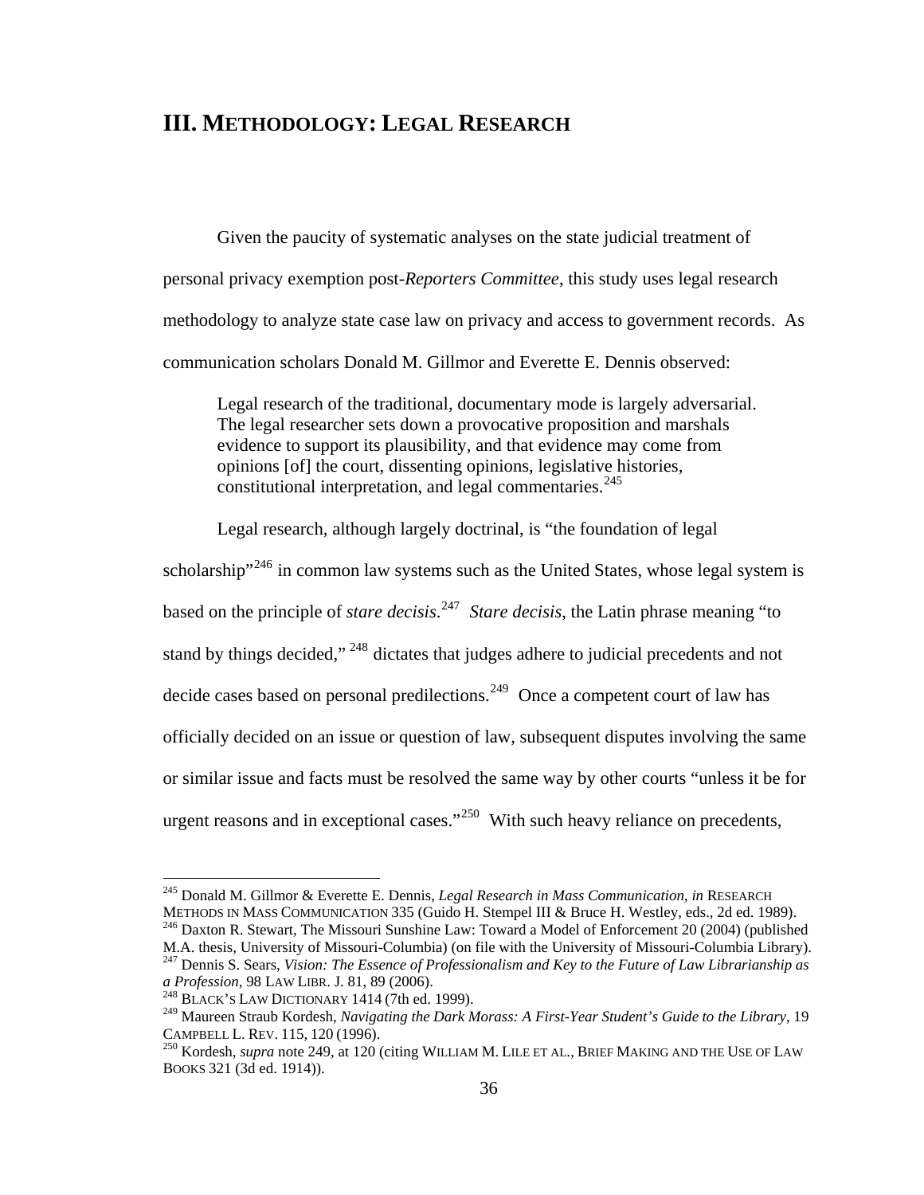## III. METHODOLOGY: LEGAL RESEARCH

Given the paucity of systematic analyses on the state judicial treatment of personal privacy exemption post-*Reporters Committee*, this study uses legal research methodology to analyze state case law on privacy and access to government records. As communication scholars Donald M. Gillmor and Everette E. Dennis observed:

> Legal research of the traditional, documentary mode is largely adversarial. The legal researcher sets down a provocative proposition and marshals evidence to support its plausibility, and that evidence may come from opinions [of] the court, dissenting opinions, legislative histories, constitutional interpretation, and legal commentaries.[245]

Legal research, although largely doctrinal, is "the foundation of legal scholarship"[246] in common law systems such as the United States, whose legal system is based on the principle of *stare decisis*.[247] *Stare decisis*, the Latin phrase meaning "to stand by things decided,"[248] dictates that judges adhere to judicial precedents and not decide cases based on personal predilections.[249] Once a competent court of law has officially decided on an issue or question of law, subsequent disputes involving the same or similar issue and facts must be resolved the same way by other courts "unless it be for urgent reasons and in exceptional cases."[250] With such heavy reliance on precedents,

---

[245] Donald M. Gillmor & Everette E. Dennis, *Legal Research in Mass Communication*, *in* RESEARCH METHODS IN MASS COMMUNICATION 335 (Guido H. Stempel III & Bruce H. Westley, eds., 2d ed. 1989).

[246] Daxton R. Stewart, The Missouri Sunshine Law: Toward a Model of Enforcement 20 (2004) (published M.A. thesis, University of Missouri-Columbia) (on file with the University of Missouri-Columbia Library).

[247] Dennis S. Sears, *Vision: The Essence of Professionalism and Key to the Future of Law Librarianship as a Profession*, 98 LAW LIBR. J. 81, 89 (2006).

[248] BLACK'S LAW DICTIONARY 1414 (7th ed. 1999).

[249] Maureen Straub Kordesh, *Navigating the Dark Morass: A First-Year Student's Guide to the Library*, 19 CAMPBELL L. REV. 115, 120 (1996).

[250] Kordesh, *supra* note 249, at 120 (citing WILLIAM M. LILE ET AL., BRIEF MAKING AND THE USE OF LAW BOOKS 321 (3d ed. 1914)).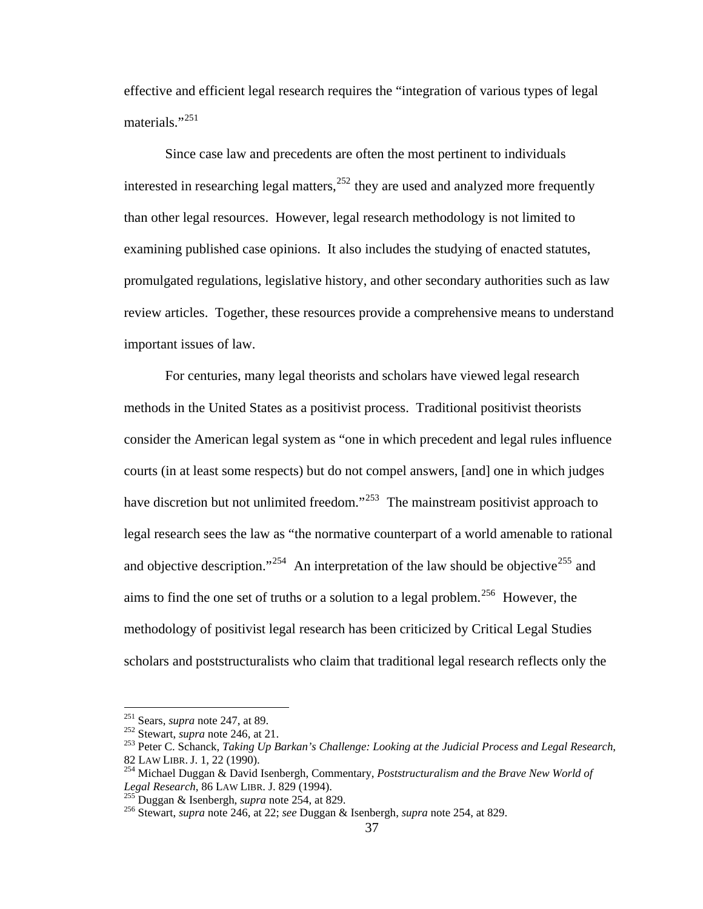effective and efficient legal research requires the "integration of various types of legal materials."[251]

Since case law and precedents are often the most pertinent to individuals interested in researching legal matters,[252] they are used and analyzed more frequently than other legal resources. However, legal research methodology is not limited to examining published case opinions. It also includes the studying of enacted statutes, promulgated regulations, legislative history, and other secondary authorities such as law review articles. Together, these resources provide a comprehensive means to understand important issues of law.

For centuries, many legal theorists and scholars have viewed legal research methods in the United States as a positivist process. Traditional positivist theorists consider the American legal system as "one in which precedent and legal rules influence courts (in at least some respects) but do not compel answers, [and] one in which judges have discretion but not unlimited freedom."[253] The mainstream positivist approach to legal research sees the law as "the normative counterpart of a world amenable to rational and objective description."[254] An interpretation of the law should be objective[255] and aims to find the one set of truths or a solution to a legal problem.[256] However, the methodology of positivist legal research has been criticized by Critical Legal Studies scholars and poststructuralists who claim that traditional legal research reflects only the

---

[251] Sears, *supra* note 247, at 89.

[252] Stewart, *supra* note 246, at 21.

[253] Peter C. Schanck, *Taking Up Barkan's Challenge: Looking at the Judicial Process and Legal Research*, 82 LAW LIBR. J. 1, 22 (1990).

[254] Michael Duggan & David Isenbergh, Commentary, *Poststructuralism and the Brave New World of Legal Research*, 86 LAW LIBR. J. 829 (1994).

[255] Duggan & Isenbergh, *supra* note 254, at 829.

[256] Stewart, *supra* note 246, at 22; *see* Duggan & Isenbergh, *supra* note 254, at 829.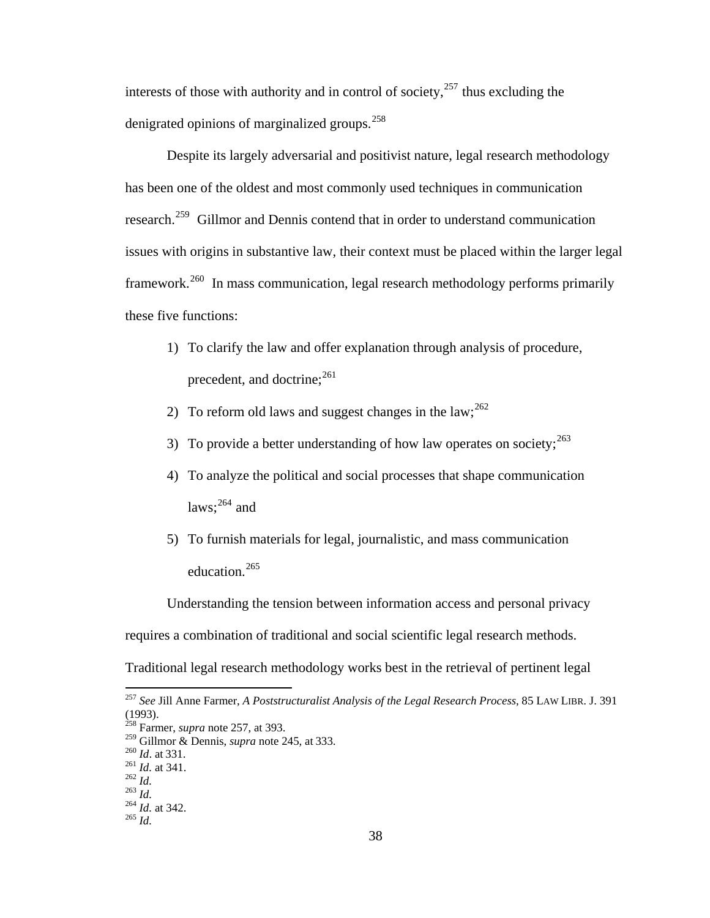interests of those with authority and in control of society,[257] thus excluding the denigrated opinions of marginalized groups.[258]

Despite its largely adversarial and positivist nature, legal research methodology has been one of the oldest and most commonly used techniques in communication research.[259] Gillmor and Dennis contend that in order to understand communication issues with origins in substantive law, their context must be placed within the larger legal framework.[260] In mass communication, legal research methodology performs primarily these five functions:

1) To clarify the law and offer explanation through analysis of procedure, precedent, and doctrine;[261]
2) To reform old laws and suggest changes in the law;[262]
3) To provide a better understanding of how law operates on society;[263]
4) To analyze the political and social processes that shape communication laws;[264] and
5) To furnish materials for legal, journalistic, and mass communication education.[265]

Understanding the tension between information access and personal privacy requires a combination of traditional and social scientific legal research methods. Traditional legal research methodology works best in the retrieval of pertinent legal

---

[257] *See* Jill Anne Farmer, *A Poststructuralist Analysis of the Legal Research Process*, 85 LAW LIBR. J. 391 (1993).
[258] Farmer, *supra* note 257, at 393.
[259] Gillmor & Dennis, *supra* note 245, at 333.
[260] *Id*. at 331.
[261] *Id*. at 341.
[262] *Id*.
[263] *Id*.
[264] *Id*. at 342.
[265] *Id*.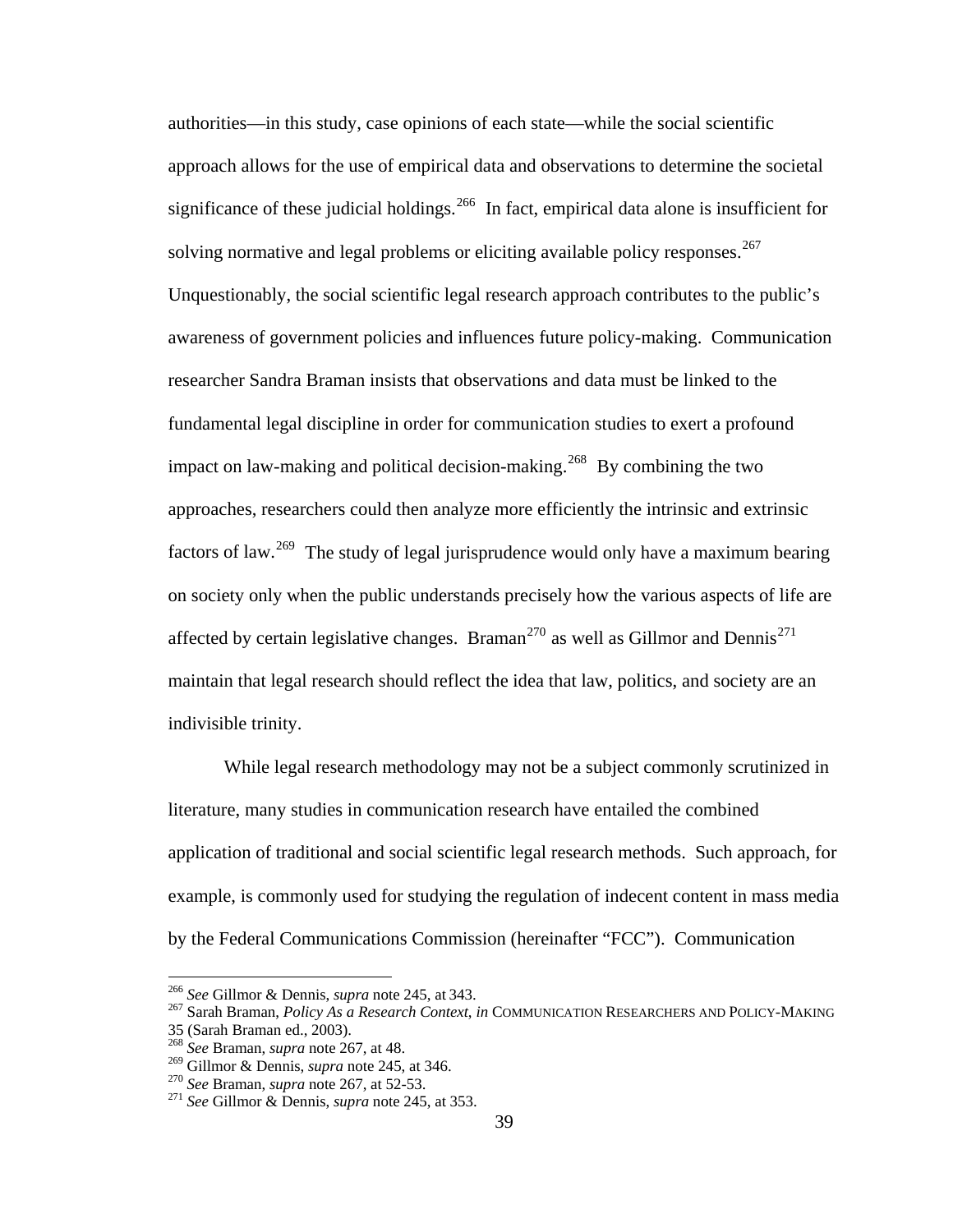authorities—in this study, case opinions of each state—while the social scientific approach allows for the use of empirical data and observations to determine the societal significance of these judicial holdings.[266] In fact, empirical data alone is insufficient for solving normative and legal problems or eliciting available policy responses.[267] Unquestionably, the social scientific legal research approach contributes to the public's awareness of government policies and influences future policy-making. Communication researcher Sandra Braman insists that observations and data must be linked to the fundamental legal discipline in order for communication studies to exert a profound impact on law-making and political decision-making.[268] By combining the two approaches, researchers could then analyze more efficiently the intrinsic and extrinsic factors of law.[269] The study of legal jurisprudence would only have a maximum bearing on society only when the public understands precisely how the various aspects of life are affected by certain legislative changes. Braman[270] as well as Gillmor and Dennis[271] maintain that legal research should reflect the idea that law, politics, and society are an indivisible trinity.

While legal research methodology may not be a subject commonly scrutinized in literature, many studies in communication research have entailed the combined application of traditional and social scientific legal research methods. Such approach, for example, is commonly used for studying the regulation of indecent content in mass media by the Federal Communications Commission (hereinafter "FCC"). Communication

---

[266] *See* Gillmor & Dennis, *supra* note 245, at 343.
[267] Sarah Braman, *Policy As a Research Context*, *in* COMMUNICATION RESEARCHERS AND POLICY-MAKING 35 (Sarah Braman ed., 2003).
[268] *See* Braman, *supra* note 267, at 48.
[269] Gillmor & Dennis, *supra* note 245, at 346.
[270] *See* Braman, *supra* note 267, at 52-53.
[271] *See* Gillmor & Dennis, *supra* note 245, at 353.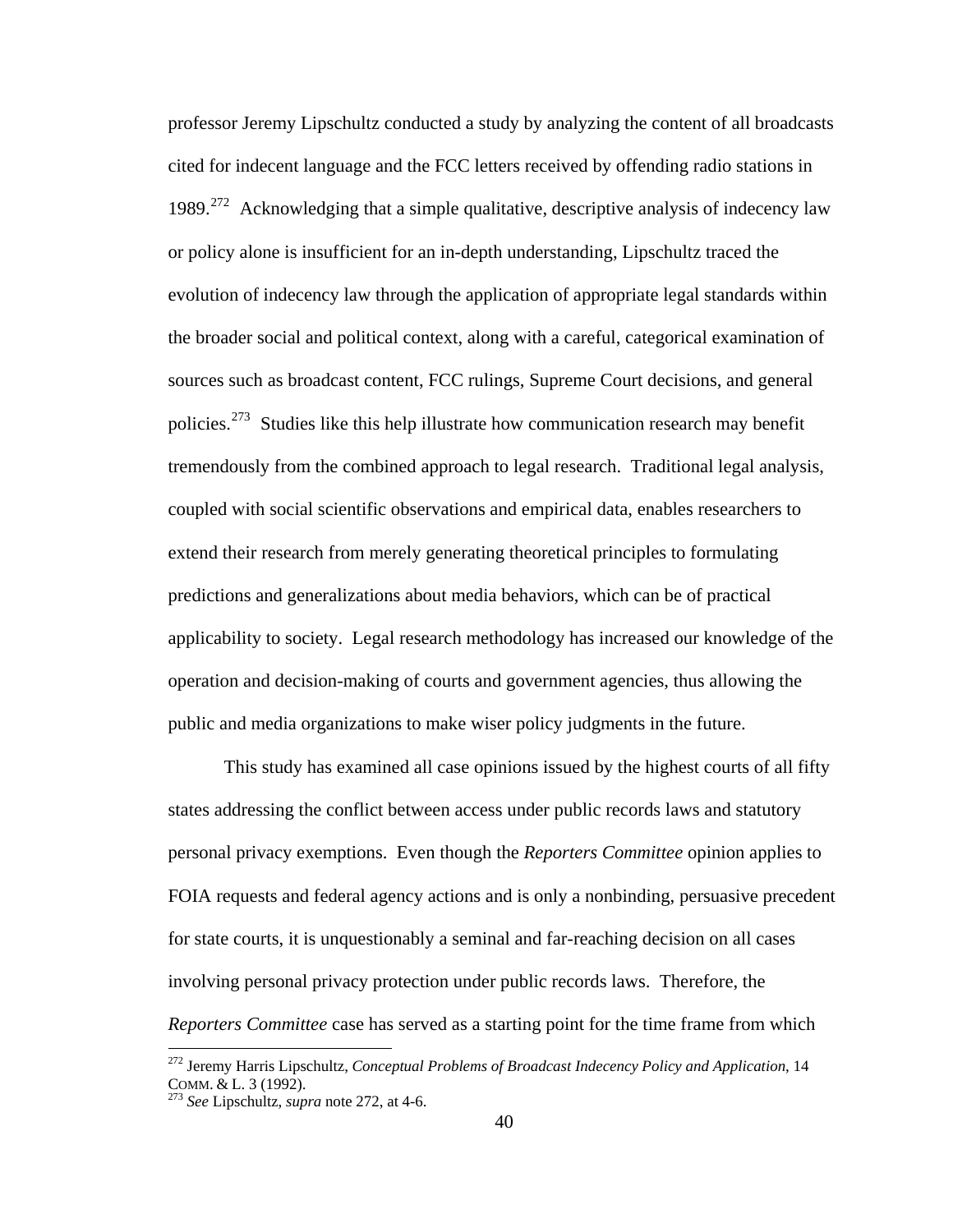professor Jeremy Lipschultz conducted a study by analyzing the content of all broadcasts cited for indecent language and the FCC letters received by offending radio stations in 1989.[272] Acknowledging that a simple qualitative, descriptive analysis of indecency law or policy alone is insufficient for an in-depth understanding, Lipschultz traced the evolution of indecency law through the application of appropriate legal standards within the broader social and political context, along with a careful, categorical examination of sources such as broadcast content, FCC rulings, Supreme Court decisions, and general policies.[273] Studies like this help illustrate how communication research may benefit tremendously from the combined approach to legal research. Traditional legal analysis, coupled with social scientific observations and empirical data, enables researchers to extend their research from merely generating theoretical principles to formulating predictions and generalizations about media behaviors, which can be of practical applicability to society. Legal research methodology has increased our knowledge of the operation and decision-making of courts and government agencies, thus allowing the public and media organizations to make wiser policy judgments in the future.

This study has examined all case opinions issued by the highest courts of all fifty states addressing the conflict between access under public records laws and statutory personal privacy exemptions. Even though the *Reporters Committee* opinion applies to FOIA requests and federal agency actions and is only a nonbinding, persuasive precedent for state courts, it is unquestionably a seminal and far-reaching decision on all cases involving personal privacy protection under public records laws. Therefore, the *Reporters Committee* case has served as a starting point for the time frame from which

---

[272] Jeremy Harris Lipschultz, *Conceptual Problems of Broadcast Indecency Policy and Application*, 14 COMM. & L. 3 (1992).

[273] *See* Lipschultz, *supra* note 272, at 4-6.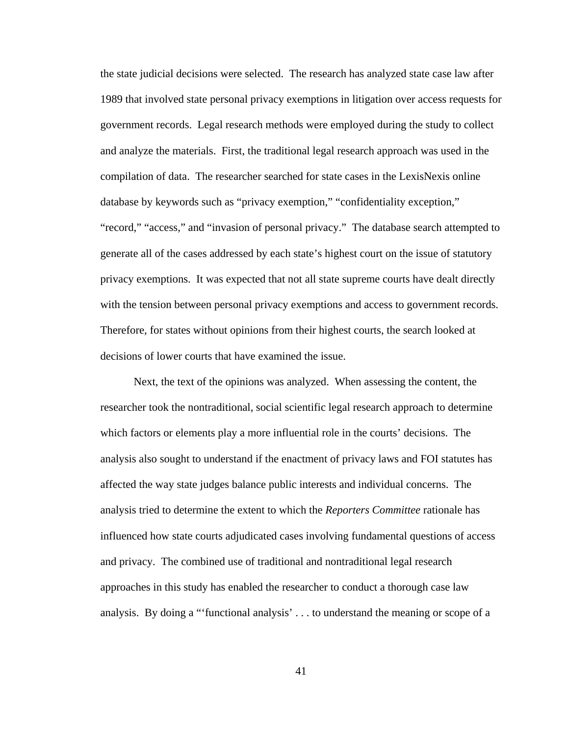the state judicial decisions were selected. The research has analyzed state case law after 1989 that involved state personal privacy exemptions in litigation over access requests for government records. Legal research methods were employed during the study to collect and analyze the materials. First, the traditional legal research approach was used in the compilation of data. The researcher searched for state cases in the LexisNexis online database by keywords such as "privacy exemption," "confidentiality exception," "record," "access," and "invasion of personal privacy." The database search attempted to generate all of the cases addressed by each state's highest court on the issue of statutory privacy exemptions. It was expected that not all state supreme courts have dealt directly with the tension between personal privacy exemptions and access to government records. Therefore, for states without opinions from their highest courts, the search looked at decisions of lower courts that have examined the issue.

Next, the text of the opinions was analyzed. When assessing the content, the researcher took the nontraditional, social scientific legal research approach to determine which factors or elements play a more influential role in the courts' decisions. The analysis also sought to understand if the enactment of privacy laws and FOI statutes has affected the way state judges balance public interests and individual concerns. The analysis tried to determine the extent to which the *Reporters Committee* rationale has influenced how state courts adjudicated cases involving fundamental questions of access and privacy. The combined use of traditional and nontraditional legal research approaches in this study has enabled the researcher to conduct a thorough case law analysis. By doing a "'functional analysis' . . . to understand the meaning or scope of a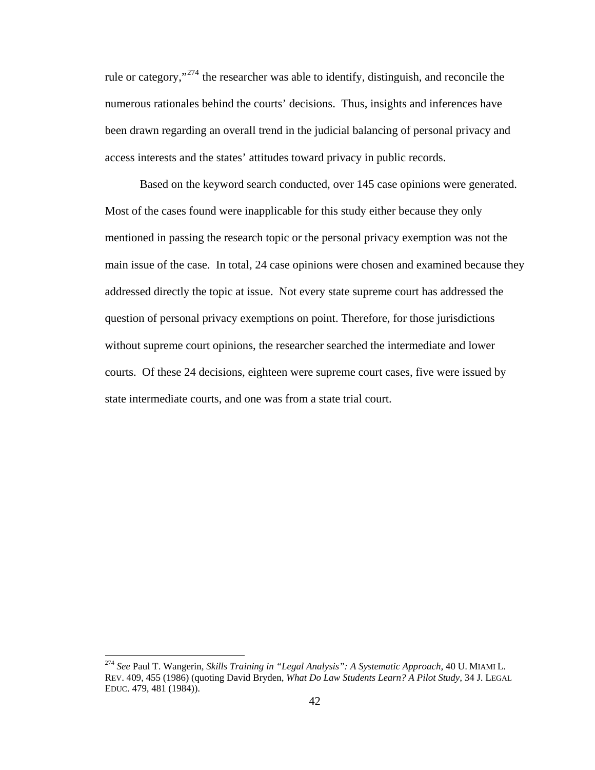rule or category,"[274] the researcher was able to identify, distinguish, and reconcile the numerous rationales behind the courts' decisions. Thus, insights and inferences have been drawn regarding an overall trend in the judicial balancing of personal privacy and access interests and the states' attitudes toward privacy in public records.

Based on the keyword search conducted, over 145 case opinions were generated. Most of the cases found were inapplicable for this study either because they only mentioned in passing the research topic or the personal privacy exemption was not the main issue of the case. In total, 24 case opinions were chosen and examined because they addressed directly the topic at issue. Not every state supreme court has addressed the question of personal privacy exemptions on point. Therefore, for those jurisdictions without supreme court opinions, the researcher searched the intermediate and lower courts. Of these 24 decisions, eighteen were supreme court cases, five were issued by state intermediate courts, and one was from a state trial court.

---

[274] *See* Paul T. Wangerin, *Skills Training in "Legal Analysis": A Systematic Approach*, 40 U. MIAMI L. REV. 409, 455 (1986) (quoting David Bryden, *What Do Law Students Learn? A Pilot Study*, 34 J. LEGAL EDUC. 479, 481 (1984)).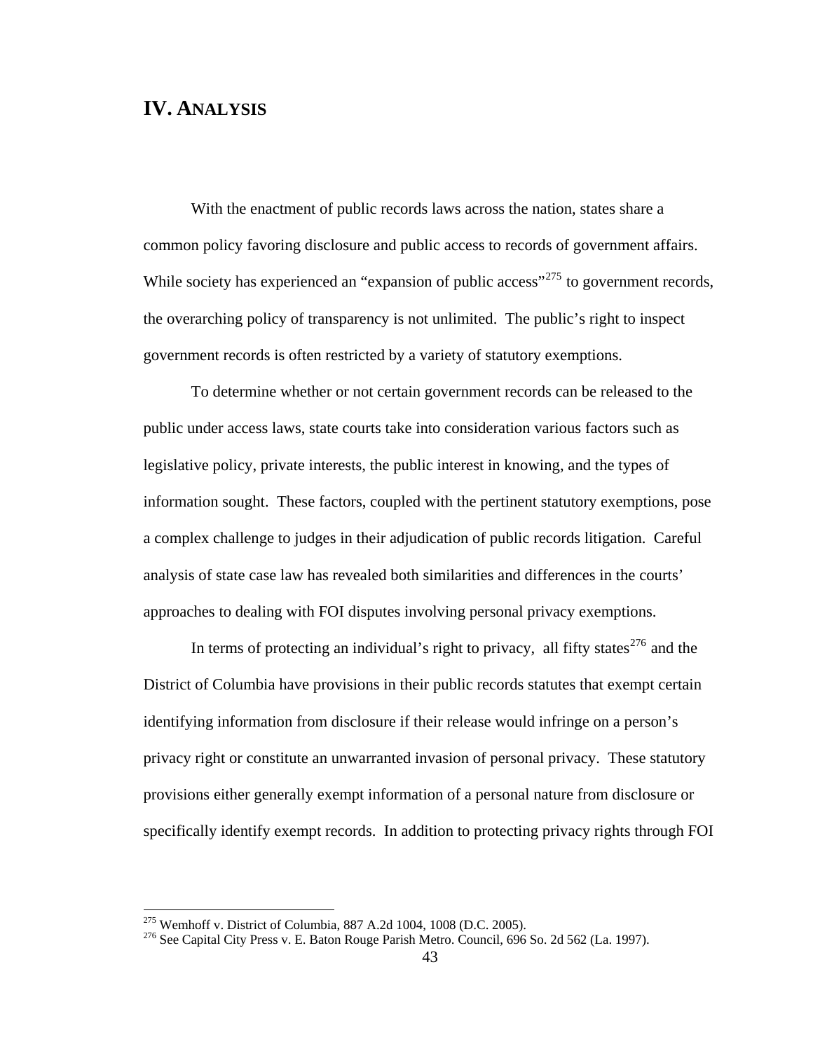# IV. ANALYSIS

With the enactment of public records laws across the nation, states share a common policy favoring disclosure and public access to records of government affairs. While society has experienced an "expansion of public access"[275] to government records, the overarching policy of transparency is not unlimited. The public's right to inspect government records is often restricted by a variety of statutory exemptions.

To determine whether or not certain government records can be released to the public under access laws, state courts take into consideration various factors such as legislative policy, private interests, the public interest in knowing, and the types of information sought. These factors, coupled with the pertinent statutory exemptions, pose a complex challenge to judges in their adjudication of public records litigation. Careful analysis of state case law has revealed both similarities and differences in the courts' approaches to dealing with FOI disputes involving personal privacy exemptions.

In terms of protecting an individual's right to privacy, all fifty states[276] and the District of Columbia have provisions in their public records statutes that exempt certain identifying information from disclosure if their release would infringe on a person's privacy right or constitute an unwarranted invasion of personal privacy. These statutory provisions either generally exempt information of a personal nature from disclosure or specifically identify exempt records. In addition to protecting privacy rights through FOI

---

[275] Wemhoff v. District of Columbia, 887 A.2d 1004, 1008 (D.C. 2005).

[276] See Capital City Press v. E. Baton Rouge Parish Metro. Council, 696 So. 2d 562 (La. 1997).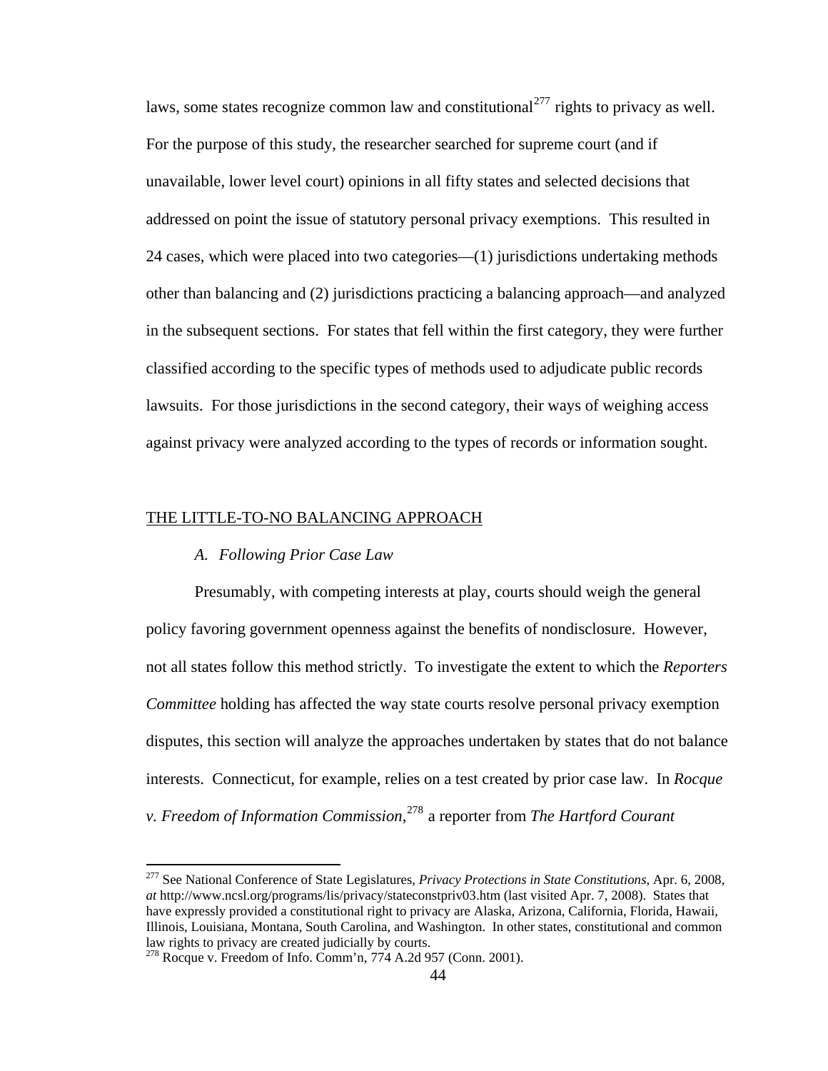laws, some states recognize common law and constitutional[277] rights to privacy as well. For the purpose of this study, the researcher searched for supreme court (and if unavailable, lower level court) opinions in all fifty states and selected decisions that addressed on point the issue of statutory personal privacy exemptions. This resulted in 24 cases, which were placed into two categories—(1) jurisdictions undertaking methods other than balancing and (2) jurisdictions practicing a balancing approach—and analyzed in the subsequent sections. For states that fell within the first category, they were further classified according to the specific types of methods used to adjudicate public records lawsuits. For those jurisdictions in the second category, their ways of weighing access against privacy were analyzed according to the types of records or information sought.

## THE LITTLE-TO-NO BALANCING APPROACH

### *A. Following Prior Case Law*

Presumably, with competing interests at play, courts should weigh the general policy favoring government openness against the benefits of nondisclosure. However, not all states follow this method strictly. To investigate the extent to which the *Reporters Committee* holding has affected the way state courts resolve personal privacy exemption disputes, this section will analyze the approaches undertaken by states that do not balance interests. Connecticut, for example, relies on a test created by prior case law. In *Rocque v. Freedom of Information Commission*,[278] a reporter from *The Hartford Courant*

---

[277] See National Conference of State Legislatures, *Privacy Protections in State Constitutions*, Apr. 6, 2008, *at* http://www.ncsl.org/programs/lis/privacy/stateconstpriv03.htm (last visited Apr. 7, 2008). States that have expressly provided a constitutional right to privacy are Alaska, Arizona, California, Florida, Hawaii, Illinois, Louisiana, Montana, South Carolina, and Washington. In other states, constitutional and common law rights to privacy are created judicially by courts.

[278] Rocque v. Freedom of Info. Comm'n, 774 A.2d 957 (Conn. 2001).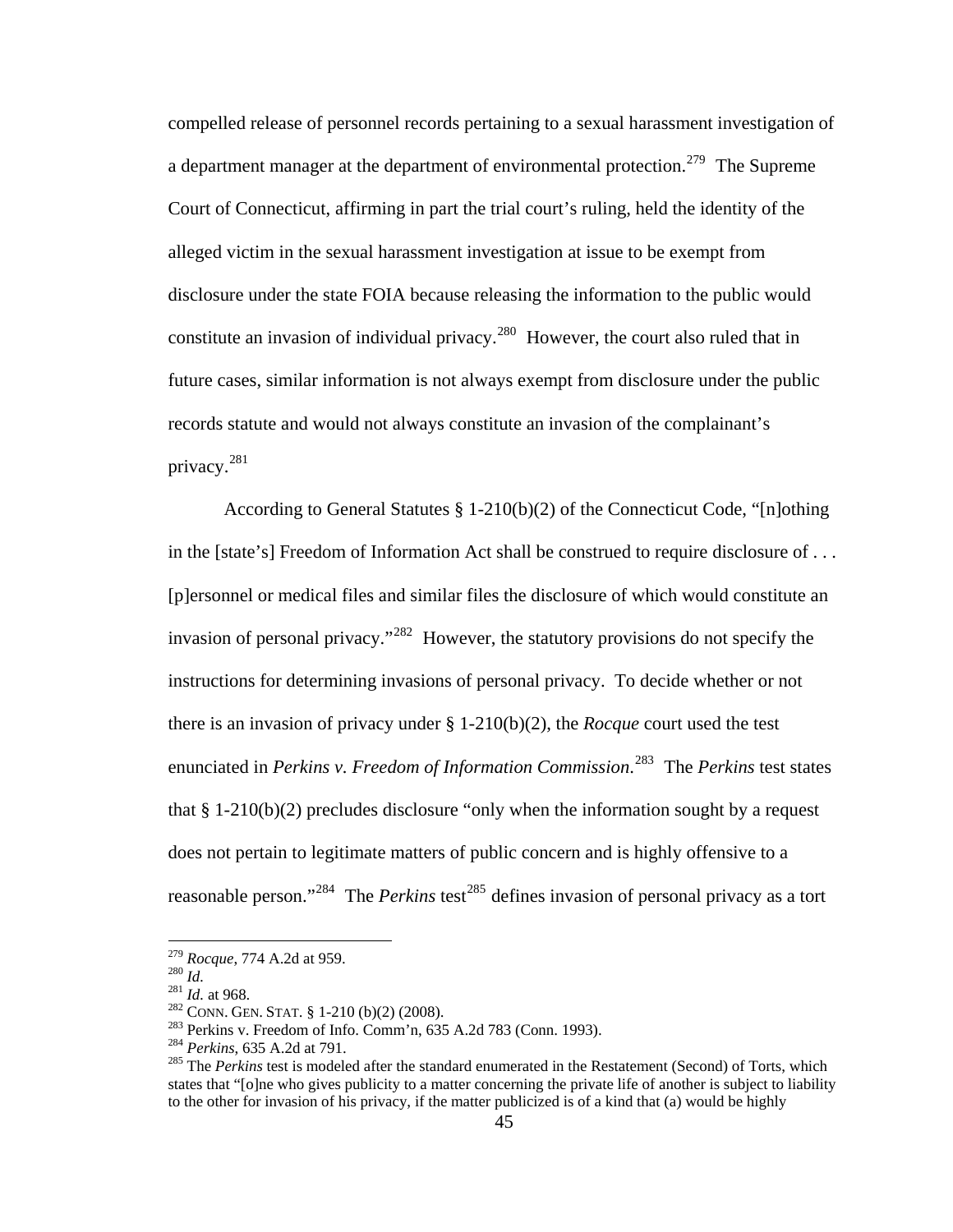compelled release of personnel records pertaining to a sexual harassment investigation of a department manager at the department of environmental protection.[279] The Supreme Court of Connecticut, affirming in part the trial court's ruling, held the identity of the alleged victim in the sexual harassment investigation at issue to be exempt from disclosure under the state FOIA because releasing the information to the public would constitute an invasion of individual privacy.[280] However, the court also ruled that in future cases, similar information is not always exempt from disclosure under the public records statute and would not always constitute an invasion of the complainant's privacy.[281]

According to General Statutes § 1-210(b)(2) of the Connecticut Code, "[n]othing in the [state's] Freedom of Information Act shall be construed to require disclosure of . . . [p]ersonnel or medical files and similar files the disclosure of which would constitute an invasion of personal privacy."[282] However, the statutory provisions do not specify the instructions for determining invasions of personal privacy. To decide whether or not there is an invasion of privacy under § 1-210(b)(2), the *Rocque* court used the test enunciated in *Perkins v. Freedom of Information Commission*.[283] The *Perkins* test states that § 1-210(b)(2) precludes disclosure "only when the information sought by a request does not pertain to legitimate matters of public concern and is highly offensive to a reasonable person."[284] The *Perkins* test[285] defines invasion of personal privacy as a tort

---

[279] *Rocque*, 774 A.2d at 959.

[280] *Id.*

[281] *Id.* at 968.

[282] CONN. GEN. STAT. § 1-210 (b)(2) (2008).

[283] Perkins v. Freedom of Info. Comm'n, 635 A.2d 783 (Conn. 1993).

[284] *Perkins*, 635 A.2d at 791.

[285] The *Perkins* test is modeled after the standard enumerated in the Restatement (Second) of Torts, which states that "[o]ne who gives publicity to a matter concerning the private life of another is subject to liability to the other for invasion of his privacy, if the matter publicized is of a kind that (a) would be highly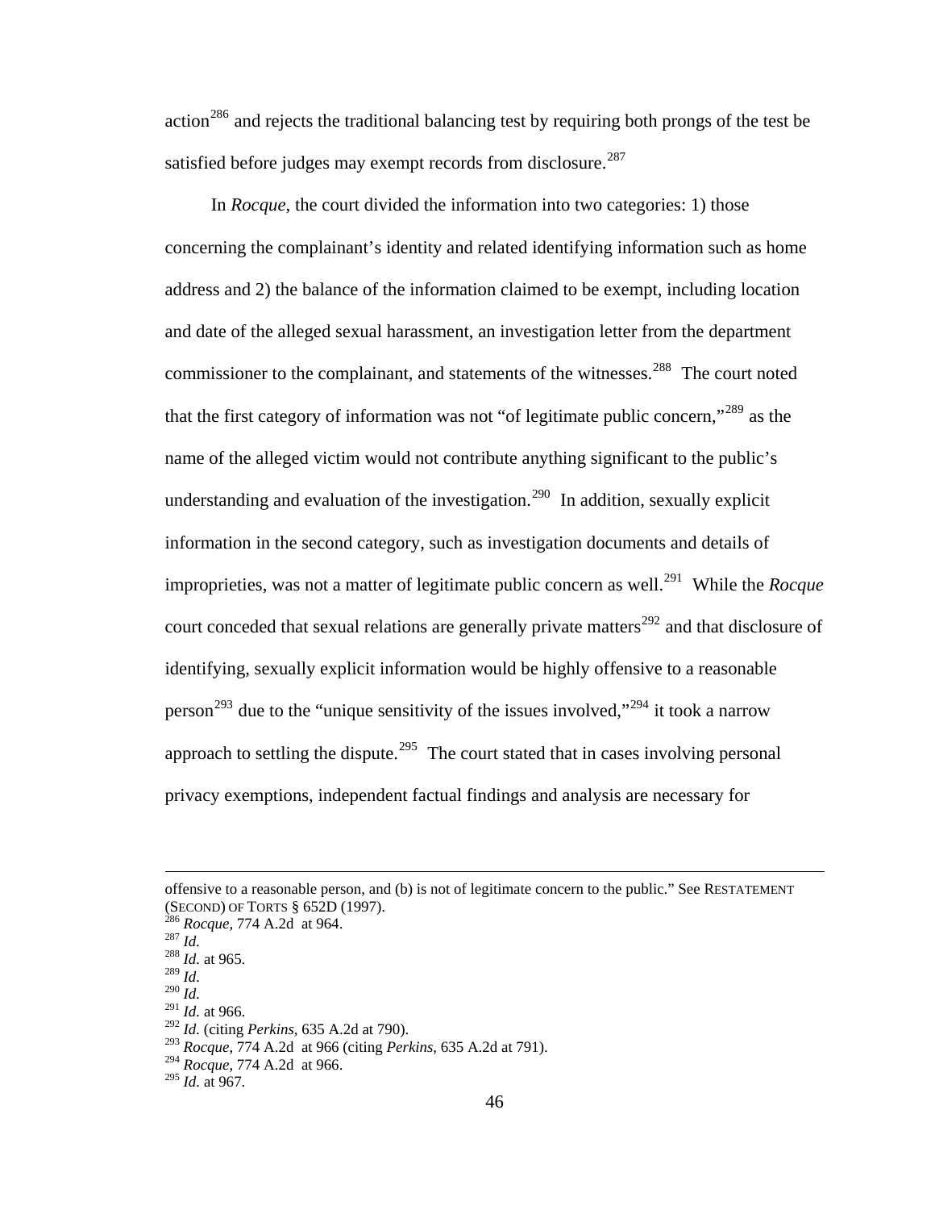action[286] and rejects the traditional balancing test by requiring both prongs of the test be satisfied before judges may exempt records from disclosure.[287]

In *Rocque*, the court divided the information into two categories: 1) those concerning the complainant's identity and related identifying information such as home address and 2) the balance of the information claimed to be exempt, including location and date of the alleged sexual harassment, an investigation letter from the department commissioner to the complainant, and statements of the witnesses.[288] The court noted that the first category of information was not "of legitimate public concern,"[289] as the name of the alleged victim would not contribute anything significant to the public's understanding and evaluation of the investigation.[290] In addition, sexually explicit information in the second category, such as investigation documents and details of improprieties, was not a matter of legitimate public concern as well.[291] While the *Rocque* court conceded that sexual relations are generally private matters[292] and that disclosure of identifying, sexually explicit information would be highly offensive to a reasonable person[293] due to the "unique sensitivity of the issues involved,"[294] it took a narrow approach to settling the dispute.[295] The court stated that in cases involving personal privacy exemptions, independent factual findings and analysis are necessary for

---

offensive to a reasonable person, and (b) is not of legitimate concern to the public." See RESTATEMENT (SECOND) OF TORTS § 652D (1997).

[286] *Rocque*, 774 A.2d at 964.
[287] *Id.*
[288] *Id.* at 965.
[289] *Id.*
[290] *Id.*
[291] *Id.* at 966.
[292] *Id.* (citing *Perkins*, 635 A.2d at 790).
[293] *Rocque*, 774 A.2d at 966 (citing *Perkins*, 635 A.2d at 791).
[294] *Rocque*, 774 A.2d at 966.
[295] *Id.* at 967.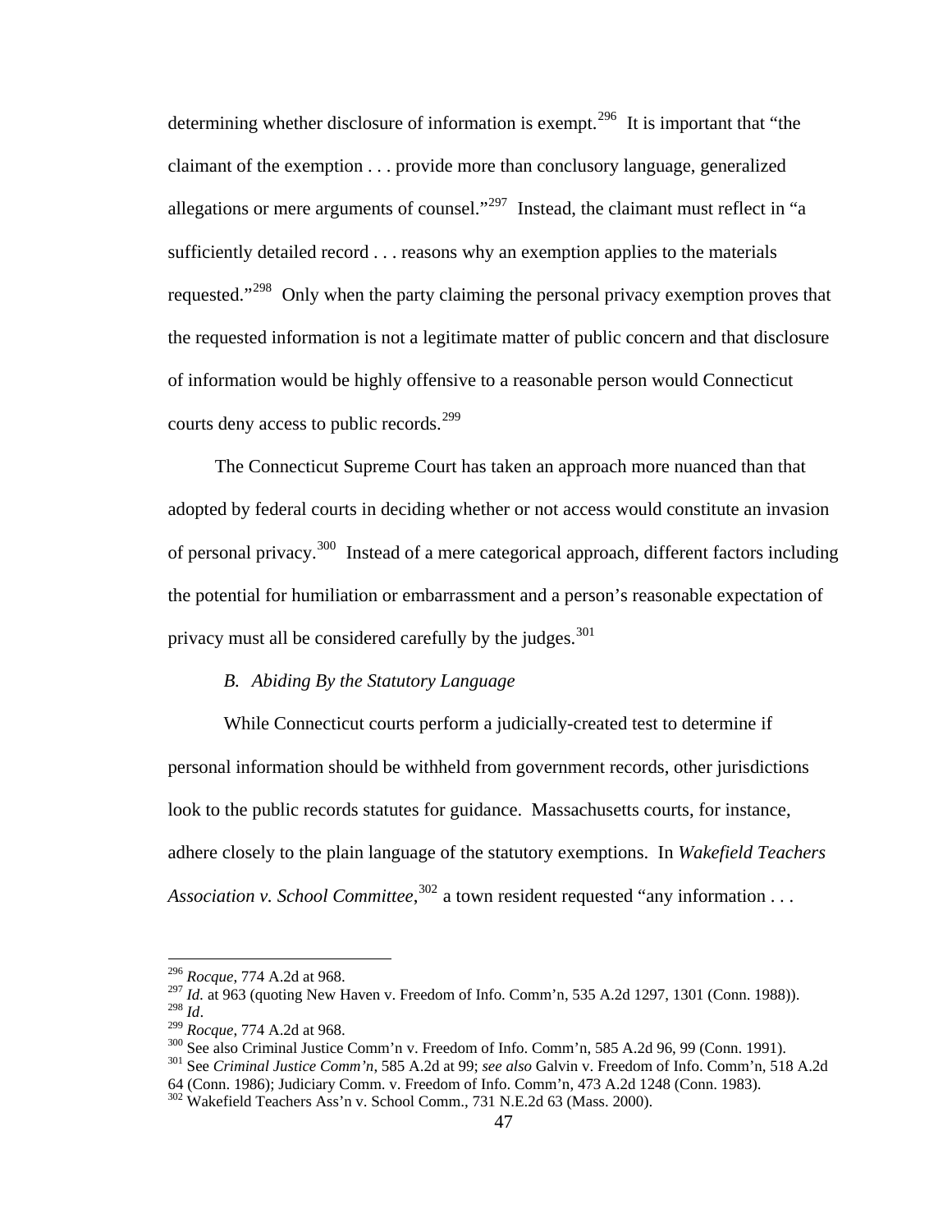determining whether disclosure of information is exempt.[296] It is important that "the claimant of the exemption . . . provide more than conclusory language, generalized allegations or mere arguments of counsel."[297] Instead, the claimant must reflect in "a sufficiently detailed record . . . reasons why an exemption applies to the materials requested."[298] Only when the party claiming the personal privacy exemption proves that the requested information is not a legitimate matter of public concern and that disclosure of information would be highly offensive to a reasonable person would Connecticut courts deny access to public records.[299]

The Connecticut Supreme Court has taken an approach more nuanced than that adopted by federal courts in deciding whether or not access would constitute an invasion of personal privacy.[300] Instead of a mere categorical approach, different factors including the potential for humiliation or embarrassment and a person's reasonable expectation of privacy must all be considered carefully by the judges.[301]

### *B. Abiding By the Statutory Language*

While Connecticut courts perform a judicially-created test to determine if personal information should be withheld from government records, other jurisdictions look to the public records statutes for guidance. Massachusetts courts, for instance, adhere closely to the plain language of the statutory exemptions. In *Wakefield Teachers Association v. School Committee*,[302] a town resident requested "any information . . .

---

[296] *Rocque*, 774 A.2d at 968.
[297] *Id.* at 963 (quoting New Haven v. Freedom of Info. Comm'n, 535 A.2d 1297, 1301 (Conn. 1988)).
[298] *Id*.
[299] *Rocque*, 774 A.2d at 968.
[300] See also Criminal Justice Comm'n v. Freedom of Info. Comm'n, 585 A.2d 96, 99 (Conn. 1991).
[301] See *Criminal Justice Comm'n*, 585 A.2d at 99; *see also* Galvin v. Freedom of Info. Comm'n, 518 A.2d 64 (Conn. 1986); Judiciary Comm. v. Freedom of Info. Comm'n, 473 A.2d 1248 (Conn. 1983).
[302] Wakefield Teachers Ass'n v. School Comm., 731 N.E.2d 63 (Mass. 2000).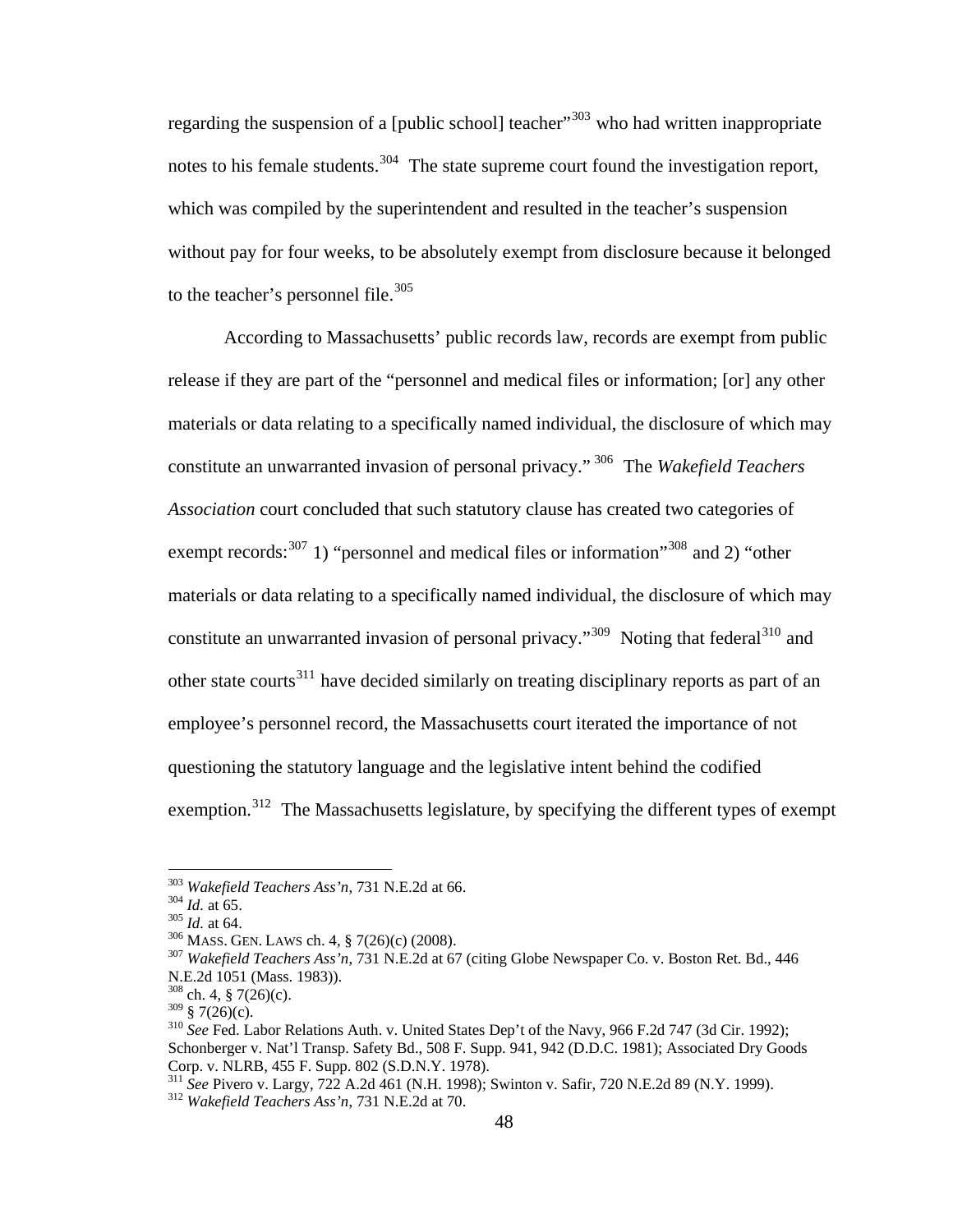regarding the suspension of a [public school] teacher"[303] who had written inappropriate notes to his female students.[304] The state supreme court found the investigation report, which was compiled by the superintendent and resulted in the teacher's suspension without pay for four weeks, to be absolutely exempt from disclosure because it belonged to the teacher's personnel file.[305]

According to Massachusetts' public records law, records are exempt from public release if they are part of the "personnel and medical files or information; [or] any other materials or data relating to a specifically named individual, the disclosure of which may constitute an unwarranted invasion of personal privacy."[306] The *Wakefield Teachers Association* court concluded that such statutory clause has created two categories of exempt records:[307] 1) "personnel and medical files or information"[308] and 2) "other materials or data relating to a specifically named individual, the disclosure of which may constitute an unwarranted invasion of personal privacy."[309] Noting that federal[310] and other state courts[311] have decided similarly on treating disciplinary reports as part of an employee's personnel record, the Massachusetts court iterated the importance of not questioning the statutory language and the legislative intent behind the codified exemption.[312] The Massachusetts legislature, by specifying the different types of exempt

---

[303] *Wakefield Teachers Ass'n*, 731 N.E.2d at 66.
[304] *Id.* at 65.
[305] *Id.* at 64.
[306] MASS. GEN. LAWS ch. 4, § 7(26)(c) (2008).
[307] *Wakefield Teachers Ass'n*, 731 N.E.2d at 67 (citing Globe Newspaper Co. v. Boston Ret. Bd., 446 N.E.2d 1051 (Mass. 1983)).
[308] ch. 4, § 7(26)(c).
[309] § 7(26)(c).
[310] *See* Fed. Labor Relations Auth. v. United States Dep't of the Navy, 966 F.2d 747 (3d Cir. 1992); Schonberger v. Nat'l Transp. Safety Bd., 508 F. Supp. 941, 942 (D.D.C. 1981); Associated Dry Goods Corp. v. NLRB, 455 F. Supp. 802 (S.D.N.Y. 1978).
[311] *See* Pivero v. Largy, 722 A.2d 461 (N.H. 1998); Swinton v. Safir, 720 N.E.2d 89 (N.Y. 1999).
[312] *Wakefield Teachers Ass'n*, 731 N.E.2d at 70.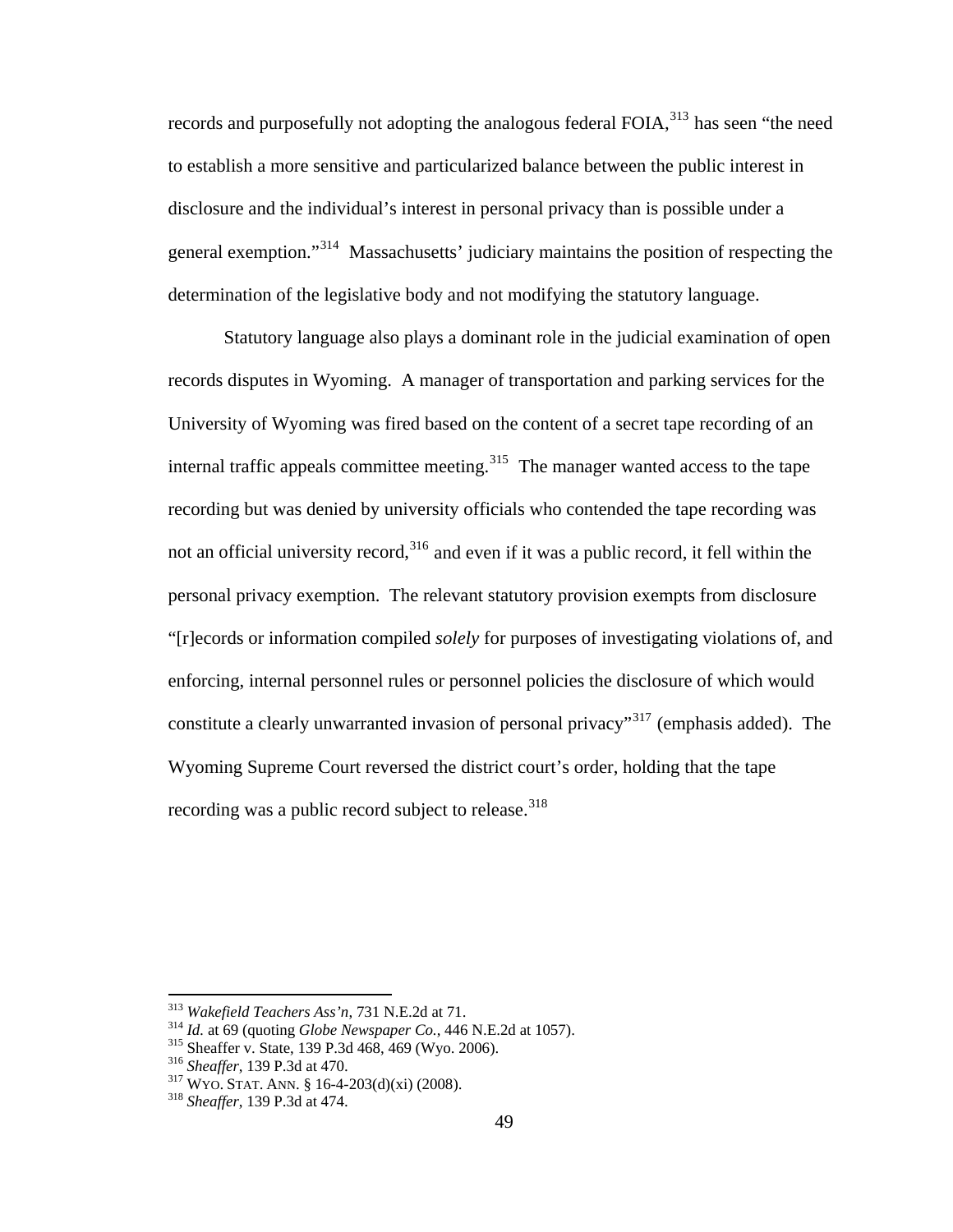records and purposefully not adopting the analogous federal FOIA,[313] has seen "the need to establish a more sensitive and particularized balance between the public interest in disclosure and the individual's interest in personal privacy than is possible under a general exemption."[314] Massachusetts' judiciary maintains the position of respecting the determination of the legislative body and not modifying the statutory language.

Statutory language also plays a dominant role in the judicial examination of open records disputes in Wyoming. A manager of transportation and parking services for the University of Wyoming was fired based on the content of a secret tape recording of an internal traffic appeals committee meeting.[315] The manager wanted access to the tape recording but was denied by university officials who contended the tape recording was not an official university record,[316] and even if it was a public record, it fell within the personal privacy exemption. The relevant statutory provision exempts from disclosure "[r]ecords or information compiled *solely* for purposes of investigating violations of, and enforcing, internal personnel rules or personnel policies the disclosure of which would constitute a clearly unwarranted invasion of personal privacy"[317] (emphasis added). The Wyoming Supreme Court reversed the district court's order, holding that the tape recording was a public record subject to release.[318]

---

[313] *Wakefield Teachers Ass'n*, 731 N.E.2d at 71.

[314] *Id.* at 69 (quoting *Globe Newspaper Co.*, 446 N.E.2d at 1057).

[315] Sheaffer v. State, 139 P.3d 468, 469 (Wyo. 2006).

[316] *Sheaffer*, 139 P.3d at 470.

[317] WYO. STAT. ANN. § 16-4-203(d)(xi) (2008).

[318] *Sheaffer*, 139 P.3d at 474.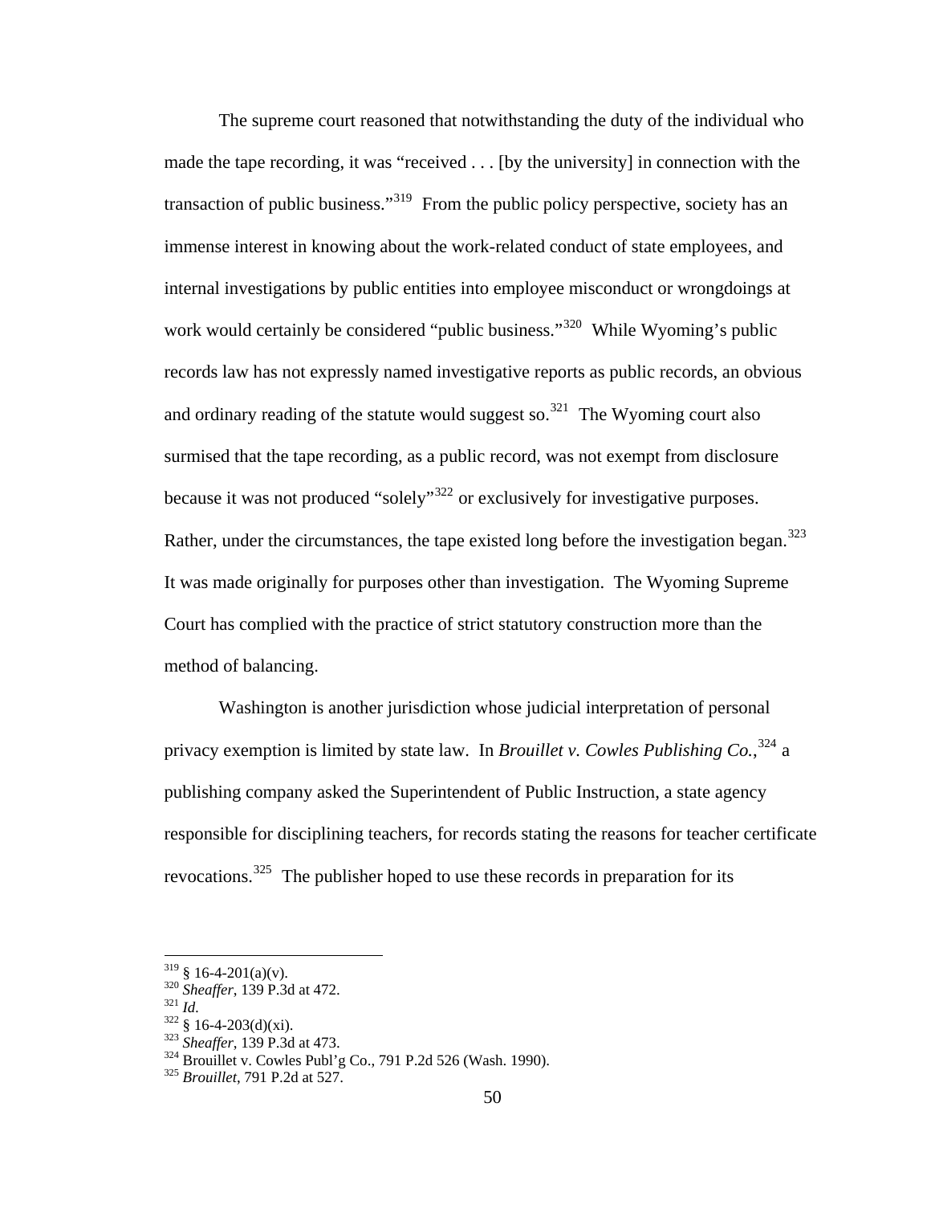The supreme court reasoned that notwithstanding the duty of the individual who made the tape recording, it was "received . . . [by the university] in connection with the transaction of public business."[319] From the public policy perspective, society has an immense interest in knowing about the work-related conduct of state employees, and internal investigations by public entities into employee misconduct or wrongdoings at work would certainly be considered "public business."[320] While Wyoming's public records law has not expressly named investigative reports as public records, an obvious and ordinary reading of the statute would suggest so.[321] The Wyoming court also surmised that the tape recording, as a public record, was not exempt from disclosure because it was not produced "solely"[322] or exclusively for investigative purposes. Rather, under the circumstances, the tape existed long before the investigation began.[323] It was made originally for purposes other than investigation. The Wyoming Supreme Court has complied with the practice of strict statutory construction more than the method of balancing.

Washington is another jurisdiction whose judicial interpretation of personal privacy exemption is limited by state law. In *Brouillet v. Cowles Publishing Co.*,[324] a publishing company asked the Superintendent of Public Instruction, a state agency responsible for disciplining teachers, for records stating the reasons for teacher certificate revocations.[325] The publisher hoped to use these records in preparation for its

---

[319] § 16-4-201(a)(v).
[320] *Sheaffer*, 139 P.3d at 472.
[321] *Id*.
[322] § 16-4-203(d)(xi).
[323] *Sheaffer*, 139 P.3d at 473.
[324] Brouillet v. Cowles Publ'g Co., 791 P.2d 526 (Wash. 1990).
[325] *Brouillet*, 791 P.2d at 527.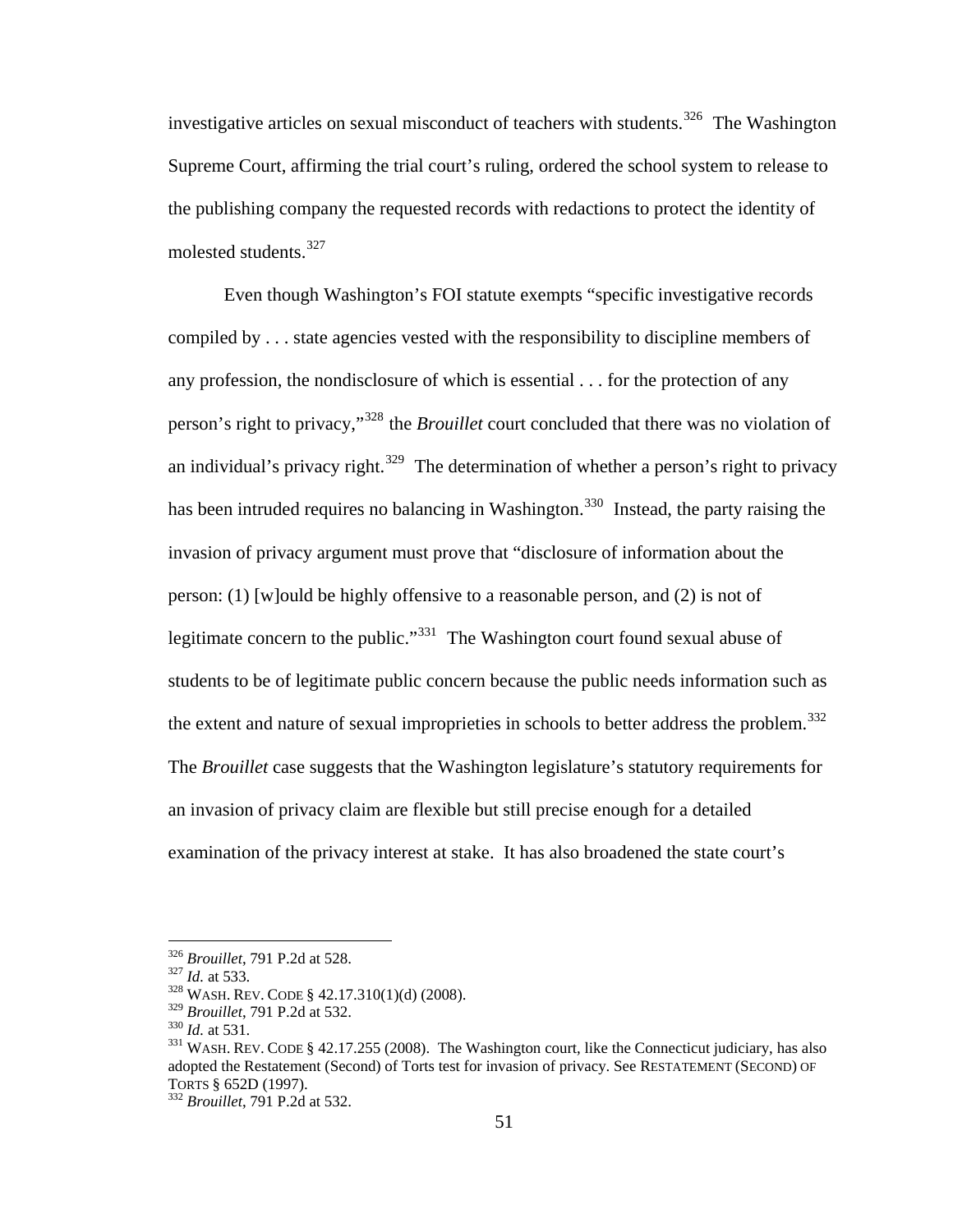investigative articles on sexual misconduct of teachers with students.[326] The Washington Supreme Court, affirming the trial court's ruling, ordered the school system to release to the publishing company the requested records with redactions to protect the identity of molested students.[327]

Even though Washington's FOI statute exempts "specific investigative records compiled by . . . state agencies vested with the responsibility to discipline members of any profession, the nondisclosure of which is essential . . . for the protection of any person's right to privacy,"[328] the *Brouillet* court concluded that there was no violation of an individual's privacy right.[329] The determination of whether a person's right to privacy has been intruded requires no balancing in Washington.[330] Instead, the party raising the invasion of privacy argument must prove that "disclosure of information about the person: (1) [w]ould be highly offensive to a reasonable person, and (2) is not of legitimate concern to the public."[331] The Washington court found sexual abuse of students to be of legitimate public concern because the public needs information such as the extent and nature of sexual improprieties in schools to better address the problem.[332] The *Brouillet* case suggests that the Washington legislature's statutory requirements for an invasion of privacy claim are flexible but still precise enough for a detailed examination of the privacy interest at stake. It has also broadened the state court's

---

[326] *Brouillet*, 791 P.2d at 528.
[327] *Id.* at 533.
[328] WASH. REV. CODE § 42.17.310(1)(d) (2008).
[329] *Brouillet*, 791 P.2d at 532.
[330] *Id.* at 531.
[331] WASH. REV. CODE § 42.17.255 (2008). The Washington court, like the Connecticut judiciary, has also adopted the Restatement (Second) of Torts test for invasion of privacy. See RESTATEMENT (SECOND) OF TORTS § 652D (1997).
[332] *Brouillet*, 791 P.2d at 532.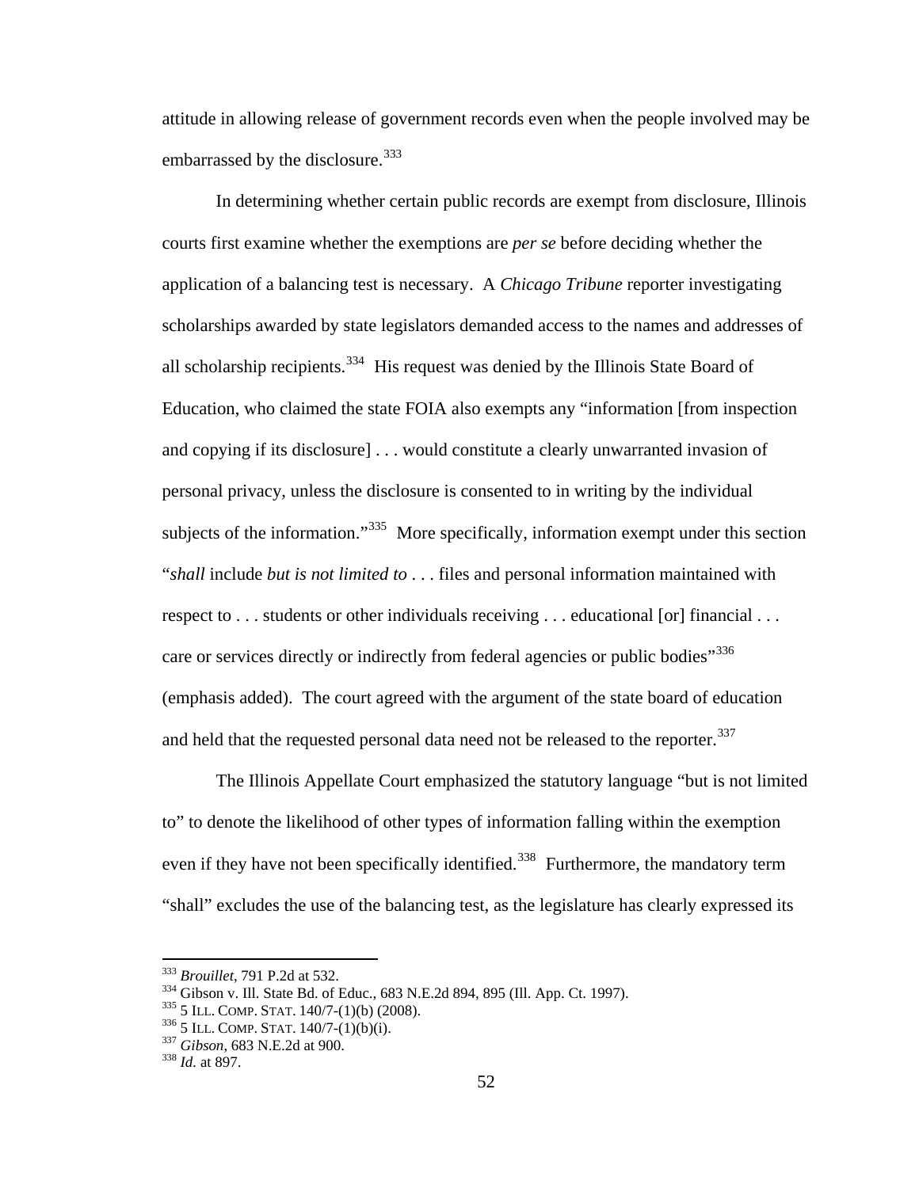attitude in allowing release of government records even when the people involved may be embarrassed by the disclosure.[333]

In determining whether certain public records are exempt from disclosure, Illinois courts first examine whether the exemptions are *per se* before deciding whether the application of a balancing test is necessary. A *Chicago Tribune* reporter investigating scholarships awarded by state legislators demanded access to the names and addresses of all scholarship recipients.[334] His request was denied by the Illinois State Board of Education, who claimed the state FOIA also exempts any "information [from inspection and copying if its disclosure] . . . would constitute a clearly unwarranted invasion of personal privacy, unless the disclosure is consented to in writing by the individual subjects of the information."[335] More specifically, information exempt under this section "*shall* include *but is not limited to* . . . files and personal information maintained with respect to . . . students or other individuals receiving . . . educational [or] financial . . . care or services directly or indirectly from federal agencies or public bodies"[336] (emphasis added). The court agreed with the argument of the state board of education and held that the requested personal data need not be released to the reporter.[337]

The Illinois Appellate Court emphasized the statutory language "but is not limited to" to denote the likelihood of other types of information falling within the exemption even if they have not been specifically identified.[338] Furthermore, the mandatory term "shall" excludes the use of the balancing test, as the legislature has clearly expressed its

---

[333] *Brouillet*, 791 P.2d at 532.
[334] Gibson v. Ill. State Bd. of Educ., 683 N.E.2d 894, 895 (Ill. App. Ct. 1997).
[335] 5 ILL. COMP. STAT. 140/7-(1)(b) (2008).
[336] 5 ILL. COMP. STAT. 140/7-(1)(b)(i).
[337] *Gibson*, 683 N.E.2d at 900.
[338] *Id.* at 897.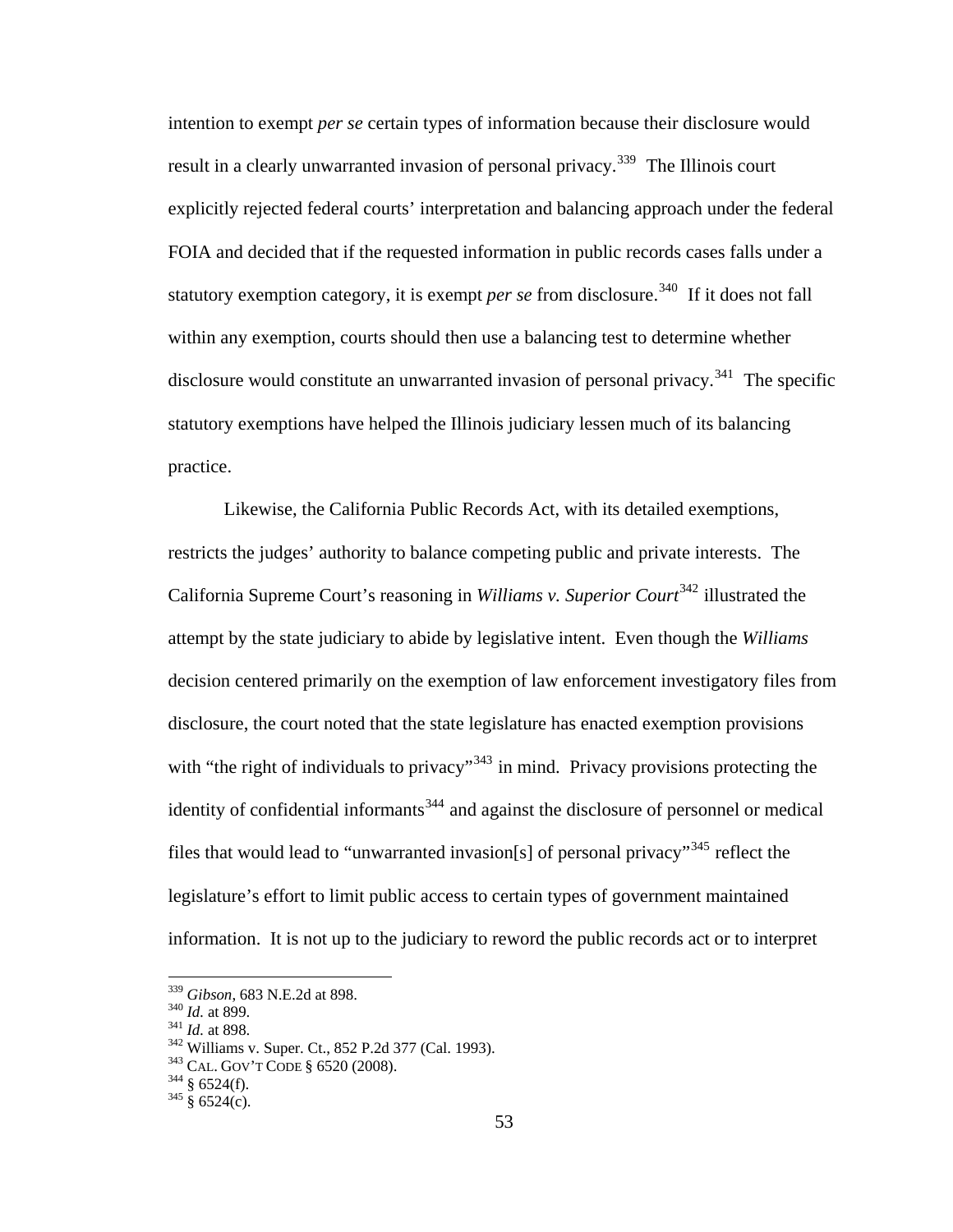intention to exempt *per se* certain types of information because their disclosure would result in a clearly unwarranted invasion of personal privacy.[339] The Illinois court explicitly rejected federal courts' interpretation and balancing approach under the federal FOIA and decided that if the requested information in public records cases falls under a statutory exemption category, it is exempt *per se* from disclosure.[340] If it does not fall within any exemption, courts should then use a balancing test to determine whether disclosure would constitute an unwarranted invasion of personal privacy.[341] The specific statutory exemptions have helped the Illinois judiciary lessen much of its balancing practice.

Likewise, the California Public Records Act, with its detailed exemptions, restricts the judges' authority to balance competing public and private interests. The California Supreme Court's reasoning in *Williams v. Superior Court*[342] illustrated the attempt by the state judiciary to abide by legislative intent. Even though the *Williams* decision centered primarily on the exemption of law enforcement investigatory files from disclosure, the court noted that the state legislature has enacted exemption provisions with "the right of individuals to privacy"[343] in mind. Privacy provisions protecting the identity of confidential informants[344] and against the disclosure of personnel or medical files that would lead to "unwarranted invasion[s] of personal privacy"[345] reflect the legislature's effort to limit public access to certain types of government maintained information. It is not up to the judiciary to reword the public records act or to interpret

---

[339] *Gibson*, 683 N.E.2d at 898.
[340] *Id.* at 899.
[341] *Id.* at 898.
[342] Williams v. Super. Ct., 852 P.2d 377 (Cal. 1993).
[343] CAL. GOV'T CODE § 6520 (2008).
[344] § 6524(f).
[345] § 6524(c).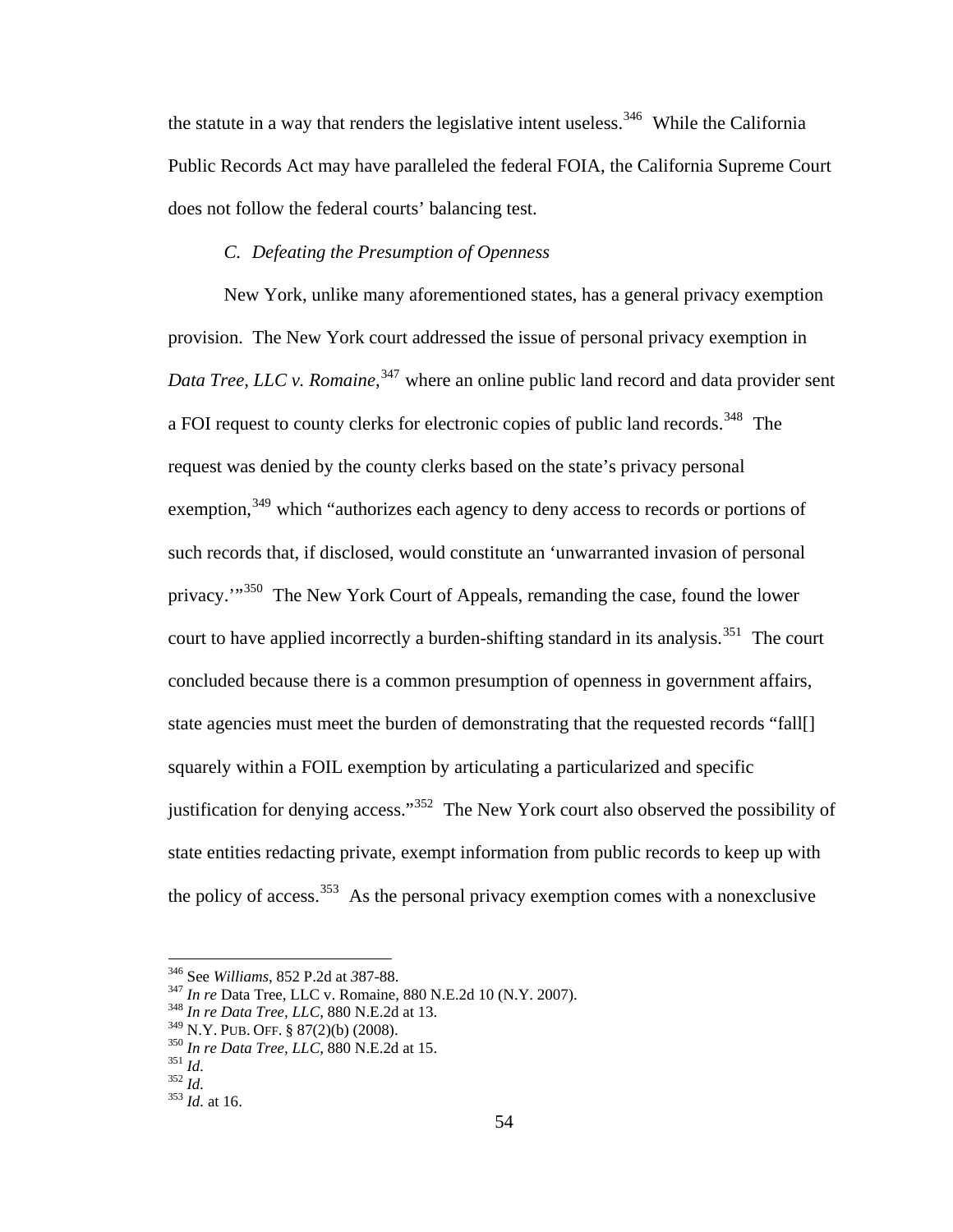the statute in a way that renders the legislative intent useless.[346] While the California Public Records Act may have paralleled the federal FOIA, the California Supreme Court does not follow the federal courts' balancing test.

### *C. Defeating the Presumption of Openness*

New York, unlike many aforementioned states, has a general privacy exemption provision. The New York court addressed the issue of personal privacy exemption in *Data Tree, LLC v. Romaine*,[347] where an online public land record and data provider sent a FOI request to county clerks for electronic copies of public land records.[348] The request was denied by the county clerks based on the state's privacy personal exemption,[349] which "authorizes each agency to deny access to records or portions of such records that, if disclosed, would constitute an 'unwarranted invasion of personal privacy.'"[350] The New York Court of Appeals, remanding the case, found the lower court to have applied incorrectly a burden-shifting standard in its analysis.[351] The court concluded because there is a common presumption of openness in government affairs, state agencies must meet the burden of demonstrating that the requested records "fall[] squarely within a FOIL exemption by articulating a particularized and specific justification for denying access."[352] The New York court also observed the possibility of state entities redacting private, exempt information from public records to keep up with the policy of access.[353] As the personal privacy exemption comes with a nonexclusive

---

[346] See *Williams*, 852 P.2d at 387-88.
[347] *In re* Data Tree, LLC v. Romaine, 880 N.E.2d 10 (N.Y. 2007).
[348] *In re Data Tree, LLC*, 880 N.E.2d at 13.
[349] N.Y. PUB. OFF. § 87(2)(b) (2008).
[350] *In re Data Tree, LLC*, 880 N.E.2d at 15.
[351] *Id*.
[352] *Id*.
[353] *Id.* at 16.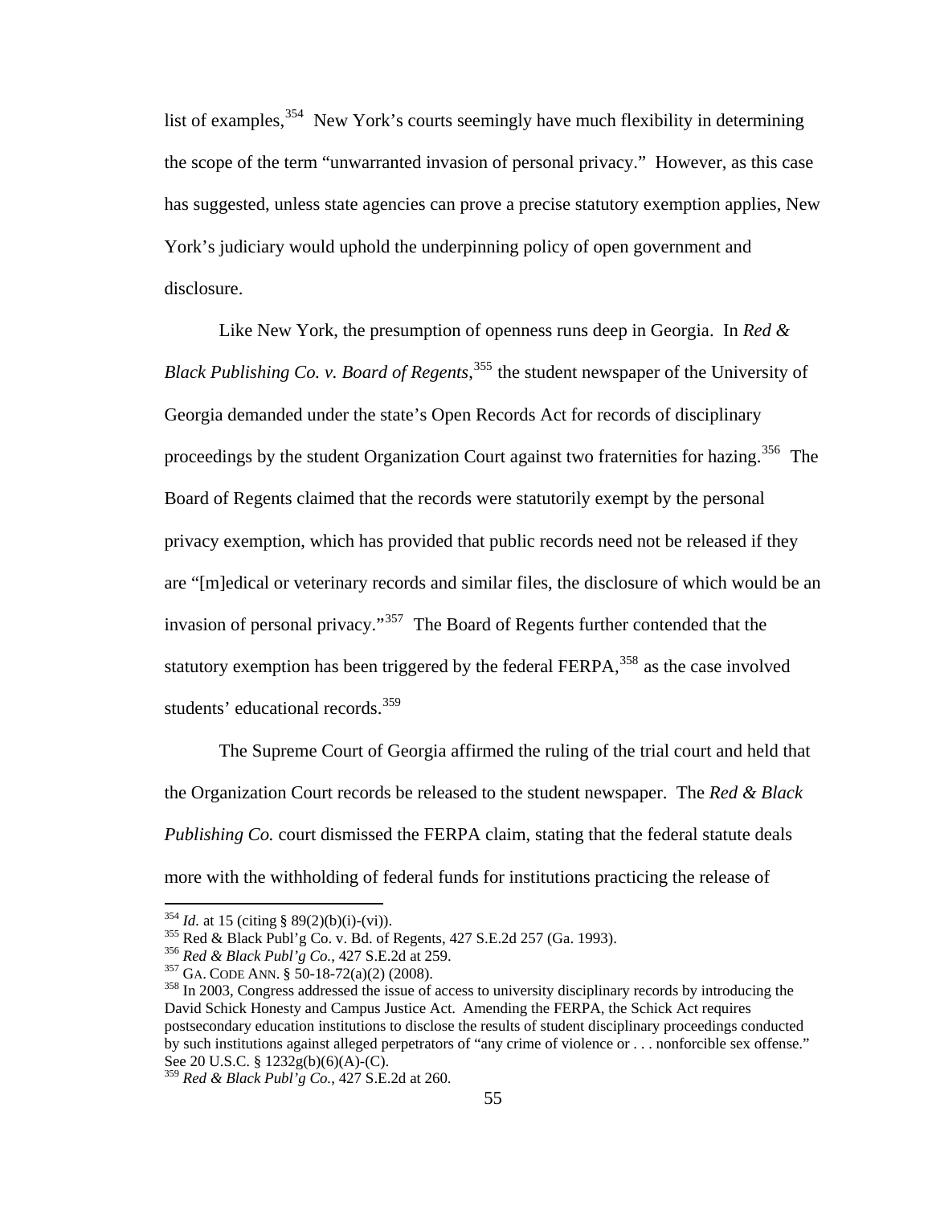list of examples,[354] New York's courts seemingly have much flexibility in determining the scope of the term "unwarranted invasion of personal privacy." However, as this case has suggested, unless state agencies can prove a precise statutory exemption applies, New York's judiciary would uphold the underpinning policy of open government and disclosure.

Like New York, the presumption of openness runs deep in Georgia. In *Red & Black Publishing Co. v. Board of Regents*,[355] the student newspaper of the University of Georgia demanded under the state's Open Records Act for records of disciplinary proceedings by the student Organization Court against two fraternities for hazing.[356] The Board of Regents claimed that the records were statutorily exempt by the personal privacy exemption, which has provided that public records need not be released if they are "[m]edical or veterinary records and similar files, the disclosure of which would be an invasion of personal privacy."[357] The Board of Regents further contended that the statutory exemption has been triggered by the federal FERPA,[358] as the case involved students' educational records.[359]

The Supreme Court of Georgia affirmed the ruling of the trial court and held that the Organization Court records be released to the student newspaper. The *Red & Black Publishing Co.* court dismissed the FERPA claim, stating that the federal statute deals more with the withholding of federal funds for institutions practicing the release of

---

[354] *Id.* at 15 (citing § 89(2)(b)(i)-(vi)).

[355] Red & Black Publ'g Co. v. Bd. of Regents, 427 S.E.2d 257 (Ga. 1993).

[356] *Red & Black Publ'g Co.*, 427 S.E.2d at 259.

[357] GA. CODE ANN. § 50-18-72(a)(2) (2008).

[358] In 2003, Congress addressed the issue of access to university disciplinary records by introducing the David Schick Honesty and Campus Justice Act. Amending the FERPA, the Schick Act requires postsecondary education institutions to disclose the results of student disciplinary proceedings conducted by such institutions against alleged perpetrators of "any crime of violence or . . . nonforcible sex offense." See 20 U.S.C. § 1232g(b)(6)(A)-(C).

[359] *Red & Black Publ'g Co.*, 427 S.E.2d at 260.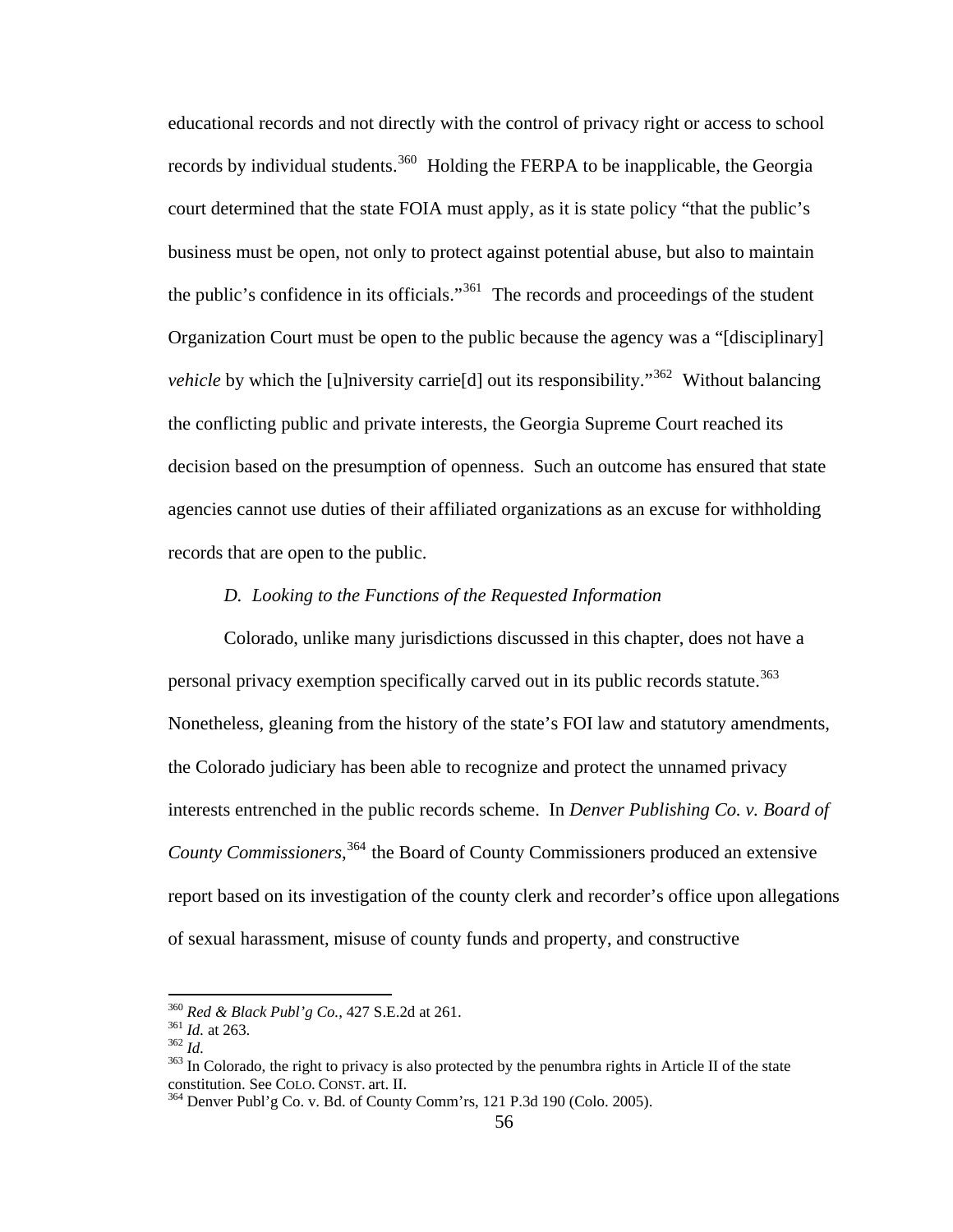educational records and not directly with the control of privacy right or access to school records by individual students.[360] Holding the FERPA to be inapplicable, the Georgia court determined that the state FOIA must apply, as it is state policy "that the public's business must be open, not only to protect against potential abuse, but also to maintain the public's confidence in its officials."[361] The records and proceedings of the student Organization Court must be open to the public because the agency was a "[disciplinary] *vehicle* by which the [u]niversity carrie[d] out its responsibility."[362] Without balancing the conflicting public and private interests, the Georgia Supreme Court reached its decision based on the presumption of openness. Such an outcome has ensured that state agencies cannot use duties of their affiliated organizations as an excuse for withholding records that are open to the public.

*D. Looking to the Functions of the Requested Information*

Colorado, unlike many jurisdictions discussed in this chapter, does not have a personal privacy exemption specifically carved out in its public records statute.[363] Nonetheless, gleaning from the history of the state's FOI law and statutory amendments, the Colorado judiciary has been able to recognize and protect the unnamed privacy interests entrenched in the public records scheme. In *Denver Publishing Co. v. Board of County Commissioners*,[364] the Board of County Commissioners produced an extensive report based on its investigation of the county clerk and recorder's office upon allegations of sexual harassment, misuse of county funds and property, and constructive

---

[360] *Red & Black Publ'g Co.*, 427 S.E.2d at 261.
[361] *Id.* at 263.
[362] *Id.*
[363] In Colorado, the right to privacy is also protected by the penumbra rights in Article II of the state constitution. See COLO. CONST. art. II.
[364] Denver Publ'g Co. v. Bd. of County Comm'rs, 121 P.3d 190 (Colo. 2005).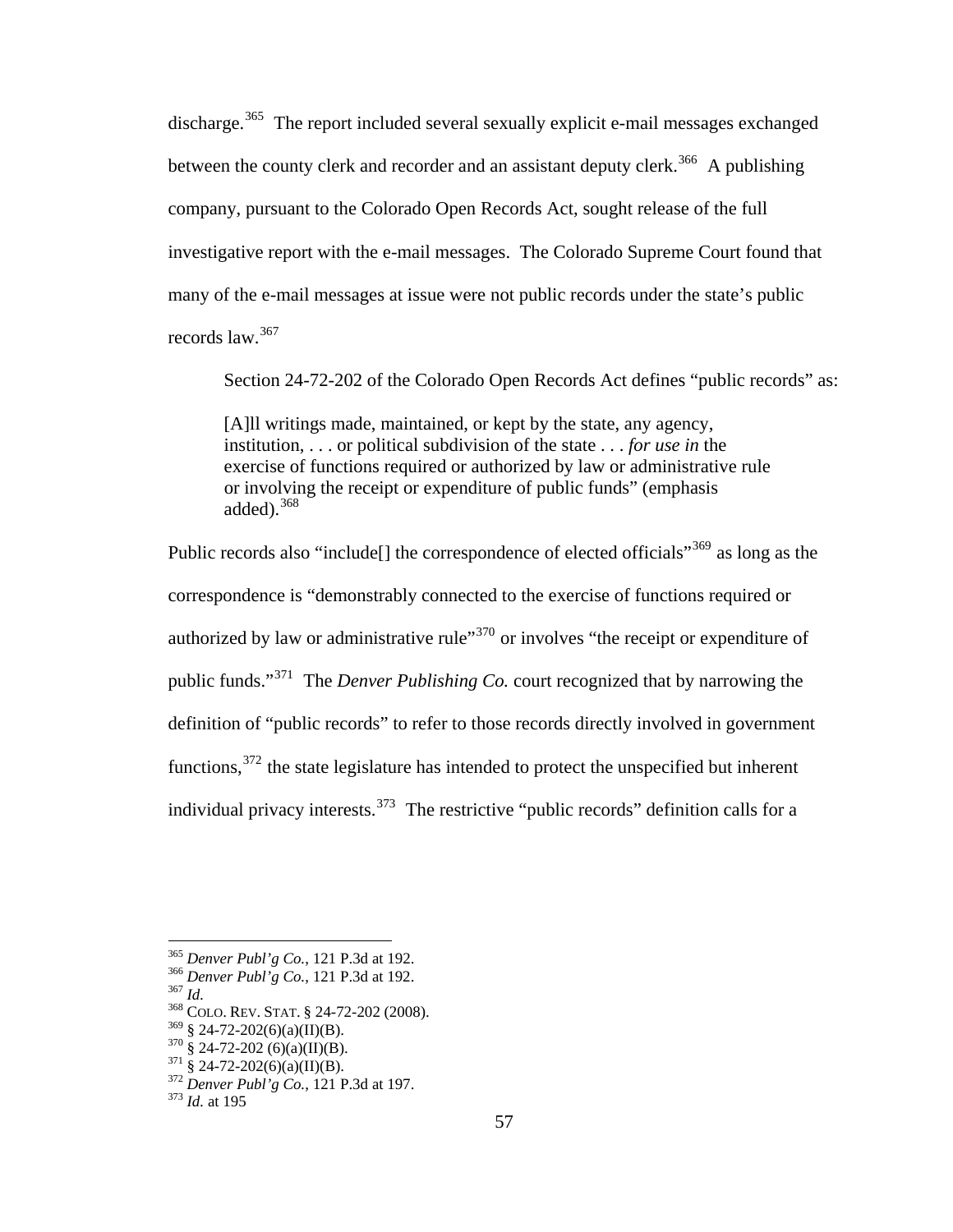discharge.[365] The report included several sexually explicit e-mail messages exchanged between the county clerk and recorder and an assistant deputy clerk.[366] A publishing company, pursuant to the Colorado Open Records Act, sought release of the full investigative report with the e-mail messages. The Colorado Supreme Court found that many of the e-mail messages at issue were not public records under the state's public records law.[367]

Section 24-72-202 of the Colorado Open Records Act defines "public records" as:

> [A]ll writings made, maintained, or kept by the state, any agency, institution, . . . or political subdivision of the state . . . *for use in* the exercise of functions required or authorized by law or administrative rule or involving the receipt or expenditure of public funds" (emphasis added).[368]

Public records also "include[] the correspondence of elected officials"[369] as long as the correspondence is "demonstrably connected to the exercise of functions required or authorized by law or administrative rule"[370] or involves "the receipt or expenditure of public funds."[371] The *Denver Publishing Co.* court recognized that by narrowing the definition of "public records" to refer to those records directly involved in government functions,[372] the state legislature has intended to protect the unspecified but inherent individual privacy interests.[373] The restrictive "public records" definition calls for a

---

[365] *Denver Publ'g Co.*, 121 P.3d at 192.
[366] *Denver Publ'g Co.*, 121 P.3d at 192.
[367] *Id.*
[368] COLO. REV. STAT. § 24-72-202 (2008).
[369] § 24-72-202(6)(a)(II)(B).
[370] § 24-72-202 (6)(a)(II)(B).
[371] § 24-72-202(6)(a)(II)(B).
[372] *Denver Publ'g Co.*, 121 P.3d at 197.
[373] *Id.* at 195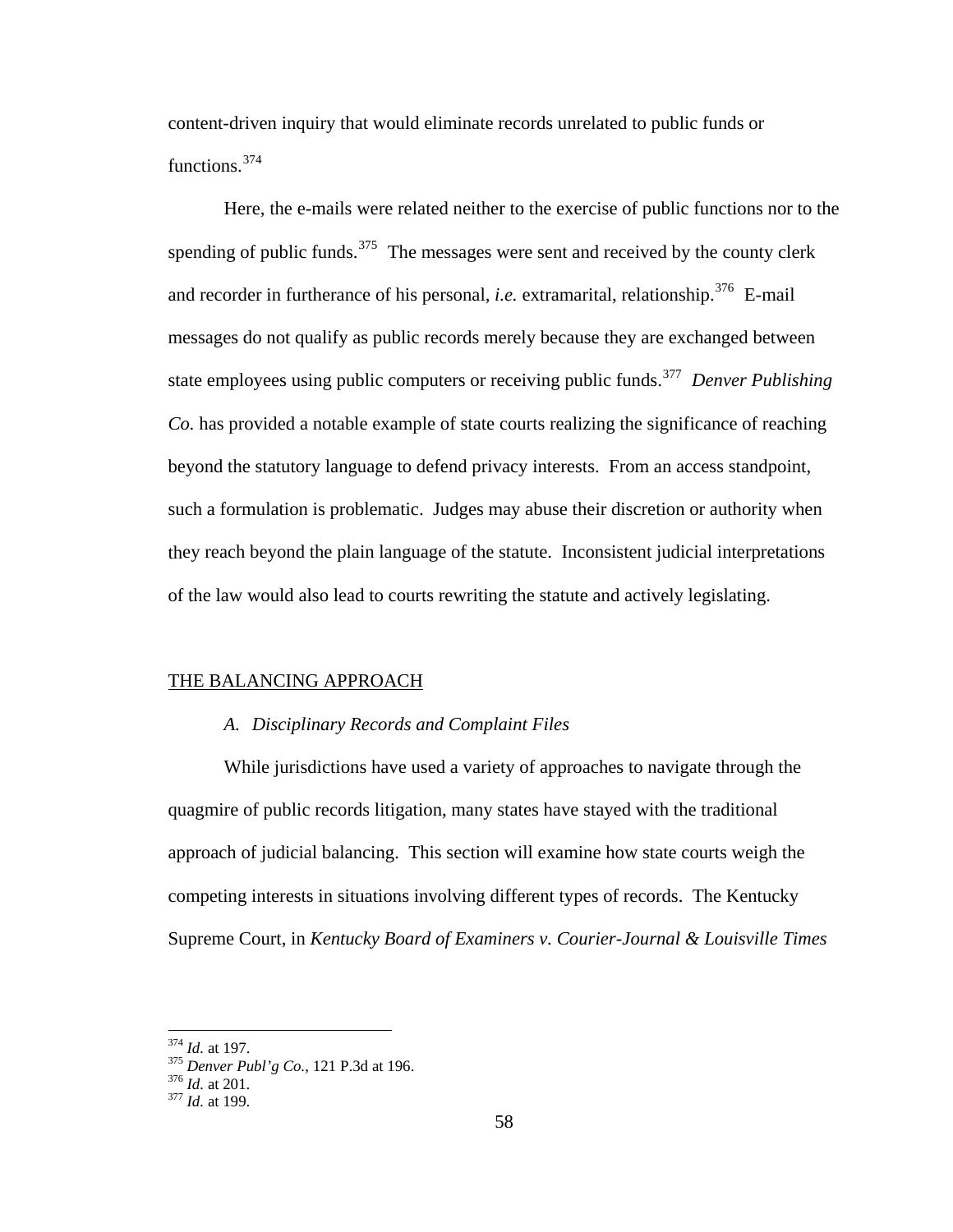content-driven inquiry that would eliminate records unrelated to public funds or functions.[374]

Here, the e-mails were related neither to the exercise of public functions nor to the spending of public funds.[375] The messages were sent and received by the county clerk and recorder in furtherance of his personal, *i.e.* extramarital, relationship.[376] E-mail messages do not qualify as public records merely because they are exchanged between state employees using public computers or receiving public funds.[377] *Denver Publishing Co.* has provided a notable example of state courts realizing the significance of reaching beyond the statutory language to defend privacy interests. From an access standpoint, such a formulation is problematic. Judges may abuse their discretion or authority when they reach beyond the plain language of the statute. Inconsistent judicial interpretations of the law would also lead to courts rewriting the statute and actively legislating.

## THE BALANCING APPROACH

### *A. Disciplinary Records and Complaint Files*

While jurisdictions have used a variety of approaches to navigate through the quagmire of public records litigation, many states have stayed with the traditional approach of judicial balancing. This section will examine how state courts weigh the competing interests in situations involving different types of records. The Kentucky Supreme Court, in *Kentucky Board of Examiners v. Courier-Journal & Louisville Times*

---

[374] *Id.* at 197.

[375] *Denver Publ'g Co.*, 121 P.3d at 196.

[376] *Id.* at 201.

[377] *Id.* at 199.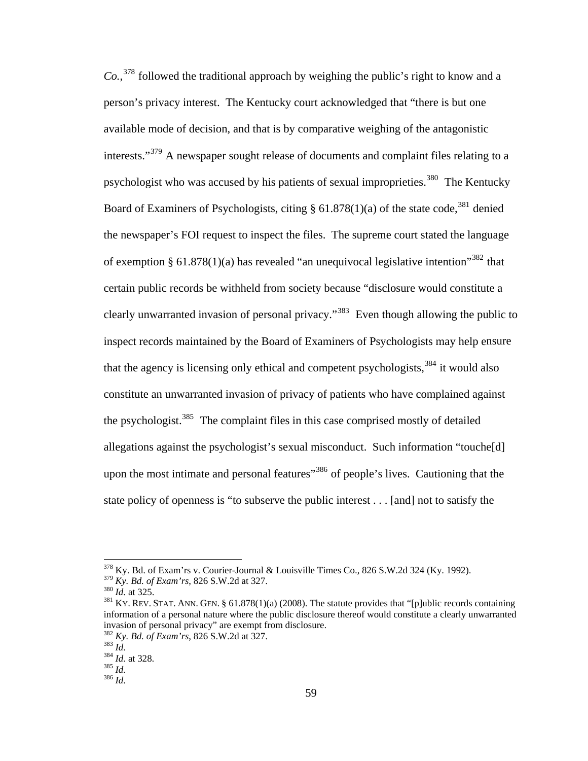*Co.*,[378] followed the traditional approach by weighing the public's right to know and a person's privacy interest. The Kentucky court acknowledged that "there is but one available mode of decision, and that is by comparative weighing of the antagonistic interests."[379] A newspaper sought release of documents and complaint files relating to a psychologist who was accused by his patients of sexual improprieties.[380] The Kentucky Board of Examiners of Psychologists, citing § 61.878(1)(a) of the state code,[381] denied the newspaper's FOI request to inspect the files. The supreme court stated the language of exemption § 61.878(1)(a) has revealed "an unequivocal legislative intention"[382] that certain public records be withheld from society because "disclosure would constitute a clearly unwarranted invasion of personal privacy."[383] Even though allowing the public to inspect records maintained by the Board of Examiners of Psychologists may help ensure that the agency is licensing only ethical and competent psychologists,[384] it would also constitute an unwarranted invasion of privacy of patients who have complained against the psychologist.[385] The complaint files in this case comprised mostly of detailed allegations against the psychologist's sexual misconduct. Such information "touche[d] upon the most intimate and personal features"[386] of people's lives. Cautioning that the state policy of openness is "to subserve the public interest . . . [and] not to satisfy the

---

[378] Ky. Bd. of Exam'rs v. Courier-Journal & Louisville Times Co., 826 S.W.2d 324 (Ky. 1992).
[379] *Ky. Bd. of Exam'rs*, 826 S.W.2d at 327.
[380] *Id.* at 325.
[381] KY. REV. STAT. ANN. GEN. § 61.878(1)(a) (2008). The statute provides that "[p]ublic records containing information of a personal nature where the public disclosure thereof would constitute a clearly unwarranted invasion of personal privacy" are exempt from disclosure.
[382] *Ky. Bd. of Exam'rs*, 826 S.W.2d at 327.
[383] *Id.*
[384] *Id.* at 328.
[385] *Id.*
[386] *Id.*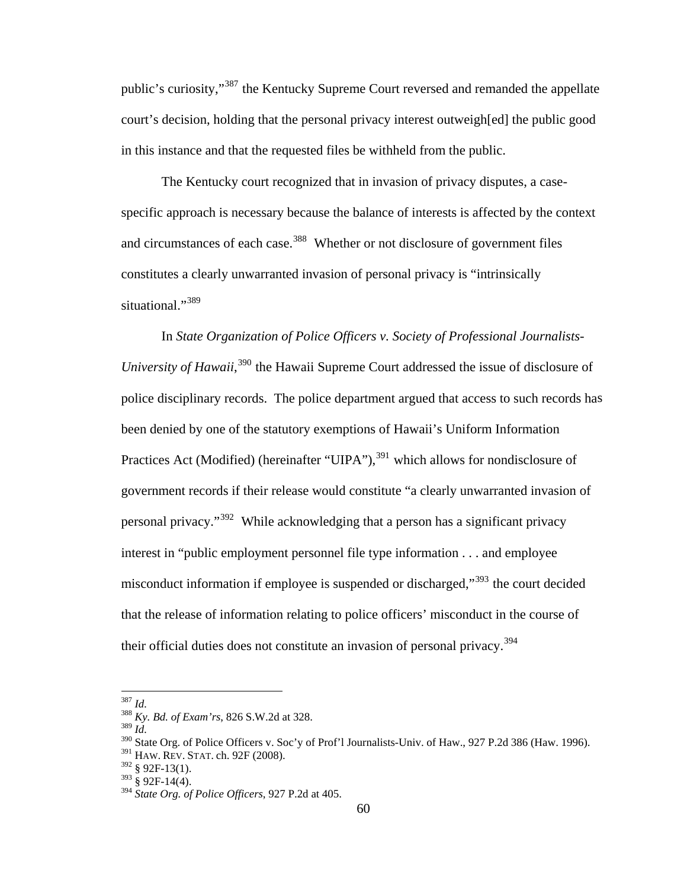public's curiosity,"[387] the Kentucky Supreme Court reversed and remanded the appellate court's decision, holding that the personal privacy interest outweigh[ed] the public good in this instance and that the requested files be withheld from the public.

The Kentucky court recognized that in invasion of privacy disputes, a case-specific approach is necessary because the balance of interests is affected by the context and circumstances of each case.[388] Whether or not disclosure of government files constitutes a clearly unwarranted invasion of personal privacy is "intrinsically situational."[389]

In *State Organization of Police Officers v. Society of Professional Journalists-University of Hawaii*,[390] the Hawaii Supreme Court addressed the issue of disclosure of police disciplinary records. The police department argued that access to such records has been denied by one of the statutory exemptions of Hawaii's Uniform Information Practices Act (Modified) (hereinafter "UIPA"),[391] which allows for nondisclosure of government records if their release would constitute "a clearly unwarranted invasion of personal privacy."[392] While acknowledging that a person has a significant privacy interest in "public employment personnel file type information . . . and employee misconduct information if employee is suspended or discharged,"[393] the court decided that the release of information relating to police officers' misconduct in the course of their official duties does not constitute an invasion of personal privacy.[394]

---

[387] *Id.*
[388] *Ky. Bd. of Exam'rs*, 826 S.W.2d at 328.
[389] *Id.*
[390] State Org. of Police Officers v. Soc'y of Prof'l Journalists-Univ. of Haw., 927 P.2d 386 (Haw. 1996).
[391] HAW. REV. STAT. ch. 92F (2008).
[392] § 92F-13(1).
[393] § 92F-14(4).
[394] *State Org. of Police Officers*, 927 P.2d at 405.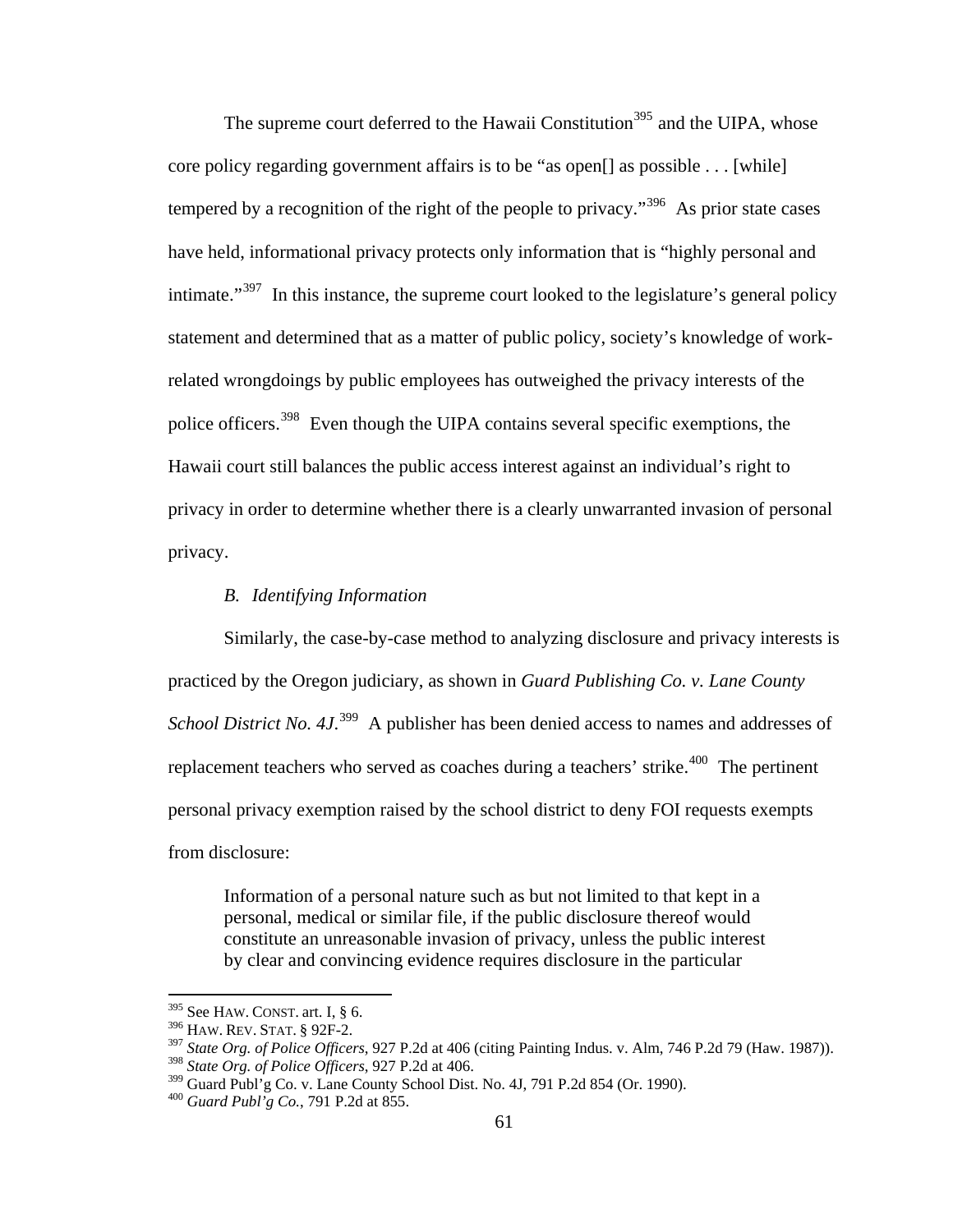The supreme court deferred to the Hawaii Constitution[395] and the UIPA, whose core policy regarding government affairs is to be "as open[] as possible . . . [while] tempered by a recognition of the right of the people to privacy."[396] As prior state cases have held, informational privacy protects only information that is "highly personal and intimate."[397] In this instance, the supreme court looked to the legislature's general policy statement and determined that as a matter of public policy, society's knowledge of work-related wrongdoings by public employees has outweighed the privacy interests of the police officers.[398] Even though the UIPA contains several specific exemptions, the Hawaii court still balances the public access interest against an individual's right to privacy in order to determine whether there is a clearly unwarranted invasion of personal privacy.

### *B. Identifying Information*

Similarly, the case-by-case method to analyzing disclosure and privacy interests is practiced by the Oregon judiciary, as shown in *Guard Publishing Co. v. Lane County School District No. 4J*.[399] A publisher has been denied access to names and addresses of replacement teachers who served as coaches during a teachers' strike.[400] The pertinent personal privacy exemption raised by the school district to deny FOI requests exempts from disclosure:

> Information of a personal nature such as but not limited to that kept in a personal, medical or similar file, if the public disclosure thereof would constitute an unreasonable invasion of privacy, unless the public interest by clear and convincing evidence requires disclosure in the particular

---

[395] See HAW. CONST. art. I, § 6.
[396] HAW. REV. STAT. § 92F-2.
[397] *State Org. of Police Officers*, 927 P.2d at 406 (citing Painting Indus. v. Alm, 746 P.2d 79 (Haw. 1987)).
[398] *State Org. of Police Officers*, 927 P.2d at 406.
[399] Guard Publ'g Co. v. Lane County School Dist. No. 4J, 791 P.2d 854 (Or. 1990).
[400] *Guard Publ'g Co.*, 791 P.2d at 855.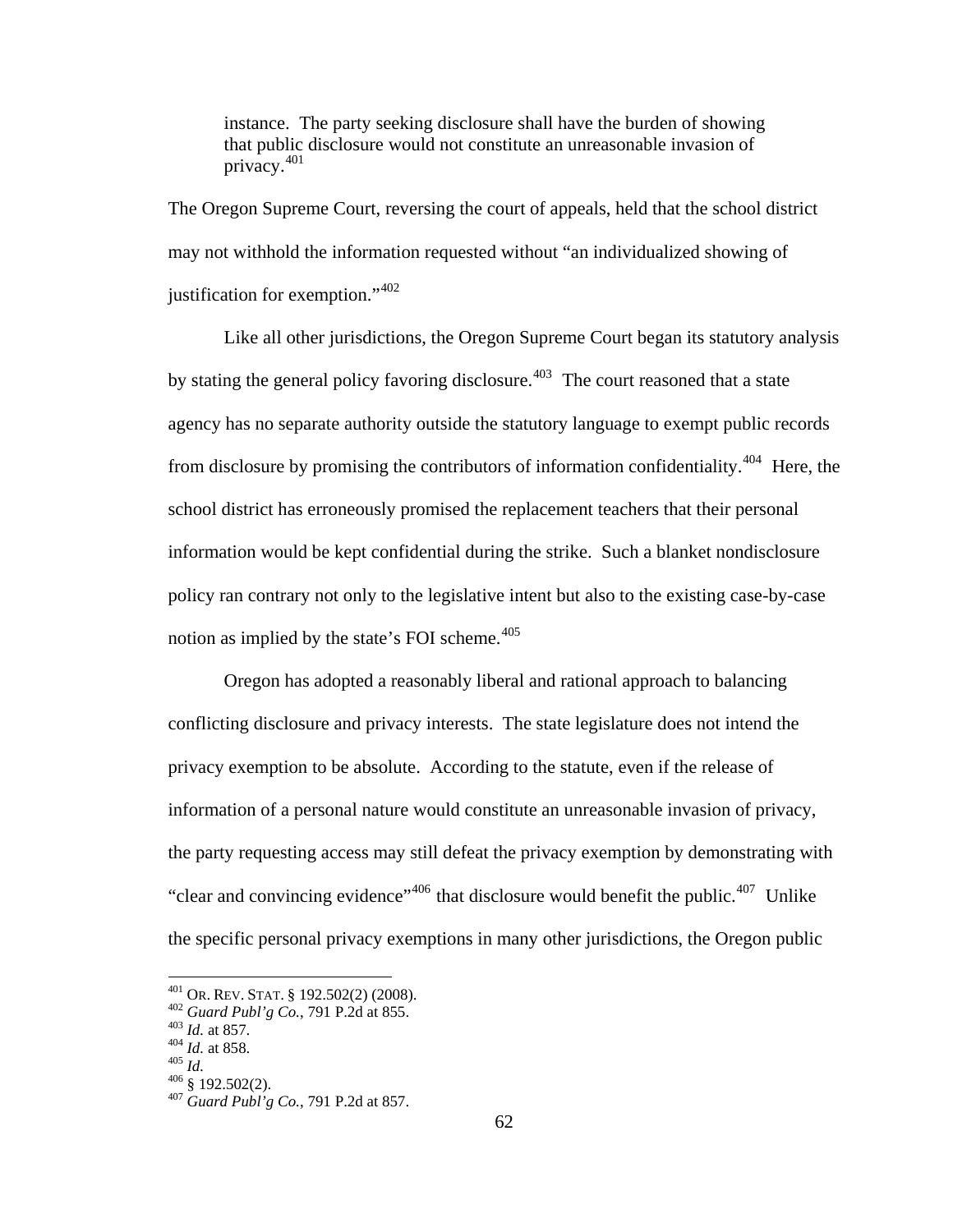> instance. The party seeking disclosure shall have the burden of showing that public disclosure would not constitute an unreasonable invasion of privacy.[401]

The Oregon Supreme Court, reversing the court of appeals, held that the school district may not withhold the information requested without "an individualized showing of justification for exemption."[402]

Like all other jurisdictions, the Oregon Supreme Court began its statutory analysis by stating the general policy favoring disclosure.[403] The court reasoned that a state agency has no separate authority outside the statutory language to exempt public records from disclosure by promising the contributors of information confidentiality.[404] Here, the school district has erroneously promised the replacement teachers that their personal information would be kept confidential during the strike. Such a blanket nondisclosure policy ran contrary not only to the legislative intent but also to the existing case-by-case notion as implied by the state's FOI scheme.[405]

Oregon has adopted a reasonably liberal and rational approach to balancing conflicting disclosure and privacy interests. The state legislature does not intend the privacy exemption to be absolute. According to the statute, even if the release of information of a personal nature would constitute an unreasonable invasion of privacy, the party requesting access may still defeat the privacy exemption by demonstrating with "clear and convincing evidence"[406] that disclosure would benefit the public.[407] Unlike the specific personal privacy exemptions in many other jurisdictions, the Oregon public

---

[401] OR. REV. STAT. § 192.502(2) (2008).
[402] *Guard Publ'g Co.*, 791 P.2d at 855.
[403] *Id.* at 857.
[404] *Id.* at 858.
[405] *Id.*
[406] § 192.502(2).
[407] *Guard Publ'g Co.*, 791 P.2d at 857.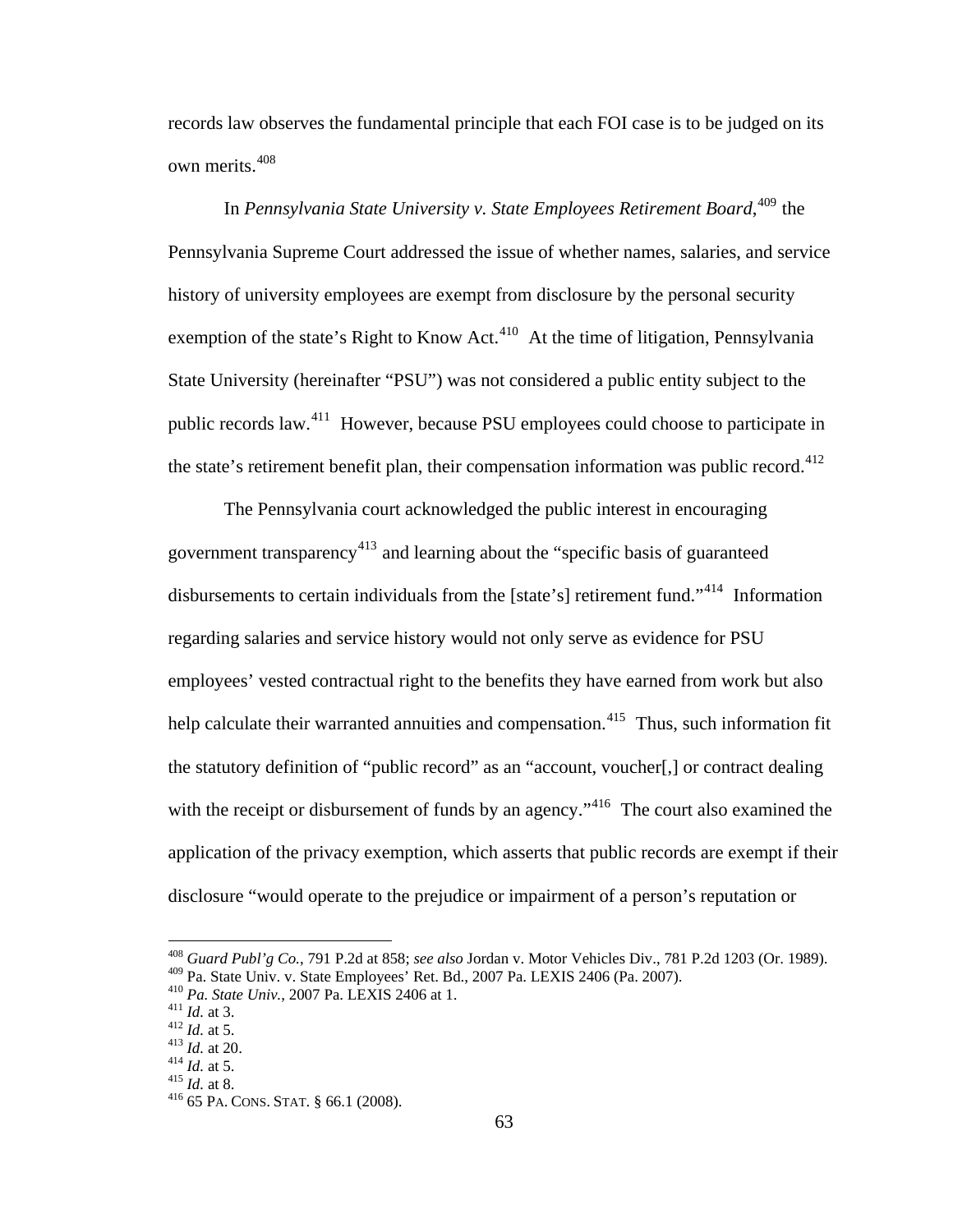records law observes the fundamental principle that each FOI case is to be judged on its own merits.[408]

In *Pennsylvania State University v. State Employees Retirement Board*,[409] the Pennsylvania Supreme Court addressed the issue of whether names, salaries, and service history of university employees are exempt from disclosure by the personal security exemption of the state's Right to Know Act.[410] At the time of litigation, Pennsylvania State University (hereinafter "PSU") was not considered a public entity subject to the public records law.[411] However, because PSU employees could choose to participate in the state's retirement benefit plan, their compensation information was public record.[412]

The Pennsylvania court acknowledged the public interest in encouraging government transparency[413] and learning about the "specific basis of guaranteed disbursements to certain individuals from the [state's] retirement fund."[414] Information regarding salaries and service history would not only serve as evidence for PSU employees' vested contractual right to the benefits they have earned from work but also help calculate their warranted annuities and compensation.[415] Thus, such information fit the statutory definition of "public record" as an "account, voucher[,] or contract dealing with the receipt or disbursement of funds by an agency."[416] The court also examined the application of the privacy exemption, which asserts that public records are exempt if their disclosure "would operate to the prejudice or impairment of a person's reputation or

---

[408] *Guard Publ'g Co.*, 791 P.2d at 858; *see also* Jordan v. Motor Vehicles Div., 781 P.2d 1203 (Or. 1989).
[409] Pa. State Univ. v. State Employees' Ret. Bd., 2007 Pa. LEXIS 2406 (Pa. 2007).
[410] *Pa. State Univ.*, 2007 Pa. LEXIS 2406 at 1.
[411] *Id.* at 3.
[412] *Id.* at 5.
[413] *Id.* at 20.
[414] *Id.* at 5.
[415] *Id.* at 8.
[416] 65 PA. CONS. STAT. § 66.1 (2008).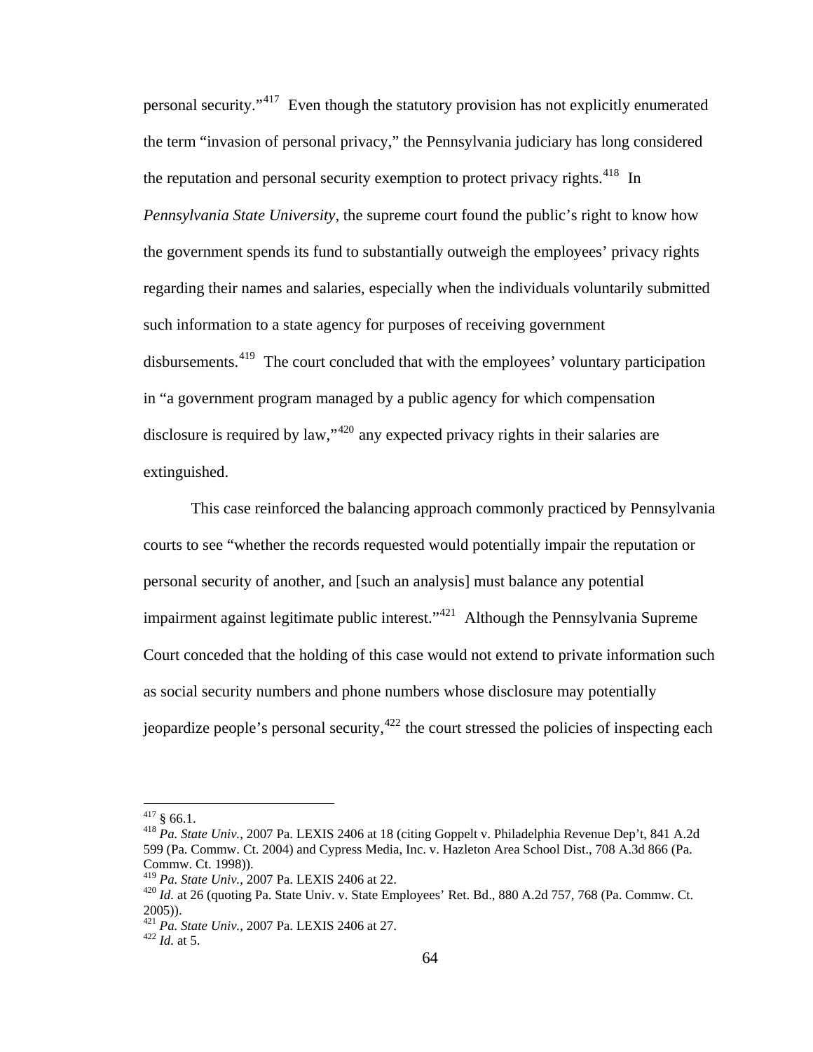personal security."[417] Even though the statutory provision has not explicitly enumerated the term "invasion of personal privacy," the Pennsylvania judiciary has long considered the reputation and personal security exemption to protect privacy rights.[418] In *Pennsylvania State University*, the supreme court found the public's right to know how the government spends its fund to substantially outweigh the employees' privacy rights regarding their names and salaries, especially when the individuals voluntarily submitted such information to a state agency for purposes of receiving government disbursements.[419] The court concluded that with the employees' voluntary participation in "a government program managed by a public agency for which compensation disclosure is required by law,"[420] any expected privacy rights in their salaries are extinguished.

This case reinforced the balancing approach commonly practiced by Pennsylvania courts to see "whether the records requested would potentially impair the reputation or personal security of another, and [such an analysis] must balance any potential impairment against legitimate public interest."[421] Although the Pennsylvania Supreme Court conceded that the holding of this case would not extend to private information such as social security numbers and phone numbers whose disclosure may potentially jeopardize people's personal security,[422] the court stressed the policies of inspecting each

---

[417] § 66.1.

[418] *Pa. State Univ.*, 2007 Pa. LEXIS 2406 at 18 (citing Goppelt v. Philadelphia Revenue Dep't, 841 A.2d 599 (Pa. Commw. Ct. 2004) and Cypress Media, Inc. v. Hazleton Area School Dist., 708 A.3d 866 (Pa. Commw. Ct. 1998)).

[419] *Pa. State Univ.*, 2007 Pa. LEXIS 2406 at 22.

[420] *Id.* at 26 (quoting Pa. State Univ. v. State Employees' Ret. Bd., 880 A.2d 757, 768 (Pa. Commw. Ct. 2005)).

[421] *Pa. State Univ.*, 2007 Pa. LEXIS 2406 at 27.

[422] *Id.* at 5.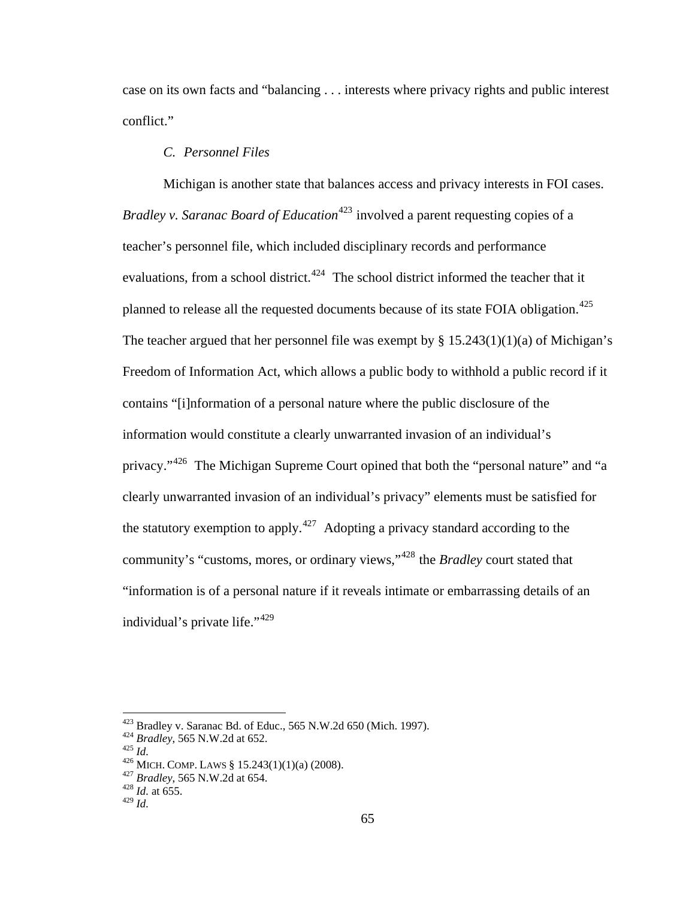case on its own facts and "balancing . . . interests where privacy rights and public interest conflict."

### *C. Personnel Files*

Michigan is another state that balances access and privacy interests in FOI cases. *Bradley v. Saranac Board of Education*[423] involved a parent requesting copies of a teacher's personnel file, which included disciplinary records and performance evaluations, from a school district.[424] The school district informed the teacher that it planned to release all the requested documents because of its state FOIA obligation.[425] The teacher argued that her personnel file was exempt by § 15.243(1)(1)(a) of Michigan's Freedom of Information Act, which allows a public body to withhold a public record if it contains "[i]nformation of a personal nature where the public disclosure of the information would constitute a clearly unwarranted invasion of an individual's privacy."[426] The Michigan Supreme Court opined that both the "personal nature" and "a clearly unwarranted invasion of an individual's privacy" elements must be satisfied for the statutory exemption to apply.[427] Adopting a privacy standard according to the community's "customs, mores, or ordinary views,"[428] the *Bradley* court stated that "information is of a personal nature if it reveals intimate or embarrassing details of an individual's private life."[429]

---

[423] Bradley v. Saranac Bd. of Educ., 565 N.W.2d 650 (Mich. 1997).
[424] *Bradley*, 565 N.W.2d at 652.
[425] *Id.*
[426] MICH. COMP. LAWS § 15.243(1)(1)(a) (2008).
[427] *Bradley*, 565 N.W.2d at 654.
[428] *Id.* at 655.
[429] *Id.*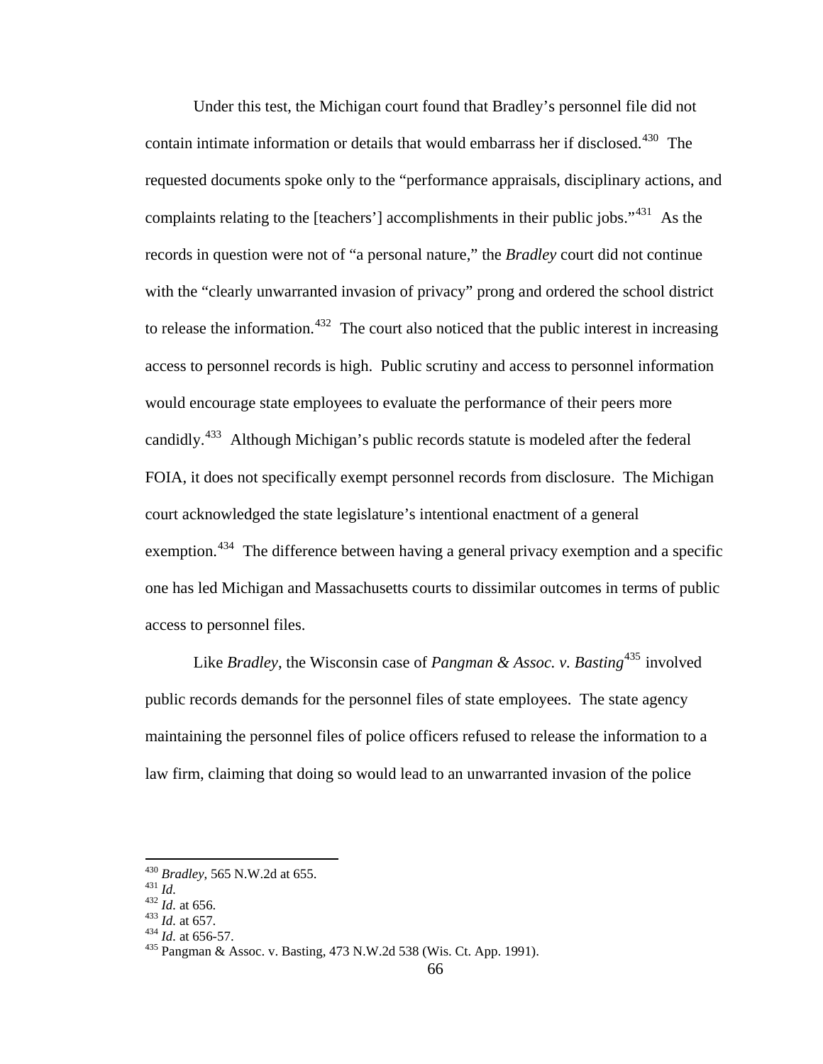Under this test, the Michigan court found that Bradley's personnel file did not contain intimate information or details that would embarrass her if disclosed.[430] The requested documents spoke only to the "performance appraisals, disciplinary actions, and complaints relating to the [teachers'] accomplishments in their public jobs."[431] As the records in question were not of "a personal nature," the *Bradley* court did not continue with the "clearly unwarranted invasion of privacy" prong and ordered the school district to release the information.[432] The court also noticed that the public interest in increasing access to personnel records is high. Public scrutiny and access to personnel information would encourage state employees to evaluate the performance of their peers more candidly.[433] Although Michigan's public records statute is modeled after the federal FOIA, it does not specifically exempt personnel records from disclosure. The Michigan court acknowledged the state legislature's intentional enactment of a general exemption.[434] The difference between having a general privacy exemption and a specific one has led Michigan and Massachusetts courts to dissimilar outcomes in terms of public access to personnel files.

Like *Bradley*, the Wisconsin case of *Pangman & Assoc. v. Basting*[435] involved public records demands for the personnel files of state employees. The state agency maintaining the personnel files of police officers refused to release the information to a law firm, claiming that doing so would lead to an unwarranted invasion of the police

---

[430] *Bradley*, 565 N.W.2d at 655.
[431] *Id*.
[432] *Id.* at 656.
[433] *Id.* at 657.
[434] *Id.* at 656-57.
[435] Pangman & Assoc. v. Basting, 473 N.W.2d 538 (Wis. Ct. App. 1991).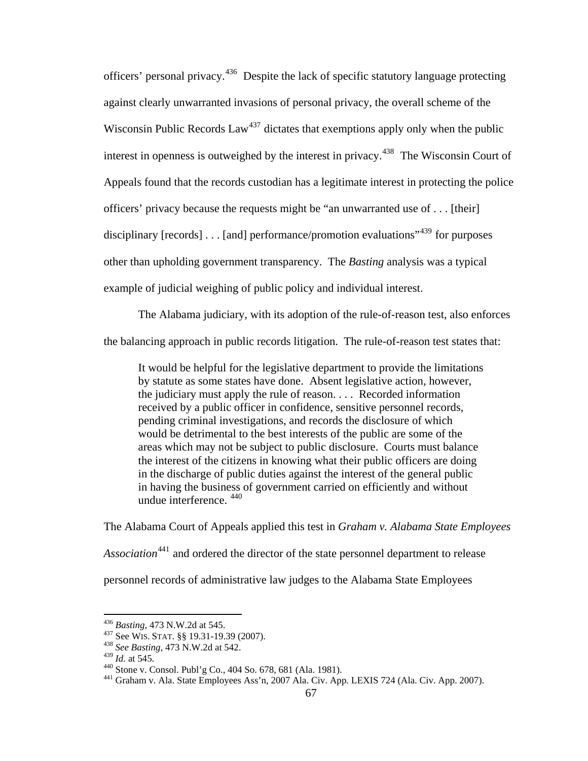officers' personal privacy.[436] Despite the lack of specific statutory language protecting against clearly unwarranted invasions of personal privacy, the overall scheme of the Wisconsin Public Records Law[437] dictates that exemptions apply only when the public interest in openness is outweighed by the interest in privacy.[438] The Wisconsin Court of Appeals found that the records custodian has a legitimate interest in protecting the police officers' privacy because the requests might be "an unwarranted use of . . . [their] disciplinary [records] . . . [and] performance/promotion evaluations"[439] for purposes other than upholding government transparency. The *Basting* analysis was a typical example of judicial weighing of public policy and individual interest.

The Alabama judiciary, with its adoption of the rule-of-reason test, also enforces the balancing approach in public records litigation. The rule-of-reason test states that:

> It would be helpful for the legislative department to provide the limitations by statute as some states have done. Absent legislative action, however, the judiciary must apply the rule of reason. . . . Recorded information received by a public officer in confidence, sensitive personnel records, pending criminal investigations, and records the disclosure of which would be detrimental to the best interests of the public are some of the areas which may not be subject to public disclosure. Courts must balance the interest of the citizens in knowing what their public officers are doing in the discharge of public duties against the interest of the general public in having the business of government carried on efficiently and without undue interference.[440]

The Alabama Court of Appeals applied this test in *Graham v. Alabama State Employees Association*[441] and ordered the director of the state personnel department to release personnel records of administrative law judges to the Alabama State Employees

---

[436] *Basting*, 473 N.W.2d at 545.

[437] See WIS. STAT. §§ 19.31-19.39 (2007).

[438] *See Basting*, 473 N.W.2d at 542.

[439] *Id.* at 545.

[440] Stone v. Consol. Publ'g Co., 404 So. 678, 681 (Ala. 1981).

[441] Graham v. Ala. State Employees Ass'n, 2007 Ala. Civ. App. LEXIS 724 (Ala. Civ. App. 2007).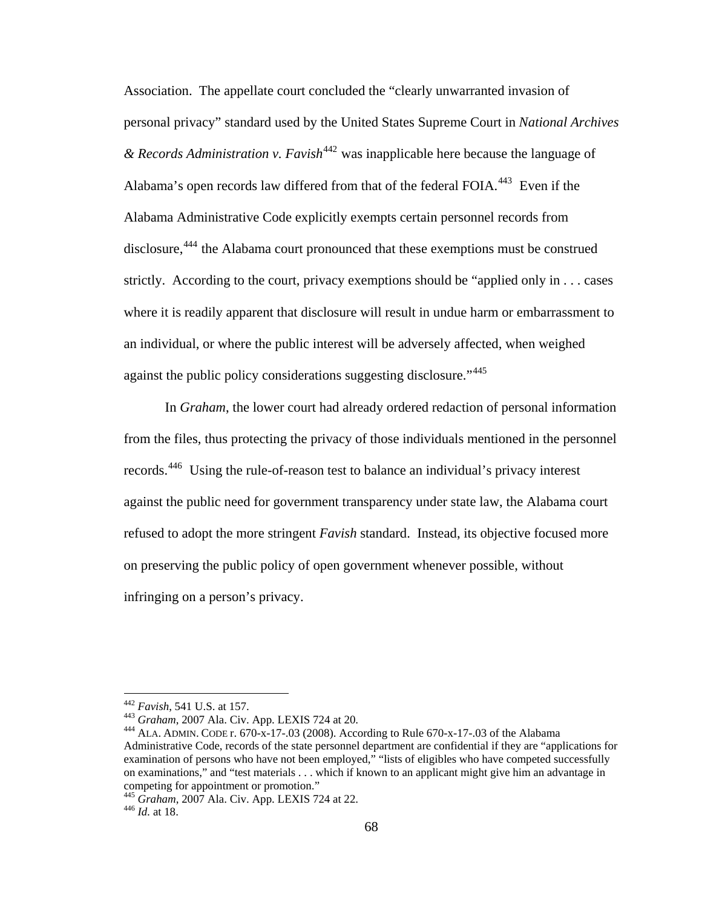Association. The appellate court concluded the "clearly unwarranted invasion of personal privacy" standard used by the United States Supreme Court in *National Archives & Records Administration v. Favish*[442] was inapplicable here because the language of Alabama's open records law differed from that of the federal FOIA.[443] Even if the Alabama Administrative Code explicitly exempts certain personnel records from disclosure,[444] the Alabama court pronounced that these exemptions must be construed strictly. According to the court, privacy exemptions should be "applied only in . . . cases where it is readily apparent that disclosure will result in undue harm or embarrassment to an individual, or where the public interest will be adversely affected, when weighed against the public policy considerations suggesting disclosure."[445]

In *Graham*, the lower court had already ordered redaction of personal information from the files, thus protecting the privacy of those individuals mentioned in the personnel records.[446] Using the rule-of-reason test to balance an individual's privacy interest against the public need for government transparency under state law, the Alabama court refused to adopt the more stringent *Favish* standard. Instead, its objective focused more on preserving the public policy of open government whenever possible, without infringing on a person's privacy.

---

[442] *Favish*, 541 U.S. at 157.

[443] *Graham*, 2007 Ala. Civ. App. LEXIS 724 at 20.

[444] ALA. ADMIN. CODE r. 670-x-17-.03 (2008). According to Rule 670-x-17-.03 of the Alabama Administrative Code, records of the state personnel department are confidential if they are "applications for examination of persons who have not been employed," "lists of eligibles who have competed successfully on examinations," and "test materials . . . which if known to an applicant might give him an advantage in competing for appointment or promotion."

[445] *Graham*, 2007 Ala. Civ. App. LEXIS 724 at 22.

[446] *Id.* at 18.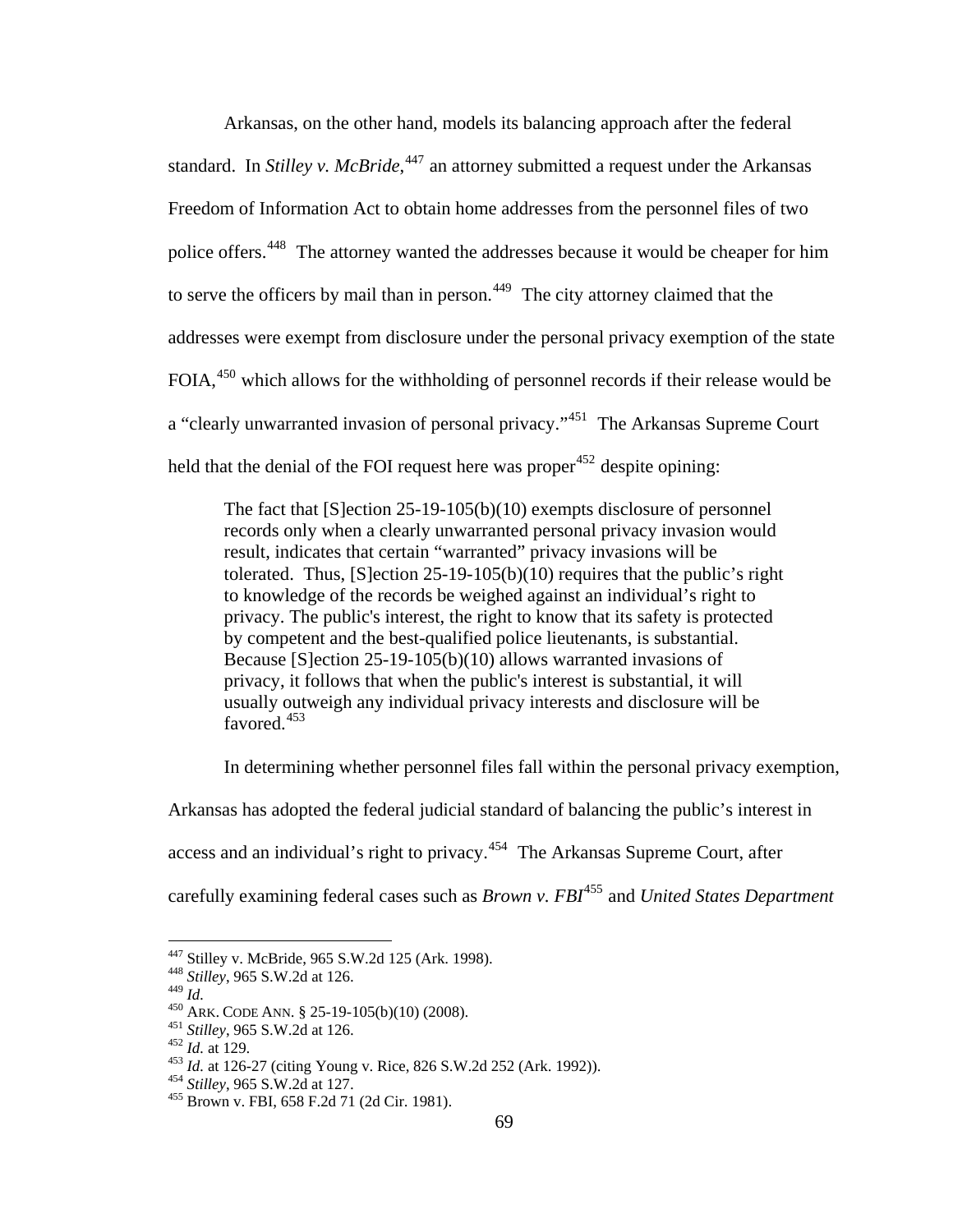Arkansas, on the other hand, models its balancing approach after the federal standard. In *Stilley v. McBride*,[447] an attorney submitted a request under the Arkansas Freedom of Information Act to obtain home addresses from the personnel files of two police offers.[448] The attorney wanted the addresses because it would be cheaper for him to serve the officers by mail than in person.[449] The city attorney claimed that the addresses were exempt from disclosure under the personal privacy exemption of the state FOIA,[450] which allows for the withholding of personnel records if their release would be a "clearly unwarranted invasion of personal privacy."[451] The Arkansas Supreme Court held that the denial of the FOI request here was proper[452] despite opining:

> The fact that [S]ection 25-19-105(b)(10) exempts disclosure of personnel records only when a clearly unwarranted personal privacy invasion would result, indicates that certain "warranted" privacy invasions will be tolerated. Thus, [S]ection 25-19-105(b)(10) requires that the public's right to knowledge of the records be weighed against an individual's right to privacy. The public's interest, the right to know that its safety is protected by competent and the best-qualified police lieutenants, is substantial. Because [S]ection 25-19-105(b)(10) allows warranted invasions of privacy, it follows that when the public's interest is substantial, it will usually outweigh any individual privacy interests and disclosure will be favored.[453]

In determining whether personnel files fall within the personal privacy exemption, Arkansas has adopted the federal judicial standard of balancing the public's interest in access and an individual's right to privacy.[454] The Arkansas Supreme Court, after carefully examining federal cases such as *Brown v. FBI*[455] and *United States Department*

---

[447] Stilley v. McBride, 965 S.W.2d 125 (Ark. 1998).
[448] *Stilley*, 965 S.W.2d at 126.
[449] *Id.*
[450] ARK. CODE ANN. § 25-19-105(b)(10) (2008).
[451] *Stilley*, 965 S.W.2d at 126.
[452] *Id.* at 129.
[453] *Id.* at 126-27 (citing Young v. Rice, 826 S.W.2d 252 (Ark. 1992)).
[454] *Stilley*, 965 S.W.2d at 127.
[455] Brown v. FBI, 658 F.2d 71 (2d Cir. 1981).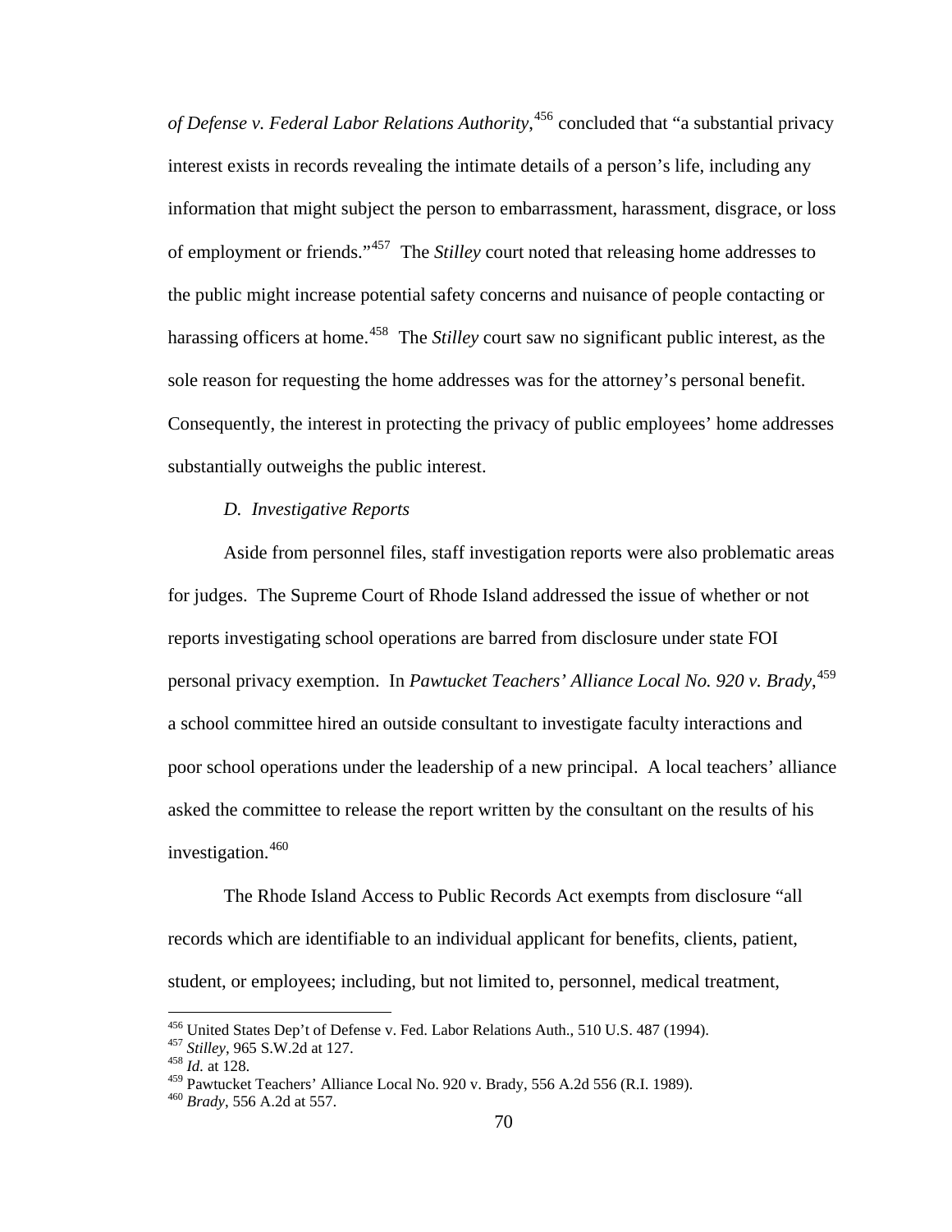*of Defense v. Federal Labor Relations Authority*,[456] concluded that "a substantial privacy interest exists in records revealing the intimate details of a person's life, including any information that might subject the person to embarrassment, harassment, disgrace, or loss of employment or friends."[457] The *Stilley* court noted that releasing home addresses to the public might increase potential safety concerns and nuisance of people contacting or harassing officers at home.[458] The *Stilley* court saw no significant public interest, as the sole reason for requesting the home addresses was for the attorney's personal benefit. Consequently, the interest in protecting the privacy of public employees' home addresses substantially outweighs the public interest.

### *D. Investigative Reports*

Aside from personnel files, staff investigation reports were also problematic areas for judges. The Supreme Court of Rhode Island addressed the issue of whether or not reports investigating school operations are barred from disclosure under state FOI personal privacy exemption. In *Pawtucket Teachers' Alliance Local No. 920 v. Brady*,[459] a school committee hired an outside consultant to investigate faculty interactions and poor school operations under the leadership of a new principal. A local teachers' alliance asked the committee to release the report written by the consultant on the results of his investigation.[460]

The Rhode Island Access to Public Records Act exempts from disclosure "all records which are identifiable to an individual applicant for benefits, clients, patient, student, or employees; including, but not limited to, personnel, medical treatment,

---

[456] United States Dep't of Defense v. Fed. Labor Relations Auth., 510 U.S. 487 (1994).
[457] *Stilley*, 965 S.W.2d at 127.
[458] *Id.* at 128.
[459] Pawtucket Teachers' Alliance Local No. 920 v. Brady, 556 A.2d 556 (R.I. 1989).
[460] *Brady*, 556 A.2d at 557.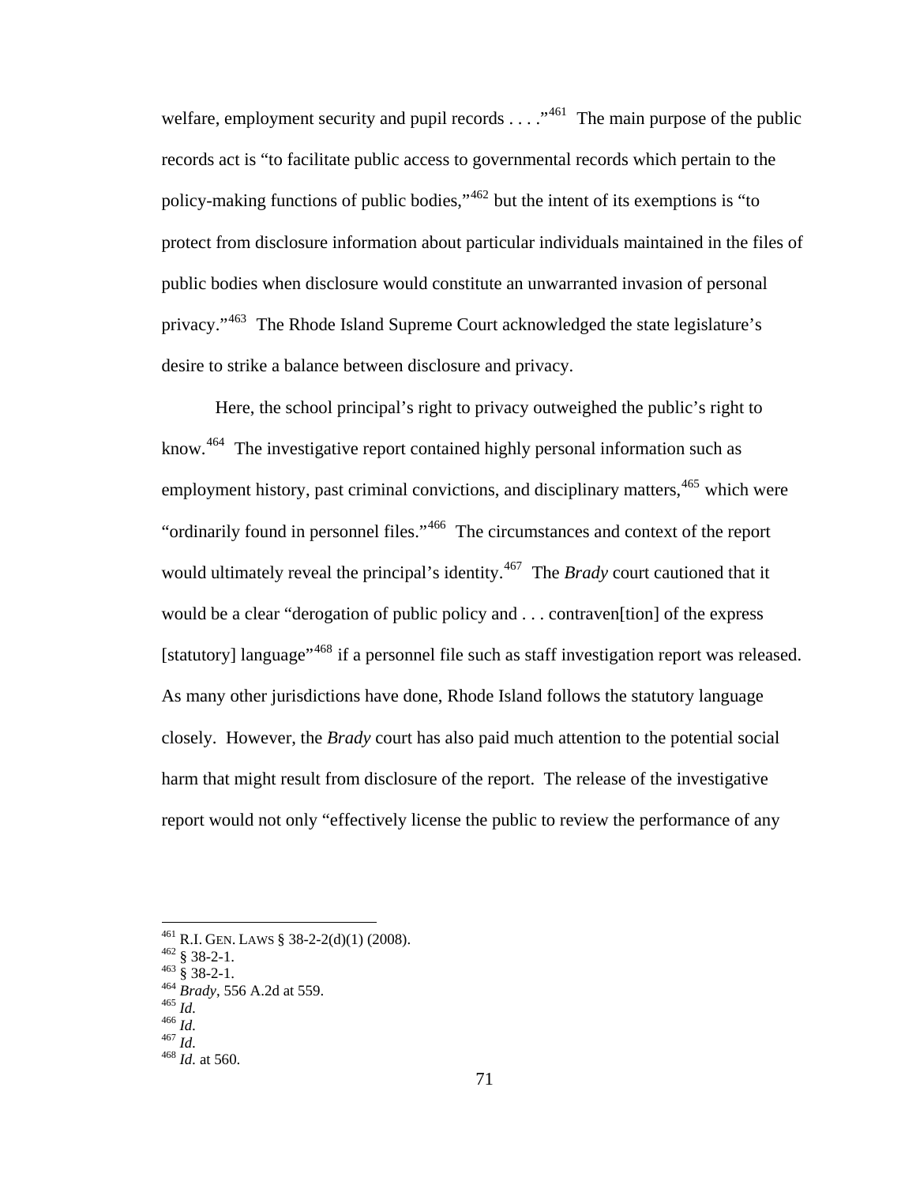welfare, employment security and pupil records . . . ."[461] The main purpose of the public records act is "to facilitate public access to governmental records which pertain to the policy-making functions of public bodies,"[462] but the intent of its exemptions is "to protect from disclosure information about particular individuals maintained in the files of public bodies when disclosure would constitute an unwarranted invasion of personal privacy."[463] The Rhode Island Supreme Court acknowledged the state legislature's desire to strike a balance between disclosure and privacy.

Here, the school principal's right to privacy outweighed the public's right to know.[464] The investigative report contained highly personal information such as employment history, past criminal convictions, and disciplinary matters,[465] which were "ordinarily found in personnel files."[466] The circumstances and context of the report would ultimately reveal the principal's identity.[467] The *Brady* court cautioned that it would be a clear "derogation of public policy and . . . contraven[tion] of the express [statutory] language"[468] if a personnel file such as staff investigation report was released. As many other jurisdictions have done, Rhode Island follows the statutory language closely. However, the *Brady* court has also paid much attention to the potential social harm that might result from disclosure of the report. The release of the investigative report would not only "effectively license the public to review the performance of any

---

[461] R.I. GEN. LAWS § 38-2-2(d)(1) (2008).
[462] § 38-2-1.
[463] § 38-2-1.
[464] *Brady*, 556 A.2d at 559.
[465] *Id.*
[466] *Id.*
[467] *Id.*
[468] *Id.* at 560.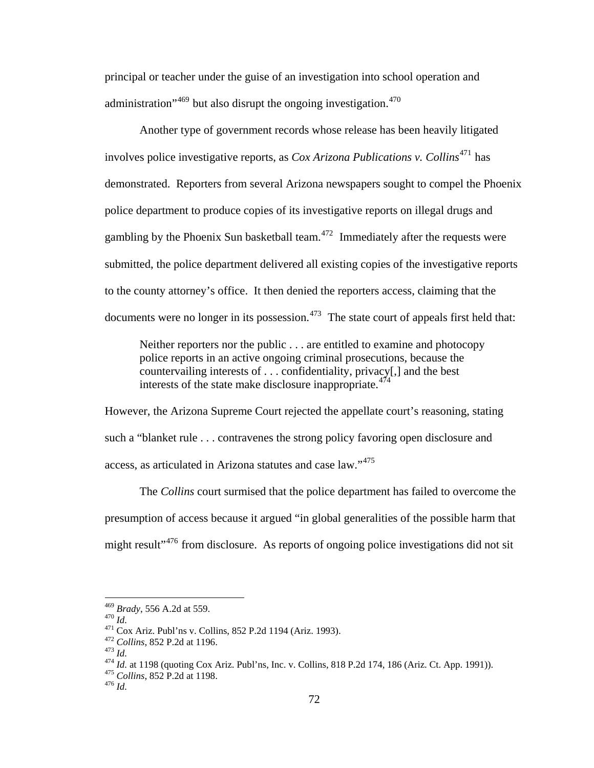principal or teacher under the guise of an investigation into school operation and administration"[469] but also disrupt the ongoing investigation.[470]

Another type of government records whose release has been heavily litigated involves police investigative reports, as *Cox Arizona Publications v. Collins*[471] has demonstrated. Reporters from several Arizona newspapers sought to compel the Phoenix police department to produce copies of its investigative reports on illegal drugs and gambling by the Phoenix Sun basketball team.[472] Immediately after the requests were submitted, the police department delivered all existing copies of the investigative reports to the county attorney's office. It then denied the reporters access, claiming that the documents were no longer in its possession.[473] The state court of appeals first held that:

> Neither reporters nor the public . . . are entitled to examine and photocopy police reports in an active ongoing criminal prosecutions, because the countervailing interests of . . . confidentiality, privacy[,] and the best interests of the state make disclosure inappropriate.[474]

However, the Arizona Supreme Court rejected the appellate court's reasoning, stating such a "blanket rule . . . contravenes the strong policy favoring open disclosure and access, as articulated in Arizona statutes and case law."[475]

The *Collins* court surmised that the police department has failed to overcome the presumption of access because it argued "in global generalities of the possible harm that might result"[476] from disclosure. As reports of ongoing police investigations did not sit

---

[469] *Brady*, 556 A.2d at 559.
[470] *Id.*
[471] Cox Ariz. Publ'ns v. Collins, 852 P.2d 1194 (Ariz. 1993).
[472] *Collins*, 852 P.2d at 1196.
[473] *Id.*
[474] *Id.* at 1198 (quoting Cox Ariz. Publ'ns, Inc. v. Collins, 818 P.2d 174, 186 (Ariz. Ct. App. 1991)).
[475] *Collins*, 852 P.2d at 1198.
[476] *Id.*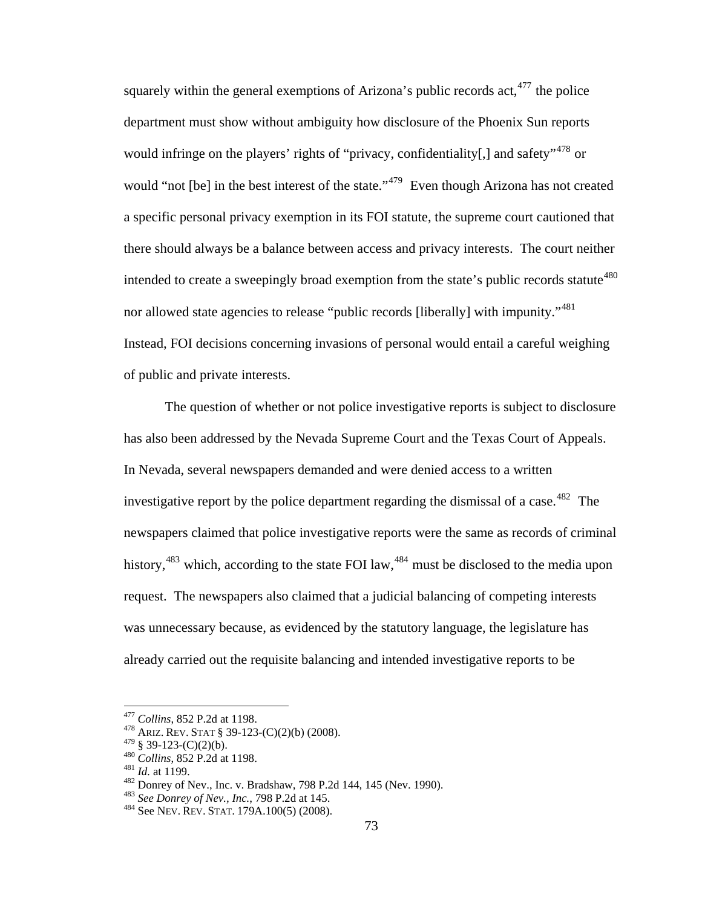squarely within the general exemptions of Arizona's public records act,[477] the police department must show without ambiguity how disclosure of the Phoenix Sun reports would infringe on the players' rights of "privacy, confidentiality[,] and safety"[478] or would "not [be] in the best interest of the state."[479] Even though Arizona has not created a specific personal privacy exemption in its FOI statute, the supreme court cautioned that there should always be a balance between access and privacy interests. The court neither intended to create a sweepingly broad exemption from the state's public records statute[480] nor allowed state agencies to release "public records [liberally] with impunity."[481] Instead, FOI decisions concerning invasions of personal would entail a careful weighing of public and private interests.

The question of whether or not police investigative reports is subject to disclosure has also been addressed by the Nevada Supreme Court and the Texas Court of Appeals. In Nevada, several newspapers demanded and were denied access to a written investigative report by the police department regarding the dismissal of a case.[482] The newspapers claimed that police investigative reports were the same as records of criminal history,[483] which, according to the state FOI law,[484] must be disclosed to the media upon request. The newspapers also claimed that a judicial balancing of competing interests was unnecessary because, as evidenced by the statutory language, the legislature has already carried out the requisite balancing and intended investigative reports to be

---

[477] *Collins*, 852 P.2d at 1198.
[478] ARIZ. REV. STAT § 39-123-(C)(2)(b) (2008).
[479] § 39-123-(C)(2)(b).
[480] *Collins*, 852 P.2d at 1198.
[481] *Id.* at 1199.
[482] Donrey of Nev., Inc. v. Bradshaw, 798 P.2d 144, 145 (Nev. 1990).
[483] *See Donrey of Nev., Inc.*, 798 P.2d at 145.
[484] See NEV. REV. STAT. 179A.100(5) (2008).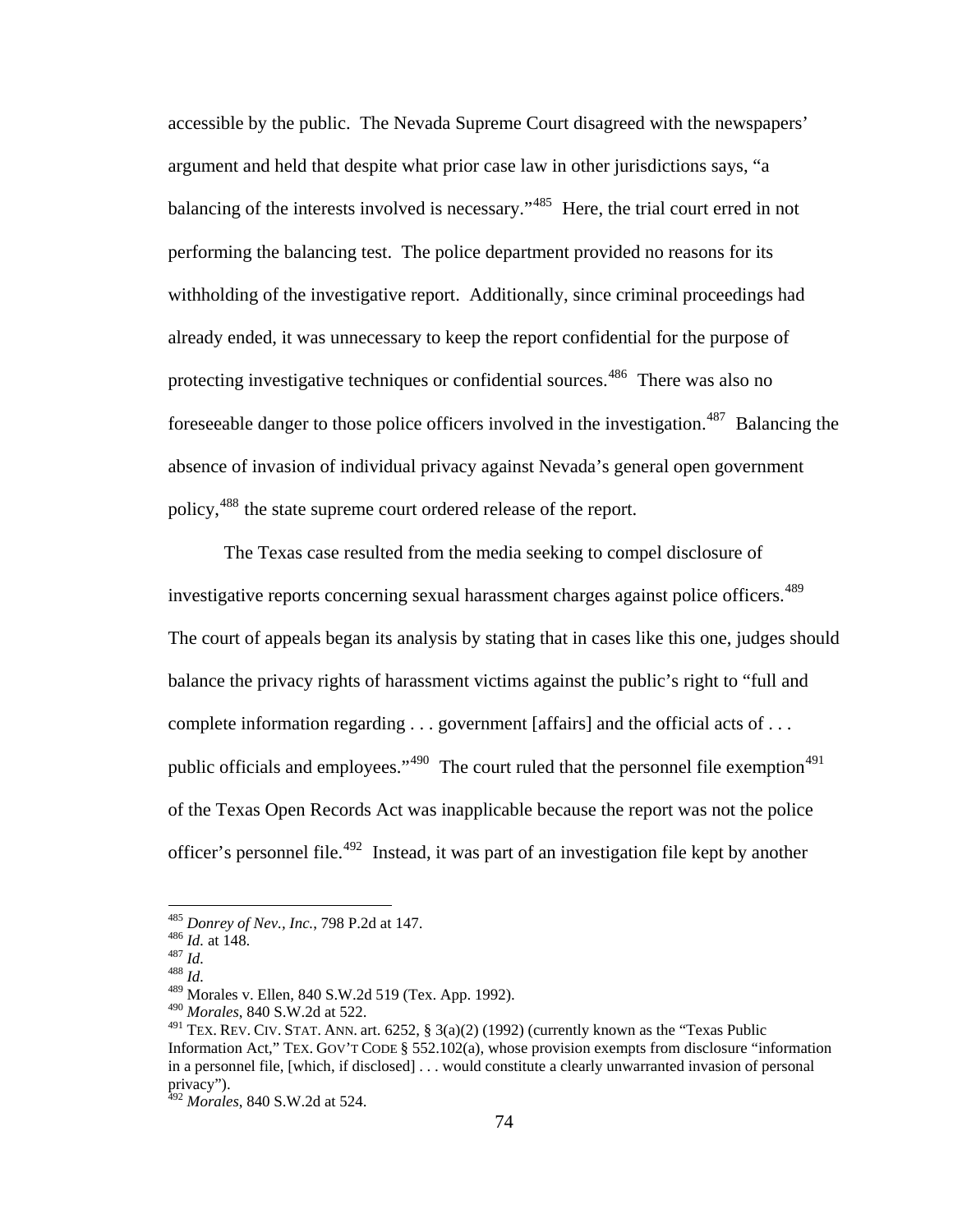accessible by the public. The Nevada Supreme Court disagreed with the newspapers' argument and held that despite what prior case law in other jurisdictions says, "a balancing of the interests involved is necessary."[485] Here, the trial court erred in not performing the balancing test. The police department provided no reasons for its withholding of the investigative report. Additionally, since criminal proceedings had already ended, it was unnecessary to keep the report confidential for the purpose of protecting investigative techniques or confidential sources.[486] There was also no foreseeable danger to those police officers involved in the investigation.[487] Balancing the absence of invasion of individual privacy against Nevada's general open government policy,[488] the state supreme court ordered release of the report.

The Texas case resulted from the media seeking to compel disclosure of investigative reports concerning sexual harassment charges against police officers.[489] The court of appeals began its analysis by stating that in cases like this one, judges should balance the privacy rights of harassment victims against the public's right to "full and complete information regarding . . . government [affairs] and the official acts of . . . public officials and employees."[490] The court ruled that the personnel file exemption[491] of the Texas Open Records Act was inapplicable because the report was not the police officer's personnel file.[492] Instead, it was part of an investigation file kept by another

---

[485] *Donrey of Nev., Inc.*, 798 P.2d at 147.
[486] *Id.* at 148.
[487] *Id.*
[488] *Id.*
[489] Morales v. Ellen, 840 S.W.2d 519 (Tex. App. 1992).
[490] *Morales*, 840 S.W.2d at 522.
[491] TEX. REV. CIV. STAT. ANN. art. 6252, § 3(a)(2) (1992) (currently known as the "Texas Public Information Act," TEX. GOV'T CODE § 552.102(a), whose provision exempts from disclosure "information in a personnel file, [which, if disclosed] . . . would constitute a clearly unwarranted invasion of personal privacy").
[492] *Morales*, 840 S.W.2d at 524.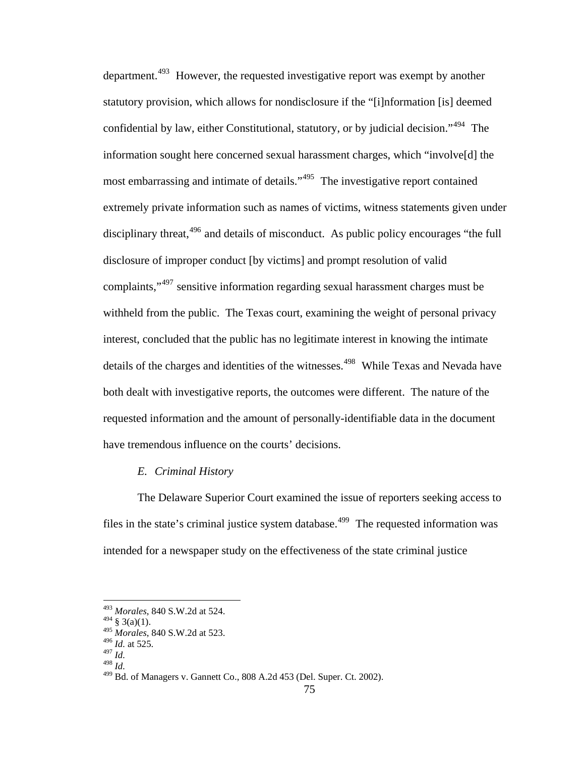department.[493] However, the requested investigative report was exempt by another statutory provision, which allows for nondisclosure if the "[i]nformation [is] deemed confidential by law, either Constitutional, statutory, or by judicial decision."[494] The information sought here concerned sexual harassment charges, which "involve[d] the most embarrassing and intimate of details."[495] The investigative report contained extremely private information such as names of victims, witness statements given under disciplinary threat,[496] and details of misconduct. As public policy encourages "the full disclosure of improper conduct [by victims] and prompt resolution of valid complaints,"[497] sensitive information regarding sexual harassment charges must be withheld from the public. The Texas court, examining the weight of personal privacy interest, concluded that the public has no legitimate interest in knowing the intimate details of the charges and identities of the witnesses.[498] While Texas and Nevada have both dealt with investigative reports, the outcomes were different. The nature of the requested information and the amount of personally-identifiable data in the document have tremendous influence on the courts' decisions.

### *E. Criminal History*

The Delaware Superior Court examined the issue of reporters seeking access to files in the state's criminal justice system database.[499] The requested information was intended for a newspaper study on the effectiveness of the state criminal justice

---

[493] *Morales*, 840 S.W.2d at 524.
[494] § 3(a)(1).
[495] *Morales*, 840 S.W.2d at 523.
[496] *Id.* at 525.
[497] *Id.*
[498] *Id.*
[499] Bd. of Managers v. Gannett Co., 808 A.2d 453 (Del. Super. Ct. 2002).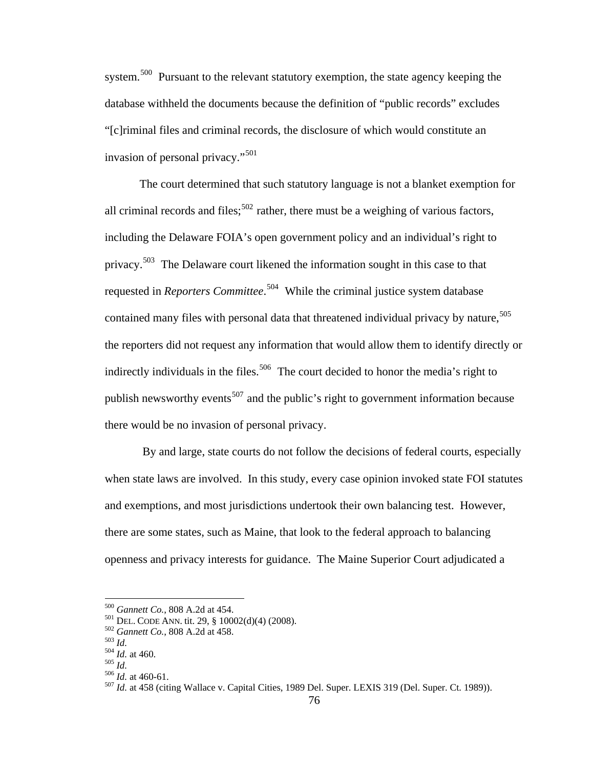system.[500] Pursuant to the relevant statutory exemption, the state agency keeping the database withheld the documents because the definition of "public records" excludes "[c]riminal files and criminal records, the disclosure of which would constitute an invasion of personal privacy."[501]

The court determined that such statutory language is not a blanket exemption for all criminal records and files;[502] rather, there must be a weighing of various factors, including the Delaware FOIA's open government policy and an individual's right to privacy.[503] The Delaware court likened the information sought in this case to that requested in *Reporters Committee*.[504] While the criminal justice system database contained many files with personal data that threatened individual privacy by nature,[505] the reporters did not request any information that would allow them to identify directly or indirectly individuals in the files.[506] The court decided to honor the media's right to publish newsworthy events[507] and the public's right to government information because there would be no invasion of personal privacy.

By and large, state courts do not follow the decisions of federal courts, especially when state laws are involved. In this study, every case opinion invoked state FOI statutes and exemptions, and most jurisdictions undertook their own balancing test. However, there are some states, such as Maine, that look to the federal approach to balancing openness and privacy interests for guidance. The Maine Superior Court adjudicated a

---

[500] *Gannett Co.*, 808 A.2d at 454.
[501] DEL. CODE ANN. tit. 29, § 10002(d)(4) (2008).
[502] *Gannett Co.*, 808 A.2d at 458.
[503] *Id*.
[504] *Id.* at 460.
[505] *Id*.
[506] *Id.* at 460-61.
[507] *Id.* at 458 (citing Wallace v. Capital Cities, 1989 Del. Super. LEXIS 319 (Del. Super. Ct. 1989)).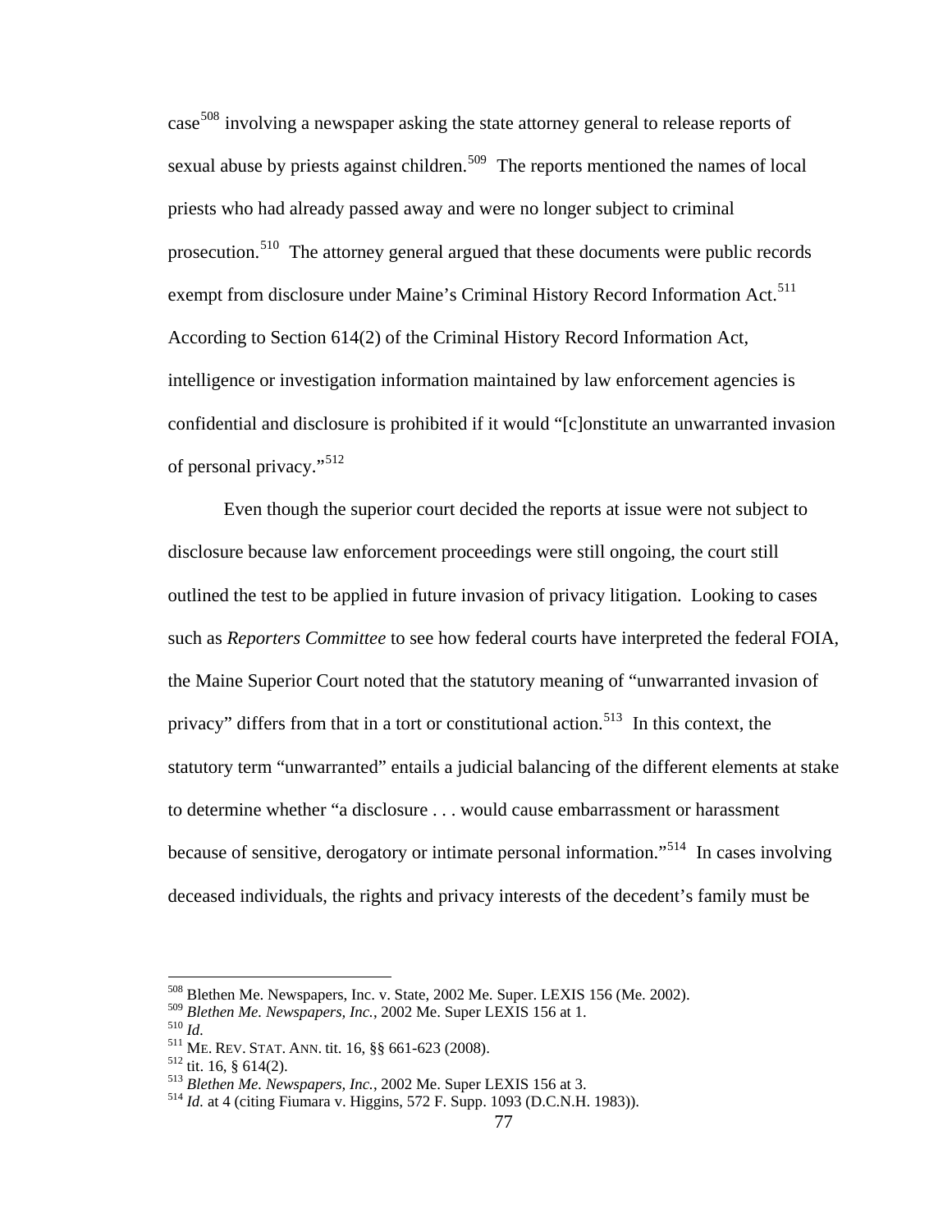case[508] involving a newspaper asking the state attorney general to release reports of sexual abuse by priests against children.[509] The reports mentioned the names of local priests who had already passed away and were no longer subject to criminal prosecution.[510] The attorney general argued that these documents were public records exempt from disclosure under Maine's Criminal History Record Information Act.[511] According to Section 614(2) of the Criminal History Record Information Act, intelligence or investigation information maintained by law enforcement agencies is confidential and disclosure is prohibited if it would "[c]onstitute an unwarranted invasion of personal privacy."[512]

Even though the superior court decided the reports at issue were not subject to disclosure because law enforcement proceedings were still ongoing, the court still outlined the test to be applied in future invasion of privacy litigation. Looking to cases such as *Reporters Committee* to see how federal courts have interpreted the federal FOIA, the Maine Superior Court noted that the statutory meaning of "unwarranted invasion of privacy" differs from that in a tort or constitutional action.[513] In this context, the statutory term "unwarranted" entails a judicial balancing of the different elements at stake to determine whether "a disclosure . . . would cause embarrassment or harassment because of sensitive, derogatory or intimate personal information."[514] In cases involving deceased individuals, the rights and privacy interests of the decedent's family must be

---

[508] Blethen Me. Newspapers, Inc. v. State, 2002 Me. Super. LEXIS 156 (Me. 2002).
[509] *Blethen Me. Newspapers, Inc.*, 2002 Me. Super LEXIS 156 at 1.
[510] *Id*.
[511] ME. REV. STAT. ANN. tit. 16, §§ 661-623 (2008).
[512] tit. 16, § 614(2).
[513] *Blethen Me. Newspapers, Inc.*, 2002 Me. Super LEXIS 156 at 3.
[514] *Id.* at 4 (citing Fiumara v. Higgins, 572 F. Supp. 1093 (D.C.N.H. 1983)).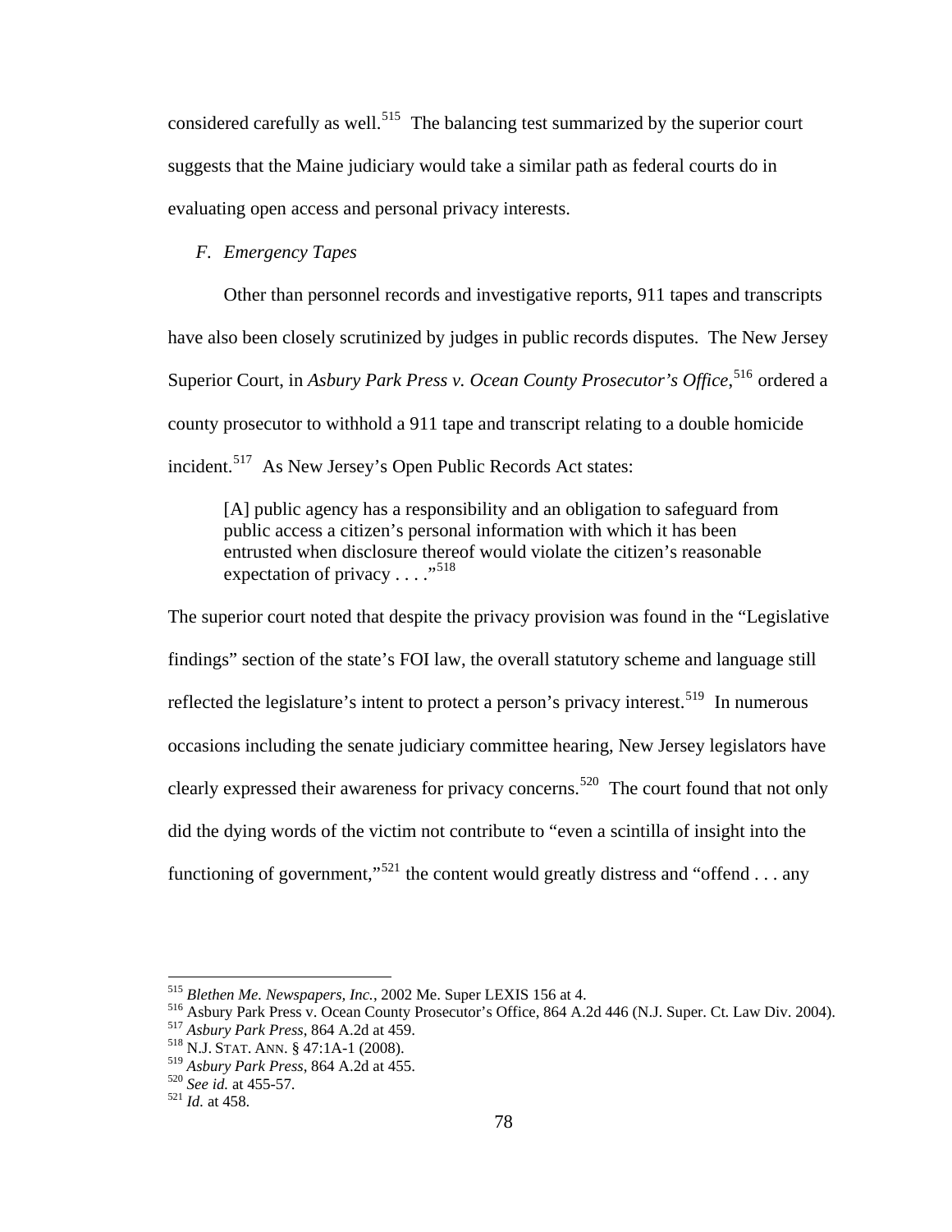considered carefully as well.[515] The balancing test summarized by the superior court suggests that the Maine judiciary would take a similar path as federal courts do in evaluating open access and personal privacy interests.

### *F. Emergency Tapes*

Other than personnel records and investigative reports, 911 tapes and transcripts have also been closely scrutinized by judges in public records disputes. The New Jersey Superior Court, in *Asbury Park Press v. Ocean County Prosecutor's Office*,[516] ordered a county prosecutor to withhold a 911 tape and transcript relating to a double homicide incident.[517] As New Jersey's Open Public Records Act states:

> [A] public agency has a responsibility and an obligation to safeguard from public access a citizen's personal information with which it has been entrusted when disclosure thereof would violate the citizen's reasonable expectation of privacy . . . ."[518]

The superior court noted that despite the privacy provision was found in the "Legislative findings" section of the state's FOI law, the overall statutory scheme and language still reflected the legislature's intent to protect a person's privacy interest.[519] In numerous occasions including the senate judiciary committee hearing, New Jersey legislators have clearly expressed their awareness for privacy concerns.[520] The court found that not only did the dying words of the victim not contribute to "even a scintilla of insight into the functioning of government,"[521] the content would greatly distress and "offend . . . any

---

[515] *Blethen Me. Newspapers, Inc.*, 2002 Me. Super LEXIS 156 at 4.
[516] Asbury Park Press v. Ocean County Prosecutor's Office, 864 A.2d 446 (N.J. Super. Ct. Law Div. 2004).
[517] *Asbury Park Press*, 864 A.2d at 459.
[518] N.J. STAT. ANN. § 47:1A-1 (2008).
[519] *Asbury Park Press*, 864 A.2d at 455.
[520] *See id.* at 455-57.
[521] *Id.* at 458.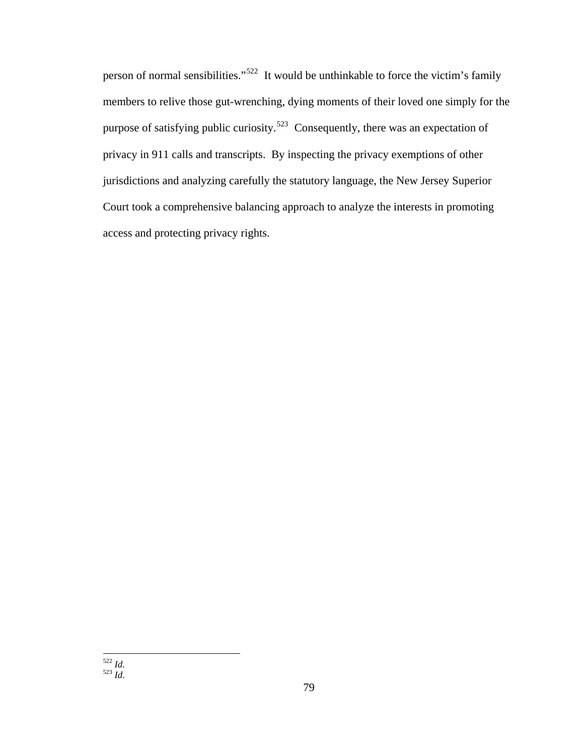person of normal sensibilities."[522] It would be unthinkable to force the victim's family members to relive those gut-wrenching, dying moments of their loved one simply for the purpose of satisfying public curiosity.[523] Consequently, there was an expectation of privacy in 911 calls and transcripts. By inspecting the privacy exemptions of other jurisdictions and analyzing carefully the statutory language, the New Jersey Superior Court took a comprehensive balancing approach to analyze the interests in promoting access and protecting privacy rights.

---

[522] *Id.*

[523] *Id.*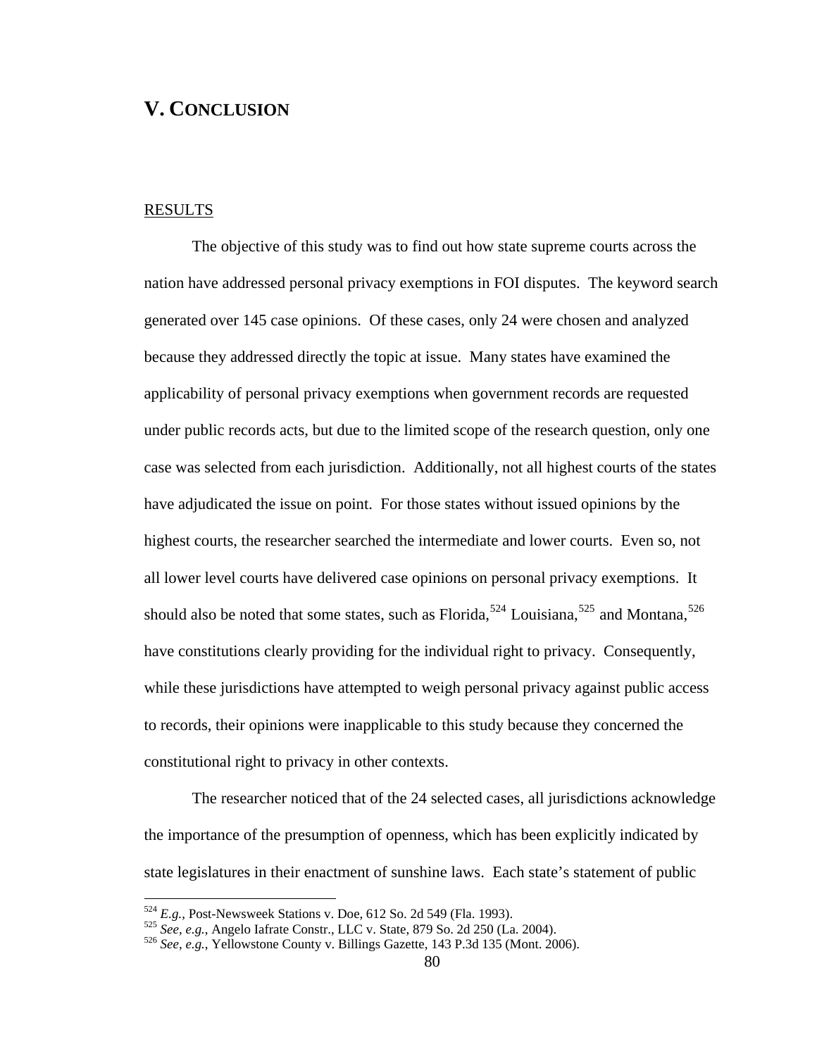# V. CONCLUSION

RESULTS

The objective of this study was to find out how state supreme courts across the nation have addressed personal privacy exemptions in FOI disputes. The keyword search generated over 145 case opinions. Of these cases, only 24 were chosen and analyzed because they addressed directly the topic at issue. Many states have examined the applicability of personal privacy exemptions when government records are requested under public records acts, but due to the limited scope of the research question, only one case was selected from each jurisdiction. Additionally, not all highest courts of the states have adjudicated the issue on point. For those states without issued opinions by the highest courts, the researcher searched the intermediate and lower courts. Even so, not all lower level courts have delivered case opinions on personal privacy exemptions. It should also be noted that some states, such as Florida,[524] Louisiana,[525] and Montana,[526] have constitutions clearly providing for the individual right to privacy. Consequently, while these jurisdictions have attempted to weigh personal privacy against public access to records, their opinions were inapplicable to this study because they concerned the constitutional right to privacy in other contexts.

The researcher noticed that of the 24 selected cases, all jurisdictions acknowledge the importance of the presumption of openness, which has been explicitly indicated by state legislatures in their enactment of sunshine laws. Each state's statement of public

---

[524] *E.g.*, Post-Newsweek Stations v. Doe, 612 So. 2d 549 (Fla. 1993).

[525] *See, e.g.*, Angelo Iafrate Constr., LLC v. State, 879 So. 2d 250 (La. 2004).

[526] *See, e.g.*, Yellowstone County v. Billings Gazette, 143 P.3d 135 (Mont. 2006).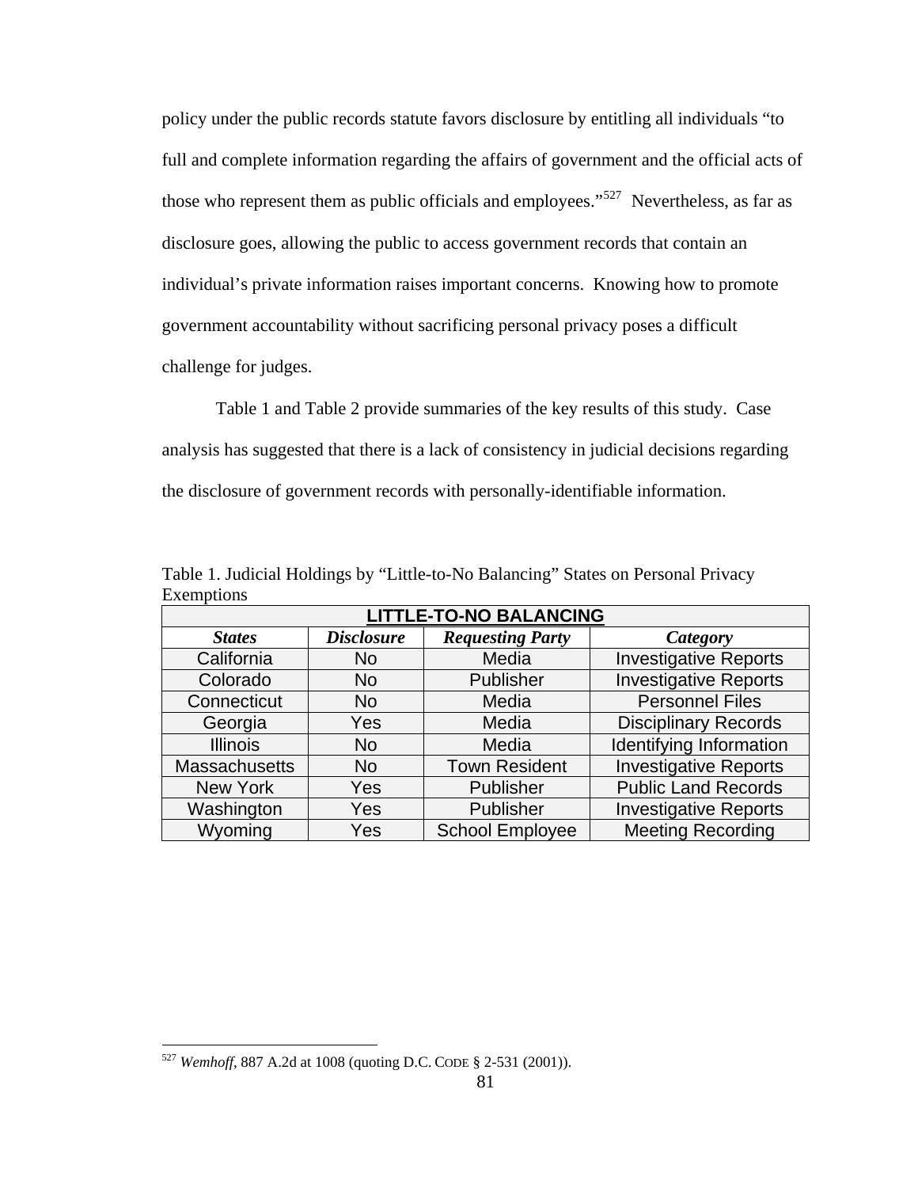policy under the public records statute favors disclosure by entitling all individuals "to full and complete information regarding the affairs of government and the official acts of those who represent them as public officials and employees."[527] Nevertheless, as far as disclosure goes, allowing the public to access government records that contain an individual's private information raises important concerns. Knowing how to promote government accountability without sacrificing personal privacy poses a difficult challenge for judges.

Table 1 and Table 2 provide summaries of the key results of this study. Case analysis has suggested that there is a lack of consistency in judicial decisions regarding the disclosure of government records with personally-identifiable information.

Table 1. Judicial Holdings by "Little-to-No Balancing" States on Personal Privacy Exemptions

| **LITTLE-TO-NO BALANCING** | | | |
|---|---|---|---|
| ***States*** | ***Disclosure*** | ***Requesting Party*** | ***Category*** |
| California | No | Media | Investigative Reports |
| Colorado | No | Publisher | Investigative Reports |
| Connecticut | No | Media | Personnel Files |
| Georgia | Yes | Media | Disciplinary Records |
| Illinois | No | Media | Identifying Information |
| Massachusetts | No | Town Resident | Investigative Reports |
| New York | Yes | Publisher | Public Land Records |
| Washington | Yes | Publisher | Investigative Reports |
| Wyoming | Yes | School Employee | Meeting Recording |

---

[527] *Wemhoff*, 887 A.2d at 1008 (quoting D.C. CODE § 2-531 (2001)).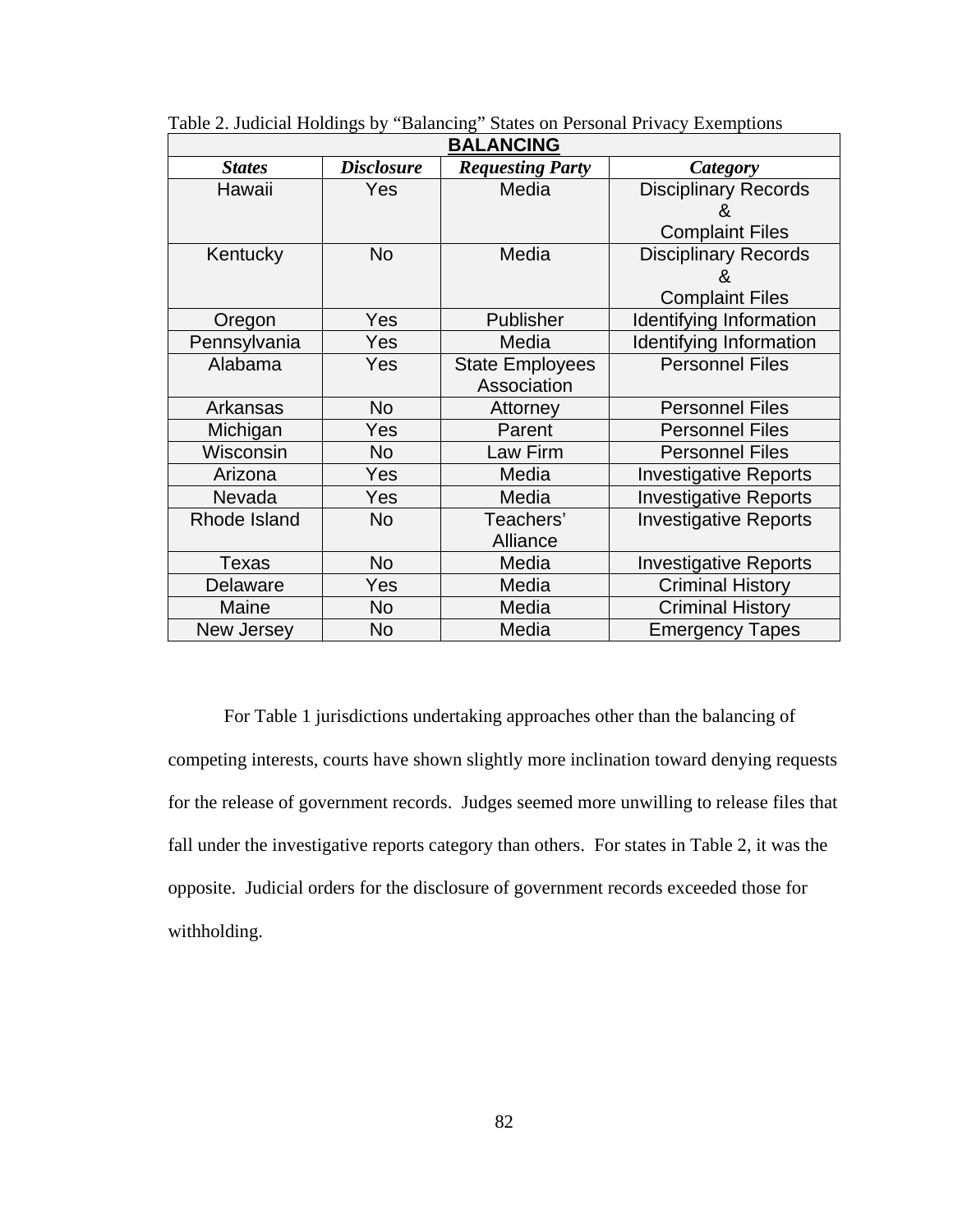Table 2. Judicial Holdings by "Balancing" States on Personal Privacy Exemptions

| **BALANCING** | | | |
|---|---|---|---|
| ***States*** | ***Disclosure*** | ***Requesting Party*** | ***Category*** |
| Hawaii | Yes | Media | Disciplinary Records & Complaint Files |
| Kentucky | No | Media | Disciplinary Records & Complaint Files |
| Oregon | Yes | Publisher | Identifying Information |
| Pennsylvania | Yes | Media | Identifying Information |
| Alabama | Yes | State Employees Association | Personnel Files |
| Arkansas | No | Attorney | Personnel Files |
| Michigan | Yes | Parent | Personnel Files |
| Wisconsin | No | Law Firm | Personnel Files |
| Arizona | Yes | Media | Investigative Reports |
| Nevada | Yes | Media | Investigative Reports |
| Rhode Island | No | Teachers' Alliance | Investigative Reports |
| Texas | No | Media | Investigative Reports |
| Delaware | Yes | Media | Criminal History |
| Maine | No | Media | Criminal History |
| New Jersey | No | Media | Emergency Tapes |

For Table 1 jurisdictions undertaking approaches other than the balancing of competing interests, courts have shown slightly more inclination toward denying requests for the release of government records. Judges seemed more unwilling to release files that fall under the investigative reports category than others. For states in Table 2, it was the opposite. Judicial orders for the disclosure of government records exceeded those for withholding.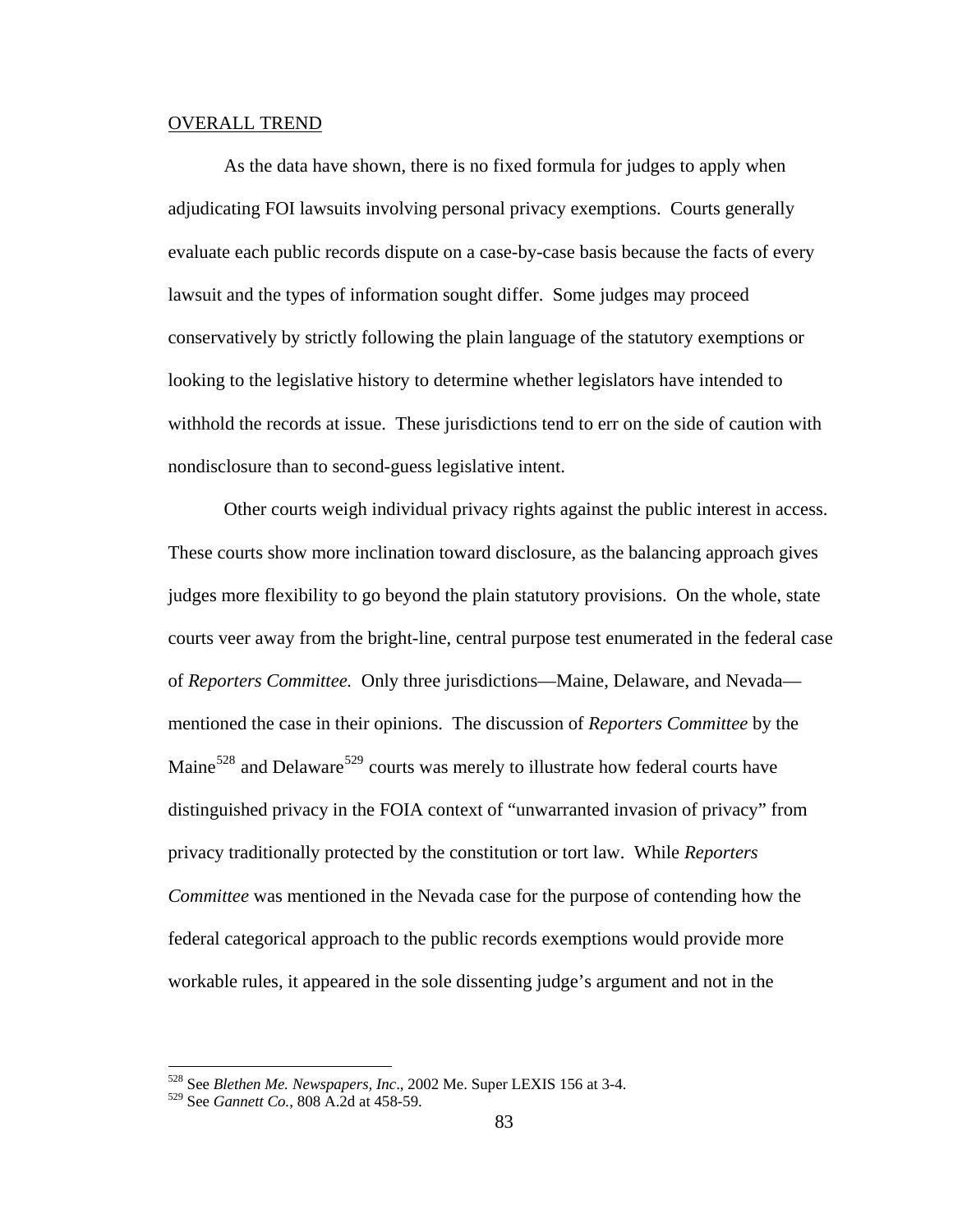OVERALL TREND

As the data have shown, there is no fixed formula for judges to apply when adjudicating FOI lawsuits involving personal privacy exemptions. Courts generally evaluate each public records dispute on a case-by-case basis because the facts of every lawsuit and the types of information sought differ. Some judges may proceed conservatively by strictly following the plain language of the statutory exemptions or looking to the legislative history to determine whether legislators have intended to withhold the records at issue. These jurisdictions tend to err on the side of caution with nondisclosure than to second-guess legislative intent.

Other courts weigh individual privacy rights against the public interest in access. These courts show more inclination toward disclosure, as the balancing approach gives judges more flexibility to go beyond the plain statutory provisions. On the whole, state courts veer away from the bright-line, central purpose test enumerated in the federal case of *Reporters Committee.* Only three jurisdictions—Maine, Delaware, and Nevada—mentioned the case in their opinions. The discussion of *Reporters Committee* by the Maine[528] and Delaware[529] courts was merely to illustrate how federal courts have distinguished privacy in the FOIA context of "unwarranted invasion of privacy" from privacy traditionally protected by the constitution or tort law. While *Reporters Committee* was mentioned in the Nevada case for the purpose of contending how the federal categorical approach to the public records exemptions would provide more workable rules, it appeared in the sole dissenting judge's argument and not in the

---

[528] See *Blethen Me. Newspapers, Inc*., 2002 Me. Super LEXIS 156 at 3-4.

[529] See *Gannett Co.*, 808 A.2d at 458-59.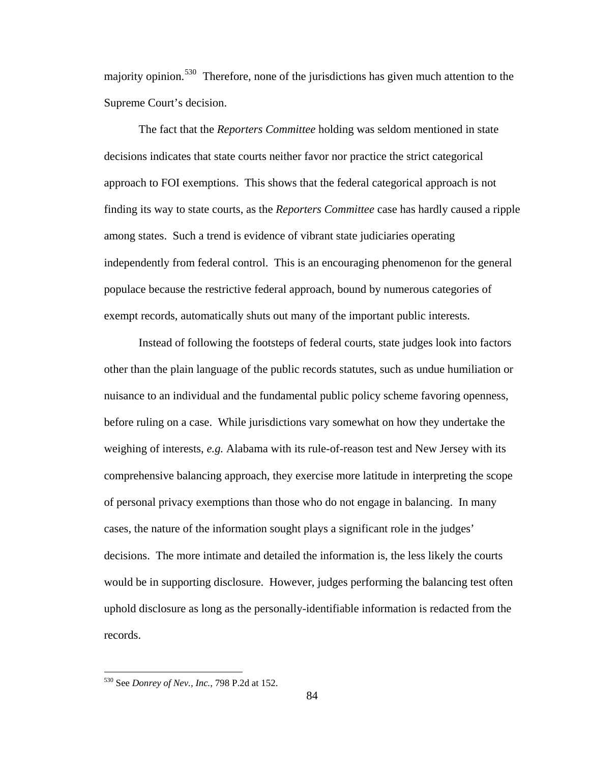majority opinion.[530] Therefore, none of the jurisdictions has given much attention to the Supreme Court's decision.

The fact that the *Reporters Committee* holding was seldom mentioned in state decisions indicates that state courts neither favor nor practice the strict categorical approach to FOI exemptions. This shows that the federal categorical approach is not finding its way to state courts, as the *Reporters Committee* case has hardly caused a ripple among states. Such a trend is evidence of vibrant state judiciaries operating independently from federal control. This is an encouraging phenomenon for the general populace because the restrictive federal approach, bound by numerous categories of exempt records, automatically shuts out many of the important public interests.

Instead of following the footsteps of federal courts, state judges look into factors other than the plain language of the public records statutes, such as undue humiliation or nuisance to an individual and the fundamental public policy scheme favoring openness, before ruling on a case. While jurisdictions vary somewhat on how they undertake the weighing of interests, *e.g.* Alabama with its rule-of-reason test and New Jersey with its comprehensive balancing approach, they exercise more latitude in interpreting the scope of personal privacy exemptions than those who do not engage in balancing. In many cases, the nature of the information sought plays a significant role in the judges' decisions. The more intimate and detailed the information is, the less likely the courts would be in supporting disclosure. However, judges performing the balancing test often uphold disclosure as long as the personally-identifiable information is redacted from the records.

---

[530] See *Donrey of Nev., Inc.*, 798 P.2d at 152.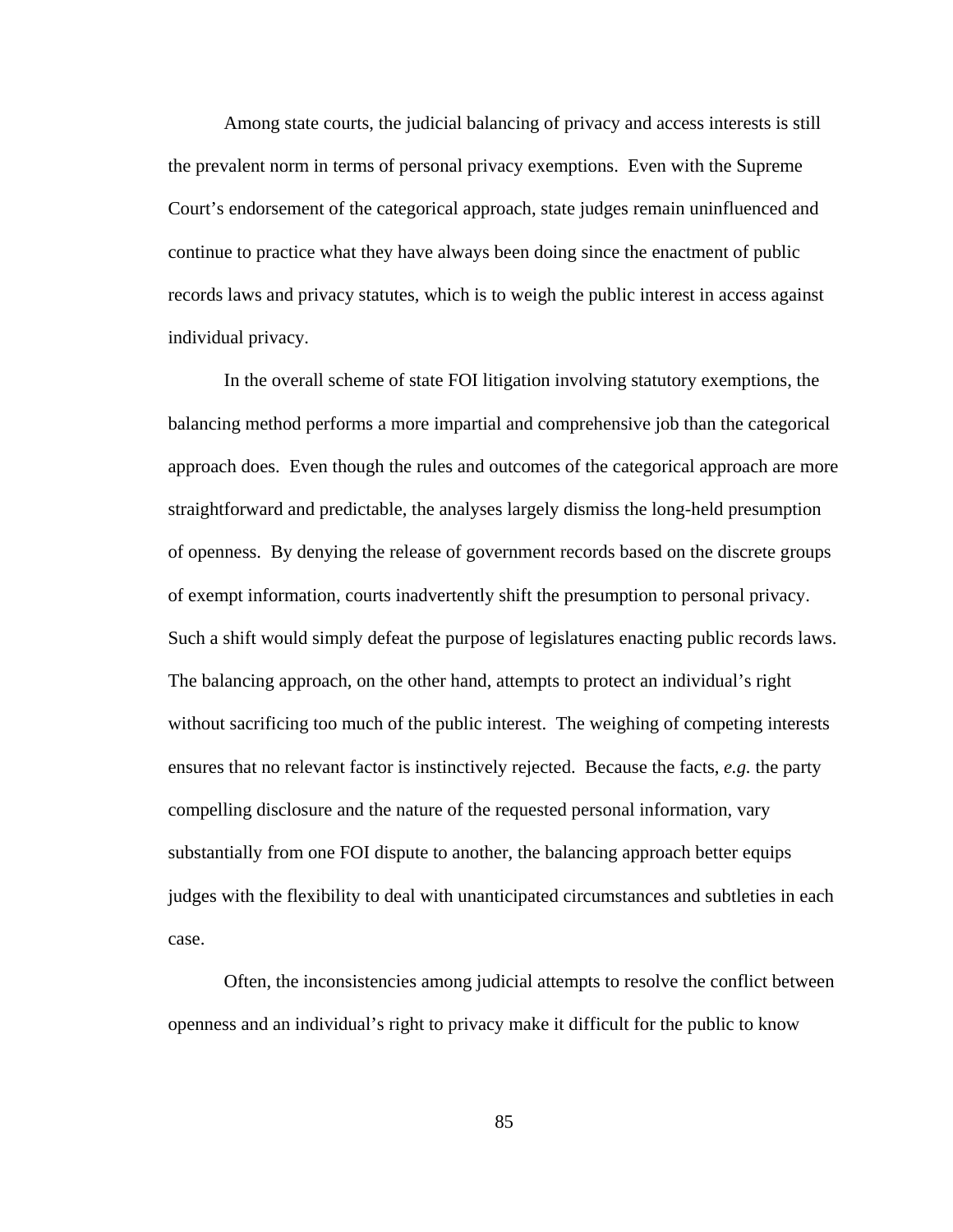Among state courts, the judicial balancing of privacy and access interests is still the prevalent norm in terms of personal privacy exemptions. Even with the Supreme Court's endorsement of the categorical approach, state judges remain uninfluenced and continue to practice what they have always been doing since the enactment of public records laws and privacy statutes, which is to weigh the public interest in access against individual privacy.

In the overall scheme of state FOI litigation involving statutory exemptions, the balancing method performs a more impartial and comprehensive job than the categorical approach does. Even though the rules and outcomes of the categorical approach are more straightforward and predictable, the analyses largely dismiss the long-held presumption of openness. By denying the release of government records based on the discrete groups of exempt information, courts inadvertently shift the presumption to personal privacy. Such a shift would simply defeat the purpose of legislatures enacting public records laws. The balancing approach, on the other hand, attempts to protect an individual's right without sacrificing too much of the public interest. The weighing of competing interests ensures that no relevant factor is instinctively rejected. Because the facts, *e.g.* the party compelling disclosure and the nature of the requested personal information, vary substantially from one FOI dispute to another, the balancing approach better equips judges with the flexibility to deal with unanticipated circumstances and subtleties in each case.

Often, the inconsistencies among judicial attempts to resolve the conflict between openness and an individual's right to privacy make it difficult for the public to know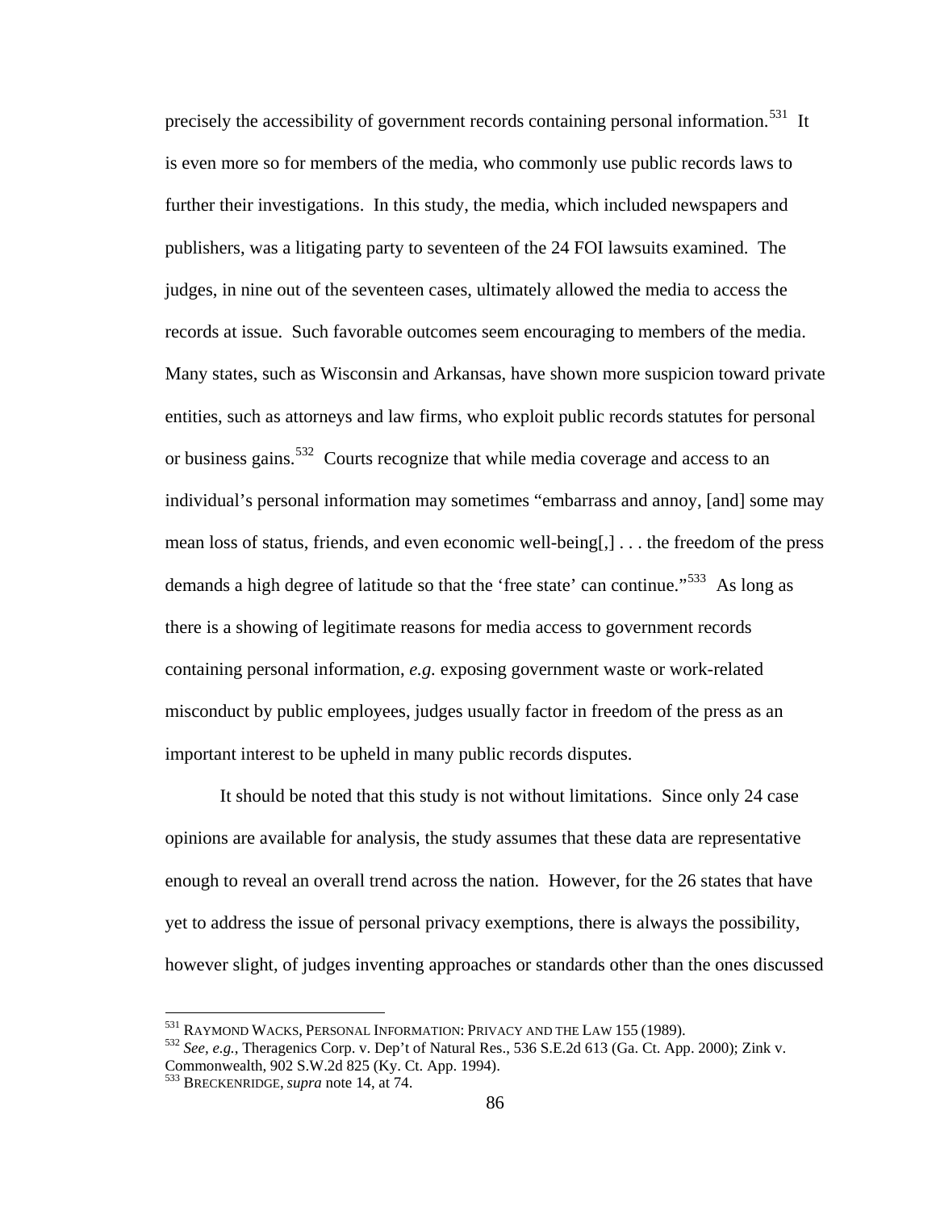precisely the accessibility of government records containing personal information.[531] It is even more so for members of the media, who commonly use public records laws to further their investigations. In this study, the media, which included newspapers and publishers, was a litigating party to seventeen of the 24 FOI lawsuits examined. The judges, in nine out of the seventeen cases, ultimately allowed the media to access the records at issue. Such favorable outcomes seem encouraging to members of the media. Many states, such as Wisconsin and Arkansas, have shown more suspicion toward private entities, such as attorneys and law firms, who exploit public records statutes for personal or business gains.[532] Courts recognize that while media coverage and access to an individual's personal information may sometimes "embarrass and annoy, [and] some may mean loss of status, friends, and even economic well-being[,] . . . the freedom of the press demands a high degree of latitude so that the 'free state' can continue."[533] As long as there is a showing of legitimate reasons for media access to government records containing personal information, *e.g.* exposing government waste or work-related misconduct by public employees, judges usually factor in freedom of the press as an important interest to be upheld in many public records disputes.

It should be noted that this study is not without limitations. Since only 24 case opinions are available for analysis, the study assumes that these data are representative enough to reveal an overall trend across the nation. However, for the 26 states that have yet to address the issue of personal privacy exemptions, there is always the possibility, however slight, of judges inventing approaches or standards other than the ones discussed

---

[531] RAYMOND WACKS, PERSONAL INFORMATION: PRIVACY AND THE LAW 155 (1989).

[532] *See, e.g.*, Theragenics Corp. v. Dep't of Natural Res., 536 S.E.2d 613 (Ga. Ct. App. 2000); Zink v. Commonwealth, 902 S.W.2d 825 (Ky. Ct. App. 1994).

[533] BRECKENRIDGE, *supra* note 14, at 74.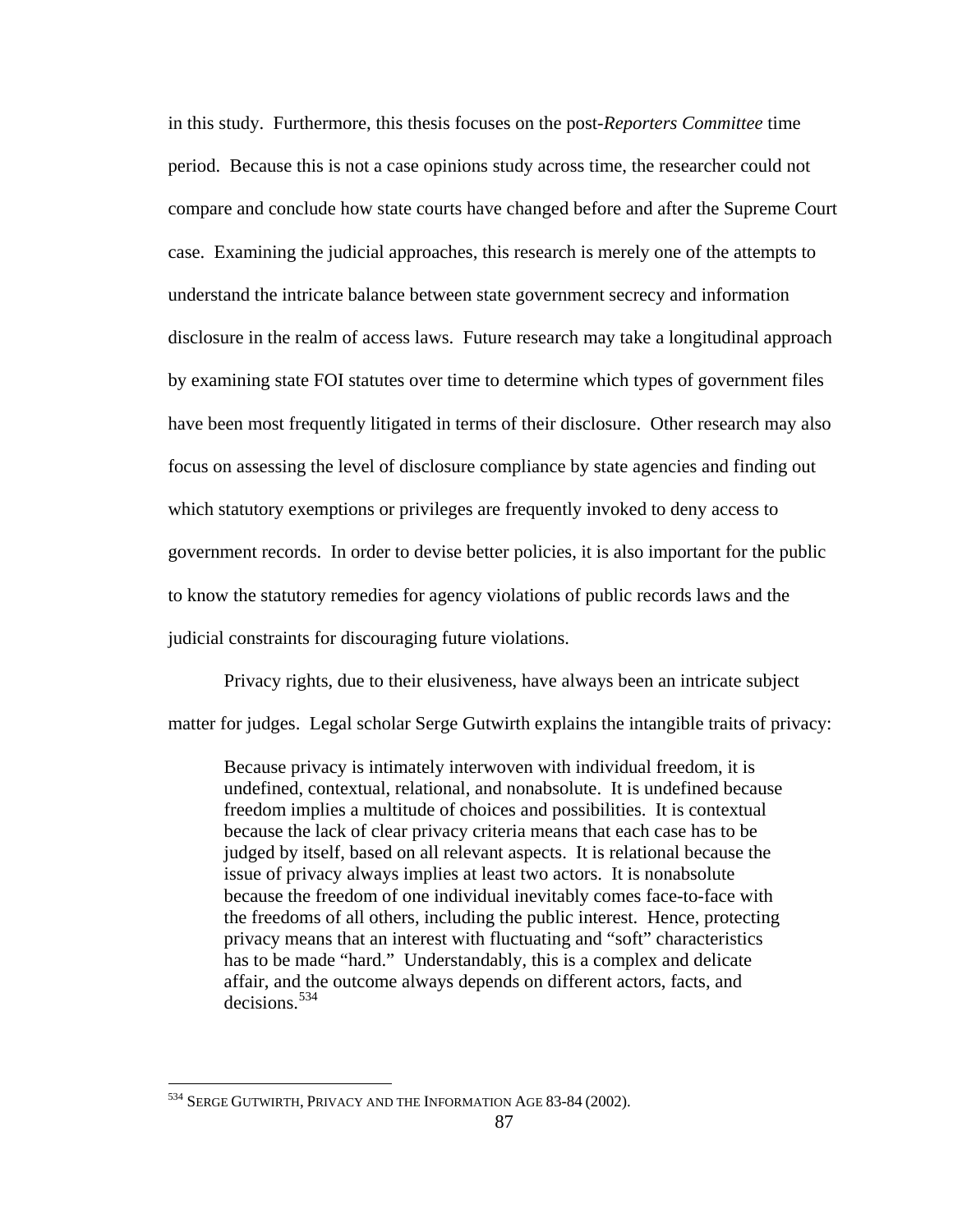in this study. Furthermore, this thesis focuses on the post-*Reporters Committee* time period. Because this is not a case opinions study across time, the researcher could not compare and conclude how state courts have changed before and after the Supreme Court case. Examining the judicial approaches, this research is merely one of the attempts to understand the intricate balance between state government secrecy and information disclosure in the realm of access laws. Future research may take a longitudinal approach by examining state FOI statutes over time to determine which types of government files have been most frequently litigated in terms of their disclosure. Other research may also focus on assessing the level of disclosure compliance by state agencies and finding out which statutory exemptions or privileges are frequently invoked to deny access to government records. In order to devise better policies, it is also important for the public to know the statutory remedies for agency violations of public records laws and the judicial constraints for discouraging future violations.

Privacy rights, due to their elusiveness, have always been an intricate subject matter for judges. Legal scholar Serge Gutwirth explains the intangible traits of privacy:

> Because privacy is intimately interwoven with individual freedom, it is undefined, contextual, relational, and nonabsolute. It is undefined because freedom implies a multitude of choices and possibilities. It is contextual because the lack of clear privacy criteria means that each case has to be judged by itself, based on all relevant aspects. It is relational because the issue of privacy always implies at least two actors. It is nonabsolute because the freedom of one individual inevitably comes face-to-face with the freedoms of all others, including the public interest. Hence, protecting privacy means that an interest with fluctuating and "soft" characteristics has to be made "hard." Understandably, this is a complex and delicate affair, and the outcome always depends on different actors, facts, and decisions.[534]

---

[534] SERGE GUTWIRTH, PRIVACY AND THE INFORMATION AGE 83-84 (2002).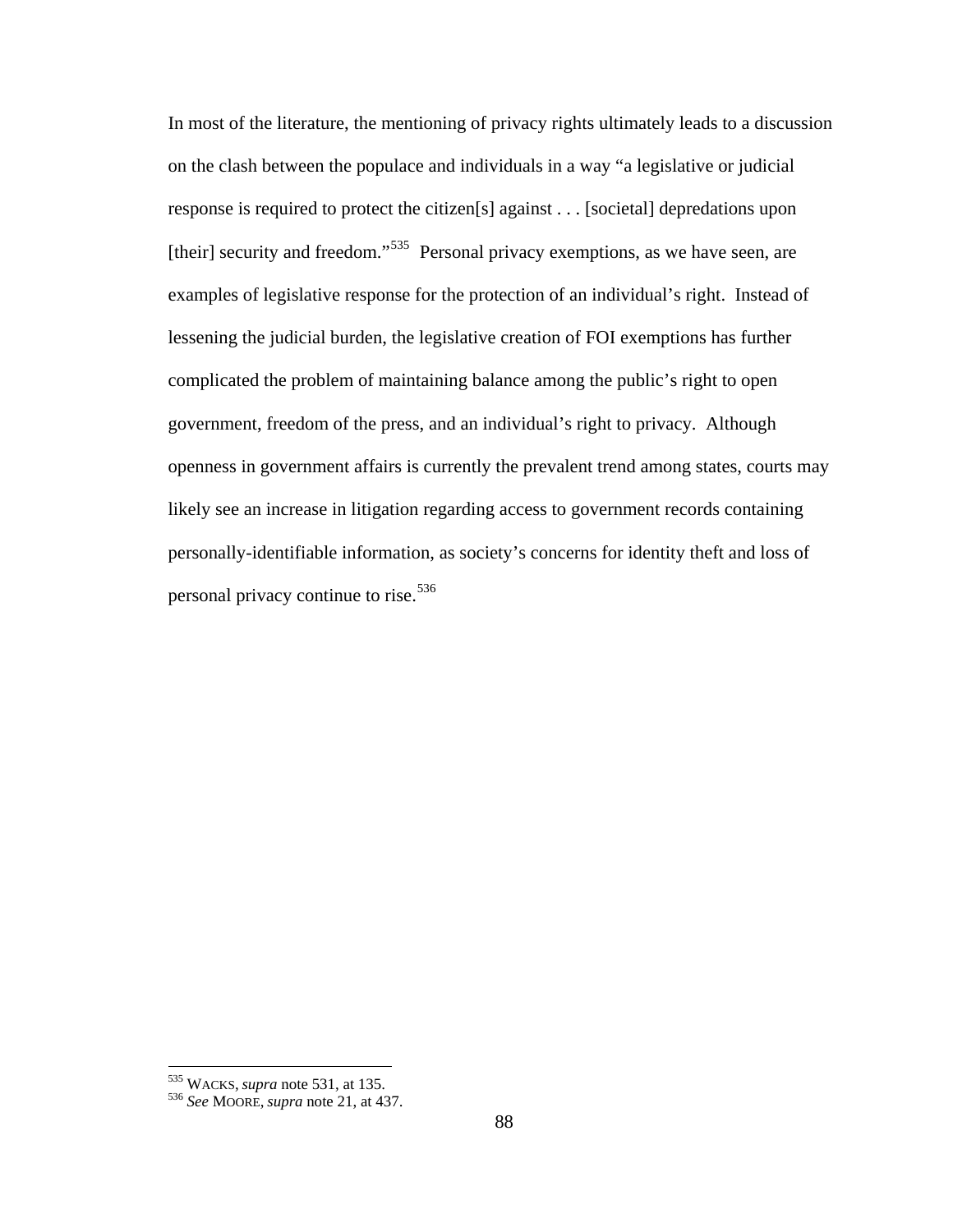In most of the literature, the mentioning of privacy rights ultimately leads to a discussion on the clash between the populace and individuals in a way "a legislative or judicial response is required to protect the citizen[s] against . . . [societal] depredations upon [their] security and freedom."[535] Personal privacy exemptions, as we have seen, are examples of legislative response for the protection of an individual's right. Instead of lessening the judicial burden, the legislative creation of FOI exemptions has further complicated the problem of maintaining balance among the public's right to open government, freedom of the press, and an individual's right to privacy. Although openness in government affairs is currently the prevalent trend among states, courts may likely see an increase in litigation regarding access to government records containing personally-identifiable information, as society's concerns for identity theft and loss of personal privacy continue to rise.[536]

---

[535] WACKS, *supra* note 531, at 135.

[536] *See* MOORE, *supra* note 21, at 437.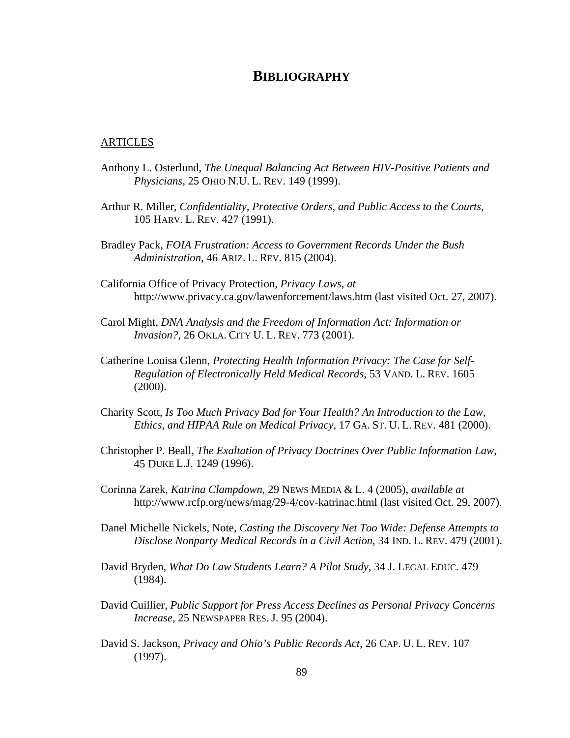# BIBLIOGRAPHY

ARTICLES

Anthony L. Osterlund, *The Unequal Balancing Act Between HIV-Positive Patients and Physicians*, 25 OHIO N.U. L. REV. 149 (1999).

Arthur R. Miller, *Confidentiality, Protective Orders, and Public Access to the Courts*, 105 HARV. L. REV. 427 (1991).

Bradley Pack, *FOIA Frustration: Access to Government Records Under the Bush Administration*, 46 ARIZ. L. REV. 815 (2004).

California Office of Privacy Protection, *Privacy Laws*, *at* http://www.privacy.ca.gov/lawenforcement/laws.htm (last visited Oct. 27, 2007).

Carol Might, *DNA Analysis and the Freedom of Information Act: Information or Invasion?*, 26 OKLA. CITY U. L. REV. 773 (2001).

Catherine Louisa Glenn, *Protecting Health Information Privacy: The Case for Self-Regulation of Electronically Held Medical Records*, 53 VAND. L. REV. 1605 (2000).

Charity Scott, *Is Too Much Privacy Bad for Your Health? An Introduction to the Law, Ethics, and HIPAA Rule on Medical Privacy*, 17 GA. ST. U. L. REV. 481 (2000).

Christopher P. Beall, *The Exaltation of Privacy Doctrines Over Public Information Law*, 45 DUKE L.J. 1249 (1996).

Corinna Zarek, *Katrina Clampdown*, 29 NEWS MEDIA & L. 4 (2005), *available at* http://www.rcfp.org/news/mag/29-4/cov-katrinac.html (last visited Oct. 29, 2007).

Danel Michelle Nickels, Note, *Casting the Discovery Net Too Wide: Defense Attempts to Disclose Nonparty Medical Records in a Civil Action*, 34 IND. L. REV. 479 (2001).

David Bryden, *What Do Law Students Learn? A Pilot Study*, 34 J. LEGAL EDUC. 479 (1984).

David Cuillier, *Public Support for Press Access Declines as Personal Privacy Concerns Increase*, 25 NEWSPAPER RES. J. 95 (2004).

David S. Jackson, *Privacy and Ohio's Public Records Act*, 26 CAP. U. L. REV. 107 (1997).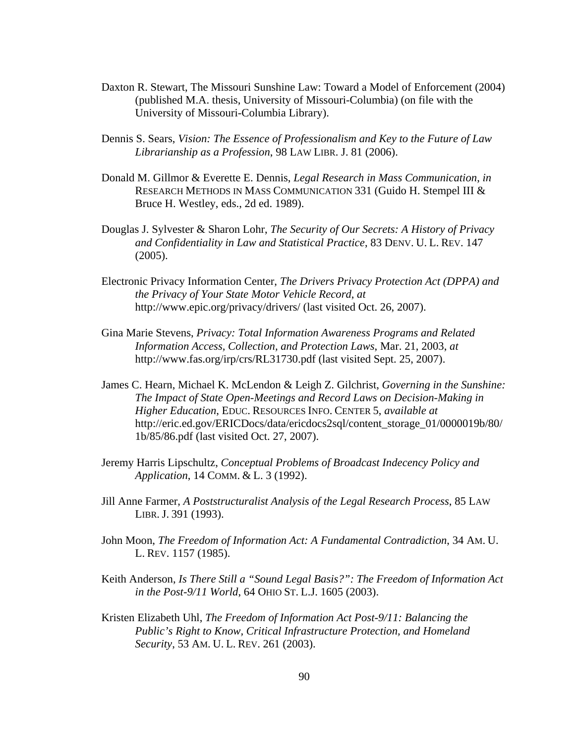Daxton R. Stewart, The Missouri Sunshine Law: Toward a Model of Enforcement (2004) (published M.A. thesis, University of Missouri-Columbia) (on file with the University of Missouri-Columbia Library).

Dennis S. Sears, *Vision: The Essence of Professionalism and Key to the Future of Law Librarianship as a Profession*, 98 LAW LIBR. J. 81 (2006).

Donald M. Gillmor & Everette E. Dennis, *Legal Research in Mass Communication*, *in* RESEARCH METHODS IN MASS COMMUNICATION 331 (Guido H. Stempel III & Bruce H. Westley, eds., 2d ed. 1989).

Douglas J. Sylvester & Sharon Lohr, *The Security of Our Secrets: A History of Privacy and Confidentiality in Law and Statistical Practice*, 83 DENV. U. L. REV. 147 (2005).

Electronic Privacy Information Center, *The Drivers Privacy Protection Act (DPPA) and the Privacy of Your State Motor Vehicle Record*, *at* http://www.epic.org/privacy/drivers/ (last visited Oct. 26, 2007).

Gina Marie Stevens, *Privacy: Total Information Awareness Programs and Related Information Access, Collection, and Protection Laws*, Mar. 21, 2003, *at* http://www.fas.org/irp/crs/RL31730.pdf (last visited Sept. 25, 2007).

James C. Hearn, Michael K. McLendon & Leigh Z. Gilchrist, *Governing in the Sunshine: The Impact of State Open-Meetings and Record Laws on Decision-Making in Higher Education*, EDUC. RESOURCES INFO. CENTER 5, *available at* http://eric.ed.gov/ERICDocs/data/ericdocs2sql/content_storage_01/0000019b/80/1b/85/86.pdf (last visited Oct. 27, 2007).

Jeremy Harris Lipschultz, *Conceptual Problems of Broadcast Indecency Policy and Application*, 14 COMM. & L. 3 (1992).

Jill Anne Farmer, *A Poststructuralist Analysis of the Legal Research Process*, 85 LAW LIBR. J. 391 (1993).

John Moon, *The Freedom of Information Act: A Fundamental Contradiction*, 34 AM. U. L. REV. 1157 (1985).

Keith Anderson, *Is There Still a "Sound Legal Basis?": The Freedom of Information Act in the Post-9/11 World*, 64 OHIO ST. L.J. 1605 (2003).

Kristen Elizabeth Uhl, *The Freedom of Information Act Post-9/11: Balancing the Public's Right to Know, Critical Infrastructure Protection, and Homeland Security*, 53 AM. U. L. REV. 261 (2003).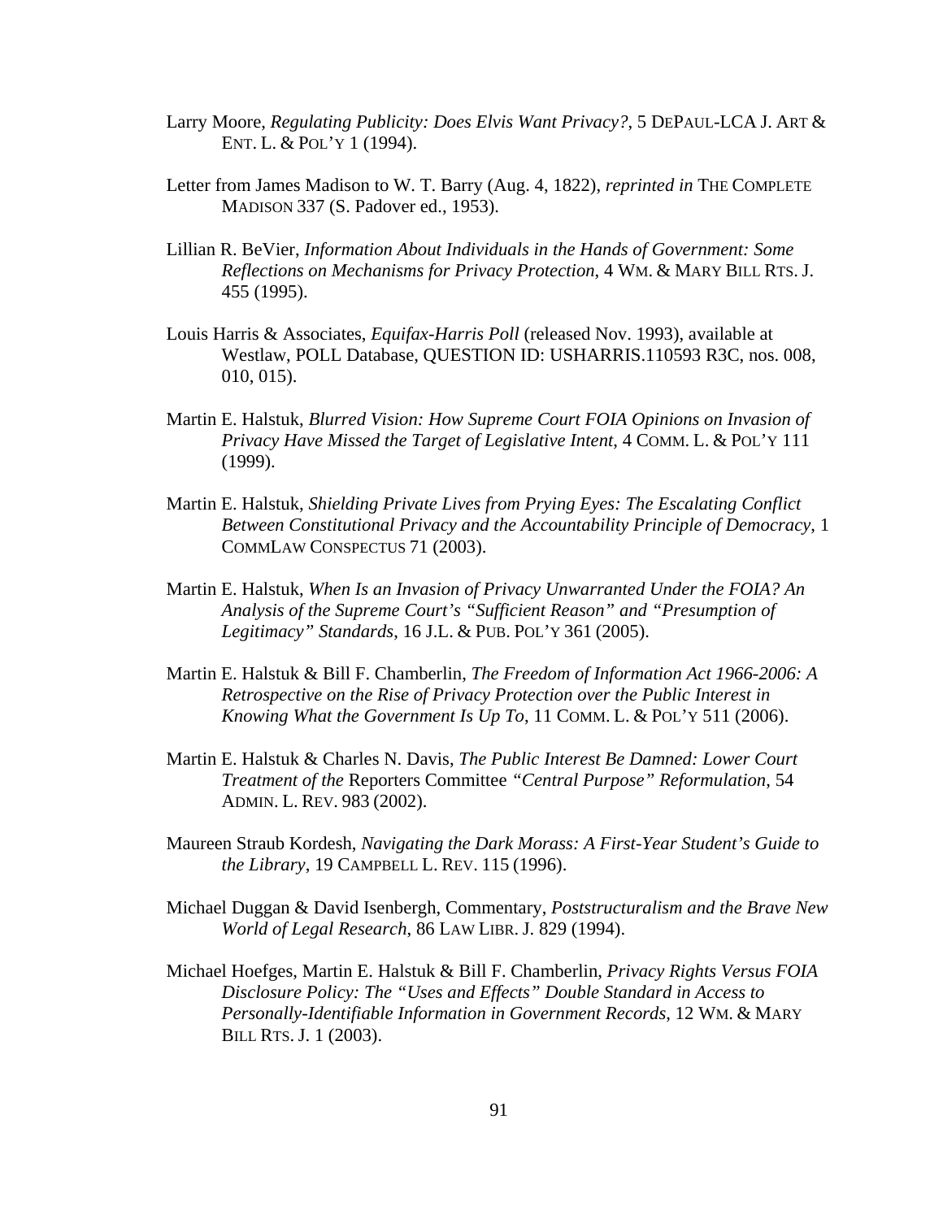Larry Moore, *Regulating Publicity: Does Elvis Want Privacy?*, 5 DEPAUL-LCA J. ART & ENT. L. & POL'Y 1 (1994).

Letter from James Madison to W. T. Barry (Aug. 4, 1822), *reprinted in* THE COMPLETE MADISON 337 (S. Padover ed., 1953).

Lillian R. BeVier, *Information About Individuals in the Hands of Government: Some Reflections on Mechanisms for Privacy Protection*, 4 WM. & MARY BILL RTS. J. 455 (1995).

Louis Harris & Associates, *Equifax-Harris Poll* (released Nov. 1993), available at Westlaw, POLL Database, QUESTION ID: USHARRIS.110593 R3C, nos. 008, 010, 015).

Martin E. Halstuk, *Blurred Vision: How Supreme Court FOIA Opinions on Invasion of Privacy Have Missed the Target of Legislative Intent*, 4 COMM. L. & POL'Y 111 (1999).

Martin E. Halstuk, *Shielding Private Lives from Prying Eyes: The Escalating Conflict Between Constitutional Privacy and the Accountability Principle of Democracy*, 1 COMMLAW CONSPECTUS 71 (2003).

Martin E. Halstuk, *When Is an Invasion of Privacy Unwarranted Under the FOIA? An Analysis of the Supreme Court's "Sufficient Reason" and "Presumption of Legitimacy" Standards*, 16 J.L. & PUB. POL'Y 361 (2005).

Martin E. Halstuk & Bill F. Chamberlin, *The Freedom of Information Act 1966-2006: A Retrospective on the Rise of Privacy Protection over the Public Interest in Knowing What the Government Is Up To*, 11 COMM. L. & POL'Y 511 (2006).

Martin E. Halstuk & Charles N. Davis, *The Public Interest Be Damned: Lower Court Treatment of the* Reporters Committee *"Central Purpose" Reformulation*, 54 ADMIN. L. REV. 983 (2002).

Maureen Straub Kordesh, *Navigating the Dark Morass: A First-Year Student's Guide to the Library*, 19 CAMPBELL L. REV. 115 (1996).

Michael Duggan & David Isenbergh, Commentary, *Poststructuralism and the Brave New World of Legal Research*, 86 LAW LIBR. J. 829 (1994).

Michael Hoefges, Martin E. Halstuk & Bill F. Chamberlin, *Privacy Rights Versus FOIA Disclosure Policy: The "Uses and Effects" Double Standard in Access to Personally-Identifiable Information in Government Records*, 12 WM. & MARY BILL RTS. J. 1 (2003).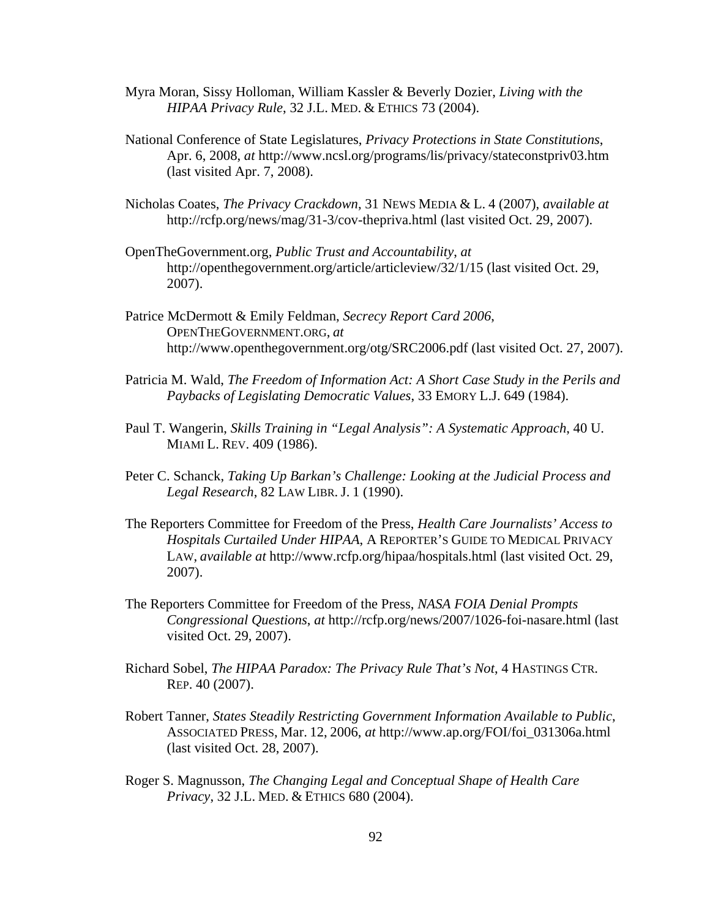Myra Moran, Sissy Holloman, William Kassler & Beverly Dozier, *Living with the HIPAA Privacy Rule*, 32 J.L. MED. & ETHICS 73 (2004).

National Conference of State Legislatures, *Privacy Protections in State Constitutions*, Apr. 6, 2008, *at* http://www.ncsl.org/programs/lis/privacy/stateconstpriv03.htm (last visited Apr. 7, 2008).

Nicholas Coates, *The Privacy Crackdown*, 31 NEWS MEDIA & L. 4 (2007), *available at* http://rcfp.org/news/mag/31-3/cov-thepriva.html (last visited Oct. 29, 2007).

OpenTheGovernment.org, *Public Trust and Accountability*, *at* http://openthegovernment.org/article/articleview/32/1/15 (last visited Oct. 29, 2007).

Patrice McDermott & Emily Feldman, *Secrecy Report Card 2006*, OPENTHEGOVERNMENT.ORG, *at* http://www.openthegovernment.org/otg/SRC2006.pdf (last visited Oct. 27, 2007).

Patricia M. Wald, *The Freedom of Information Act: A Short Case Study in the Perils and Paybacks of Legislating Democratic Values*, 33 EMORY L.J. 649 (1984).

Paul T. Wangerin, *Skills Training in "Legal Analysis": A Systematic Approach*, 40 U. MIAMI L. REV. 409 (1986).

Peter C. Schanck, *Taking Up Barkan's Challenge: Looking at the Judicial Process and Legal Research*, 82 LAW LIBR. J. 1 (1990).

The Reporters Committee for Freedom of the Press, *Health Care Journalists' Access to Hospitals Curtailed Under HIPAA*, A REPORTER'S GUIDE TO MEDICAL PRIVACY LAW, *available at* http://www.rcfp.org/hipaa/hospitals.html (last visited Oct. 29, 2007).

The Reporters Committee for Freedom of the Press, *NASA FOIA Denial Prompts Congressional Questions*, *at* http://rcfp.org/news/2007/1026-foi-nasare.html (last visited Oct. 29, 2007).

Richard Sobel, *The HIPAA Paradox: The Privacy Rule That's Not*, 4 HASTINGS CTR. REP. 40 (2007).

Robert Tanner, *States Steadily Restricting Government Information Available to Public*, ASSOCIATED PRESS, Mar. 12, 2006, *at* http://www.ap.org/FOI/foi_031306a.html (last visited Oct. 28, 2007).

Roger S. Magnusson, *The Changing Legal and Conceptual Shape of Health Care Privacy*, 32 J.L. MED. & ETHICS 680 (2004).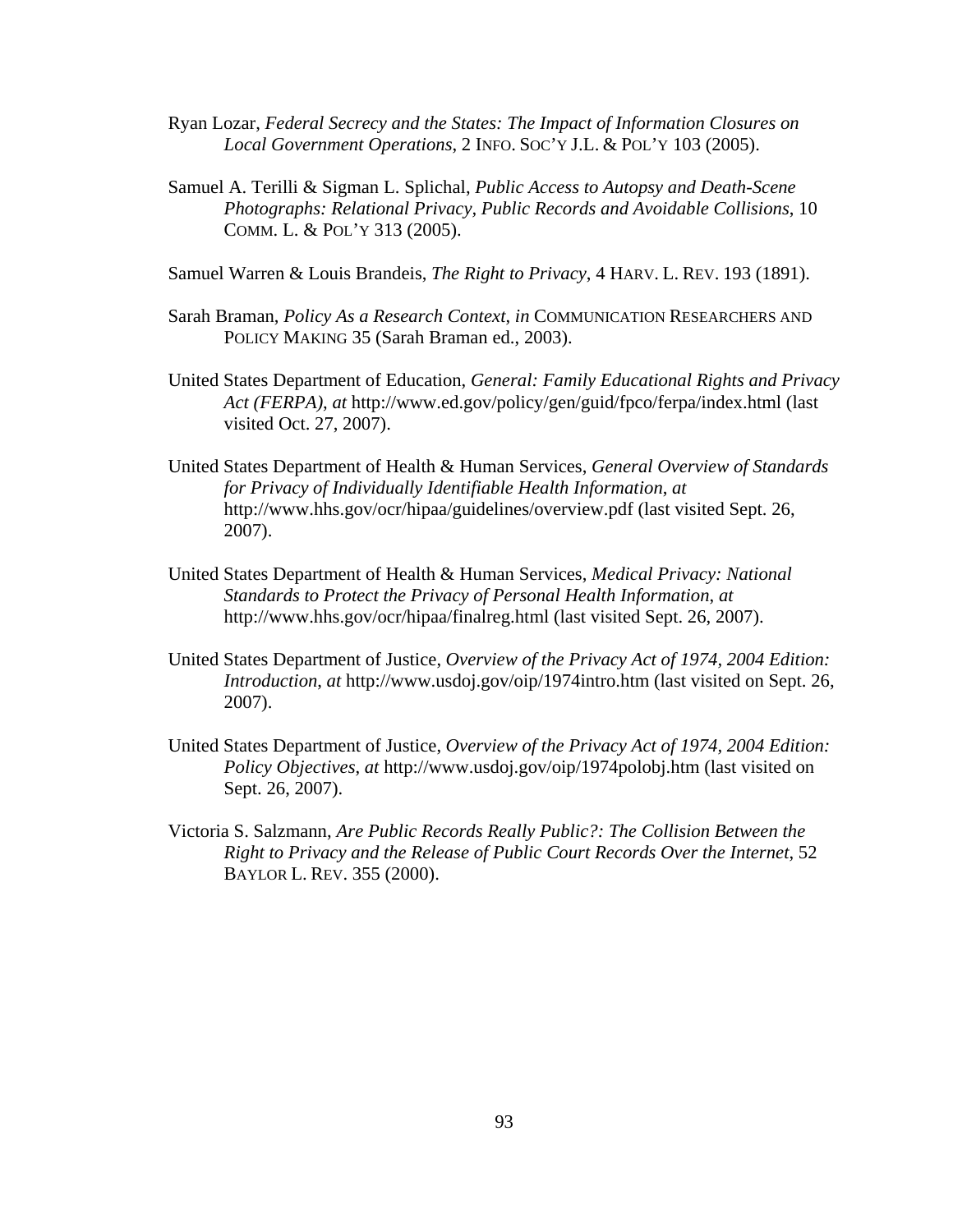Ryan Lozar, *Federal Secrecy and the States: The Impact of Information Closures on Local Government Operations*, 2 INFO. SOC'Y J.L. & POL'Y 103 (2005).

Samuel A. Terilli & Sigman L. Splichal, *Public Access to Autopsy and Death-Scene Photographs: Relational Privacy, Public Records and Avoidable Collisions*, 10 COMM. L. & POL'Y 313 (2005).

Samuel Warren & Louis Brandeis, *The Right to Privacy*, 4 HARV. L. REV. 193 (1891).

Sarah Braman, *Policy As a Research Context*, *in* COMMUNICATION RESEARCHERS AND POLICY MAKING 35 (Sarah Braman ed., 2003).

United States Department of Education, *General: Family Educational Rights and Privacy Act (FERPA)*, *at* http://www.ed.gov/policy/gen/guid/fpco/ferpa/index.html (last visited Oct. 27, 2007).

United States Department of Health & Human Services, *General Overview of Standards for Privacy of Individually Identifiable Health Information*, *at* http://www.hhs.gov/ocr/hipaa/guidelines/overview.pdf (last visited Sept. 26, 2007).

United States Department of Health & Human Services, *Medical Privacy: National Standards to Protect the Privacy of Personal Health Information*, *at* http://www.hhs.gov/ocr/hipaa/finalreg.html (last visited Sept. 26, 2007).

United States Department of Justice, *Overview of the Privacy Act of 1974, 2004 Edition: Introduction*, *at* http://www.usdoj.gov/oip/1974intro.htm (last visited on Sept. 26, 2007).

United States Department of Justice, *Overview of the Privacy Act of 1974, 2004 Edition: Policy Objectives*, *at* http://www.usdoj.gov/oip/1974polobj.htm (last visited on Sept. 26, 2007).

Victoria S. Salzmann, *Are Public Records Really Public?: The Collision Between the Right to Privacy and the Release of Public Court Records Over the Internet*, 52 BAYLOR L. REV. 355 (2000).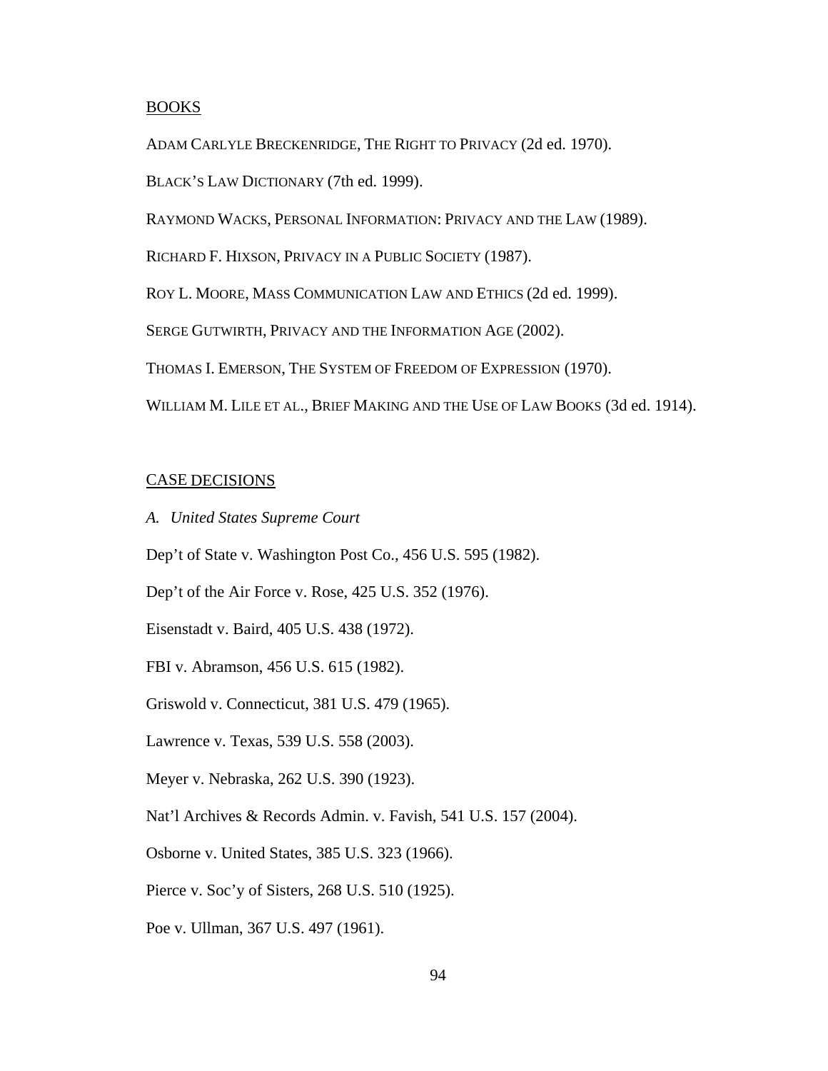BOOKS

ADAM CARLYLE BRECKENRIDGE, THE RIGHT TO PRIVACY (2d ed. 1970).

BLACK'S LAW DICTIONARY (7th ed. 1999).

RAYMOND WACKS, PERSONAL INFORMATION: PRIVACY AND THE LAW (1989).

RICHARD F. HIXSON, PRIVACY IN A PUBLIC SOCIETY (1987).

ROY L. MOORE, MASS COMMUNICATION LAW AND ETHICS (2d ed. 1999).

SERGE GUTWIRTH, PRIVACY AND THE INFORMATION AGE (2002).

THOMAS I. EMERSON, THE SYSTEM OF FREEDOM OF EXPRESSION (1970).

WILLIAM M. LILE ET AL., BRIEF MAKING AND THE USE OF LAW BOOKS (3d ed. 1914).

CASE DECISIONS

*A. United States Supreme Court*

Dep't of State v. Washington Post Co., 456 U.S. 595 (1982).

Dep't of the Air Force v. Rose, 425 U.S. 352 (1976).

Eisenstadt v. Baird, 405 U.S. 438 (1972).

FBI v. Abramson, 456 U.S. 615 (1982).

Griswold v. Connecticut, 381 U.S. 479 (1965).

Lawrence v. Texas, 539 U.S. 558 (2003).

Meyer v. Nebraska, 262 U.S. 390 (1923).

Nat'l Archives & Records Admin. v. Favish, 541 U.S. 157 (2004).

Osborne v. United States, 385 U.S. 323 (1966).

Pierce v. Soc'y of Sisters, 268 U.S. 510 (1925).

Poe v. Ullman, 367 U.S. 497 (1961).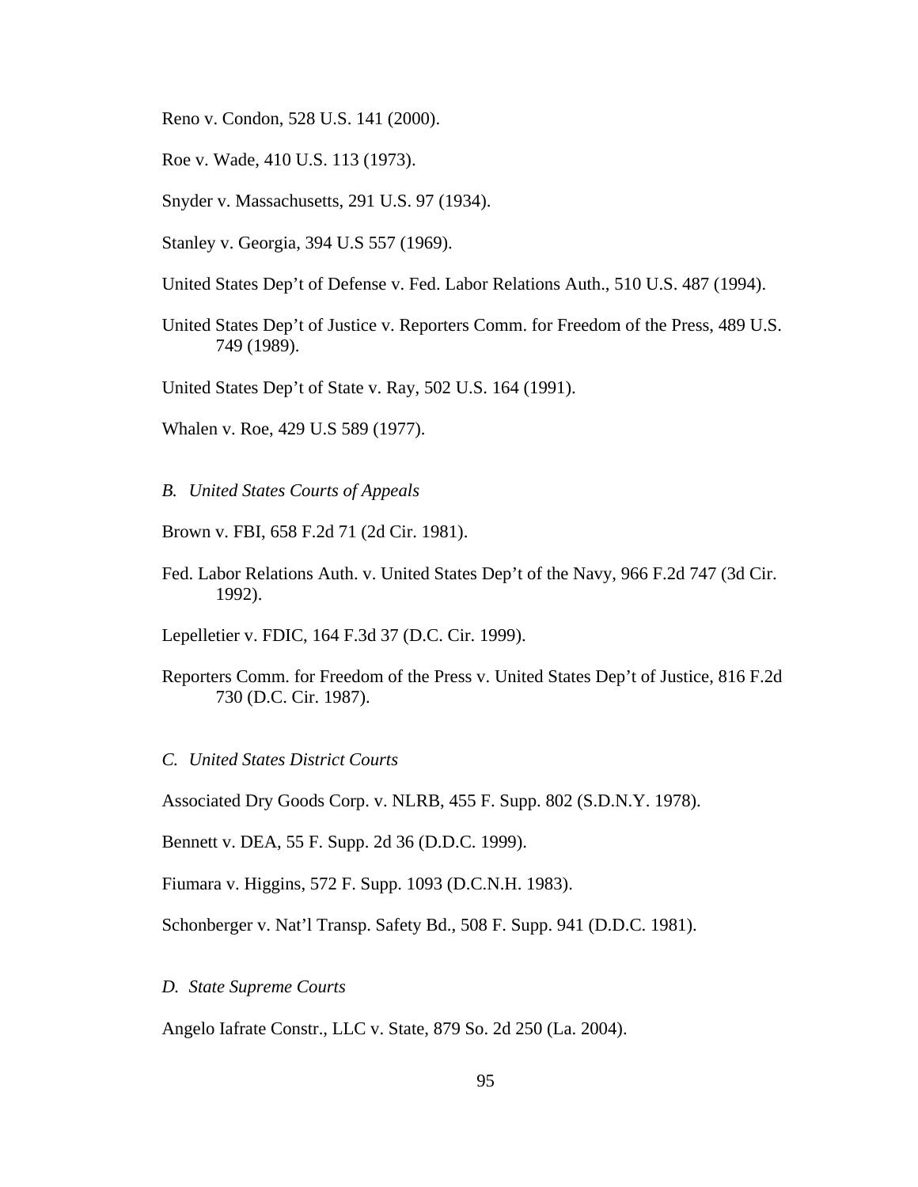Reno v. Condon, 528 U.S. 141 (2000).

Roe v. Wade, 410 U.S. 113 (1973).

Snyder v. Massachusetts, 291 U.S. 97 (1934).

Stanley v. Georgia, 394 U.S 557 (1969).

United States Dep't of Defense v. Fed. Labor Relations Auth., 510 U.S. 487 (1994).

United States Dep't of Justice v. Reporters Comm. for Freedom of the Press, 489 U.S. 749 (1989).

United States Dep't of State v. Ray, 502 U.S. 164 (1991).

Whalen v. Roe, 429 U.S 589 (1977).

*B. United States Courts of Appeals*

Brown v. FBI, 658 F.2d 71 (2d Cir. 1981).

Fed. Labor Relations Auth. v. United States Dep't of the Navy, 966 F.2d 747 (3d Cir. 1992).

Lepelletier v. FDIC, 164 F.3d 37 (D.C. Cir. 1999).

Reporters Comm. for Freedom of the Press v. United States Dep't of Justice, 816 F.2d 730 (D.C. Cir. 1987).

*C. United States District Courts*

Associated Dry Goods Corp. v. NLRB, 455 F. Supp. 802 (S.D.N.Y. 1978).

Bennett v. DEA, 55 F. Supp. 2d 36 (D.D.C. 1999).

Fiumara v. Higgins, 572 F. Supp. 1093 (D.C.N.H. 1983).

Schonberger v. Nat'l Transp. Safety Bd., 508 F. Supp. 941 (D.D.C. 1981).

*D. State Supreme Courts*

Angelo Iafrate Constr., LLC v. State, 879 So. 2d 250 (La. 2004).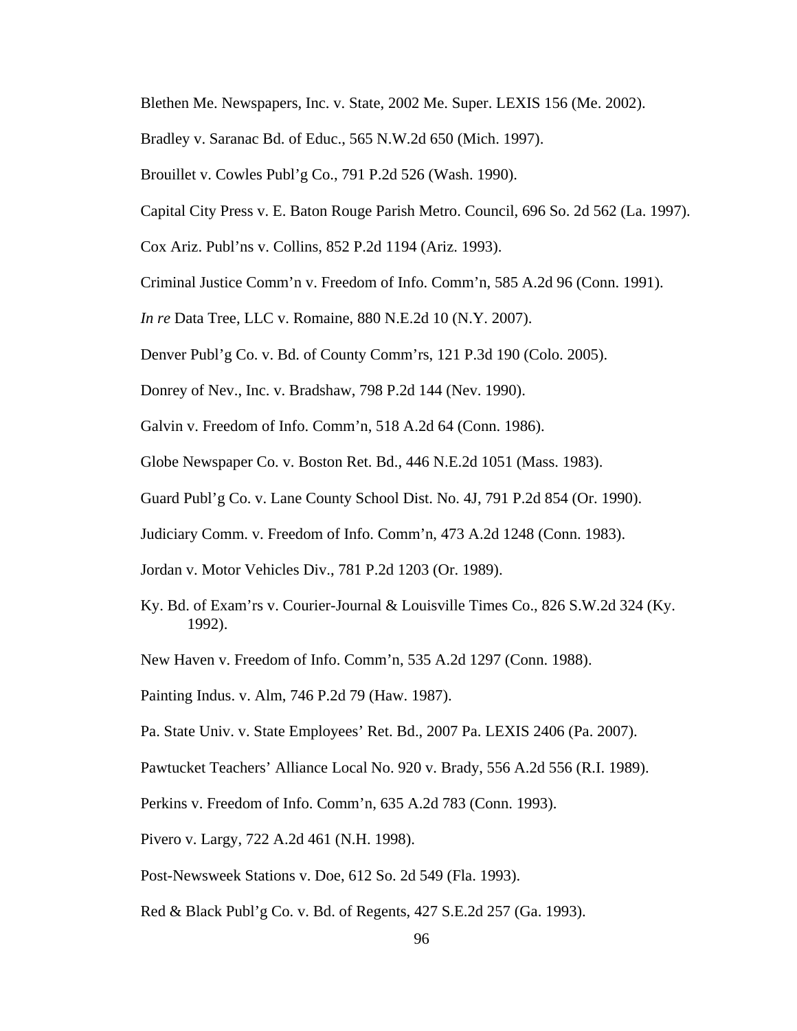Blethen Me. Newspapers, Inc. v. State, 2002 Me. Super. LEXIS 156 (Me. 2002).

Bradley v. Saranac Bd. of Educ., 565 N.W.2d 650 (Mich. 1997).

Brouillet v. Cowles Publ'g Co., 791 P.2d 526 (Wash. 1990).

Capital City Press v. E. Baton Rouge Parish Metro. Council, 696 So. 2d 562 (La. 1997).

Cox Ariz. Publ'ns v. Collins, 852 P.2d 1194 (Ariz. 1993).

Criminal Justice Comm'n v. Freedom of Info. Comm'n, 585 A.2d 96 (Conn. 1991).

*In re* Data Tree, LLC v. Romaine, 880 N.E.2d 10 (N.Y. 2007).

Denver Publ'g Co. v. Bd. of County Comm'rs, 121 P.3d 190 (Colo. 2005).

Donrey of Nev., Inc. v. Bradshaw, 798 P.2d 144 (Nev. 1990).

Galvin v. Freedom of Info. Comm'n, 518 A.2d 64 (Conn. 1986).

Globe Newspaper Co. v. Boston Ret. Bd., 446 N.E.2d 1051 (Mass. 1983).

Guard Publ'g Co. v. Lane County School Dist. No. 4J, 791 P.2d 854 (Or. 1990).

Judiciary Comm. v. Freedom of Info. Comm'n, 473 A.2d 1248 (Conn. 1983).

Jordan v. Motor Vehicles Div., 781 P.2d 1203 (Or. 1989).

Ky. Bd. of Exam'rs v. Courier-Journal & Louisville Times Co., 826 S.W.2d 324 (Ky. 1992).

New Haven v. Freedom of Info. Comm'n, 535 A.2d 1297 (Conn. 1988).

Painting Indus. v. Alm, 746 P.2d 79 (Haw. 1987).

Pa. State Univ. v. State Employees' Ret. Bd., 2007 Pa. LEXIS 2406 (Pa. 2007).

Pawtucket Teachers' Alliance Local No. 920 v. Brady, 556 A.2d 556 (R.I. 1989).

Perkins v. Freedom of Info. Comm'n, 635 A.2d 783 (Conn. 1993).

Pivero v. Largy, 722 A.2d 461 (N.H. 1998).

Post-Newsweek Stations v. Doe, 612 So. 2d 549 (Fla. 1993).

Red & Black Publ'g Co. v. Bd. of Regents, 427 S.E.2d 257 (Ga. 1993).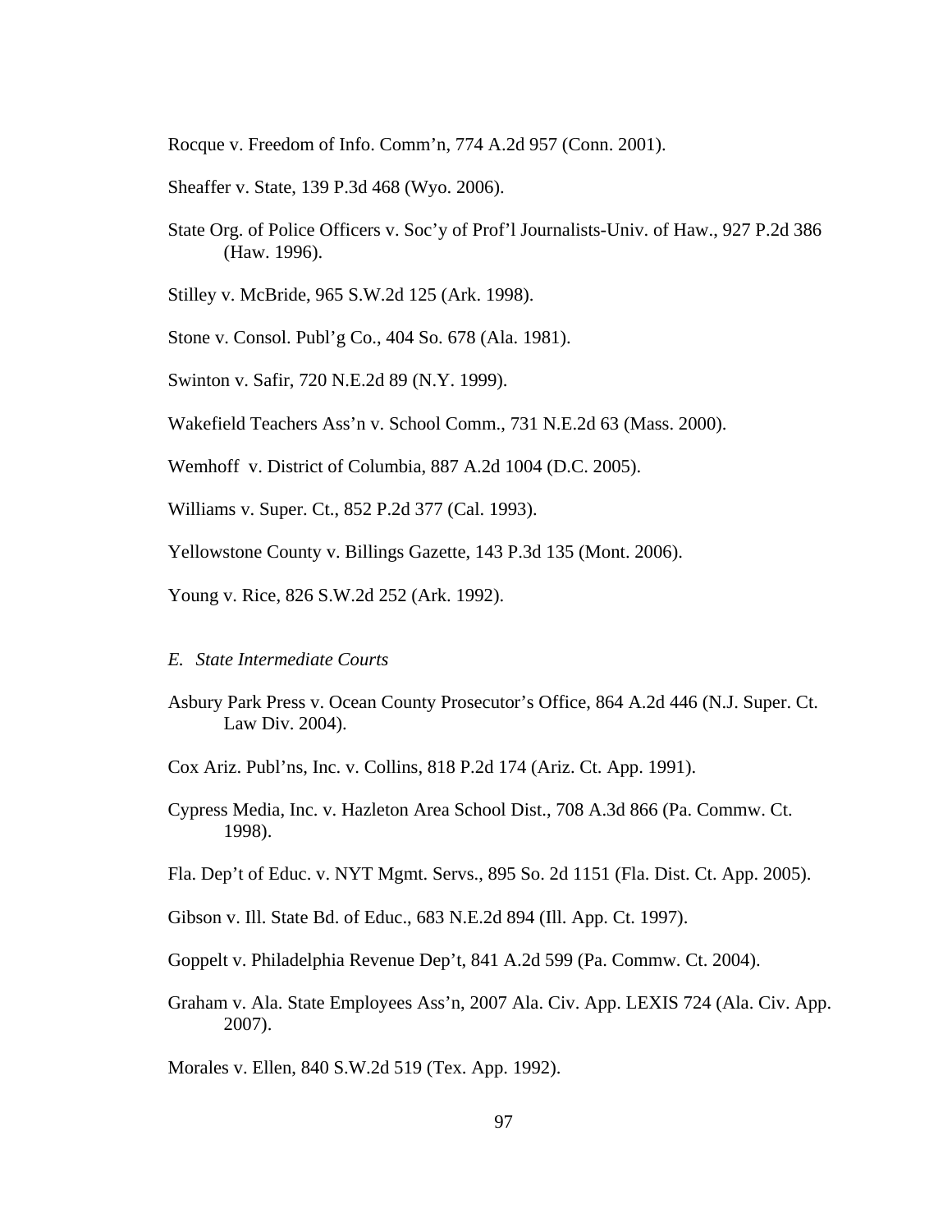Rocque v. Freedom of Info. Comm'n, 774 A.2d 957 (Conn. 2001).

Sheaffer v. State, 139 P.3d 468 (Wyo. 2006).

State Org. of Police Officers v. Soc'y of Prof'l Journalists-Univ. of Haw., 927 P.2d 386 (Haw. 1996).

Stilley v. McBride, 965 S.W.2d 125 (Ark. 1998).

Stone v. Consol. Publ'g Co., 404 So. 678 (Ala. 1981).

Swinton v. Safir, 720 N.E.2d 89 (N.Y. 1999).

Wakefield Teachers Ass'n v. School Comm., 731 N.E.2d 63 (Mass. 2000).

Wemhoff v. District of Columbia, 887 A.2d 1004 (D.C. 2005).

Williams v. Super. Ct., 852 P.2d 377 (Cal. 1993).

Yellowstone County v. Billings Gazette, 143 P.3d 135 (Mont. 2006).

Young v. Rice, 826 S.W.2d 252 (Ark. 1992).

*E. State Intermediate Courts*

Asbury Park Press v. Ocean County Prosecutor's Office, 864 A.2d 446 (N.J. Super. Ct. Law Div. 2004).

Cox Ariz. Publ'ns, Inc. v. Collins, 818 P.2d 174 (Ariz. Ct. App. 1991).

Cypress Media, Inc. v. Hazleton Area School Dist., 708 A.3d 866 (Pa. Commw. Ct. 1998).

Fla. Dep't of Educ. v. NYT Mgmt. Servs., 895 So. 2d 1151 (Fla. Dist. Ct. App. 2005).

Gibson v. Ill. State Bd. of Educ., 683 N.E.2d 894 (Ill. App. Ct. 1997).

Goppelt v. Philadelphia Revenue Dep't, 841 A.2d 599 (Pa. Commw. Ct. 2004).

Graham v. Ala. State Employees Ass'n, 2007 Ala. Civ. App. LEXIS 724 (Ala. Civ. App. 2007).

Morales v. Ellen, 840 S.W.2d 519 (Tex. App. 1992).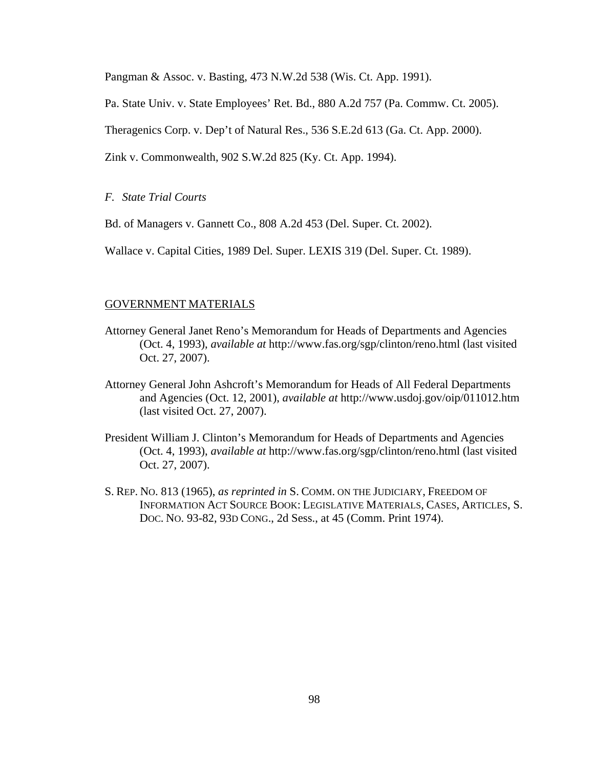Pangman & Assoc. v. Basting, 473 N.W.2d 538 (Wis. Ct. App. 1991).

Pa. State Univ. v. State Employees' Ret. Bd., 880 A.2d 757 (Pa. Commw. Ct. 2005).

Theragenics Corp. v. Dep't of Natural Res., 536 S.E.2d 613 (Ga. Ct. App. 2000).

Zink v. Commonwealth, 902 S.W.2d 825 (Ky. Ct. App. 1994).

*F. State Trial Courts*

Bd. of Managers v. Gannett Co., 808 A.2d 453 (Del. Super. Ct. 2002).

Wallace v. Capital Cities, 1989 Del. Super. LEXIS 319 (Del. Super. Ct. 1989).

GOVERNMENT MATERIALS

Attorney General Janet Reno's Memorandum for Heads of Departments and Agencies (Oct. 4, 1993), *available at* http://www.fas.org/sgp/clinton/reno.html (last visited Oct. 27, 2007).

Attorney General John Ashcroft's Memorandum for Heads of All Federal Departments and Agencies (Oct. 12, 2001), *available at* http://www.usdoj.gov/oip/011012.htm (last visited Oct. 27, 2007).

President William J. Clinton's Memorandum for Heads of Departments and Agencies (Oct. 4, 1993), *available at* http://www.fas.org/sgp/clinton/reno.html (last visited Oct. 27, 2007).

S. REP. NO. 813 (1965), *as reprinted in* S. COMM. ON THE JUDICIARY, FREEDOM OF INFORMATION ACT SOURCE BOOK: LEGISLATIVE MATERIALS, CASES, ARTICLES, S. DOC. NO. 93-82, 93D CONG., 2d Sess., at 45 (Comm. Print 1974).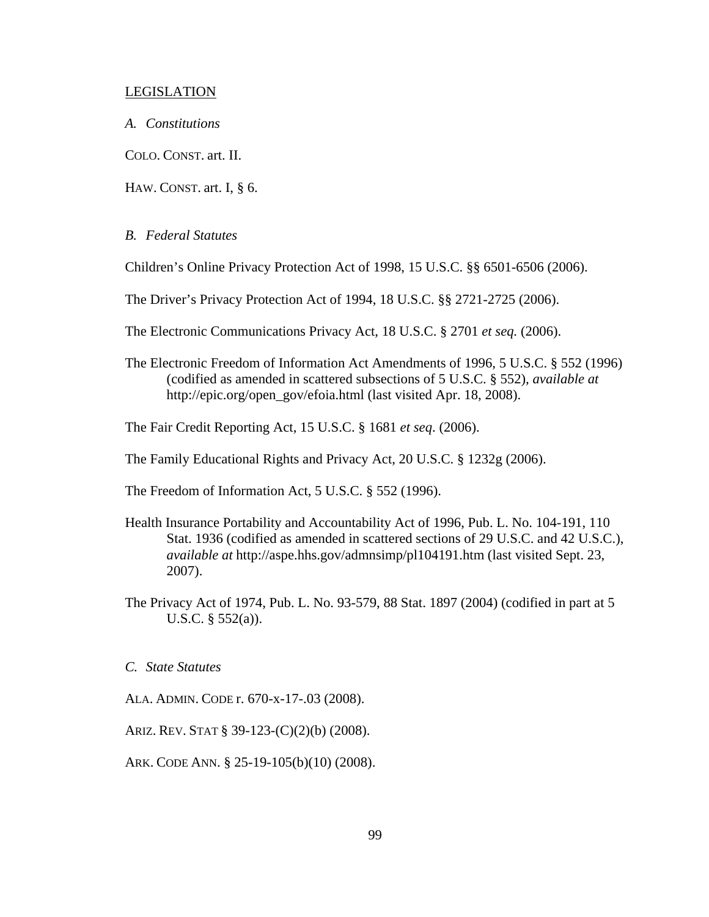LEGISLATION

*A. Constitutions*

COLO. CONST. art. II.

HAW. CONST. art. I, § 6.

*B. Federal Statutes*

Children's Online Privacy Protection Act of 1998, 15 U.S.C. §§ 6501-6506 (2006).

The Driver's Privacy Protection Act of 1994, 18 U.S.C. §§ 2721-2725 (2006).

The Electronic Communications Privacy Act, 18 U.S.C. § 2701 *et seq.* (2006).

The Electronic Freedom of Information Act Amendments of 1996, 5 U.S.C. § 552 (1996) (codified as amended in scattered subsections of 5 U.S.C. § 552), *available at* http://epic.org/open_gov/efoia.html (last visited Apr. 18, 2008).

The Fair Credit Reporting Act, 15 U.S.C. § 1681 *et seq*. (2006).

The Family Educational Rights and Privacy Act, 20 U.S.C. § 1232g (2006).

The Freedom of Information Act, 5 U.S.C. § 552 (1996).

Health Insurance Portability and Accountability Act of 1996, Pub. L. No. 104-191, 110 Stat. 1936 (codified as amended in scattered sections of 29 U.S.C. and 42 U.S.C.), *available at* http://aspe.hhs.gov/admnsimp/pl104191.htm (last visited Sept. 23, 2007).

The Privacy Act of 1974, Pub. L. No. 93-579, 88 Stat. 1897 (2004) (codified in part at 5 U.S.C. § 552(a)).

*C. State Statutes*

ALA. ADMIN. CODE r. 670-x-17-.03 (2008).

ARIZ. REV. STAT § 39-123-(C)(2)(b) (2008).

ARK. CODE ANN. § 25-19-105(b)(10) (2008).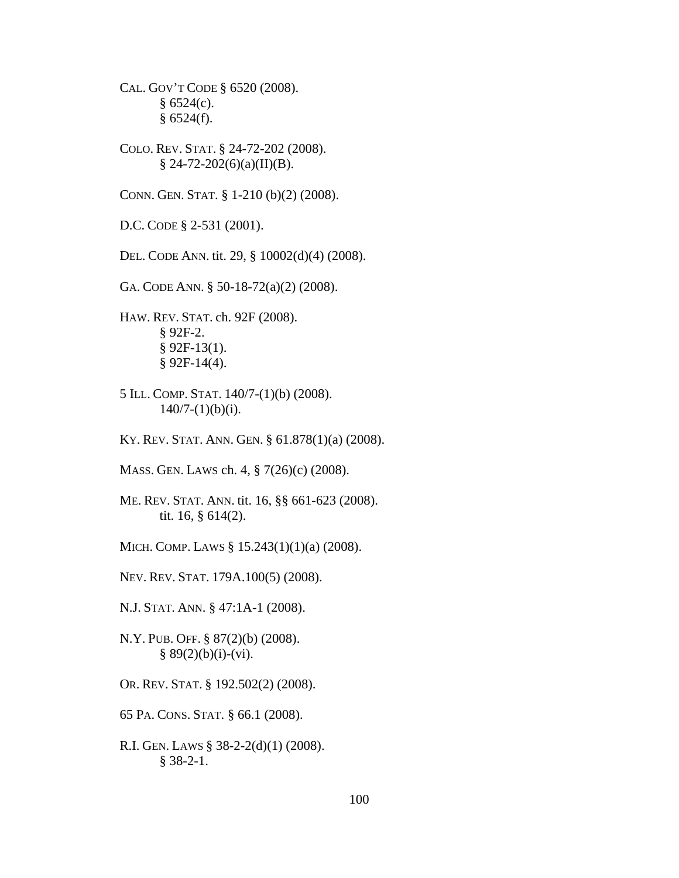CAL. GOV'T CODE § 6520 (2008).
 § 6524(c).
 § 6524(f).

COLO. REV. STAT. § 24-72-202 (2008).
 § 24-72-202(6)(a)(II)(B).

CONN. GEN. STAT. § 1-210 (b)(2) (2008).

D.C. CODE § 2-531 (2001).

DEL. CODE ANN. tit. 29, § 10002(d)(4) (2008).

GA. CODE ANN. § 50-18-72(a)(2) (2008).

HAW. REV. STAT. ch. 92F (2008).
 § 92F-2.
 § 92F-13(1).
 § 92F-14(4).

5 ILL. COMP. STAT. 140/7-(1)(b) (2008).
 140/7-(1)(b)(i).

KY. REV. STAT. ANN. GEN. § 61.878(1)(a) (2008).

MASS. GEN. LAWS ch. 4, § 7(26)(c) (2008).

ME. REV. STAT. ANN. tit. 16, §§ 661-623 (2008).
 tit. 16, § 614(2).

MICH. COMP. LAWS § 15.243(1)(1)(a) (2008).

NEV. REV. STAT. 179A.100(5) (2008).

N.J. STAT. ANN. § 47:1A-1 (2008).

N.Y. PUB. OFF. § 87(2)(b) (2008).
 § 89(2)(b)(i)-(vi).

OR. REV. STAT. § 192.502(2) (2008).

65 PA. CONS. STAT. § 66.1 (2008).

R.I. GEN. LAWS § 38-2-2(d)(1) (2008).
 § 38-2-1.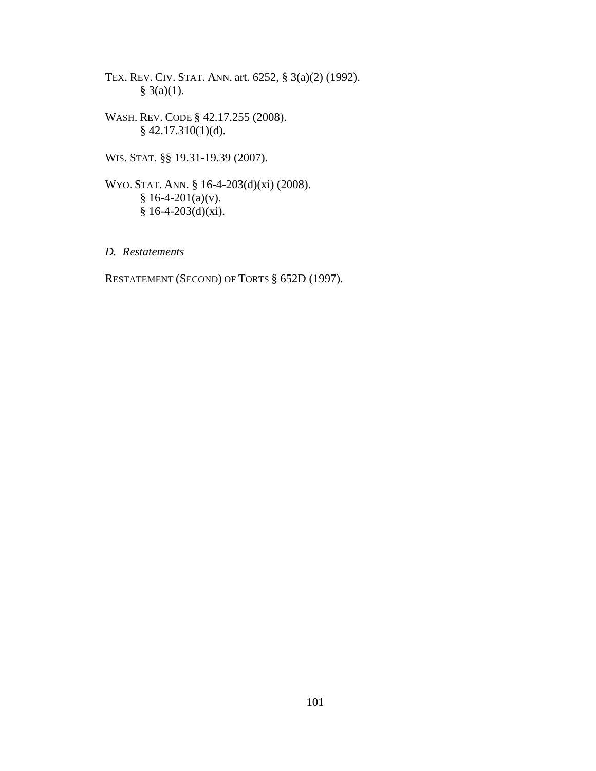TEX. REV. CIV. STAT. ANN. art. 6252, § 3(a)(2) (1992).
§ 3(a)(1).

WASH. REV. CODE § 42.17.255 (2008).
§ 42.17.310(1)(d).

WIS. STAT. §§ 19.31-19.39 (2007).

WYO. STAT. ANN. § 16-4-203(d)(xi) (2008).
§ 16-4-201(a)(v).
§ 16-4-203(d)(xi).

*D. Restatements*

RESTATEMENT (SECOND) OF TORTS § 652D (1997).